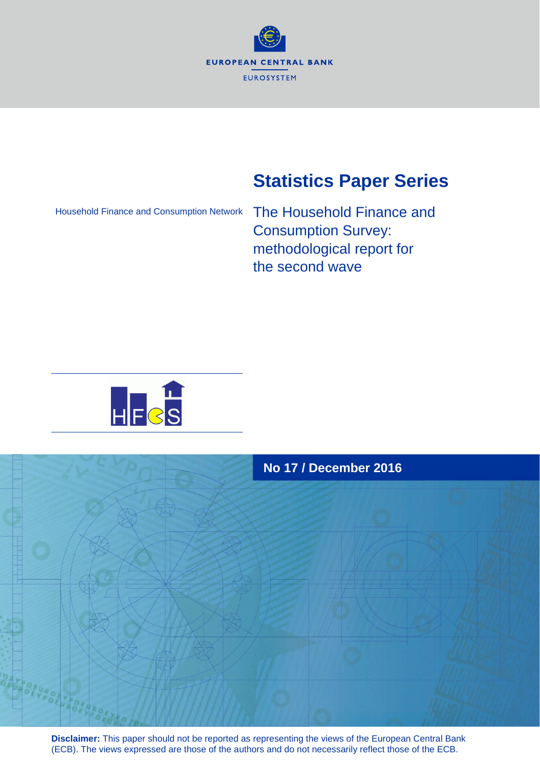EUROPEAN CENTRAL BANK

EUROSYSTEM

# Statistics Paper Series

Household Finance and Consumption Network

## The Household Finance and Consumption Survey: methodological report for the second wave

HFCS

No 17 / December 2016

**Disclaimer:** This paper should not be reported as representing the views of the European Central Bank (ECB). The views expressed are those of the authors and do not necessarily reflect those of the ECB.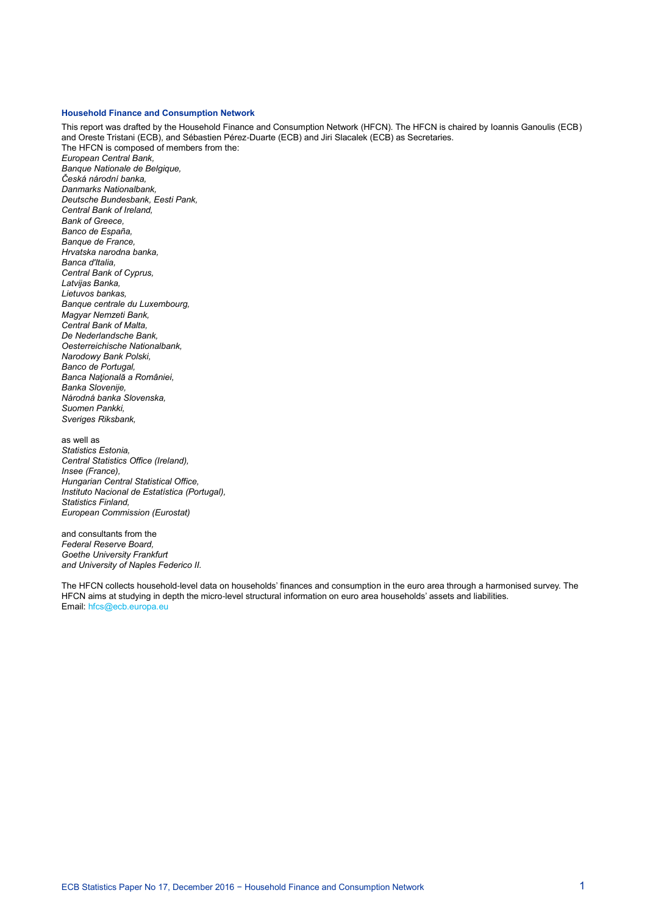**Household Finance and Consumption Network**

This report was drafted by the Household Finance and Consumption Network (HFCN). The HFCN is chaired by Ioannis Ganoulis (ECB) and Oreste Tristani (ECB), and Sébastien Pérez-Duarte (ECB) and Jiri Slacalek (ECB) as Secretaries.
The HFCN is composed of members from the:
*European Central Bank,*
*Banque Nationale de Belgique,*
*Česká národní banka,*
*Danmarks Nationalbank,*
*Deutsche Bundesbank, Eesti Pank,*
*Central Bank of Ireland,*
*Bank of Greece,*
*Banco de España,*
*Banque de France,*
*Hrvatska narodna banka,*
*Banca d'Italia,*
*Central Bank of Cyprus,*
*Latvijas Banka,*
*Lietuvos bankas,*
*Banque centrale du Luxembourg,*
*Magyar Nemzeti Bank,*
*Central Bank of Malta,*
*De Nederlandsche Bank,*
*Oesterreichische Nationalbank,*
*Narodowy Bank Polski,*
*Banco de Portugal,*
*Banca Naţională a României,*
*Banka Slovenije,*
*Národná banka Slovenska,*
*Suomen Pankki,*
*Sveriges Riksbank,*

as well as
*Statistics Estonia,*
*Central Statistics Office (Ireland),*
*Insee (France),*
*Hungarian Central Statistical Office,*
*Instituto Nacional de Estatística (Portugal),*
*Statistics Finland,*
*European Commission (Eurostat)*

and consultants from the
*Federal Reserve Board,*
*Goethe University Frankfurt*
*and University of Naples Federico II.*

The HFCN collects household-level data on households' finances and consumption in the euro area through a harmonised survey. The HFCN aims at studying in depth the micro-level structural information on euro area households' assets and liabilities.
Email: hfcs@ecb.europa.eu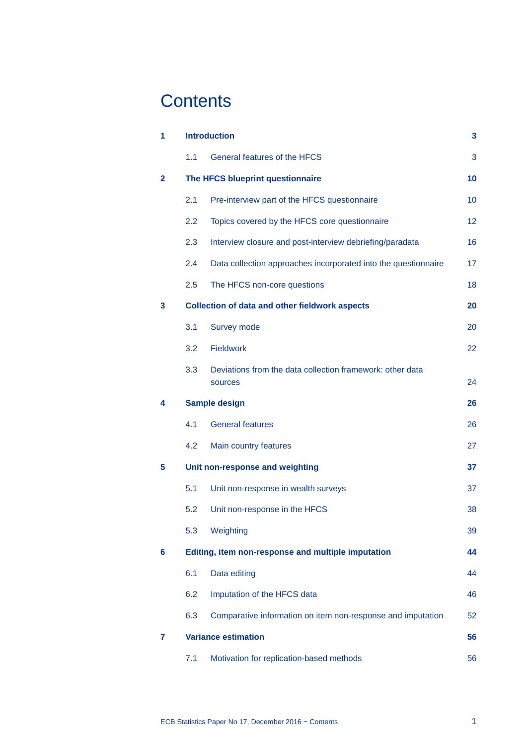# Contents

| | | |
|---|---|---|
| **1** | **Introduction** | **3** |
| | 1.1 General features of the HFCS | 3 |
| **2** | **The HFCS blueprint questionnaire** | **10** |
| | 2.1 Pre-interview part of the HFCS questionnaire | 10 |
| | 2.2 Topics covered by the HFCS core questionnaire | 12 |
| | 2.3 Interview closure and post-interview debriefing/paradata | 16 |
| | 2.4 Data collection approaches incorporated into the questionnaire | 17 |
| | 2.5 The HFCS non-core questions | 18 |
| **3** | **Collection of data and other fieldwork aspects** | **20** |
| | 3.1 Survey mode | 20 |
| | 3.2 Fieldwork | 22 |
| | 3.3 Deviations from the data collection framework: other data sources | 24 |
| **4** | **Sample design** | **26** |
| | 4.1 General features | 26 |
| | 4.2 Main country features | 27 |
| **5** | **Unit non-response and weighting** | **37** |
| | 5.1 Unit non-response in wealth surveys | 37 |
| | 5.2 Unit non-response in the HFCS | 38 |
| | 5.3 Weighting | 39 |
| **6** | **Editing, item non-response and multiple imputation** | **44** |
| | 6.1 Data editing | 44 |
| | 6.2 Imputation of the HFCS data | 46 |
| | 6.3 Comparative information on item non-response and imputation | 52 |
| **7** | **Variance estimation** | **56** |
| | 7.1 Motivation for replication-based methods | 56 |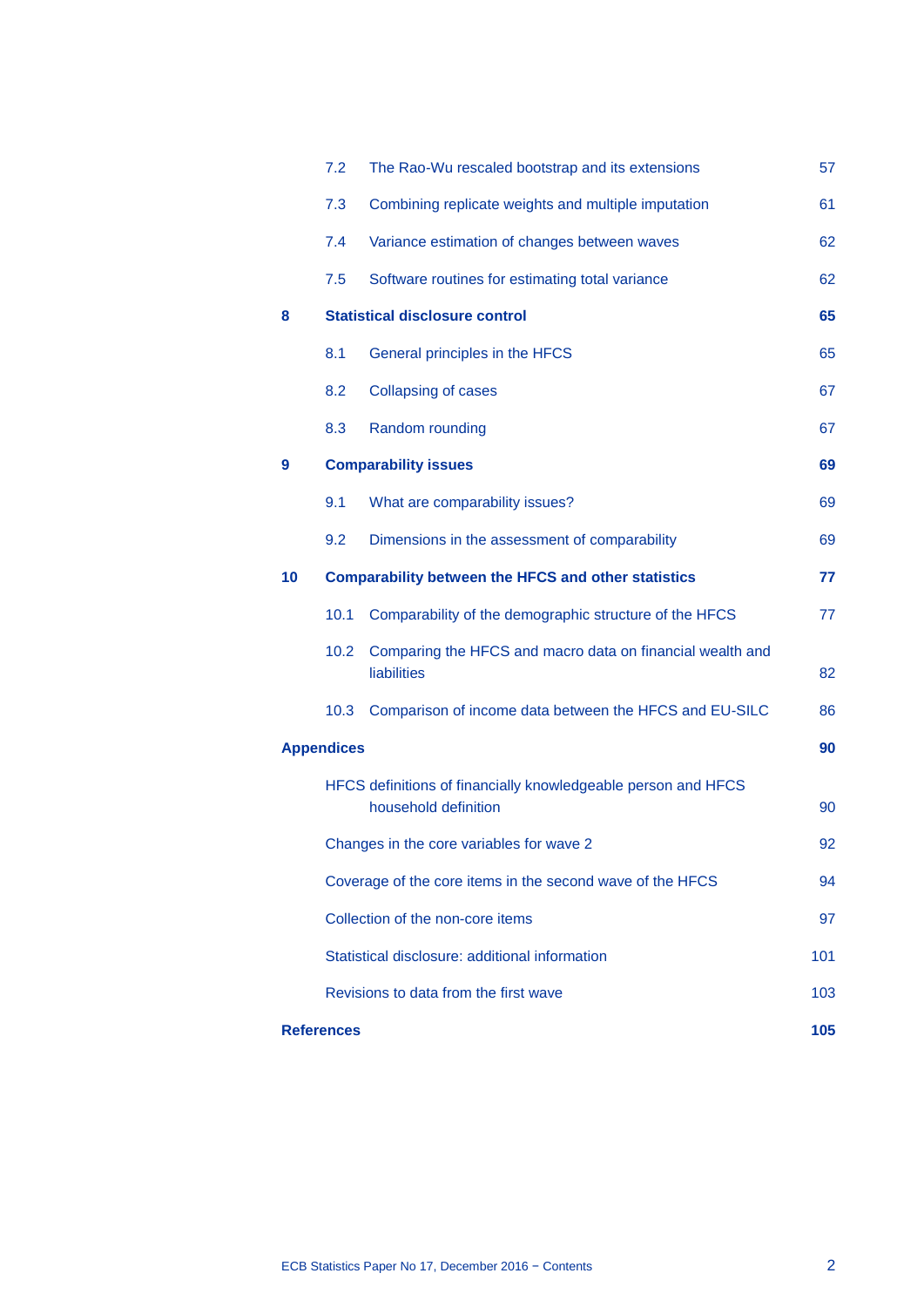| | | |
|---|---|---|
| 7.2 | The Rao-Wu rescaled bootstrap and its extensions | 57 |
| 7.3 | Combining replicate weights and multiple imputation | 61 |
| 7.4 | Variance estimation of changes between waves | 62 |
| 7.5 | Software routines for estimating total variance | 62 |
| **8** | **Statistical disclosure control** | **65** |
| 8.1 | General principles in the HFCS | 65 |
| 8.2 | Collapsing of cases | 67 |
| 8.3 | Random rounding | 67 |
| **9** | **Comparability issues** | **69** |
| 9.1 | What are comparability issues? | 69 |
| 9.2 | Dimensions in the assessment of comparability | 69 |
| **10** | **Comparability between the HFCS and other statistics** | **77** |
| 10.1 | Comparability of the demographic structure of the HFCS | 77 |
| 10.2 | Comparing the HFCS and macro data on financial wealth and liabilities | 82 |
| 10.3 | Comparison of income data between the HFCS and EU-SILC | 86 |
| **Appendices** | | **90** |
| | HFCS definitions of financially knowledgeable person and HFCS household definition | 90 |
| | Changes in the core variables for wave 2 | 92 |
| | Coverage of the core items in the second wave of the HFCS | 94 |
| | Collection of the non-core items | 97 |
| | Statistical disclosure: additional information | 101 |
| | Revisions to data from the first wave | 103 |
| **References** | | **105** |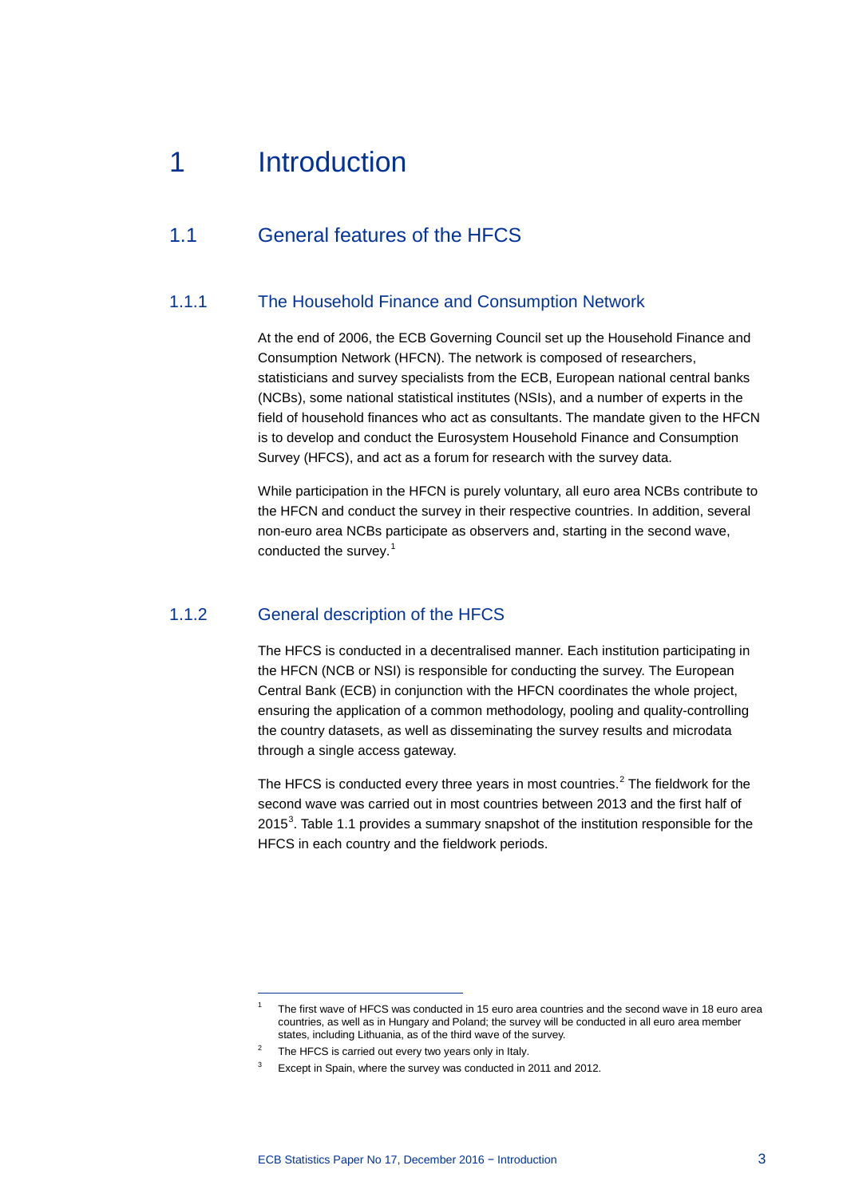# 1 Introduction

## 1.1 General features of the HFCS

### 1.1.1 The Household Finance and Consumption Network

At the end of 2006, the ECB Governing Council set up the Household Finance and Consumption Network (HFCN). The network is composed of researchers, statisticians and survey specialists from the ECB, European national central banks (NCBs), some national statistical institutes (NSIs), and a number of experts in the field of household finances who act as consultants. The mandate given to the HFCN is to develop and conduct the Eurosystem Household Finance and Consumption Survey (HFCS), and act as a forum for research with the survey data.

While participation in the HFCN is purely voluntary, all euro area NCBs contribute to the HFCN and conduct the survey in their respective countries. In addition, several non-euro area NCBs participate as observers and, starting in the second wave, conducted the survey.[1]

### 1.1.2 General description of the HFCS

The HFCS is conducted in a decentralised manner. Each institution participating in the HFCN (NCB or NSI) is responsible for conducting the survey. The European Central Bank (ECB) in conjunction with the HFCN coordinates the whole project, ensuring the application of a common methodology, pooling and quality-controlling the country datasets, as well as disseminating the survey results and microdata through a single access gateway.

The HFCS is conducted every three years in most countries.[2] The fieldwork for the second wave was carried out in most countries between 2013 and the first half of 2015[3]. Table 1.1 provides a summary snapshot of the institution responsible for the HFCS in each country and the fieldwork periods.

---

[1] The first wave of HFCS was conducted in 15 euro area countries and the second wave in 18 euro area countries, as well as in Hungary and Poland; the survey will be conducted in all euro area member states, including Lithuania, as of the third wave of the survey.

[2] The HFCS is carried out every two years only in Italy.

[3] Except in Spain, where the survey was conducted in 2011 and 2012.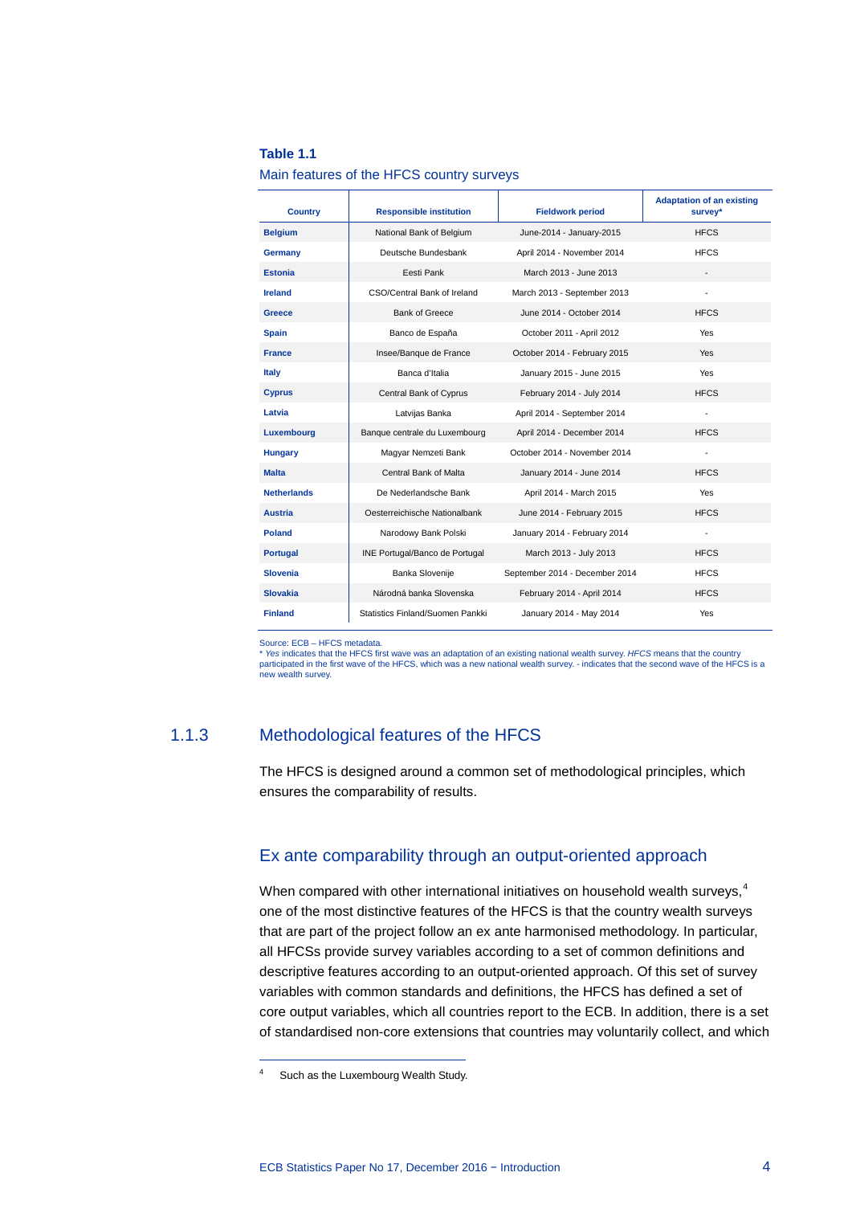**Table 1.1**

Main features of the HFCS country surveys

| Country | Responsible institution | Fieldwork period | Adaptation of an existing survey* |
|---|---|---|---|
| **Belgium** | National Bank of Belgium | June-2014 - January-2015 | HFCS |
| **Germany** | Deutsche Bundesbank | April 2014 - November 2014 | HFCS |
| **Estonia** | Eesti Pank | March 2013 - June 2013 | - |
| **Ireland** | CSO/Central Bank of Ireland | March 2013 - September 2013 | - |
| **Greece** | Bank of Greece | June 2014 - October 2014 | HFCS |
| **Spain** | Banco de España | October 2011 - April 2012 | Yes |
| **France** | Insee/Banque de France | October 2014 - February 2015 | Yes |
| **Italy** | Banca d'Italia | January 2015 - June 2015 | Yes |
| **Cyprus** | Central Bank of Cyprus | February 2014 - July 2014 | HFCS |
| **Latvia** | Latvijas Banka | April 2014 - September 2014 | - |
| **Luxembourg** | Banque centrale du Luxembourg | April 2014 - December 2014 | HFCS |
| **Hungary** | Magyar Nemzeti Bank | October 2014 - November 2014 | - |
| **Malta** | Central Bank of Malta | January 2014 - June 2014 | HFCS |
| **Netherlands** | De Nederlandsche Bank | April 2014 - March 2015 | Yes |
| **Austria** | Oesterreichische Nationalbank | June 2014 - February 2015 | HFCS |
| **Poland** | Narodowy Bank Polski | January 2014 - February 2014 | - |
| **Portugal** | INE Portugal/Banco de Portugal | March 2013 - July 2013 | HFCS |
| **Slovenia** | Banka Slovenije | September 2014 - December 2014 | HFCS |
| **Slovakia** | Národná banka Slovenska | February 2014 - April 2014 | HFCS |
| **Finland** | Statistics Finland/Suomen Pankki | January 2014 - May 2014 | Yes |

Source: ECB – HFCS metadata.
\* *Yes* indicates that the HFCS first wave was an adaptation of an existing national wealth survey. *HFCS* means that the country participated in the first wave of the HFCS, which was a new national wealth survey. - indicates that the second wave of the HFCS is a new wealth survey.

### 1.1.3 Methodological features of the HFCS

The HFCS is designed around a common set of methodological principles, which ensures the comparability of results.

#### Ex ante comparability through an output-oriented approach

When compared with other international initiatives on household wealth surveys,[4] one of the most distinctive features of the HFCS is that the country wealth surveys that are part of the project follow an ex ante harmonised methodology. In particular, all HFCSs provide survey variables according to a set of common definitions and descriptive features according to an output-oriented approach. Of this set of survey variables with common standards and definitions, the HFCS has defined a set of core output variables, which all countries report to the ECB. In addition, there is a set of standardised non-core extensions that countries may voluntarily collect, and which

[4] Such as the Luxembourg Wealth Study.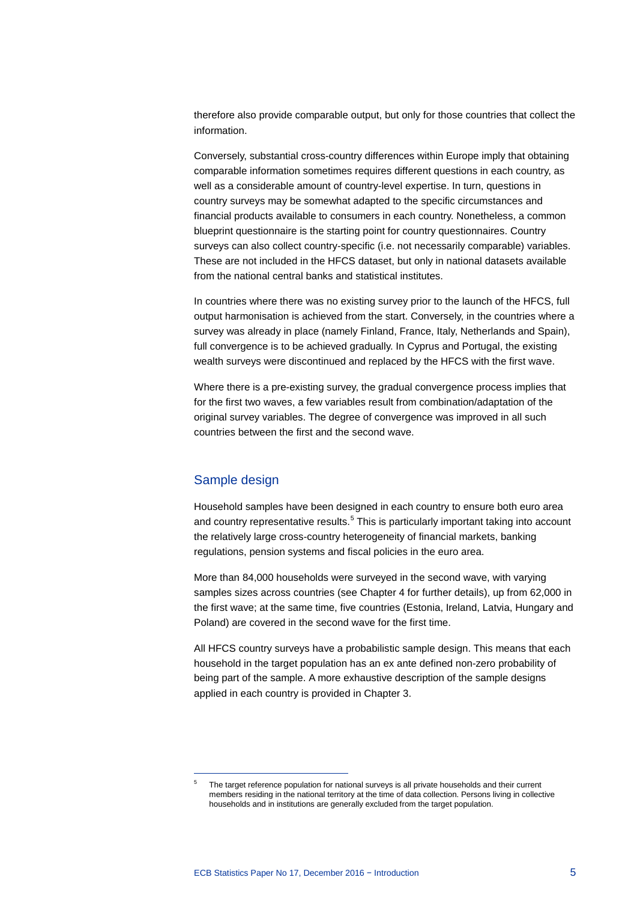therefore also provide comparable output, but only for those countries that collect the information.

Conversely, substantial cross-country differences within Europe imply that obtaining comparable information sometimes requires different questions in each country, as well as a considerable amount of country-level expertise. In turn, questions in country surveys may be somewhat adapted to the specific circumstances and financial products available to consumers in each country. Nonetheless, a common blueprint questionnaire is the starting point for country questionnaires. Country surveys can also collect country-specific (i.e. not necessarily comparable) variables. These are not included in the HFCS dataset, but only in national datasets available from the national central banks and statistical institutes.

In countries where there was no existing survey prior to the launch of the HFCS, full output harmonisation is achieved from the start. Conversely, in the countries where a survey was already in place (namely Finland, France, Italy, Netherlands and Spain), full convergence is to be achieved gradually. In Cyprus and Portugal, the existing wealth surveys were discontinued and replaced by the HFCS with the first wave.

Where there is a pre-existing survey, the gradual convergence process implies that for the first two waves, a few variables result from combination/adaptation of the original survey variables. The degree of convergence was improved in all such countries between the first and the second wave.

## Sample design

Household samples have been designed in each country to ensure both euro area and country representative results.[5] This is particularly important taking into account the relatively large cross-country heterogeneity of financial markets, banking regulations, pension systems and fiscal policies in the euro area.

More than 84,000 households were surveyed in the second wave, with varying samples sizes across countries (see Chapter 4 for further details), up from 62,000 in the first wave; at the same time, five countries (Estonia, Ireland, Latvia, Hungary and Poland) are covered in the second wave for the first time.

All HFCS country surveys have a probabilistic sample design. This means that each household in the target population has an ex ante defined non-zero probability of being part of the sample. A more exhaustive description of the sample designs applied in each country is provided in Chapter 3.

[5] The target reference population for national surveys is all private households and their current members residing in the national territory at the time of data collection. Persons living in collective households and in institutions are generally excluded from the target population.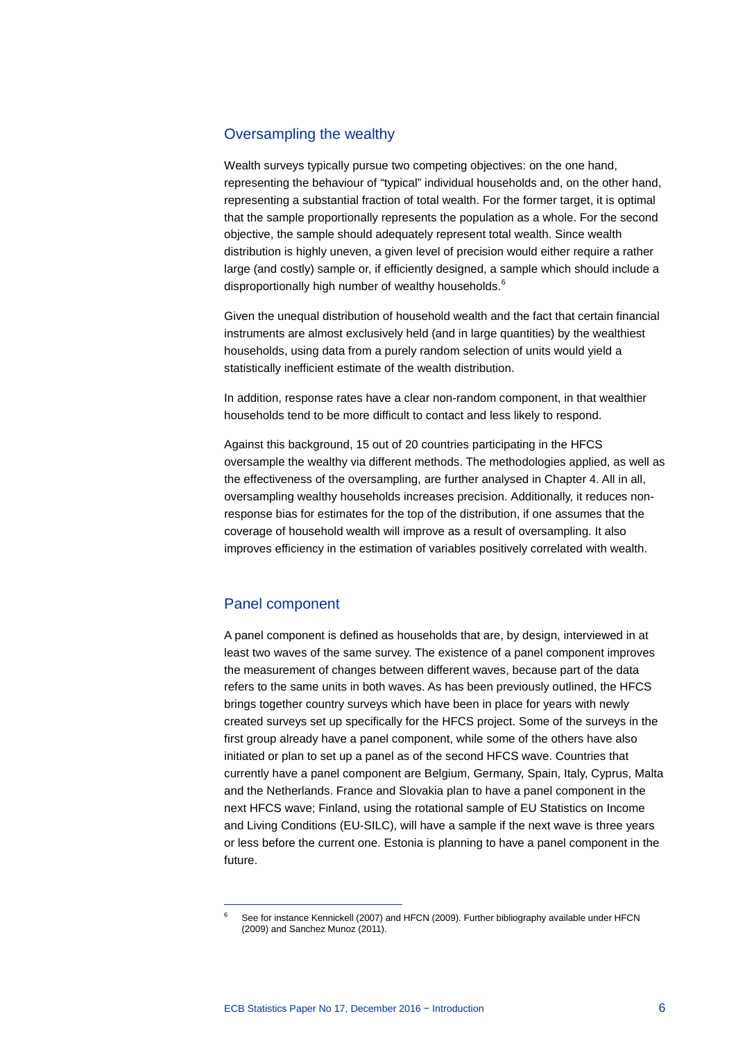## Oversampling the wealthy

Wealth surveys typically pursue two competing objectives: on the one hand, representing the behaviour of "typical" individual households and, on the other hand, representing a substantial fraction of total wealth. For the former target, it is optimal that the sample proportionally represents the population as a whole. For the second objective, the sample should adequately represent total wealth. Since wealth distribution is highly uneven, a given level of precision would either require a rather large (and costly) sample or, if efficiently designed, a sample which should include a disproportionally high number of wealthy households.[6]

Given the unequal distribution of household wealth and the fact that certain financial instruments are almost exclusively held (and in large quantities) by the wealthiest households, using data from a purely random selection of units would yield a statistically inefficient estimate of the wealth distribution.

In addition, response rates have a clear non-random component, in that wealthier households tend to be more difficult to contact and less likely to respond.

Against this background, 15 out of 20 countries participating in the HFCS oversample the wealthy via different methods. The methodologies applied, as well as the effectiveness of the oversampling, are further analysed in Chapter 4. All in all, oversampling wealthy households increases precision. Additionally, it reduces non-response bias for estimates for the top of the distribution, if one assumes that the coverage of household wealth will improve as a result of oversampling. It also improves efficiency in the estimation of variables positively correlated with wealth.

## Panel component

A panel component is defined as households that are, by design, interviewed in at least two waves of the same survey. The existence of a panel component improves the measurement of changes between different waves, because part of the data refers to the same units in both waves. As has been previously outlined, the HFCS brings together country surveys which have been in place for years with newly created surveys set up specifically for the HFCS project. Some of the surveys in the first group already have a panel component, while some of the others have also initiated or plan to set up a panel as of the second HFCS wave. Countries that currently have a panel component are Belgium, Germany, Spain, Italy, Cyprus, Malta and the Netherlands. France and Slovakia plan to have a panel component in the next HFCS wave; Finland, using the rotational sample of EU Statistics on Income and Living Conditions (EU-SILC), will have a sample if the next wave is three years or less before the current one. Estonia is planning to have a panel component in the future.

---

[6] See for instance Kennickell (2007) and HFCN (2009). Further bibliography available under HFCN (2009) and Sanchez Munoz (2011).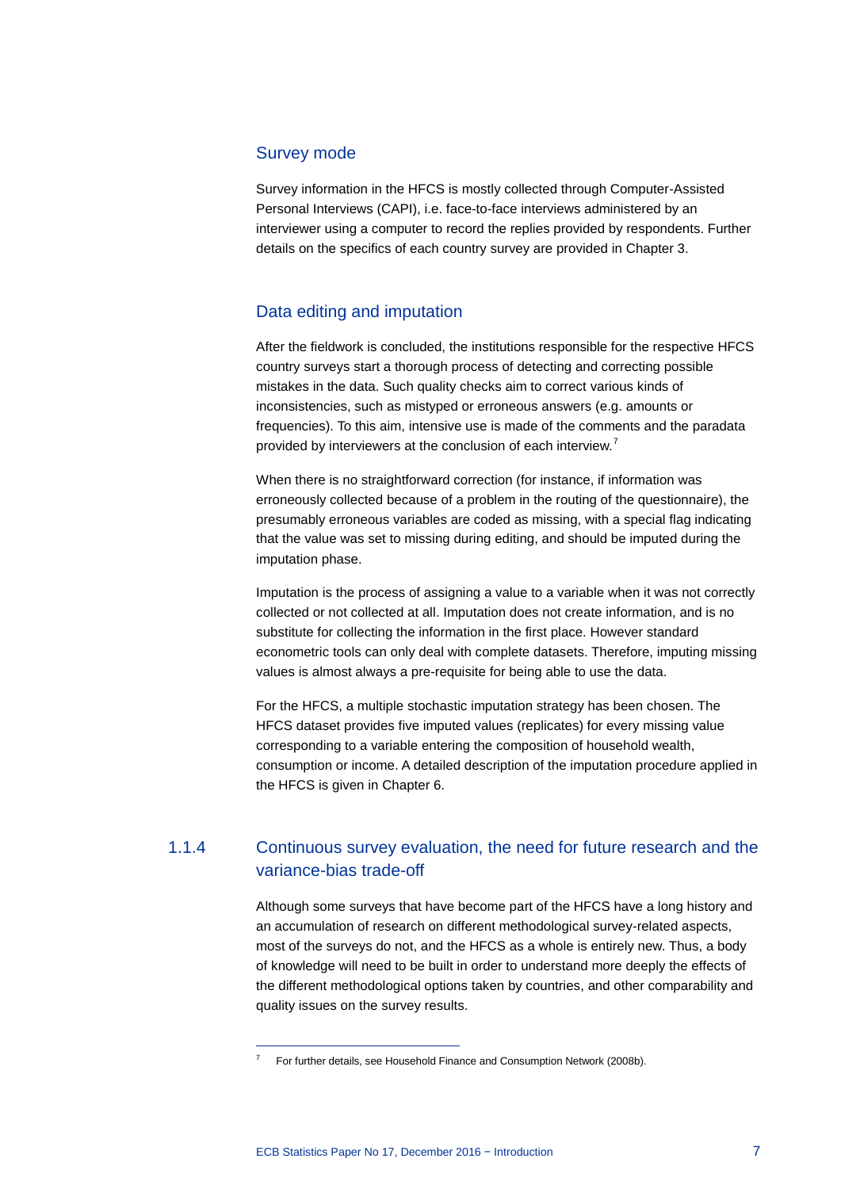### Survey mode

Survey information in the HFCS is mostly collected through Computer-Assisted Personal Interviews (CAPI), i.e. face-to-face interviews administered by an interviewer using a computer to record the replies provided by respondents. Further details on the specifics of each country survey are provided in Chapter 3.

### Data editing and imputation

After the fieldwork is concluded, the institutions responsible for the respective HFCS country surveys start a thorough process of detecting and correcting possible mistakes in the data. Such quality checks aim to correct various kinds of inconsistencies, such as mistyped or erroneous answers (e.g. amounts or frequencies). To this aim, intensive use is made of the comments and the paradata provided by interviewers at the conclusion of each interview.[7]

When there is no straightforward correction (for instance, if information was erroneously collected because of a problem in the routing of the questionnaire), the presumably erroneous variables are coded as missing, with a special flag indicating that the value was set to missing during editing, and should be imputed during the imputation phase.

Imputation is the process of assigning a value to a variable when it was not correctly collected or not collected at all. Imputation does not create information, and is no substitute for collecting the information in the first place. However standard econometric tools can only deal with complete datasets. Therefore, imputing missing values is almost always a pre-requisite for being able to use the data.

For the HFCS, a multiple stochastic imputation strategy has been chosen. The HFCS dataset provides five imputed values (replicates) for every missing value corresponding to a variable entering the composition of household wealth, consumption or income. A detailed description of the imputation procedure applied in the HFCS is given in Chapter 6.

## 1.1.4 Continuous survey evaluation, the need for future research and the variance-bias trade-off

Although some surveys that have become part of the HFCS have a long history and an accumulation of research on different methodological survey-related aspects, most of the surveys do not, and the HFCS as a whole is entirely new. Thus, a body of knowledge will need to be built in order to understand more deeply the effects of the different methodological options taken by countries, and other comparability and quality issues on the survey results.

---

[7] For further details, see Household Finance and Consumption Network (2008b).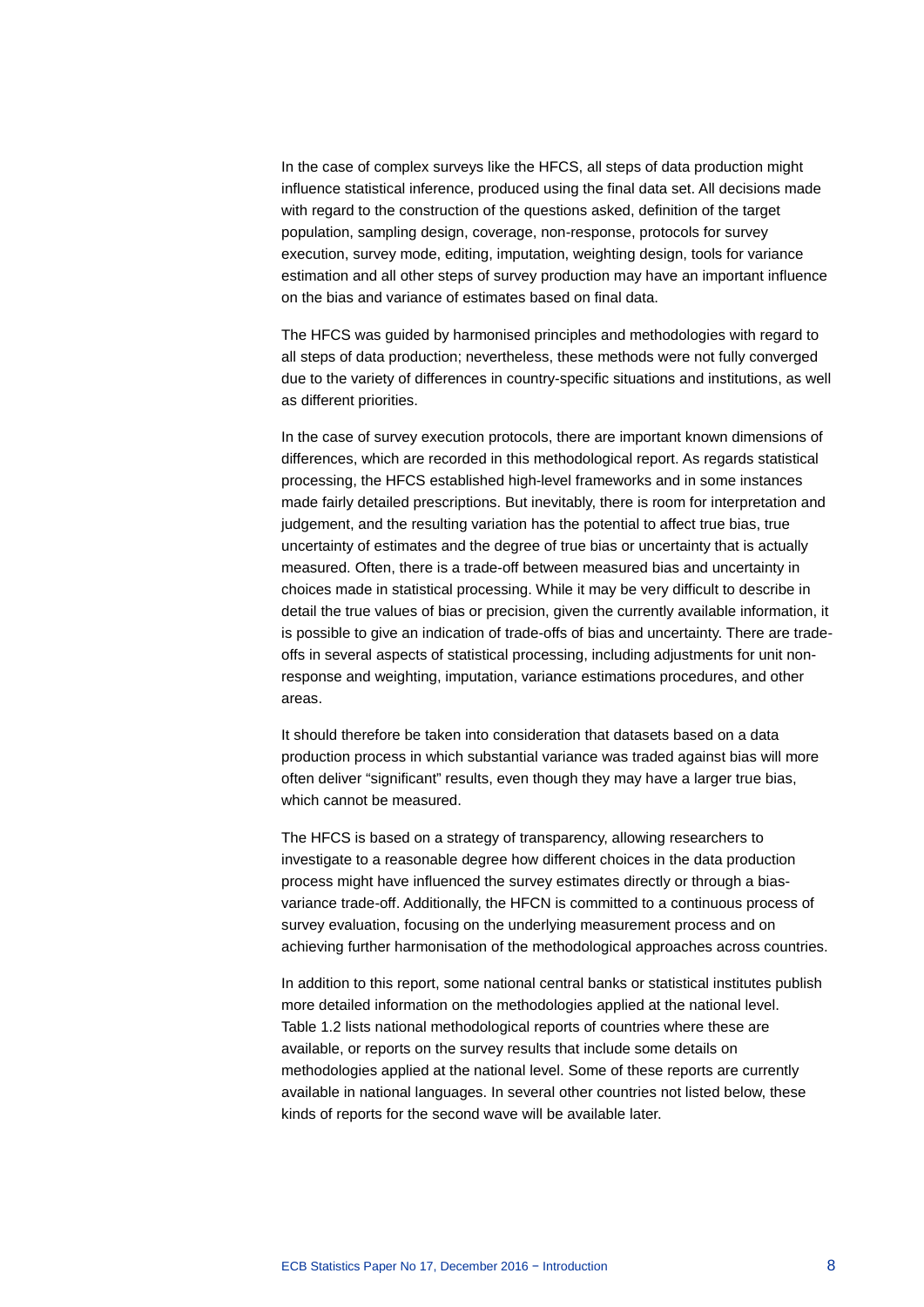In the case of complex surveys like the HFCS, all steps of data production might influence statistical inference, produced using the final data set. All decisions made with regard to the construction of the questions asked, definition of the target population, sampling design, coverage, non-response, protocols for survey execution, survey mode, editing, imputation, weighting design, tools for variance estimation and all other steps of survey production may have an important influence on the bias and variance of estimates based on final data.

The HFCS was guided by harmonised principles and methodologies with regard to all steps of data production; nevertheless, these methods were not fully converged due to the variety of differences in country-specific situations and institutions, as well as different priorities.

In the case of survey execution protocols, there are important known dimensions of differences, which are recorded in this methodological report. As regards statistical processing, the HFCS established high-level frameworks and in some instances made fairly detailed prescriptions. But inevitably, there is room for interpretation and judgement, and the resulting variation has the potential to affect true bias, true uncertainty of estimates and the degree of true bias or uncertainty that is actually measured. Often, there is a trade-off between measured bias and uncertainty in choices made in statistical processing. While it may be very difficult to describe in detail the true values of bias or precision, given the currently available information, it is possible to give an indication of trade-offs of bias and uncertainty. There are trade-offs in several aspects of statistical processing, including adjustments for unit non-response and weighting, imputation, variance estimations procedures, and other areas.

It should therefore be taken into consideration that datasets based on a data production process in which substantial variance was traded against bias will more often deliver "significant" results, even though they may have a larger true bias, which cannot be measured.

The HFCS is based on a strategy of transparency, allowing researchers to investigate to a reasonable degree how different choices in the data production process might have influenced the survey estimates directly or through a bias-variance trade-off. Additionally, the HFCN is committed to a continuous process of survey evaluation, focusing on the underlying measurement process and on achieving further harmonisation of the methodological approaches across countries.

In addition to this report, some national central banks or statistical institutes publish more detailed information on the methodologies applied at the national level. Table 1.2 lists national methodological reports of countries where these are available, or reports on the survey results that include some details on methodologies applied at the national level. Some of these reports are currently available in national languages. In several other countries not listed below, these kinds of reports for the second wave will be available later.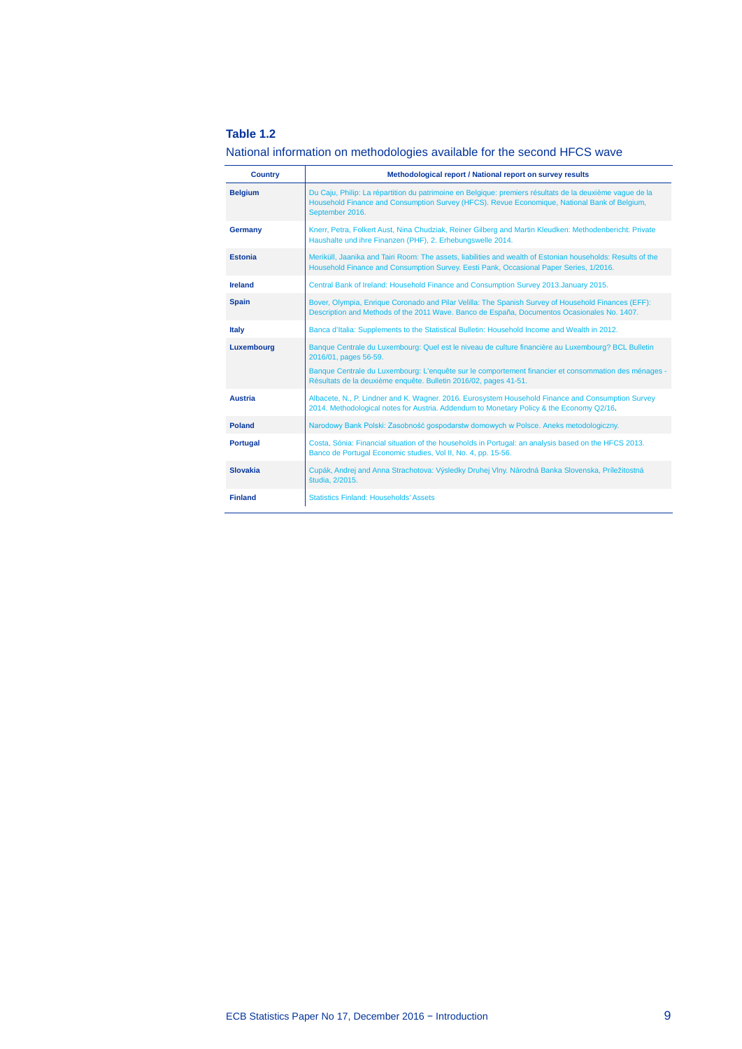**Table 1.2**

National information on methodologies available for the second HFCS wave

| Country | Methodological report / National report on survey results |
|---|---|
| **Belgium** | Du Caju, Philip: La répartition du patrimoine en Belgique: premiers résultats de la deuxième vague de la Household Finance and Consumption Survey (HFCS). Revue Economique, National Bank of Belgium, September 2016. |
| **Germany** | Knerr, Petra, Folkert Aust, Nina Chudziak, Reiner Gilberg and Martin Kleudken: Methodenbericht: Private Haushalte und ihre Finanzen (PHF), 2. Erhebungswelle 2014. |
| **Estonia** | Meriküll, Jaanika and Tairi Room: The assets, liabilities and wealth of Estonian households: Results of the Household Finance and Consumption Survey. Eesti Pank, Occasional Paper Series, 1/2016. |
| **Ireland** | Central Bank of Ireland: Household Finance and Consumption Survey 2013.January 2015. |
| **Spain** | Bover, Olympia, Enrique Coronado and Pilar Velilla: The Spanish Survey of Household Finances (EFF): Description and Methods of the 2011 Wave. Banco de España, Documentos Ocasionales No. 1407. |
| **Italy** | Banca d'Italia: Supplements to the Statistical Bulletin: Household Income and Wealth in 2012. |
| **Luxembourg** | Banque Centrale du Luxembourg: Quel est le niveau de culture financière au Luxembourg? BCL Bulletin 2016/01, pages 56-59.<br>Banque Centrale du Luxembourg: L'enquête sur le comportement financier et consommation des ménages - Résultats de la deuxième enquête. Bulletin 2016/02, pages 41-51. |
| **Austria** | Albacete, N., P. Lindner and K. Wagner. 2016. Eurosystem Household Finance and Consumption Survey 2014. Methodological notes for Austria. Addendum to Monetary Policy & the Economy Q2/16. |
| **Poland** | Narodowy Bank Polski: Zasobność gospodarstw domowych w Polsce. Aneks metodologiczny. |
| **Portugal** | Costa, Sónia: Financial situation of the households in Portugal: an analysis based on the HFCS 2013. Banco de Portugal Economic studies, Vol II, No. 4, pp. 15-56. |
| **Slovakia** | Cupák, Andrej and Anna Strachotova: Výsledky Druhej Vlny. Národná Banka Slovenska, Príležitostná štúdia, 2/2015. |
| **Finland** | Statistics Finland: Households' Assets |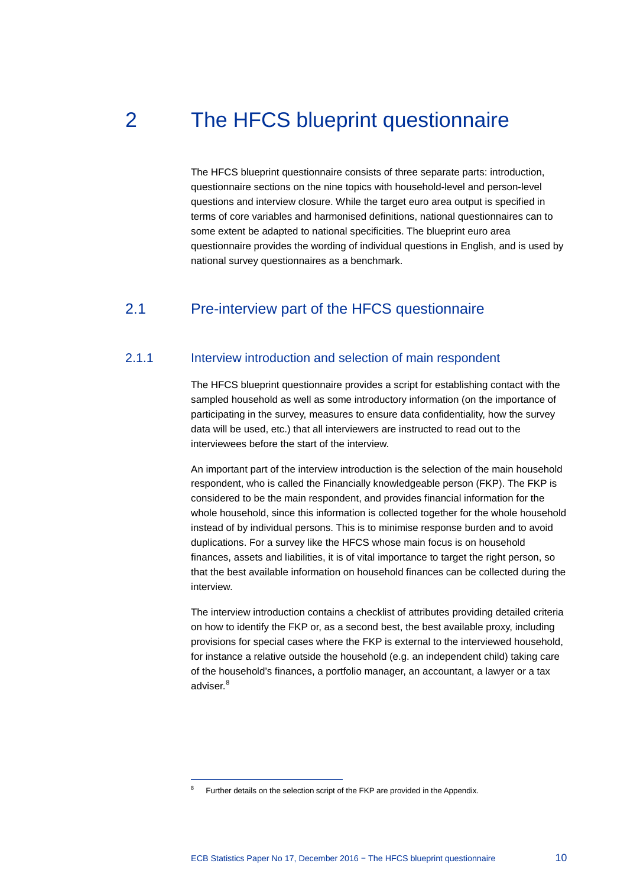# 2 The HFCS blueprint questionnaire

The HFCS blueprint questionnaire consists of three separate parts: introduction, questionnaire sections on the nine topics with household-level and person-level questions and interview closure. While the target euro area output is specified in terms of core variables and harmonised definitions, national questionnaires can to some extent be adapted to national specificities. The blueprint euro area questionnaire provides the wording of individual questions in English, and is used by national survey questionnaires as a benchmark.

## 2.1 Pre-interview part of the HFCS questionnaire

### 2.1.1 Interview introduction and selection of main respondent

The HFCS blueprint questionnaire provides a script for establishing contact with the sampled household as well as some introductory information (on the importance of participating in the survey, measures to ensure data confidentiality, how the survey data will be used, etc.) that all interviewers are instructed to read out to the interviewees before the start of the interview.

An important part of the interview introduction is the selection of the main household respondent, who is called the Financially knowledgeable person (FKP). The FKP is considered to be the main respondent, and provides financial information for the whole household, since this information is collected together for the whole household instead of by individual persons. This is to minimise response burden and to avoid duplications. For a survey like the HFCS whose main focus is on household finances, assets and liabilities, it is of vital importance to target the right person, so that the best available information on household finances can be collected during the interview.

The interview introduction contains a checklist of attributes providing detailed criteria on how to identify the FKP or, as a second best, the best available proxy, including provisions for special cases where the FKP is external to the interviewed household, for instance a relative outside the household (e.g. an independent child) taking care of the household's finances, a portfolio manager, an accountant, a lawyer or a tax adviser.[8]

---

[8] Further details on the selection script of the FKP are provided in the Appendix.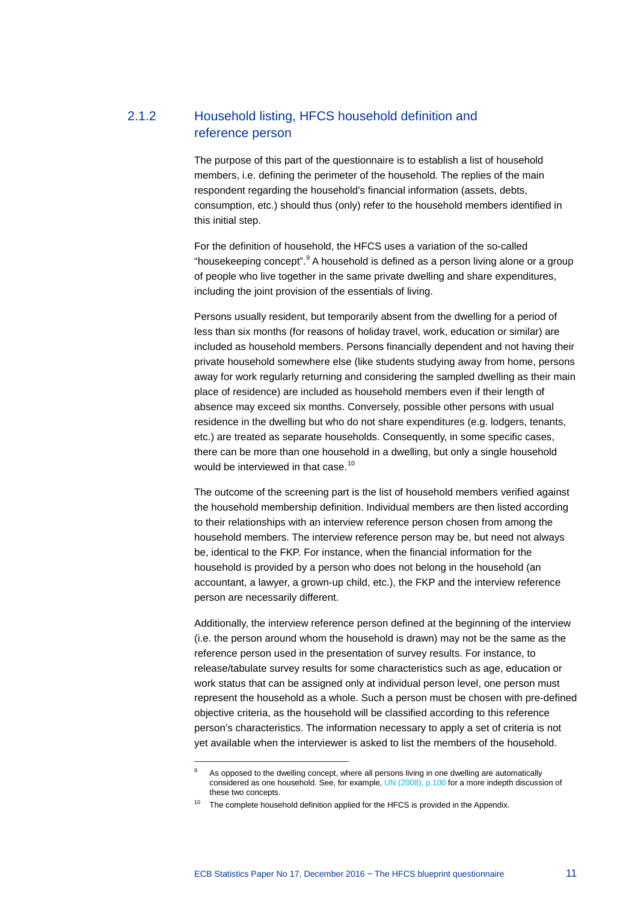### 2.1.2 Household listing, HFCS household definition and reference person

The purpose of this part of the questionnaire is to establish a list of household members, i.e. defining the perimeter of the household. The replies of the main respondent regarding the household's financial information (assets, debts, consumption, etc.) should thus (only) refer to the household members identified in this initial step.

For the definition of household, the HFCS uses a variation of the so-called "housekeeping concept".[9] A household is defined as a person living alone or a group of people who live together in the same private dwelling and share expenditures, including the joint provision of the essentials of living.

Persons usually resident, but temporarily absent from the dwelling for a period of less than six months (for reasons of holiday travel, work, education or similar) are included as household members. Persons financially dependent and not having their private household somewhere else (like students studying away from home, persons away for work regularly returning and considering the sampled dwelling as their main place of residence) are included as household members even if their length of absence may exceed six months. Conversely, possible other persons with usual residence in the dwelling but who do not share expenditures (e.g. lodgers, tenants, etc.) are treated as separate households. Consequently, in some specific cases, there can be more than one household in a dwelling, but only a single household would be interviewed in that case.[10]

The outcome of the screening part is the list of household members verified against the household membership definition. Individual members are then listed according to their relationships with an interview reference person chosen from among the household members. The interview reference person may be, but need not always be, identical to the FKP. For instance, when the financial information for the household is provided by a person who does not belong in the household (an accountant, a lawyer, a grown-up child, etc.), the FKP and the interview reference person are necessarily different.

Additionally, the interview reference person defined at the beginning of the interview (i.e. the person around whom the household is drawn) may not be the same as the reference person used in the presentation of survey results. For instance, to release/tabulate survey results for some characteristics such as age, education or work status that can be assigned only at individual person level, one person must represent the household as a whole. Such a person must be chosen with pre-defined objective criteria, as the household will be classified according to this reference person's characteristics. The information necessary to apply a set of criteria is not yet available when the interviewer is asked to list the members of the household.

---

[9] As opposed to the dwelling concept, where all persons living in one dwelling are automatically considered as one household. See, for example, UN (2008), p.100 for a more indepth discussion of these two concepts.

[10] The complete household definition applied for the HFCS is provided in the Appendix.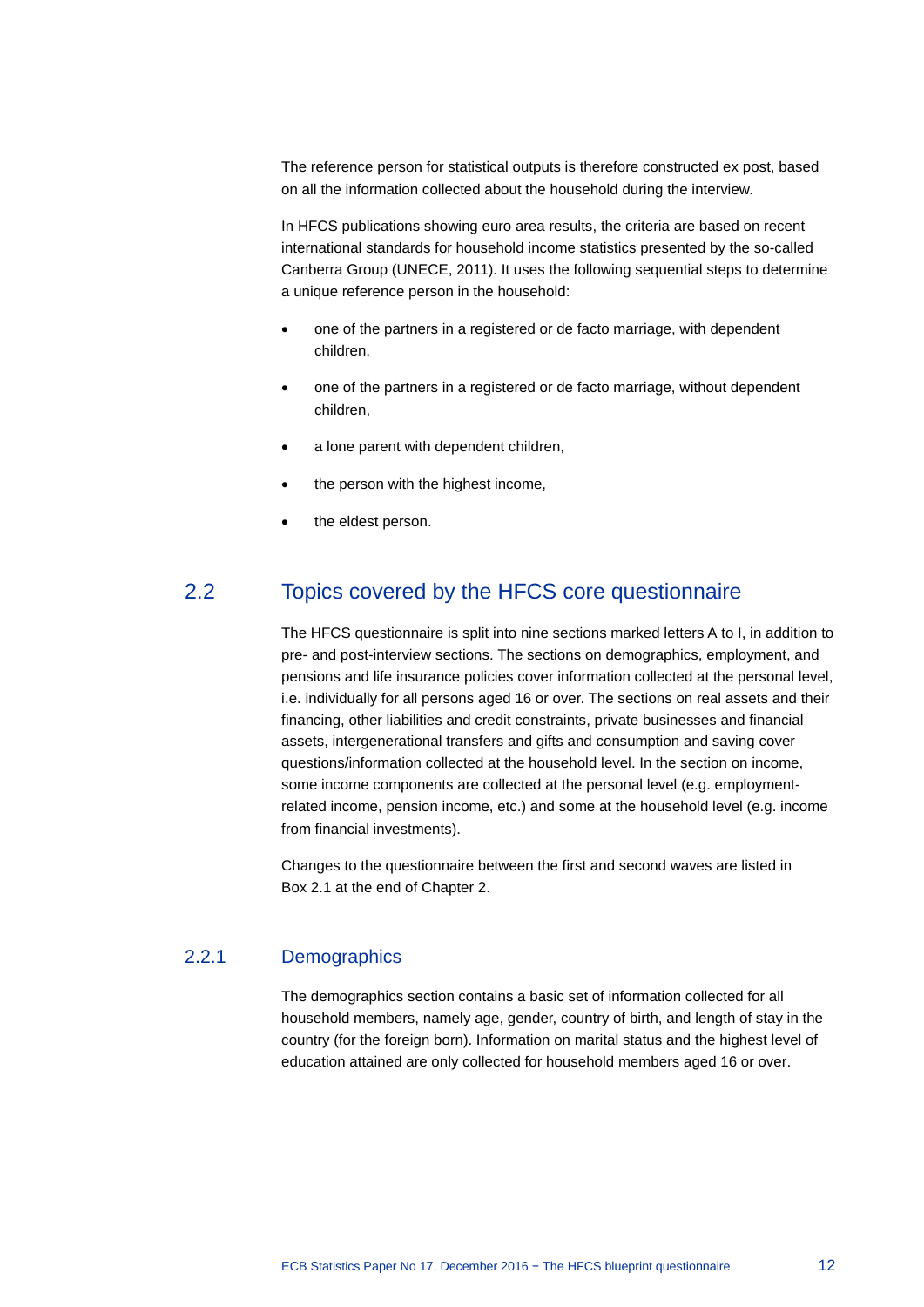The reference person for statistical outputs is therefore constructed ex post, based on all the information collected about the household during the interview.

In HFCS publications showing euro area results, the criteria are based on recent international standards for household income statistics presented by the so-called Canberra Group (UNECE, 2011). It uses the following sequential steps to determine a unique reference person in the household:

- one of the partners in a registered or de facto marriage, with dependent children,
- one of the partners in a registered or de facto marriage, without dependent children,
- a lone parent with dependent children,
- the person with the highest income,
- the eldest person.

## 2.2 Topics covered by the HFCS core questionnaire

The HFCS questionnaire is split into nine sections marked letters A to I, in addition to pre- and post-interview sections. The sections on demographics, employment, and pensions and life insurance policies cover information collected at the personal level, i.e. individually for all persons aged 16 or over. The sections on real assets and their financing, other liabilities and credit constraints, private businesses and financial assets, intergenerational transfers and gifts and consumption and saving cover questions/information collected at the household level. In the section on income, some income components are collected at the personal level (e.g. employment-related income, pension income, etc.) and some at the household level (e.g. income from financial investments).

Changes to the questionnaire between the first and second waves are listed in Box 2.1 at the end of Chapter 2.

### 2.2.1 Demographics

The demographics section contains a basic set of information collected for all household members, namely age, gender, country of birth, and length of stay in the country (for the foreign born). Information on marital status and the highest level of education attained are only collected for household members aged 16 or over.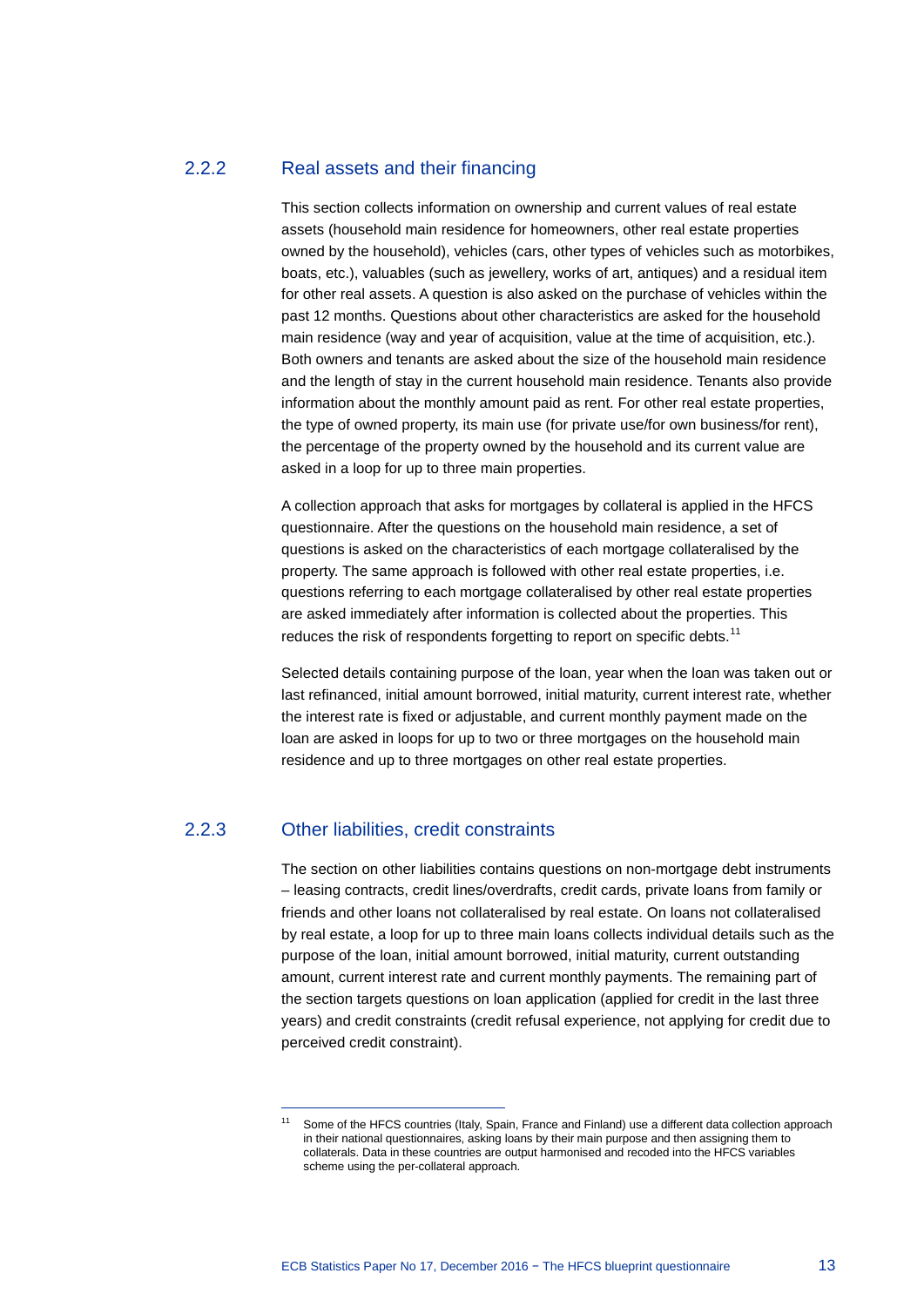### 2.2.2 Real assets and their financing

This section collects information on ownership and current values of real estate assets (household main residence for homeowners, other real estate properties owned by the household), vehicles (cars, other types of vehicles such as motorbikes, boats, etc.), valuables (such as jewellery, works of art, antiques) and a residual item for other real assets. A question is also asked on the purchase of vehicles within the past 12 months. Questions about other characteristics are asked for the household main residence (way and year of acquisition, value at the time of acquisition, etc.). Both owners and tenants are asked about the size of the household main residence and the length of stay in the current household main residence. Tenants also provide information about the monthly amount paid as rent. For other real estate properties, the type of owned property, its main use (for private use/for own business/for rent), the percentage of the property owned by the household and its current value are asked in a loop for up to three main properties.

A collection approach that asks for mortgages by collateral is applied in the HFCS questionnaire. After the questions on the household main residence, a set of questions is asked on the characteristics of each mortgage collateralised by the property. The same approach is followed with other real estate properties, i.e. questions referring to each mortgage collateralised by other real estate properties are asked immediately after information is collected about the properties. This reduces the risk of respondents forgetting to report on specific debts.[11]

Selected details containing purpose of the loan, year when the loan was taken out or last refinanced, initial amount borrowed, initial maturity, current interest rate, whether the interest rate is fixed or adjustable, and current monthly payment made on the loan are asked in loops for up to two or three mortgages on the household main residence and up to three mortgages on other real estate properties.

### 2.2.3 Other liabilities, credit constraints

The section on other liabilities contains questions on non-mortgage debt instruments – leasing contracts, credit lines/overdrafts, credit cards, private loans from family or friends and other loans not collateralised by real estate. On loans not collateralised by real estate, a loop for up to three main loans collects individual details such as the purpose of the loan, initial amount borrowed, initial maturity, current outstanding amount, current interest rate and current monthly payments. The remaining part of the section targets questions on loan application (applied for credit in the last three years) and credit constraints (credit refusal experience, not applying for credit due to perceived credit constraint).

---

[11] Some of the HFCS countries (Italy, Spain, France and Finland) use a different data collection approach in their national questionnaires, asking loans by their main purpose and then assigning them to collaterals. Data in these countries are output harmonised and recoded into the HFCS variables scheme using the per-collateral approach.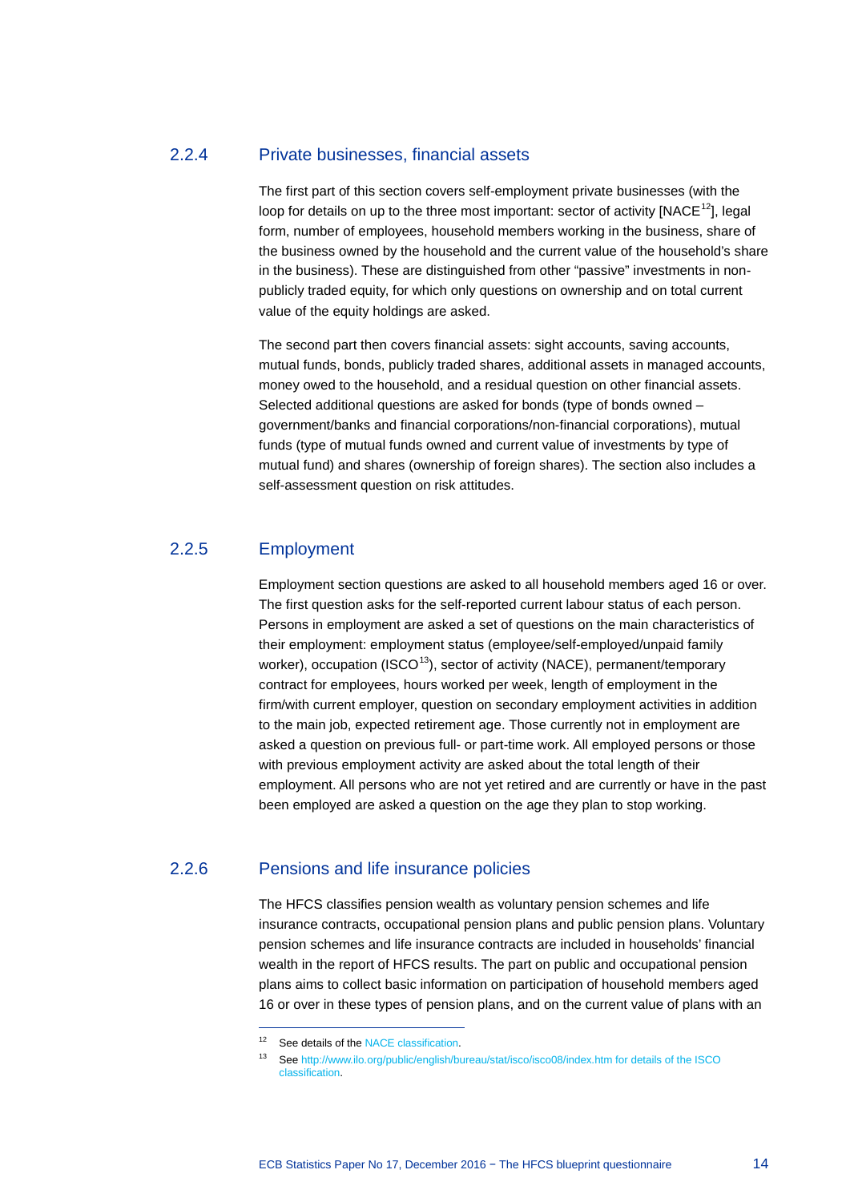### 2.2.4 Private businesses, financial assets

The first part of this section covers self-employment private businesses (with the loop for details on up to the three most important: sector of activity [NACE[12]], legal form, number of employees, household members working in the business, share of the business owned by the household and the current value of the household's share in the business). These are distinguished from other "passive" investments in non-publicly traded equity, for which only questions on ownership and on total current value of the equity holdings are asked.

The second part then covers financial assets: sight accounts, saving accounts, mutual funds, bonds, publicly traded shares, additional assets in managed accounts, money owed to the household, and a residual question on other financial assets. Selected additional questions are asked for bonds (type of bonds owned – government/banks and financial corporations/non-financial corporations), mutual funds (type of mutual funds owned and current value of investments by type of mutual fund) and shares (ownership of foreign shares). The section also includes a self-assessment question on risk attitudes.

### 2.2.5 Employment

Employment section questions are asked to all household members aged 16 or over. The first question asks for the self-reported current labour status of each person. Persons in employment are asked a set of questions on the main characteristics of their employment: employment status (employee/self-employed/unpaid family worker), occupation (ISCO[13]), sector of activity (NACE), permanent/temporary contract for employees, hours worked per week, length of employment in the firm/with current employer, question on secondary employment activities in addition to the main job, expected retirement age. Those currently not in employment are asked a question on previous full- or part-time work. All employed persons or those with previous employment activity are asked about the total length of their employment. All persons who are not yet retired and are currently or have in the past been employed are asked a question on the age they plan to stop working.

### 2.2.6 Pensions and life insurance policies

The HFCS classifies pension wealth as voluntary pension schemes and life insurance contracts, occupational pension plans and public pension plans. Voluntary pension schemes and life insurance contracts are included in households' financial wealth in the report of HFCS results. The part on public and occupational pension plans aims to collect basic information on participation of household members aged 16 or over in these types of pension plans, and on the current value of plans with an

---

[12] See details of the NACE classification.

[13] See http://www.ilo.org/public/english/bureau/stat/isco/isco08/index.htm for details of the ISCO classification.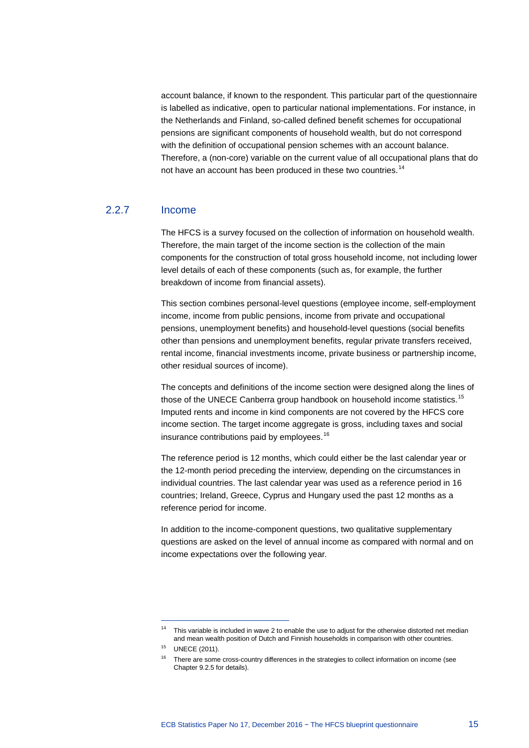account balance, if known to the respondent. This particular part of the questionnaire is labelled as indicative, open to particular national implementations. For instance, in the Netherlands and Finland, so-called defined benefit schemes for occupational pensions are significant components of household wealth, but do not correspond with the definition of occupational pension schemes with an account balance. Therefore, a (non-core) variable on the current value of all occupational plans that do not have an account has been produced in these two countries.[14]

### 2.2.7 Income

The HFCS is a survey focused on the collection of information on household wealth. Therefore, the main target of the income section is the collection of the main components for the construction of total gross household income, not including lower level details of each of these components (such as, for example, the further breakdown of income from financial assets).

This section combines personal-level questions (employee income, self-employment income, income from public pensions, income from private and occupational pensions, unemployment benefits) and household-level questions (social benefits other than pensions and unemployment benefits, regular private transfers received, rental income, financial investments income, private business or partnership income, other residual sources of income).

The concepts and definitions of the income section were designed along the lines of those of the UNECE Canberra group handbook on household income statistics.[15] Imputed rents and income in kind components are not covered by the HFCS core income section. The target income aggregate is gross, including taxes and social insurance contributions paid by employees.[16]

The reference period is 12 months, which could either be the last calendar year or the 12-month period preceding the interview, depending on the circumstances in individual countries. The last calendar year was used as a reference period in 16 countries; Ireland, Greece, Cyprus and Hungary used the past 12 months as a reference period for income.

In addition to the income-component questions, two qualitative supplementary questions are asked on the level of annual income as compared with normal and on income expectations over the following year.

---

[14] This variable is included in wave 2 to enable the use to adjust for the otherwise distorted net median and mean wealth position of Dutch and Finnish households in comparison with other countries.

[15] UNECE (2011).

[16] There are some cross-country differences in the strategies to collect information on income (see Chapter 9.2.5 for details).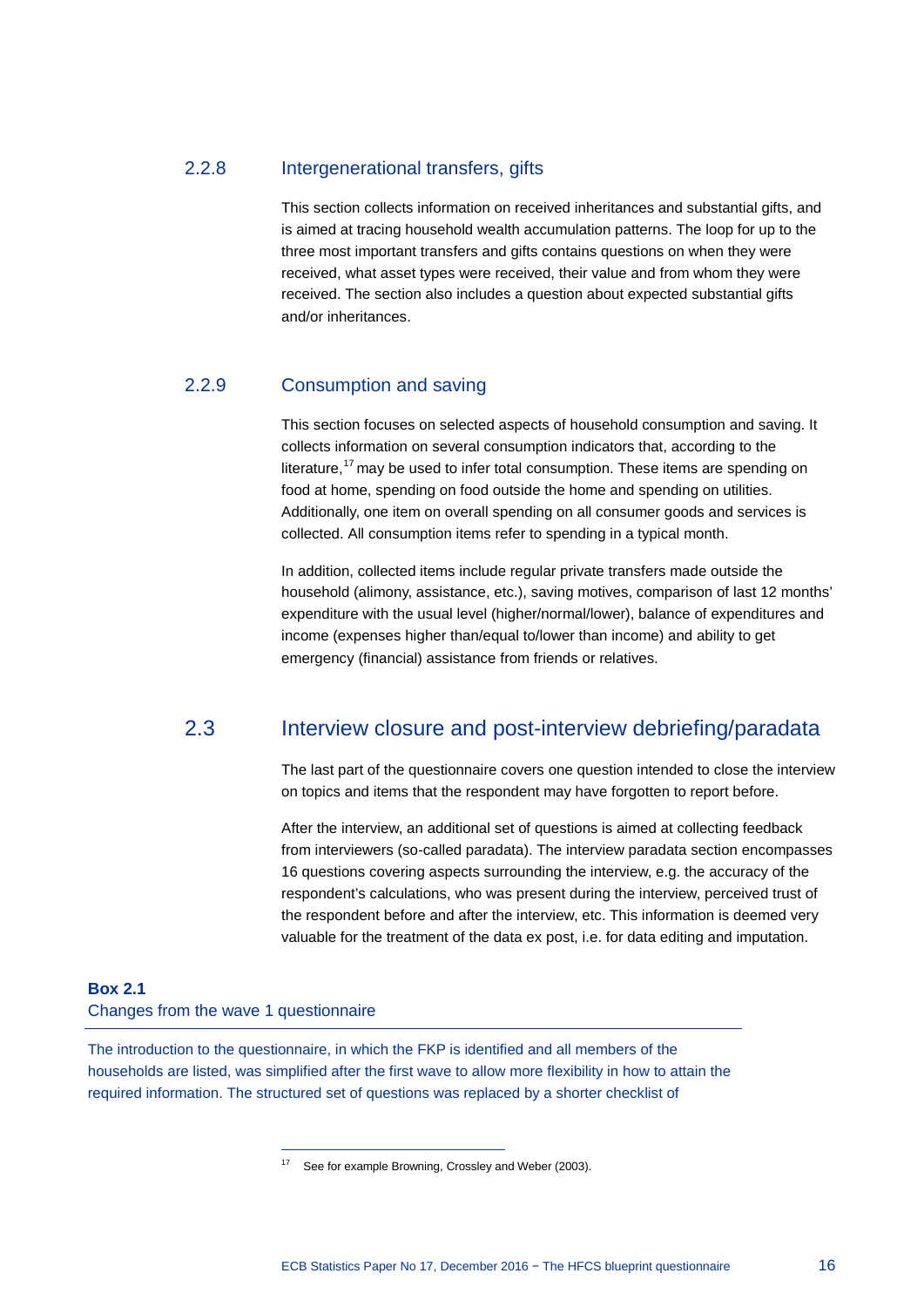### 2.2.8 Intergenerational transfers, gifts

This section collects information on received inheritances and substantial gifts, and is aimed at tracing household wealth accumulation patterns. The loop for up to the three most important transfers and gifts contains questions on when they were received, what asset types were received, their value and from whom they were received. The section also includes a question about expected substantial gifts and/or inheritances.

### 2.2.9 Consumption and saving

This section focuses on selected aspects of household consumption and saving. It collects information on several consumption indicators that, according to the literature,[17] may be used to infer total consumption. These items are spending on food at home, spending on food outside the home and spending on utilities. Additionally, one item on overall spending on all consumer goods and services is collected. All consumption items refer to spending in a typical month.

In addition, collected items include regular private transfers made outside the household (alimony, assistance, etc.), saving motives, comparison of last 12 months' expenditure with the usual level (higher/normal/lower), balance of expenditures and income (expenses higher than/equal to/lower than income) and ability to get emergency (financial) assistance from friends or relatives.

## 2.3 Interview closure and post-interview debriefing/paradata

The last part of the questionnaire covers one question intended to close the interview on topics and items that the respondent may have forgotten to report before.

After the interview, an additional set of questions is aimed at collecting feedback from interviewers (so-called paradata). The interview paradata section encompasses 16 questions covering aspects surrounding the interview, e.g. the accuracy of the respondent's calculations, who was present during the interview, perceived trust of the respondent before and after the interview, etc. This information is deemed very valuable for the treatment of the data ex post, i.e. for data editing and imputation.

**Box 2.1**
Changes from the wave 1 questionnaire

The introduction to the questionnaire, in which the FKP is identified and all members of the households are listed, was simplified after the first wave to allow more flexibility in how to attain the required information. The structured set of questions was replaced by a shorter checklist of

[17] See for example Browning, Crossley and Weber (2003).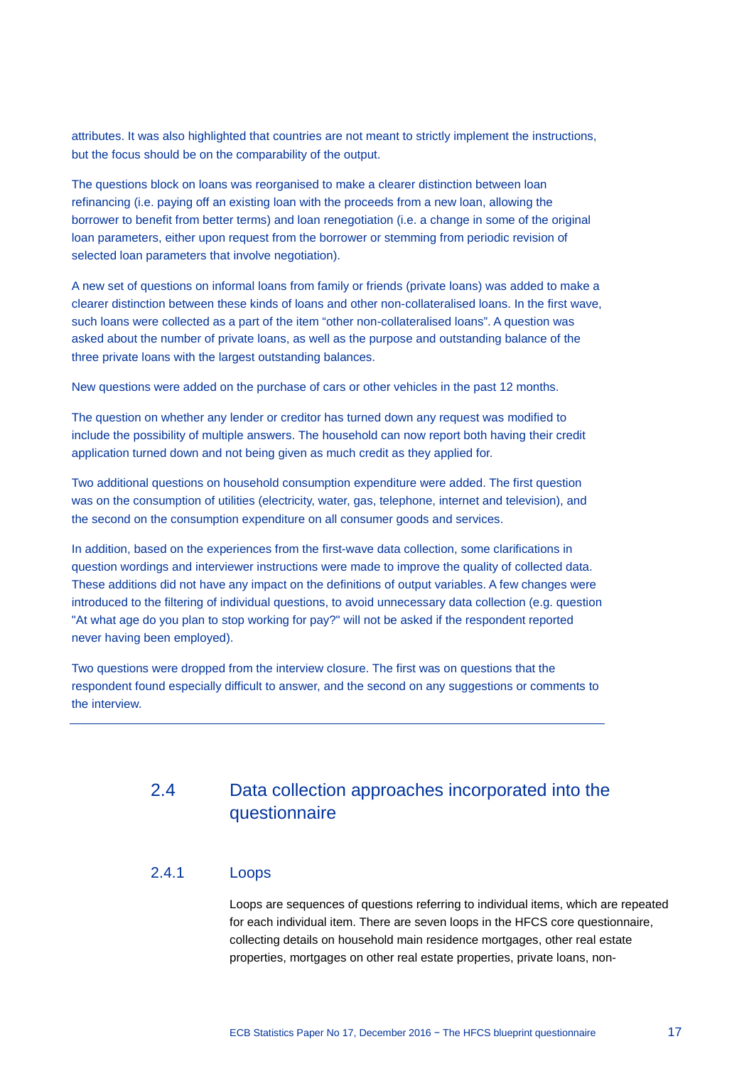attributes. It was also highlighted that countries are not meant to strictly implement the instructions, but the focus should be on the comparability of the output.

The questions block on loans was reorganised to make a clearer distinction between loan refinancing (i.e. paying off an existing loan with the proceeds from a new loan, allowing the borrower to benefit from better terms) and loan renegotiation (i.e. a change in some of the original loan parameters, either upon request from the borrower or stemming from periodic revision of selected loan parameters that involve negotiation).

A new set of questions on informal loans from family or friends (private loans) was added to make a clearer distinction between these kinds of loans and other non-collateralised loans. In the first wave, such loans were collected as a part of the item “other non-collateralised loans”. A question was asked about the number of private loans, as well as the purpose and outstanding balance of the three private loans with the largest outstanding balances.

New questions were added on the purchase of cars or other vehicles in the past 12 months.

The question on whether any lender or creditor has turned down any request was modified to include the possibility of multiple answers. The household can now report both having their credit application turned down and not being given as much credit as they applied for.

Two additional questions on household consumption expenditure were added. The first question was on the consumption of utilities (electricity, water, gas, telephone, internet and television), and the second on the consumption expenditure on all consumer goods and services.

In addition, based on the experiences from the first-wave data collection, some clarifications in question wordings and interviewer instructions were made to improve the quality of collected data. These additions did not have any impact on the definitions of output variables. A few changes were introduced to the filtering of individual questions, to avoid unnecessary data collection (e.g. question "At what age do you plan to stop working for pay?" will not be asked if the respondent reported never having been employed).

Two questions were dropped from the interview closure. The first was on questions that the respondent found especially difficult to answer, and the second on any suggestions or comments to the interview.

## 2.4 Data collection approaches incorporated into the questionnaire

### 2.4.1 Loops

Loops are sequences of questions referring to individual items, which are repeated for each individual item. There are seven loops in the HFCS core questionnaire, collecting details on household main residence mortgages, other real estate properties, mortgages on other real estate properties, private loans, non-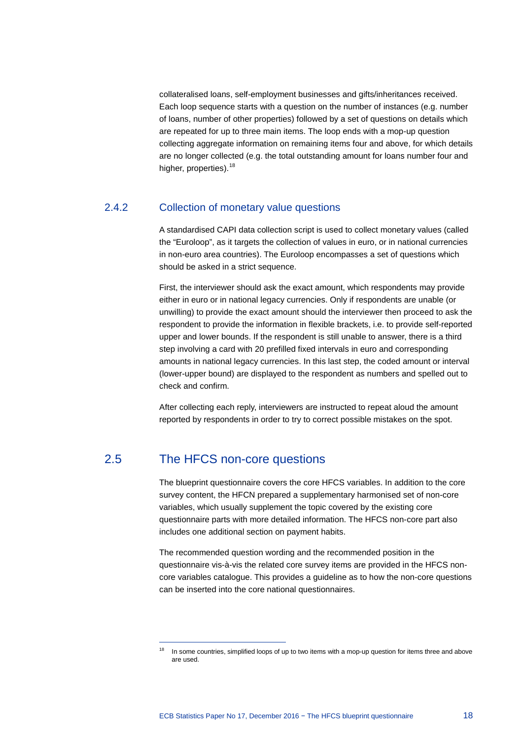collateralised loans, self-employment businesses and gifts/inheritances received. Each loop sequence starts with a question on the number of instances (e.g. number of loans, number of other properties) followed by a set of questions on details which are repeated for up to three main items. The loop ends with a mop-up question collecting aggregate information on remaining items four and above, for which details are no longer collected (e.g. the total outstanding amount for loans number four and higher, properties).[18]

### 2.4.2 Collection of monetary value questions

A standardised CAPI data collection script is used to collect monetary values (called the "Euroloop", as it targets the collection of values in euro, or in national currencies in non-euro area countries). The Euroloop encompasses a set of questions which should be asked in a strict sequence.

First, the interviewer should ask the exact amount, which respondents may provide either in euro or in national legacy currencies. Only if respondents are unable (or unwilling) to provide the exact amount should the interviewer then proceed to ask the respondent to provide the information in flexible brackets, i.e. to provide self-reported upper and lower bounds. If the respondent is still unable to answer, there is a third step involving a card with 20 prefilled fixed intervals in euro and corresponding amounts in national legacy currencies. In this last step, the coded amount or interval (lower-upper bound) are displayed to the respondent as numbers and spelled out to check and confirm.

After collecting each reply, interviewers are instructed to repeat aloud the amount reported by respondents in order to try to correct possible mistakes on the spot.

## 2.5 The HFCS non-core questions

The blueprint questionnaire covers the core HFCS variables. In addition to the core survey content, the HFCN prepared a supplementary harmonised set of non-core variables, which usually supplement the topic covered by the existing core questionnaire parts with more detailed information. The HFCS non-core part also includes one additional section on payment habits.

The recommended question wording and the recommended position in the questionnaire vis-à-vis the related core survey items are provided in the HFCS non-core variables catalogue. This provides a guideline as to how the non-core questions can be inserted into the core national questionnaires.

---

[18] In some countries, simplified loops of up to two items with a mop-up question for items three and above are used.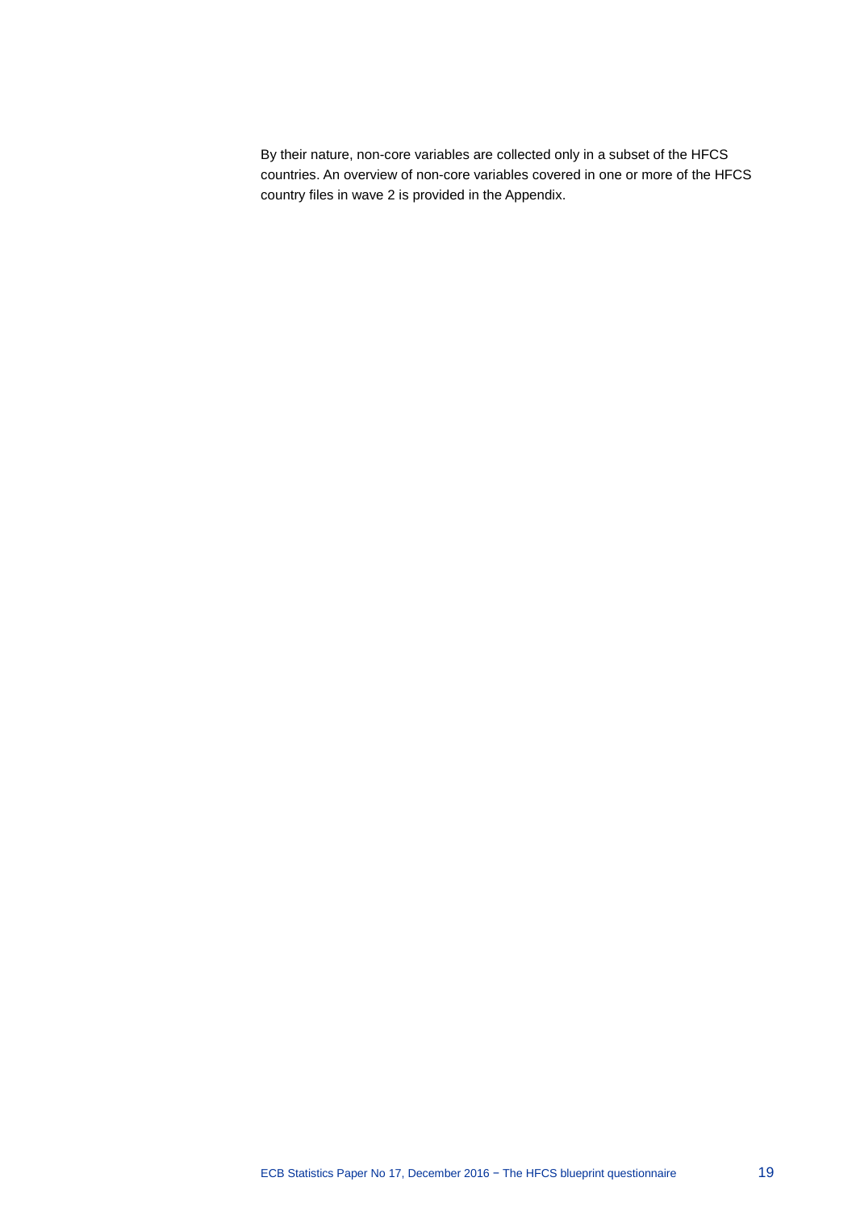By their nature, non-core variables are collected only in a subset of the HFCS countries. An overview of non-core variables covered in one or more of the HFCS country files in wave 2 is provided in the Appendix.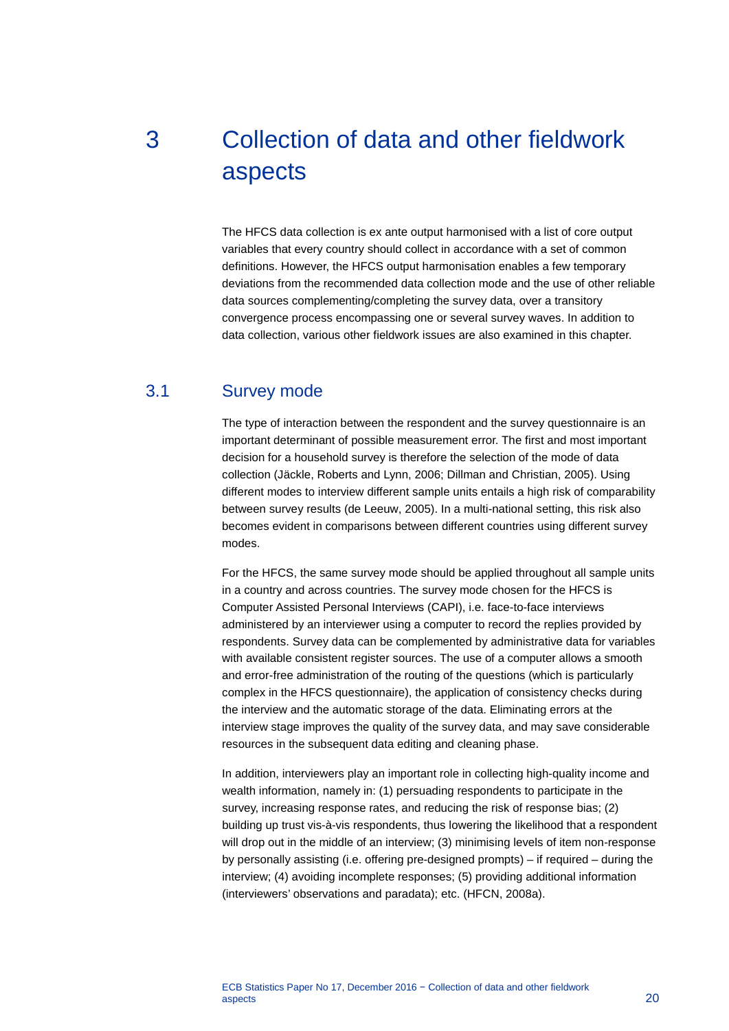# 3 Collection of data and other fieldwork aspects

The HFCS data collection is ex ante output harmonised with a list of core output variables that every country should collect in accordance with a set of common definitions. However, the HFCS output harmonisation enables a few temporary deviations from the recommended data collection mode and the use of other reliable data sources complementing/completing the survey data, over a transitory convergence process encompassing one or several survey waves. In addition to data collection, various other fieldwork issues are also examined in this chapter.

## 3.1 Survey mode

The type of interaction between the respondent and the survey questionnaire is an important determinant of possible measurement error. The first and most important decision for a household survey is therefore the selection of the mode of data collection (Jäckle, Roberts and Lynn, 2006; Dillman and Christian, 2005). Using different modes to interview different sample units entails a high risk of comparability between survey results (de Leeuw, 2005). In a multi-national setting, this risk also becomes evident in comparisons between different countries using different survey modes.

For the HFCS, the same survey mode should be applied throughout all sample units in a country and across countries. The survey mode chosen for the HFCS is Computer Assisted Personal Interviews (CAPI), i.e. face-to-face interviews administered by an interviewer using a computer to record the replies provided by respondents. Survey data can be complemented by administrative data for variables with available consistent register sources. The use of a computer allows a smooth and error-free administration of the routing of the questions (which is particularly complex in the HFCS questionnaire), the application of consistency checks during the interview and the automatic storage of the data. Eliminating errors at the interview stage improves the quality of the survey data, and may save considerable resources in the subsequent data editing and cleaning phase.

In addition, interviewers play an important role in collecting high-quality income and wealth information, namely in: (1) persuading respondents to participate in the survey, increasing response rates, and reducing the risk of response bias; (2) building up trust vis-à-vis respondents, thus lowering the likelihood that a respondent will drop out in the middle of an interview; (3) minimising levels of item non-response by personally assisting (i.e. offering pre-designed prompts) – if required – during the interview; (4) avoiding incomplete responses; (5) providing additional information (interviewers' observations and paradata); etc. (HFCN, 2008a).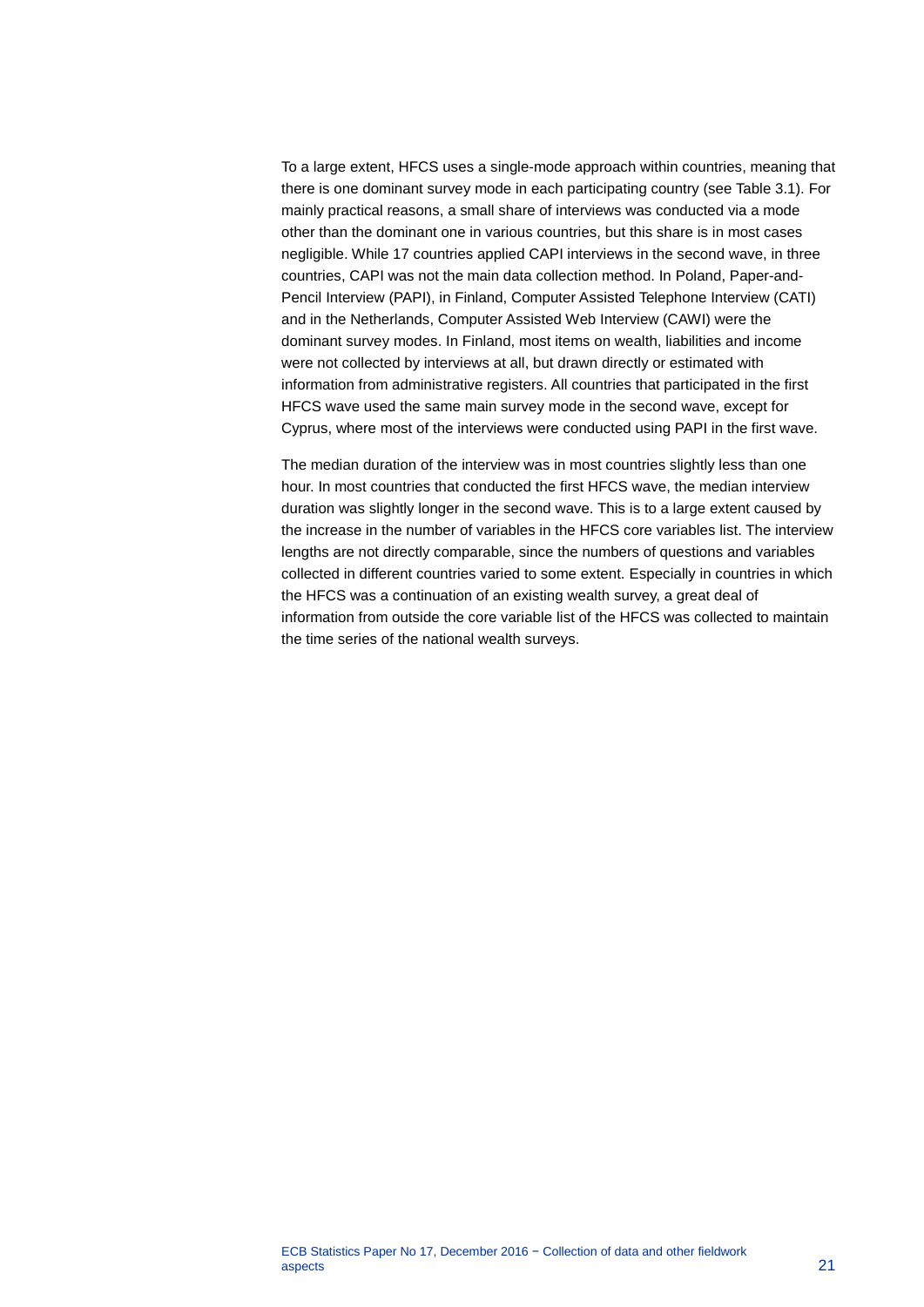To a large extent, HFCS uses a single-mode approach within countries, meaning that there is one dominant survey mode in each participating country (see Table 3.1). For mainly practical reasons, a small share of interviews was conducted via a mode other than the dominant one in various countries, but this share is in most cases negligible. While 17 countries applied CAPI interviews in the second wave, in three countries, CAPI was not the main data collection method. In Poland, Paper-and-Pencil Interview (PAPI), in Finland, Computer Assisted Telephone Interview (CATI) and in the Netherlands, Computer Assisted Web Interview (CAWI) were the dominant survey modes. In Finland, most items on wealth, liabilities and income were not collected by interviews at all, but drawn directly or estimated with information from administrative registers. All countries that participated in the first HFCS wave used the same main survey mode in the second wave, except for Cyprus, where most of the interviews were conducted using PAPI in the first wave.

The median duration of the interview was in most countries slightly less than one hour. In most countries that conducted the first HFCS wave, the median interview duration was slightly longer in the second wave. This is to a large extent caused by the increase in the number of variables in the HFCS core variables list. The interview lengths are not directly comparable, since the numbers of questions and variables collected in different countries varied to some extent. Especially in countries in which the HFCS was a continuation of an existing wealth survey, a great deal of information from outside the core variable list of the HFCS was collected to maintain the time series of the national wealth surveys.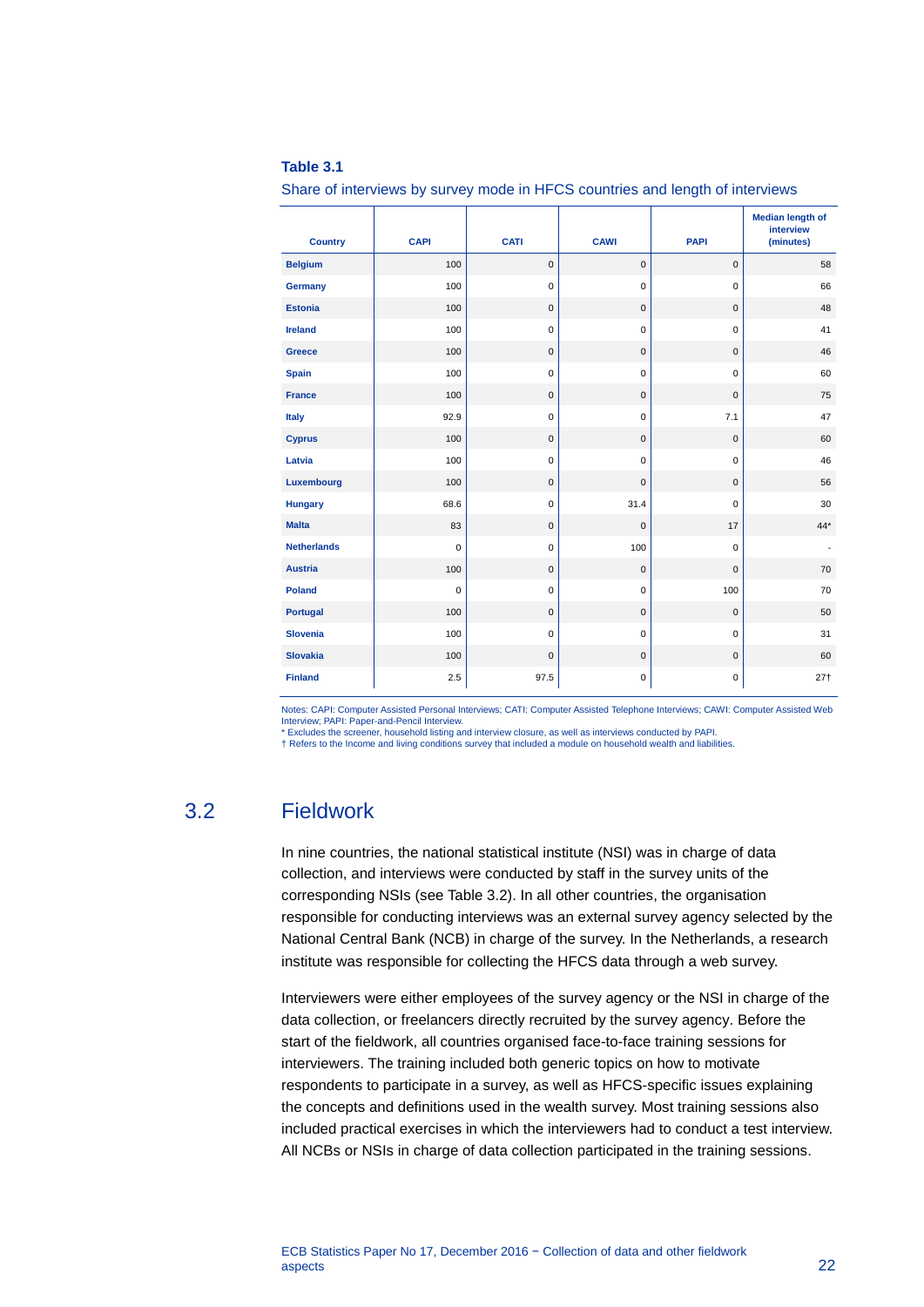**Table 3.1**

Share of interviews by survey mode in HFCS countries and length of interviews

| Country | CAPI | CATI | CAWI | PAPI | Median length of interview (minutes) |
|---|---|---|---|---|---|
| Belgium | 100 | 0 | 0 | 0 | 58 |
| Germany | 100 | 0 | 0 | 0 | 66 |
| Estonia | 100 | 0 | 0 | 0 | 48 |
| Ireland | 100 | 0 | 0 | 0 | 41 |
| Greece | 100 | 0 | 0 | 0 | 46 |
| Spain | 100 | 0 | 0 | 0 | 60 |
| France | 100 | 0 | 0 | 0 | 75 |
| Italy | 92.9 | 0 | 0 | 7.1 | 47 |
| Cyprus | 100 | 0 | 0 | 0 | 60 |
| Latvia | 100 | 0 | 0 | 0 | 46 |
| Luxembourg | 100 | 0 | 0 | 0 | 56 |
| Hungary | 68.6 | 0 | 31.4 | 0 | 30 |
| Malta | 83 | 0 | 0 | 17 | 44* |
| Netherlands | 0 | 0 | 100 | 0 | - |
| Austria | 100 | 0 | 0 | 0 | 70 |
| Poland | 0 | 0 | 0 | 100 | 70 |
| Portugal | 100 | 0 | 0 | 0 | 50 |
| Slovenia | 100 | 0 | 0 | 0 | 31 |
| Slovakia | 100 | 0 | 0 | 0 | 60 |
| Finland | 2.5 | 97.5 | 0 | 0 | 27† |

Notes: CAPI: Computer Assisted Personal Interviews; CATI: Computer Assisted Telephone Interviews; CAWI: Computer Assisted Web Interview; PAPI: Paper-and-Pencil Interview.
* Excludes the screener, household listing and interview closure, as well as interviews conducted by PAPI.
† Refers to the Income and living conditions survey that included a module on household wealth and liabilities.

## 3.2 Fieldwork

In nine countries, the national statistical institute (NSI) was in charge of data collection, and interviews were conducted by staff in the survey units of the corresponding NSIs (see Table 3.2). In all other countries, the organisation responsible for conducting interviews was an external survey agency selected by the National Central Bank (NCB) in charge of the survey. In the Netherlands, a research institute was responsible for collecting the HFCS data through a web survey.

Interviewers were either employees of the survey agency or the NSI in charge of the data collection, or freelancers directly recruited by the survey agency. Before the start of the fieldwork, all countries organised face-to-face training sessions for interviewers. The training included both generic topics on how to motivate respondents to participate in a survey, as well as HFCS-specific issues explaining the concepts and definitions used in the wealth survey. Most training sessions also included practical exercises in which the interviewers had to conduct a test interview. All NCBs or NSIs in charge of data collection participated in the training sessions.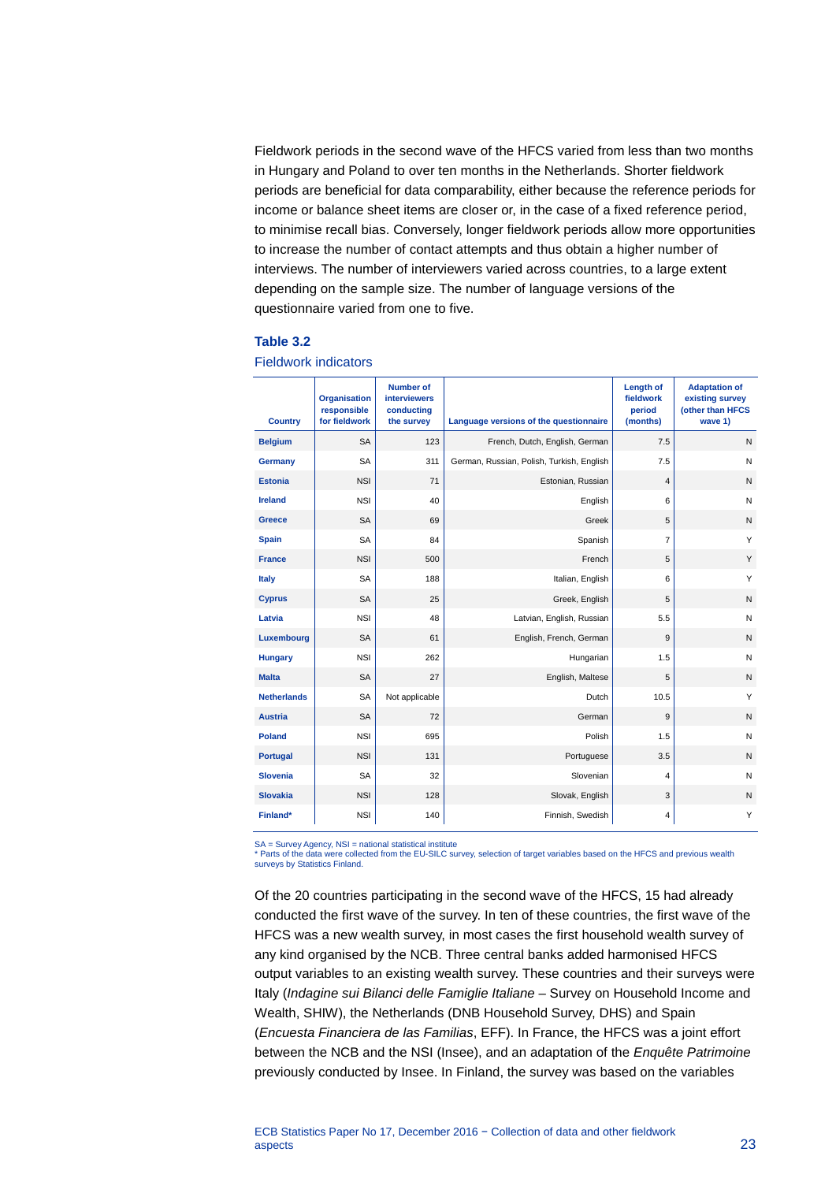Fieldwork periods in the second wave of the HFCS varied from less than two months in Hungary and Poland to over ten months in the Netherlands. Shorter fieldwork periods are beneficial for data comparability, either because the reference periods for income or balance sheet items are closer or, in the case of a fixed reference period, to minimise recall bias. Conversely, longer fieldwork periods allow more opportunities to increase the number of contact attempts and thus obtain a higher number of interviews. The number of interviewers varied across countries, to a large extent depending on the sample size. The number of language versions of the questionnaire varied from one to five.

**Table 3.2**

Fieldwork indicators

| Country | Organisation responsible for fieldwork | Number of interviewers conducting the survey | Language versions of the questionnaire | Length of fieldwork period (months) | Adaptation of existing survey (other than HFCS wave 1) |
|---|---|---|---|---|---|
| **Belgium** | SA | 123 | French, Dutch, English, German | 7.5 | N |
| **Germany** | SA | 311 | German, Russian, Polish, Turkish, English | 7.5 | N |
| **Estonia** | NSI | 71 | Estonian, Russian | 4 | N |
| **Ireland** | NSI | 40 | English | 6 | N |
| **Greece** | SA | 69 | Greek | 5 | N |
| **Spain** | SA | 84 | Spanish | 7 | Y |
| **France** | NSI | 500 | French | 5 | Y |
| **Italy** | SA | 188 | Italian, English | 6 | Y |
| **Cyprus** | SA | 25 | Greek, English | 5 | N |
| **Latvia** | NSI | 48 | Latvian, English, Russian | 5.5 | N |
| **Luxembourg** | SA | 61 | English, French, German | 9 | N |
| **Hungary** | NSI | 262 | Hungarian | 1.5 | N |
| **Malta** | SA | 27 | English, Maltese | 5 | N |
| **Netherlands** | SA | Not applicable | Dutch | 10.5 | Y |
| **Austria** | SA | 72 | German | 9 | N |
| **Poland** | NSI | 695 | Polish | 1.5 | N |
| **Portugal** | NSI | 131 | Portuguese | 3.5 | N |
| **Slovenia** | SA | 32 | Slovenian | 4 | N |
| **Slovakia** | NSI | 128 | Slovak, English | 3 | N |
| **Finland*** | NSI | 140 | Finnish, Swedish | 4 | Y |

SA = Survey Agency, NSI = national statistical institute
* Parts of the data were collected from the EU-SILC survey, selection of target variables based on the HFCS and previous wealth surveys by Statistics Finland.

Of the 20 countries participating in the second wave of the HFCS, 15 had already conducted the first wave of the survey. In ten of these countries, the first wave of the HFCS was a new wealth survey, in most cases the first household wealth survey of any kind organised by the NCB. Three central banks added harmonised HFCS output variables to an existing wealth survey. These countries and their surveys were Italy (*Indagine sui Bilanci delle Famiglie Italiane* – Survey on Household Income and Wealth, SHIW), the Netherlands (DNB Household Survey, DHS) and Spain (*Encuesta Financiera de las Familias*, EFF). In France, the HFCS was a joint effort between the NCB and the NSI (Insee), and an adaptation of the *Enquête Patrimoine* previously conducted by Insee. In Finland, the survey was based on the variables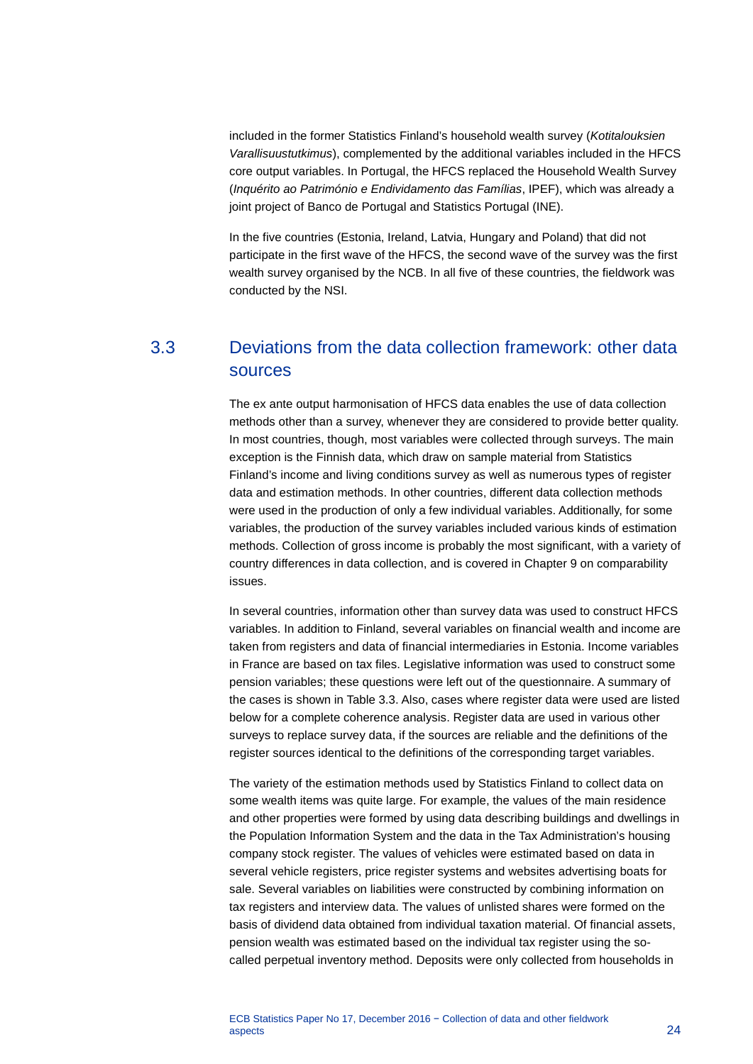included in the former Statistics Finland's household wealth survey (*Kotitalouksien Varallisuustutkimus*), complemented by the additional variables included in the HFCS core output variables. In Portugal, the HFCS replaced the Household Wealth Survey (*Inquérito ao Património e Endividamento das Famílias*, IPEF), which was already a joint project of Banco de Portugal and Statistics Portugal (INE).

In the five countries (Estonia, Ireland, Latvia, Hungary and Poland) that did not participate in the first wave of the HFCS, the second wave of the survey was the first wealth survey organised by the NCB. In all five of these countries, the fieldwork was conducted by the NSI.

## 3.3 Deviations from the data collection framework: other data sources

The ex ante output harmonisation of HFCS data enables the use of data collection methods other than a survey, whenever they are considered to provide better quality. In most countries, though, most variables were collected through surveys. The main exception is the Finnish data, which draw on sample material from Statistics Finland's income and living conditions survey as well as numerous types of register data and estimation methods. In other countries, different data collection methods were used in the production of only a few individual variables. Additionally, for some variables, the production of the survey variables included various kinds of estimation methods. Collection of gross income is probably the most significant, with a variety of country differences in data collection, and is covered in Chapter 9 on comparability issues.

In several countries, information other than survey data was used to construct HFCS variables. In addition to Finland, several variables on financial wealth and income are taken from registers and data of financial intermediaries in Estonia. Income variables in France are based on tax files. Legislative information was used to construct some pension variables; these questions were left out of the questionnaire. A summary of the cases is shown in Table 3.3. Also, cases where register data were used are listed below for a complete coherence analysis. Register data are used in various other surveys to replace survey data, if the sources are reliable and the definitions of the register sources identical to the definitions of the corresponding target variables.

The variety of the estimation methods used by Statistics Finland to collect data on some wealth items was quite large. For example, the values of the main residence and other properties were formed by using data describing buildings and dwellings in the Population Information System and the data in the Tax Administration's housing company stock register. The values of vehicles were estimated based on data in several vehicle registers, price register systems and websites advertising boats for sale. Several variables on liabilities were constructed by combining information on tax registers and interview data. The values of unlisted shares were formed on the basis of dividend data obtained from individual taxation material. Of financial assets, pension wealth was estimated based on the individual tax register using the so-called perpetual inventory method. Deposits were only collected from households in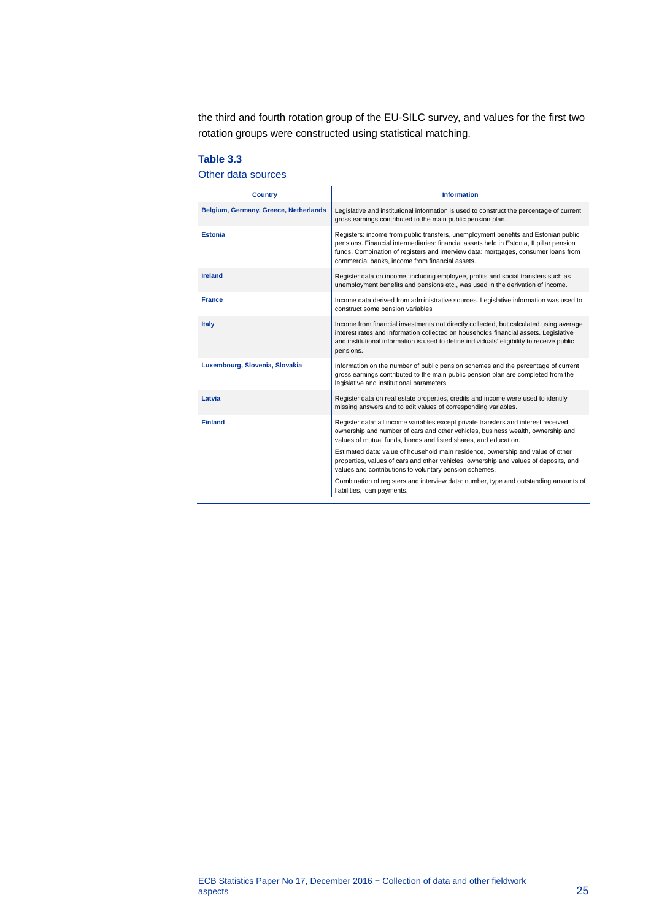the third and fourth rotation group of the EU-SILC survey, and values for the first two rotation groups were constructed using statistical matching.

**Table 3.3**

Other data sources

| Country | Information |
|---|---|
| **Belgium, Germany, Greece, Netherlands** | Legislative and institutional information is used to construct the percentage of current gross earnings contributed to the main public pension plan. |
| **Estonia** | Registers: income from public transfers, unemployment benefits and Estonian public pensions. Financial intermediaries: financial assets held in Estonia, II pillar pension funds. Combination of registers and interview data: mortgages, consumer loans from commercial banks, income from financial assets. |
| **Ireland** | Register data on income, including employee, profits and social transfers such as unemployment benefits and pensions etc., was used in the derivation of income. |
| **France** | Income data derived from administrative sources. Legislative information was used to construct some pension variables |
| **Italy** | Income from financial investments not directly collected, but calculated using average interest rates and information collected on households financial assets. Legislative and institutional information is used to define individuals' eligibility to receive public pensions. |
| **Luxembourg, Slovenia, Slovakia** | Information on the number of public pension schemes and the percentage of current gross earnings contributed to the main public pension plan are completed from the legislative and institutional parameters. |
| **Latvia** | Register data on real estate properties, credits and income were used to identify missing answers and to edit values of corresponding variables. |
| **Finland** | Register data: all income variables except private transfers and interest received, ownership and number of cars and other vehicles, business wealth, ownership and values of mutual funds, bonds and listed shares, and education.<br><br>Estimated data: value of household main residence, ownership and value of other properties, values of cars and other vehicles, ownership and values of deposits, and values and contributions to voluntary pension schemes.<br><br>Combination of registers and interview data: number, type and outstanding amounts of liabilities, loan payments. |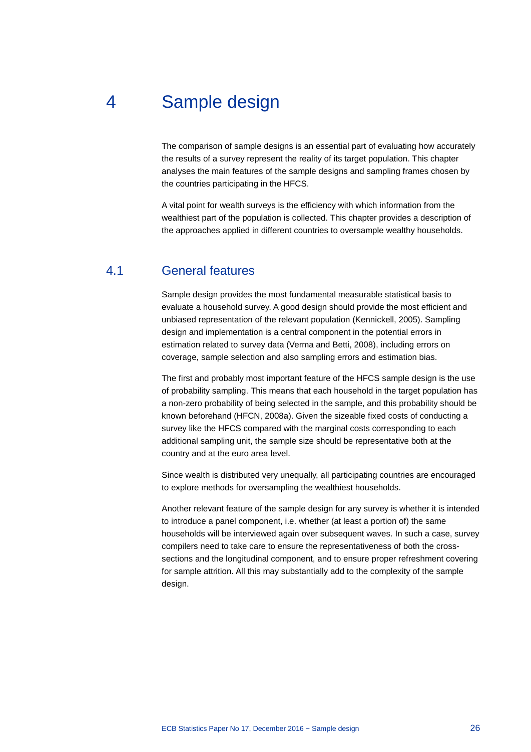# 4 Sample design

The comparison of sample designs is an essential part of evaluating how accurately the results of a survey represent the reality of its target population. This chapter analyses the main features of the sample designs and sampling frames chosen by the countries participating in the HFCS.

A vital point for wealth surveys is the efficiency with which information from the wealthiest part of the population is collected. This chapter provides a description of the approaches applied in different countries to oversample wealthy households.

## 4.1 General features

Sample design provides the most fundamental measurable statistical basis to evaluate a household survey. A good design should provide the most efficient and unbiased representation of the relevant population (Kennickell, 2005). Sampling design and implementation is a central component in the potential errors in estimation related to survey data (Verma and Betti, 2008), including errors on coverage, sample selection and also sampling errors and estimation bias.

The first and probably most important feature of the HFCS sample design is the use of probability sampling. This means that each household in the target population has a non-zero probability of being selected in the sample, and this probability should be known beforehand (HFCN, 2008a). Given the sizeable fixed costs of conducting a survey like the HFCS compared with the marginal costs corresponding to each additional sampling unit, the sample size should be representative both at the country and at the euro area level.

Since wealth is distributed very unequally, all participating countries are encouraged to explore methods for oversampling the wealthiest households.

Another relevant feature of the sample design for any survey is whether it is intended to introduce a panel component, i.e. whether (at least a portion of) the same households will be interviewed again over subsequent waves. In such a case, survey compilers need to take care to ensure the representativeness of both the cross-sections and the longitudinal component, and to ensure proper refreshment covering for sample attrition. All this may substantially add to the complexity of the sample design.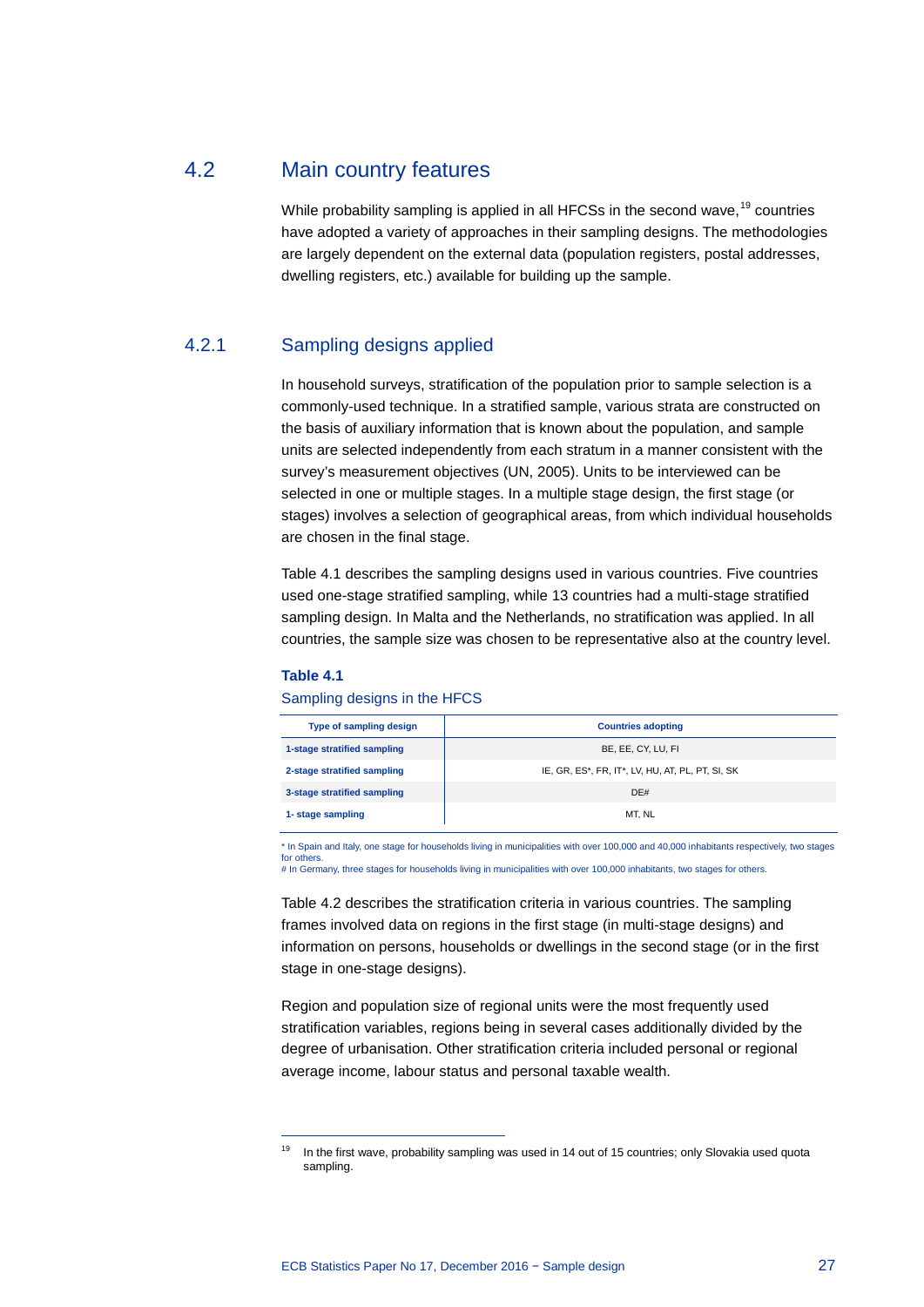## 4.2 Main country features

While probability sampling is applied in all HFCSs in the second wave,[19] countries have adopted a variety of approaches in their sampling designs. The methodologies are largely dependent on the external data (population registers, postal addresses, dwelling registers, etc.) available for building up the sample.

### 4.2.1 Sampling designs applied

In household surveys, stratification of the population prior to sample selection is a commonly-used technique. In a stratified sample, various strata are constructed on the basis of auxiliary information that is known about the population, and sample units are selected independently from each stratum in a manner consistent with the survey's measurement objectives (UN, 2005). Units to be interviewed can be selected in one or multiple stages. In a multiple stage design, the first stage (or stages) involves a selection of geographical areas, from which individual households are chosen in the final stage.

Table 4.1 describes the sampling designs used in various countries. Five countries used one-stage stratified sampling, while 13 countries had a multi-stage stratified sampling design. In Malta and the Netherlands, no stratification was applied. In all countries, the sample size was chosen to be representative also at the country level.

**Table 4.1**

Sampling designs in the HFCS

| Type of sampling design | Countries adopting |
|---|---|
| **1-stage stratified sampling** | BE, EE, CY, LU, FI |
| **2-stage stratified sampling** | IE, GR, ES*, FR, IT*, LV, HU, AT, PL, PT, SI, SK |
| **3-stage stratified sampling** | DE# |
| **1- stage sampling** | MT, NL |

\* In Spain and Italy, one stage for households living in municipalities with over 100,000 and 40,000 inhabitants respectively, two stages for others.
# In Germany, three stages for households living in municipalities with over 100,000 inhabitants, two stages for others.

Table 4.2 describes the stratification criteria in various countries. The sampling frames involved data on regions in the first stage (in multi-stage designs) and information on persons, households or dwellings in the second stage (or in the first stage in one-stage designs).

Region and population size of regional units were the most frequently used stratification variables, regions being in several cases additionally divided by the degree of urbanisation. Other stratification criteria included personal or regional average income, labour status and personal taxable wealth.

---

[19] In the first wave, probability sampling was used in 14 out of 15 countries; only Slovakia used quota sampling.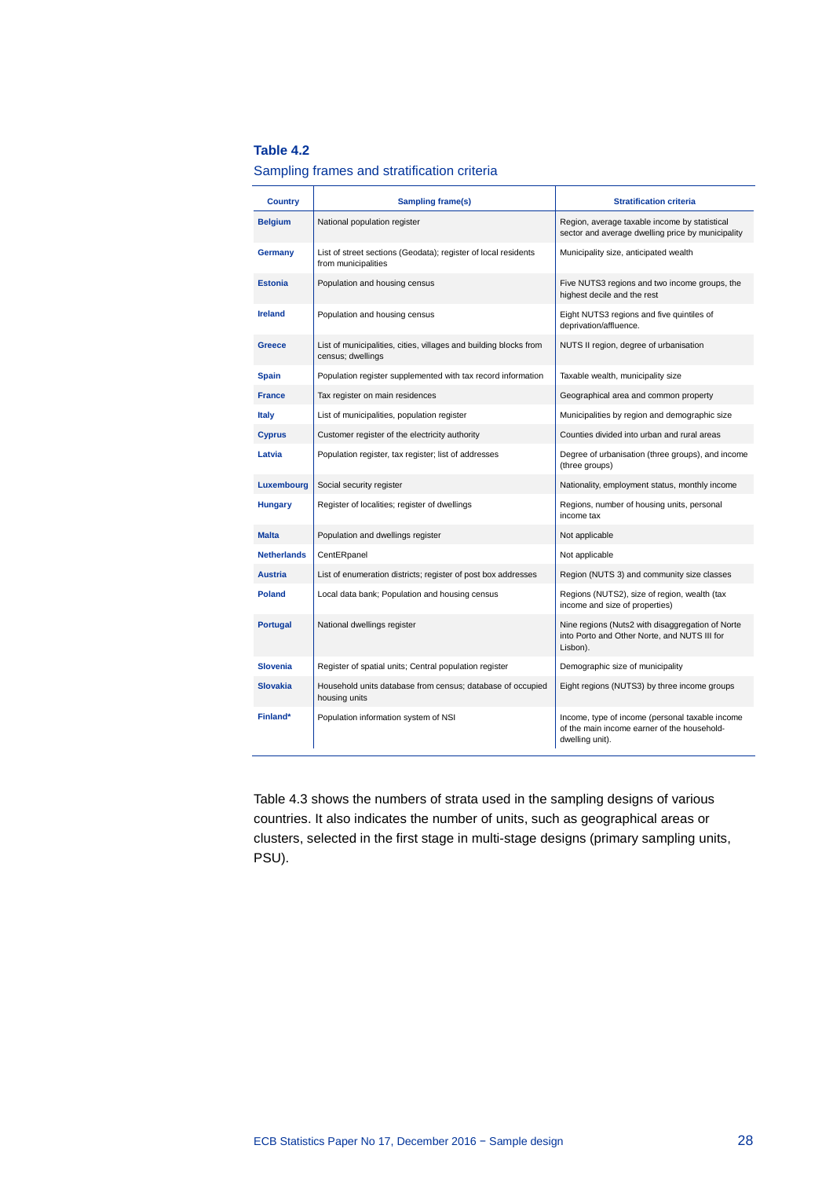**Table 4.2**

Sampling frames and stratification criteria

| Country | Sampling frame(s) | Stratification criteria |
|---|---|---|
| **Belgium** | National population register | Region, average taxable income by statistical sector and average dwelling price by municipality |
| **Germany** | List of street sections (Geodata); register of local residents from municipalities | Municipality size, anticipated wealth |
| **Estonia** | Population and housing census | Five NUTS3 regions and two income groups, the highest decile and the rest |
| **Ireland** | Population and housing census | Eight NUTS3 regions and five quintiles of deprivation/affluence. |
| **Greece** | List of municipalities, cities, villages and building blocks from census; dwellings | NUTS II region, degree of urbanisation |
| **Spain** | Population register supplemented with tax record information | Taxable wealth, municipality size |
| **France** | Tax register on main residences | Geographical area and common property |
| **Italy** | List of municipalities, population register | Municipalities by region and demographic size |
| **Cyprus** | Customer register of the electricity authority | Counties divided into urban and rural areas |
| **Latvia** | Population register, tax register; list of addresses | Degree of urbanisation (three groups), and income (three groups) |
| **Luxembourg** | Social security register | Nationality, employment status, monthly income |
| **Hungary** | Register of localities; register of dwellings | Regions, number of housing units, personal income tax |
| **Malta** | Population and dwellings register | Not applicable |
| **Netherlands** | CentERpanel | Not applicable |
| **Austria** | List of enumeration districts; register of post box addresses | Region (NUTS 3) and community size classes |
| **Poland** | Local data bank; Population and housing census | Regions (NUTS2), size of region, wealth (tax income and size of properties) |
| **Portugal** | National dwellings register | Nine regions (Nuts2 with disaggregation of Norte into Porto and Other Norte, and NUTS III for Lisbon). |
| **Slovenia** | Register of spatial units; Central population register | Demographic size of municipality |
| **Slovakia** | Household units database from census; database of occupied housing units | Eight regions (NUTS3) by three income groups |
| **Finland*** | Population information system of NSI | Income, type of income (personal taxable income of the main income earner of the household-dwelling unit). |

Table 4.3 shows the numbers of strata used in the sampling designs of various countries. It also indicates the number of units, such as geographical areas or clusters, selected in the first stage in multi-stage designs (primary sampling units, PSU).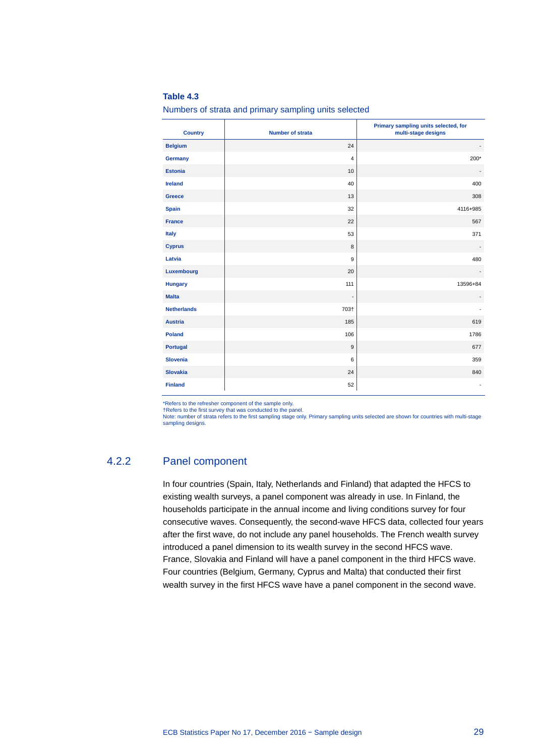**Table 4.3**

Numbers of strata and primary sampling units selected

| Country | Number of strata | Primary sampling units selected, for multi-stage designs |
|---|---|---|
| Belgium | 24 | - |
| Germany | 4 | 200* |
| Estonia | 10 | - |
| Ireland | 40 | 400 |
| Greece | 13 | 308 |
| Spain | 32 | 4116+985 |
| France | 22 | 567 |
| Italy | 53 | 371 |
| Cyprus | 8 | - |
| Latvia | 9 | 480 |
| Luxembourg | 20 | - |
| Hungary | 111 | 13596+84 |
| Malta | - | - |
| Netherlands | 703† | - |
| Austria | 185 | 619 |
| Poland | 106 | 1786 |
| Portugal | 9 | 677 |
| Slovenia | 6 | 359 |
| Slovakia | 24 | 840 |
| Finland | 52 | - |

*Refers to the refresher component of the sample only.
†Refers to the first survey that was conducted to the panel.
Note: number of strata refers to the first sampling stage only. Primary sampling units selected are shown for countries with multi-stage sampling designs.

## 4.2.2 Panel component

In four countries (Spain, Italy, Netherlands and Finland) that adapted the HFCS to existing wealth surveys, a panel component was already in use. In Finland, the households participate in the annual income and living conditions survey for four consecutive waves. Consequently, the second-wave HFCS data, collected four years after the first wave, do not include any panel households. The French wealth survey introduced a panel dimension to its wealth survey in the second HFCS wave. France, Slovakia and Finland will have a panel component in the third HFCS wave. Four countries (Belgium, Germany, Cyprus and Malta) that conducted their first wealth survey in the first HFCS wave have a panel component in the second wave.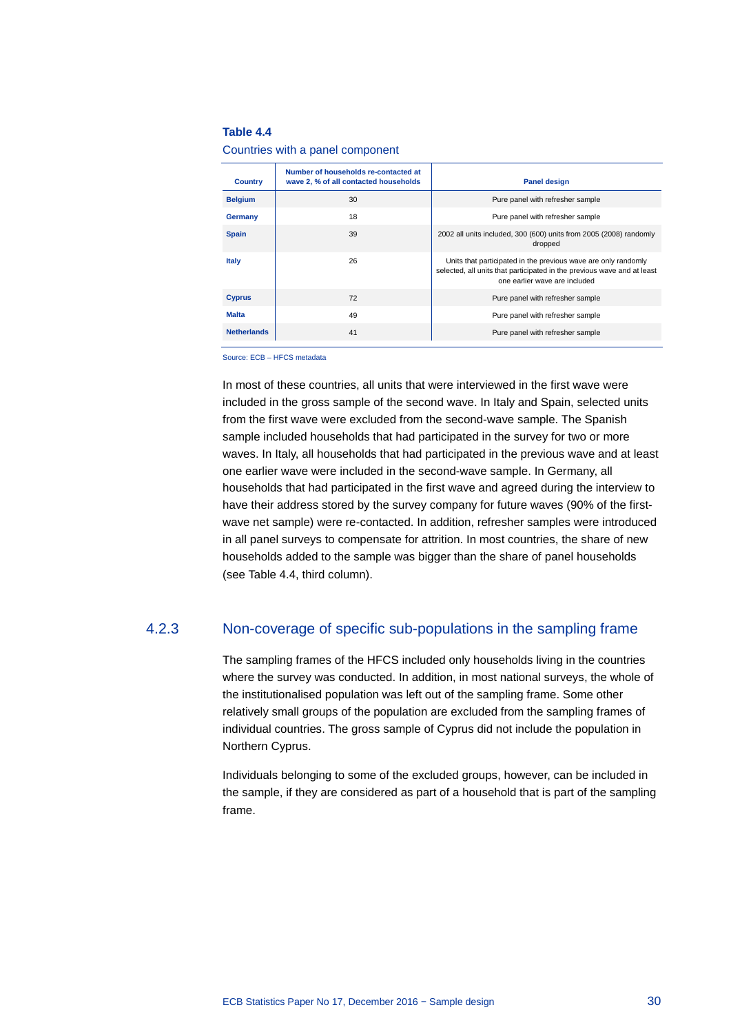**Table 4.4**

Countries with a panel component

| Country | Number of households re-contacted at wave 2, % of all contacted households | Panel design |
|---|---|---|
| **Belgium** | 30 | Pure panel with refresher sample |
| **Germany** | 18 | Pure panel with refresher sample |
| **Spain** | 39 | 2002 all units included, 300 (600) units from 2005 (2008) randomly dropped |
| **Italy** | 26 | Units that participated in the previous wave are only randomly selected, all units that participated in the previous wave and at least one earlier wave are included |
| **Cyprus** | 72 | Pure panel with refresher sample |
| **Malta** | 49 | Pure panel with refresher sample |
| **Netherlands** | 41 | Pure panel with refresher sample |

Source: ECB – HFCS metadata

In most of these countries, all units that were interviewed in the first wave were included in the gross sample of the second wave. In Italy and Spain, selected units from the first wave were excluded from the second-wave sample. The Spanish sample included households that had participated in the survey for two or more waves. In Italy, all households that had participated in the previous wave and at least one earlier wave were included in the second-wave sample. In Germany, all households that had participated in the first wave and agreed during the interview to have their address stored by the survey company for future waves (90% of the first-wave net sample) were re-contacted. In addition, refresher samples were introduced in all panel surveys to compensate for attrition. In most countries, the share of new households added to the sample was bigger than the share of panel households (see Table 4.4, third column).

### 4.2.3 Non-coverage of specific sub-populations in the sampling frame

The sampling frames of the HFCS included only households living in the countries where the survey was conducted. In addition, in most national surveys, the whole of the institutionalised population was left out of the sampling frame. Some other relatively small groups of the population are excluded from the sampling frames of individual countries. The gross sample of Cyprus did not include the population in Northern Cyprus.

Individuals belonging to some of the excluded groups, however, can be included in the sample, if they are considered as part of a household that is part of the sampling frame.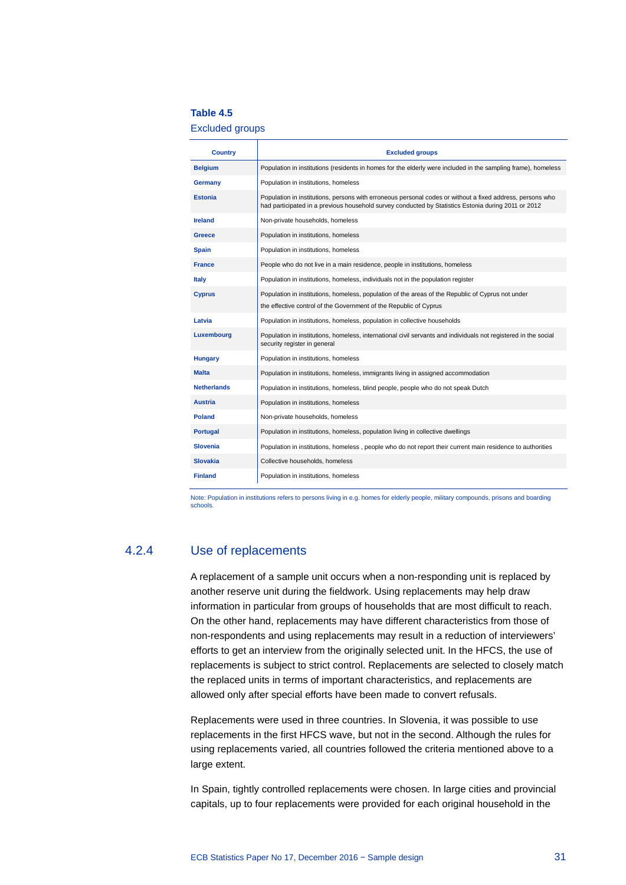**Table 4.5**

Excluded groups

| Country | Excluded groups |
|---|---|
| **Belgium** | Population in institutions (residents in homes for the elderly were included in the sampling frame), homeless |
| **Germany** | Population in institutions, homeless |
| **Estonia** | Population in institutions, persons with erroneous personal codes or without a fixed address, persons who had participated in a previous household survey conducted by Statistics Estonia during 2011 or 2012 |
| **Ireland** | Non-private households, homeless |
| **Greece** | Population in institutions, homeless |
| **Spain** | Population in institutions, homeless |
| **France** | People who do not live in a main residence, people in institutions, homeless |
| **Italy** | Population in institutions, homeless, individuals not in the population register |
| **Cyprus** | Population in institutions, homeless, population of the areas of the Republic of Cyprus not under the effective control of the Government of the Republic of Cyprus |
| **Latvia** | Population in institutions, homeless, population in collective households |
| **Luxembourg** | Population in institutions, homeless, international civil servants and individuals not registered in the social security register in general |
| **Hungary** | Population in institutions, homeless |
| **Malta** | Population in institutions, homeless, immigrants living in assigned accommodation |
| **Netherlands** | Population in institutions, homeless, blind people, people who do not speak Dutch |
| **Austria** | Population in institutions, homeless |
| **Poland** | Non-private households, homeless |
| **Portugal** | Population in institutions, homeless, population living in collective dwellings |
| **Slovenia** | Population in institutions, homeless , people who do not report their current main residence to authorities |
| **Slovakia** | Collective households, homeless |
| **Finland** | Population in institutions, homeless |

Note: Population in institutions refers to persons living in e.g. homes for elderly people, military compounds, prisons and boarding schools.

### 4.2.4 Use of replacements

A replacement of a sample unit occurs when a non-responding unit is replaced by another reserve unit during the fieldwork. Using replacements may help draw information in particular from groups of households that are most difficult to reach. On the other hand, replacements may have different characteristics from those of non-respondents and using replacements may result in a reduction of interviewers' efforts to get an interview from the originally selected unit. In the HFCS, the use of replacements is subject to strict control. Replacements are selected to closely match the replaced units in terms of important characteristics, and replacements are allowed only after special efforts have been made to convert refusals.

Replacements were used in three countries. In Slovenia, it was possible to use replacements in the first HFCS wave, but not in the second. Although the rules for using replacements varied, all countries followed the criteria mentioned above to a large extent.

In Spain, tightly controlled replacements were chosen. In large cities and provincial capitals, up to four replacements were provided for each original household in the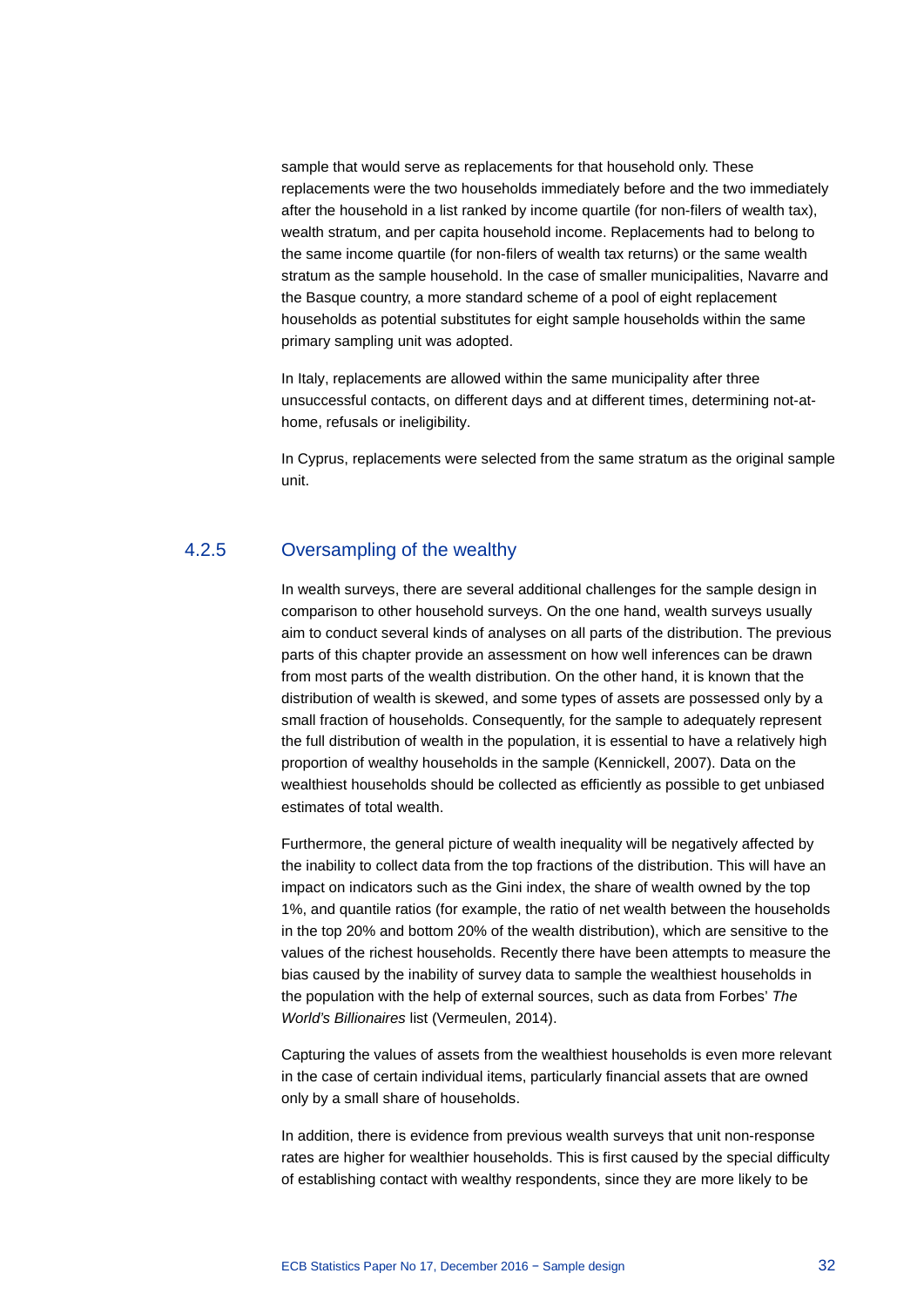sample that would serve as replacements for that household only. These replacements were the two households immediately before and the two immediately after the household in a list ranked by income quartile (for non-filers of wealth tax), wealth stratum, and per capita household income. Replacements had to belong to the same income quartile (for non-filers of wealth tax returns) or the same wealth stratum as the sample household. In the case of smaller municipalities, Navarre and the Basque country, a more standard scheme of a pool of eight replacement households as potential substitutes for eight sample households within the same primary sampling unit was adopted.

In Italy, replacements are allowed within the same municipality after three unsuccessful contacts, on different days and at different times, determining not-at-home, refusals or ineligibility.

In Cyprus, replacements were selected from the same stratum as the original sample unit.

### 4.2.5 Oversampling of the wealthy

In wealth surveys, there are several additional challenges for the sample design in comparison to other household surveys. On the one hand, wealth surveys usually aim to conduct several kinds of analyses on all parts of the distribution. The previous parts of this chapter provide an assessment on how well inferences can be drawn from most parts of the wealth distribution. On the other hand, it is known that the distribution of wealth is skewed, and some types of assets are possessed only by a small fraction of households. Consequently, for the sample to adequately represent the full distribution of wealth in the population, it is essential to have a relatively high proportion of wealthy households in the sample (Kennickell, 2007). Data on the wealthiest households should be collected as efficiently as possible to get unbiased estimates of total wealth.

Furthermore, the general picture of wealth inequality will be negatively affected by the inability to collect data from the top fractions of the distribution. This will have an impact on indicators such as the Gini index, the share of wealth owned by the top 1%, and quantile ratios (for example, the ratio of net wealth between the households in the top 20% and bottom 20% of the wealth distribution), which are sensitive to the values of the richest households. Recently there have been attempts to measure the bias caused by the inability of survey data to sample the wealthiest households in the population with the help of external sources, such as data from Forbes' *The World's Billionaires* list (Vermeulen, 2014).

Capturing the values of assets from the wealthiest households is even more relevant in the case of certain individual items, particularly financial assets that are owned only by a small share of households.

In addition, there is evidence from previous wealth surveys that unit non-response rates are higher for wealthier households. This is first caused by the special difficulty of establishing contact with wealthy respondents, since they are more likely to be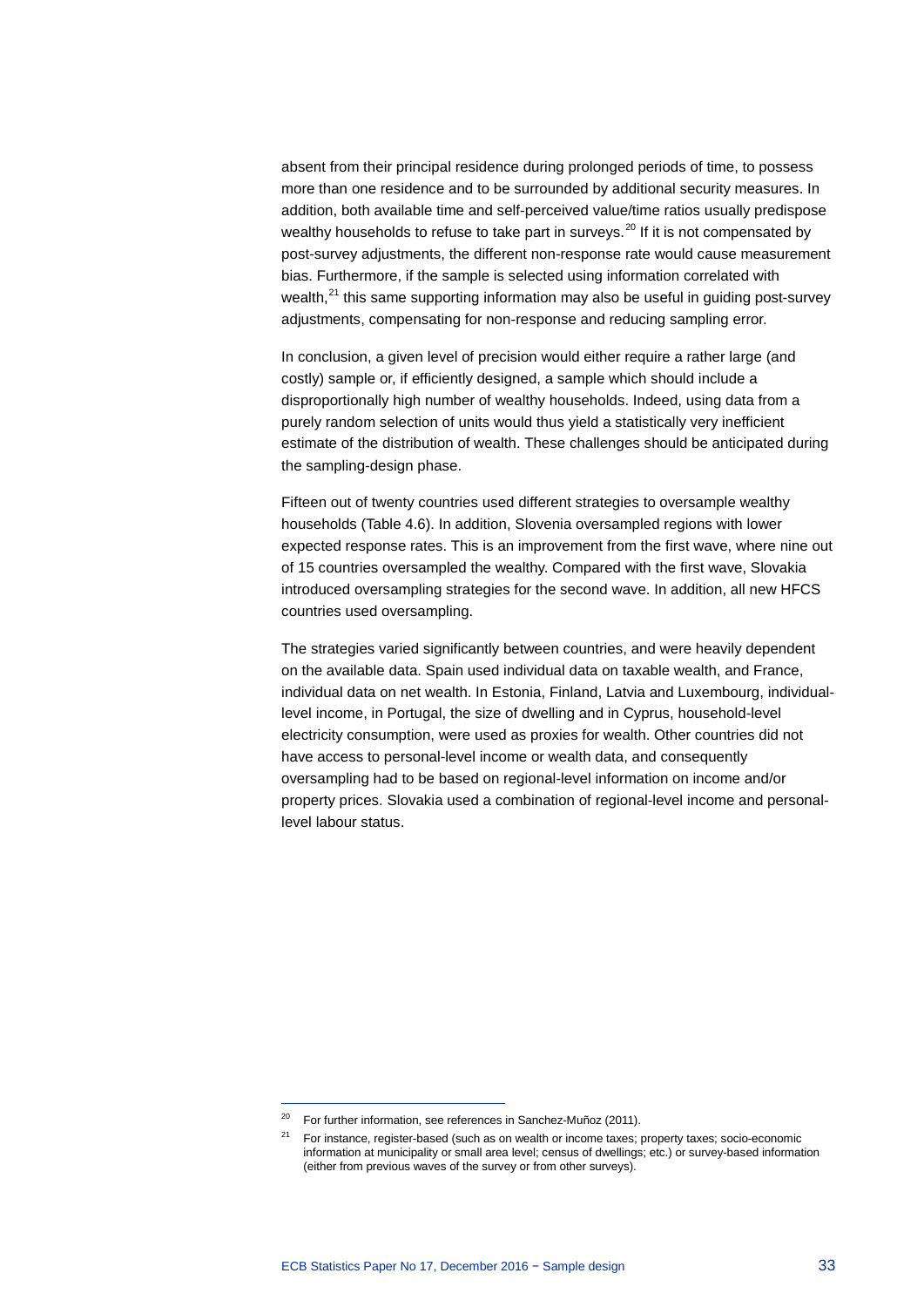absent from their principal residence during prolonged periods of time, to possess more than one residence and to be surrounded by additional security measures. In addition, both available time and self-perceived value/time ratios usually predispose wealthy households to refuse to take part in surveys.[20] If it is not compensated by post-survey adjustments, the different non-response rate would cause measurement bias. Furthermore, if the sample is selected using information correlated with wealth,[21] this same supporting information may also be useful in guiding post-survey adjustments, compensating for non-response and reducing sampling error.

In conclusion, a given level of precision would either require a rather large (and costly) sample or, if efficiently designed, a sample which should include a disproportionally high number of wealthy households. Indeed, using data from a purely random selection of units would thus yield a statistically very inefficient estimate of the distribution of wealth. These challenges should be anticipated during the sampling-design phase.

Fifteen out of twenty countries used different strategies to oversample wealthy households (Table 4.6). In addition, Slovenia oversampled regions with lower expected response rates. This is an improvement from the first wave, where nine out of 15 countries oversampled the wealthy. Compared with the first wave, Slovakia introduced oversampling strategies for the second wave. In addition, all new HFCS countries used oversampling.

The strategies varied significantly between countries, and were heavily dependent on the available data. Spain used individual data on taxable wealth, and France, individual data on net wealth. In Estonia, Finland, Latvia and Luxembourg, individual-level income, in Portugal, the size of dwelling and in Cyprus, household-level electricity consumption, were used as proxies for wealth. Other countries did not have access to personal-level income or wealth data, and consequently oversampling had to be based on regional-level information on income and/or property prices. Slovakia used a combination of regional-level income and personal-level labour status.

---

[20] For further information, see references in Sanchez-Muñoz (2011).

[21] For instance, register-based (such as on wealth or income taxes; property taxes; socio-economic information at municipality or small area level; census of dwellings; etc.) or survey-based information (either from previous waves of the survey or from other surveys).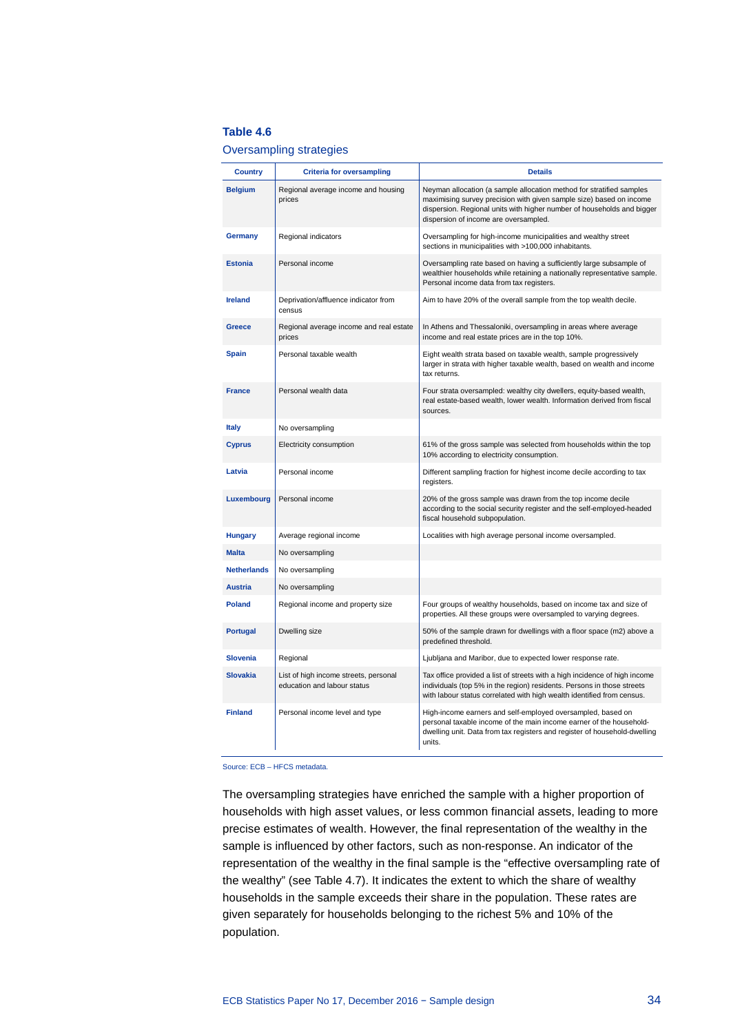### Table 4.6

Oversampling strategies

| Country | Criteria for oversampling | Details |
|---|---|---|
| **Belgium** | Regional average income and housing prices | Neyman allocation (a sample allocation method for stratified samples maximising survey precision with given sample size) based on income dispersion. Regional units with higher number of households and bigger dispersion of income are oversampled. |
| **Germany** | Regional indicators | Oversampling for high-income municipalities and wealthy street sections in municipalities with >100,000 inhabitants. |
| **Estonia** | Personal income | Oversampling rate based on having a sufficiently large subsample of wealthier households while retaining a nationally representative sample. Personal income data from tax registers. |
| **Ireland** | Deprivation/affluence indicator from census | Aim to have 20% of the overall sample from the top wealth decile. |
| **Greece** | Regional average income and real estate prices | In Athens and Thessaloniki, oversampling in areas where average income and real estate prices are in the top 10%. |
| **Spain** | Personal taxable wealth | Eight wealth strata based on taxable wealth, sample progressively larger in strata with higher taxable wealth, based on wealth and income tax returns. |
| **France** | Personal wealth data | Four strata oversampled: wealthy city dwellers, equity-based wealth, real estate-based wealth, lower wealth. Information derived from fiscal sources. |
| **Italy** | No oversampling | |
| **Cyprus** | Electricity consumption | 61% of the gross sample was selected from households within the top 10% according to electricity consumption. |
| **Latvia** | Personal income | Different sampling fraction for highest income decile according to tax registers. |
| **Luxembourg** | Personal income | 20% of the gross sample was drawn from the top income decile according to the social security register and the self-employed-headed fiscal household subpopulation. |
| **Hungary** | Average regional income | Localities with high average personal income oversampled. |
| **Malta** | No oversampling | |
| **Netherlands** | No oversampling | |
| **Austria** | No oversampling | |
| **Poland** | Regional income and property size | Four groups of wealthy households, based on income tax and size of properties. All these groups were oversampled to varying degrees. |
| **Portugal** | Dwelling size | 50% of the sample drawn for dwellings with a floor space (m2) above a predefined threshold. |
| **Slovenia** | Regional | Ljubljana and Maribor, due to expected lower response rate. |
| **Slovakia** | List of high income streets, personal education and labour status | Tax office provided a list of streets with a high incidence of high income individuals (top 5% in the region) residents. Persons in those streets with labour status correlated with high wealth identified from census. |
| **Finland** | Personal income level and type | High-income earners and self-employed oversampled, based on personal taxable income of the main income earner of the household-dwelling unit. Data from tax registers and register of household-dwelling units. |

Source: ECB – HFCS metadata.

The oversampling strategies have enriched the sample with a higher proportion of households with high asset values, or less common financial assets, leading to more precise estimates of wealth. However, the final representation of the wealthy in the sample is influenced by other factors, such as non-response. An indicator of the representation of the wealthy in the final sample is the "effective oversampling rate of the wealthy" (see Table 4.7). It indicates the extent to which the share of wealthy households in the sample exceeds their share in the population. These rates are given separately for households belonging to the richest 5% and 10% of the population.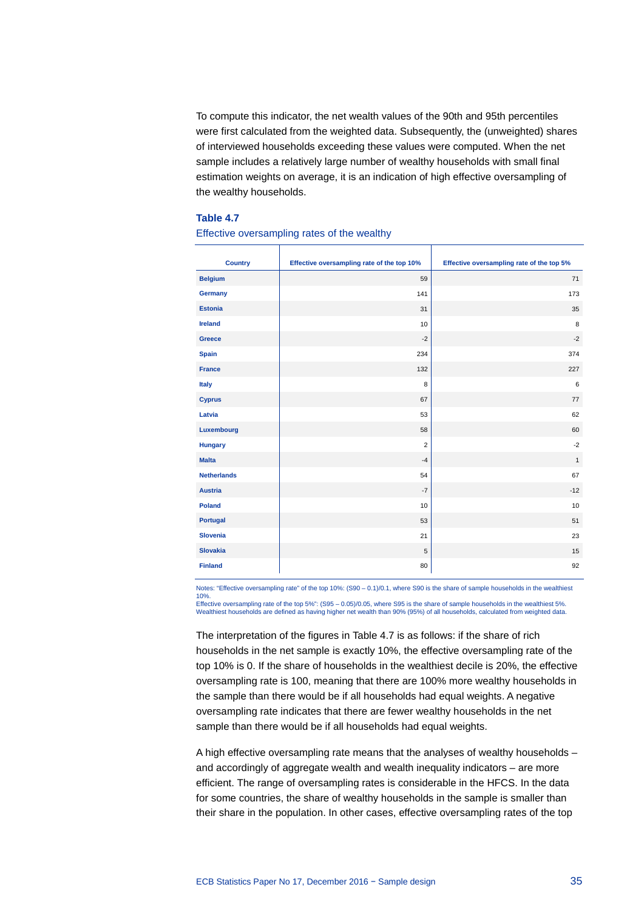To compute this indicator, the net wealth values of the 90th and 95th percentiles were first calculated from the weighted data. Subsequently, the (unweighted) shares of interviewed households exceeding these values were computed. When the net sample includes a relatively large number of wealthy households with small final estimation weights on average, it is an indication of high effective oversampling of the wealthy households.

**Table 4.7**

Effective oversampling rates of the wealthy

| Country | Effective oversampling rate of the top 10% | Effective oversampling rate of the top 5% |
|---|---|---|
| Belgium | 59 | 71 |
| Germany | 141 | 173 |
| Estonia | 31 | 35 |
| Ireland | 10 | 8 |
| Greece | -2 | -2 |
| Spain | 234 | 374 |
| France | 132 | 227 |
| Italy | 8 | 6 |
| Cyprus | 67 | 77 |
| Latvia | 53 | 62 |
| Luxembourg | 58 | 60 |
| Hungary | 2 | -2 |
| Malta | -4 | 1 |
| Netherlands | 54 | 67 |
| Austria | -7 | -12 |
| Poland | 10 | 10 |
| Portugal | 53 | 51 |
| Slovenia | 21 | 23 |
| Slovakia | 5 | 15 |
| Finland | 80 | 92 |

Notes: "Effective oversampling rate" of the top 10%: (S90 – 0.1)/0.1, where S90 is the share of sample households in the wealthiest 10%.
Effective oversampling rate of the top 5%": (S95 – 0.05)/0.05, where S95 is the share of sample households in the wealthiest 5%.
Wealthiest households are defined as having higher net wealth than 90% (95%) of all households, calculated from weighted data.

The interpretation of the figures in Table 4.7 is as follows: if the share of rich households in the net sample is exactly 10%, the effective oversampling rate of the top 10% is 0. If the share of households in the wealthiest decile is 20%, the effective oversampling rate is 100, meaning that there are 100% more wealthy households in the sample than there would be if all households had equal weights. A negative oversampling rate indicates that there are fewer wealthy households in the net sample than there would be if all households had equal weights.

A high effective oversampling rate means that the analyses of wealthy households – and accordingly of aggregate wealth and wealth inequality indicators – are more efficient. The range of oversampling rates is considerable in the HFCS. In the data for some countries, the share of wealthy households in the sample is smaller than their share in the population. In other cases, effective oversampling rates of the top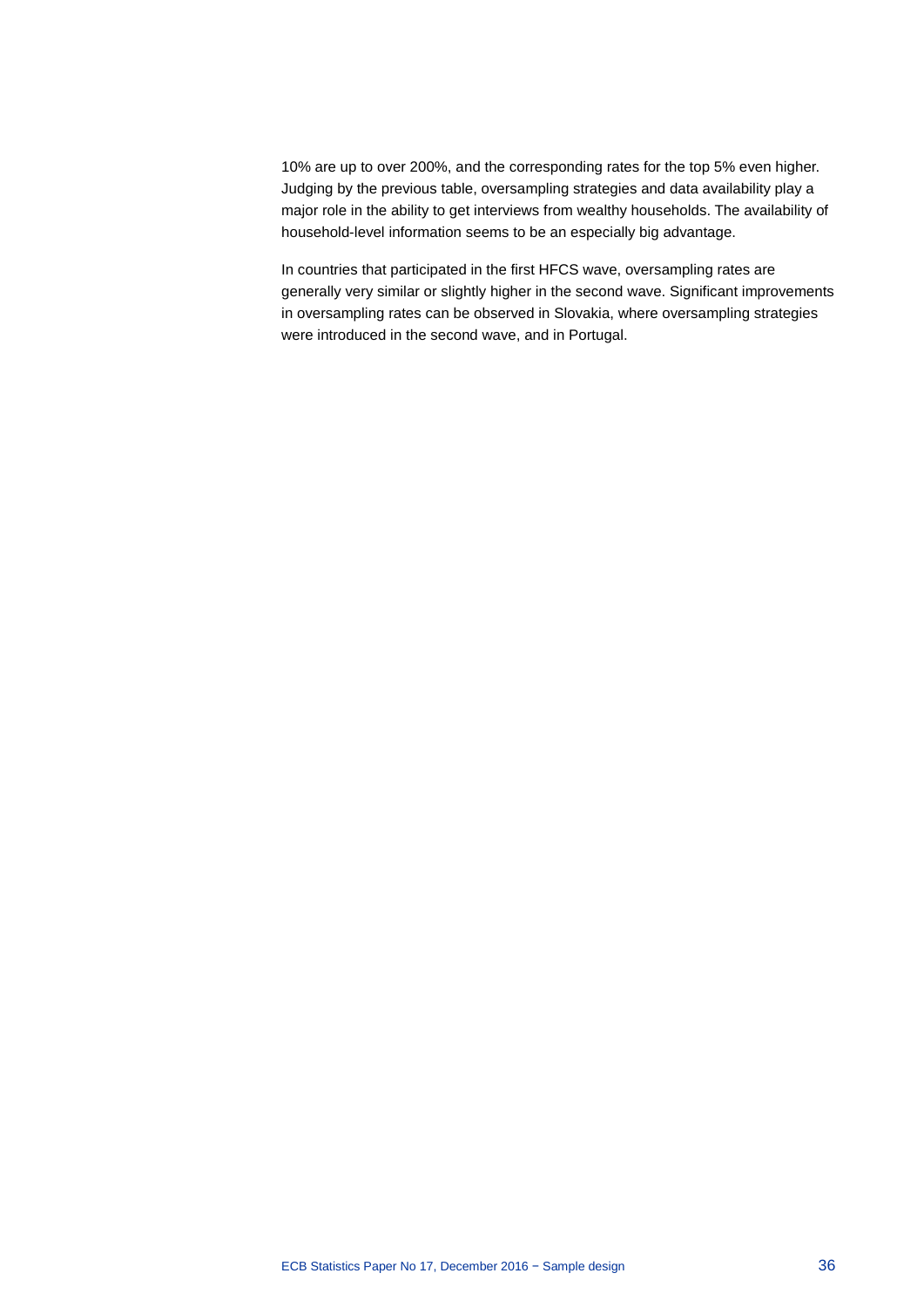10% are up to over 200%, and the corresponding rates for the top 5% even higher. Judging by the previous table, oversampling strategies and data availability play a major role in the ability to get interviews from wealthy households. The availability of household-level information seems to be an especially big advantage.

In countries that participated in the first HFCS wave, oversampling rates are generally very similar or slightly higher in the second wave. Significant improvements in oversampling rates can be observed in Slovakia, where oversampling strategies were introduced in the second wave, and in Portugal.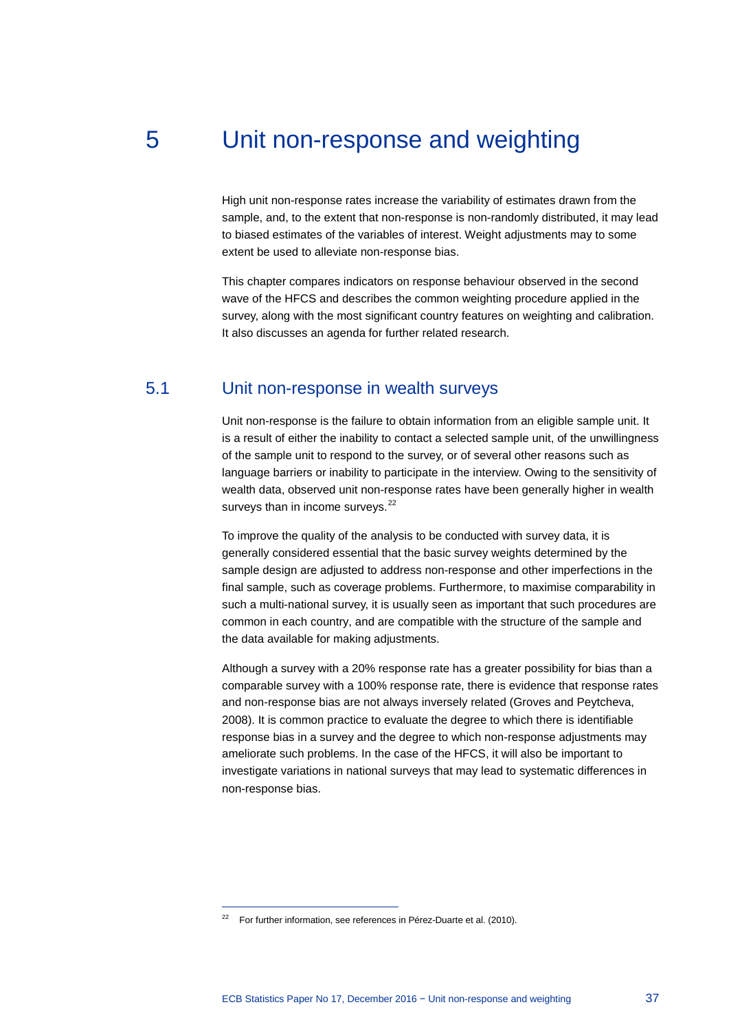# 5 Unit non-response and weighting

High unit non-response rates increase the variability of estimates drawn from the sample, and, to the extent that non-response is non-randomly distributed, it may lead to biased estimates of the variables of interest. Weight adjustments may to some extent be used to alleviate non-response bias.

This chapter compares indicators on response behaviour observed in the second wave of the HFCS and describes the common weighting procedure applied in the survey, along with the most significant country features on weighting and calibration. It also discusses an agenda for further related research.

## 5.1 Unit non-response in wealth surveys

Unit non-response is the failure to obtain information from an eligible sample unit. It is a result of either the inability to contact a selected sample unit, of the unwillingness of the sample unit to respond to the survey, or of several other reasons such as language barriers or inability to participate in the interview. Owing to the sensitivity of wealth data, observed unit non-response rates have been generally higher in wealth surveys than in income surveys.[22]

To improve the quality of the analysis to be conducted with survey data, it is generally considered essential that the basic survey weights determined by the sample design are adjusted to address non-response and other imperfections in the final sample, such as coverage problems. Furthermore, to maximise comparability in such a multi-national survey, it is usually seen as important that such procedures are common in each country, and are compatible with the structure of the sample and the data available for making adjustments.

Although a survey with a 20% response rate has a greater possibility for bias than a comparable survey with a 100% response rate, there is evidence that response rates and non-response bias are not always inversely related (Groves and Peytcheva, 2008). It is common practice to evaluate the degree to which there is identifiable response bias in a survey and the degree to which non-response adjustments may ameliorate such problems. In the case of the HFCS, it will also be important to investigate variations in national surveys that may lead to systematic differences in non-response bias.

[22] For further information, see references in Pérez-Duarte et al. (2010).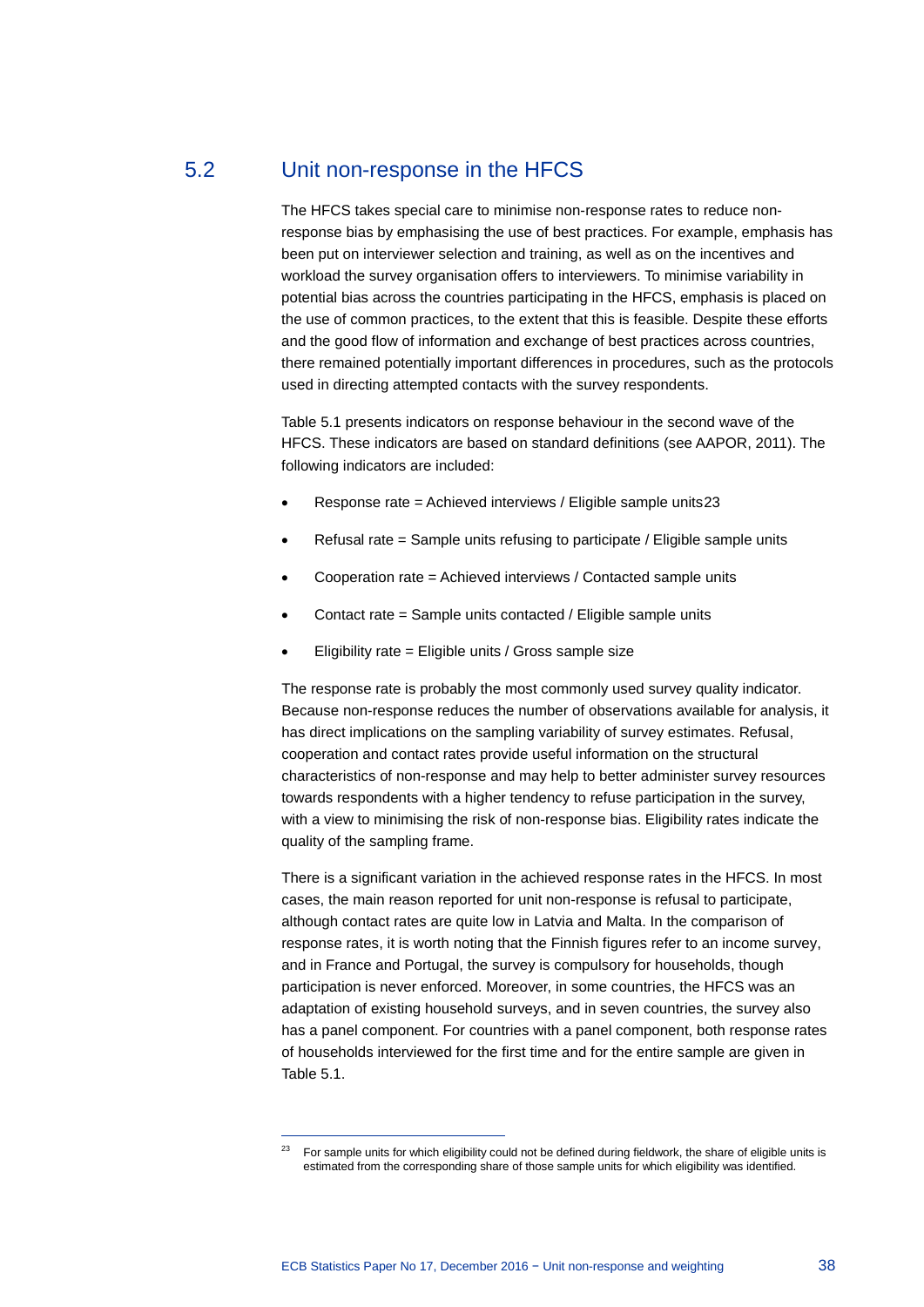## 5.2 Unit non-response in the HFCS

The HFCS takes special care to minimise non-response rates to reduce non-response bias by emphasising the use of best practices. For example, emphasis has been put on interviewer selection and training, as well as on the incentives and workload the survey organisation offers to interviewers. To minimise variability in potential bias across the countries participating in the HFCS, emphasis is placed on the use of common practices, to the extent that this is feasible. Despite these efforts and the good flow of information and exchange of best practices across countries, there remained potentially important differences in procedures, such as the protocols used in directing attempted contacts with the survey respondents.

Table 5.1 presents indicators on response behaviour in the second wave of the HFCS. These indicators are based on standard definitions (see AAPOR, 2011). The following indicators are included:

- Response rate = Achieved interviews / Eligible sample units[23]
- Refusal rate = Sample units refusing to participate / Eligible sample units
- Cooperation rate = Achieved interviews / Contacted sample units
- Contact rate = Sample units contacted / Eligible sample units
- Eligibility rate = Eligible units / Gross sample size

The response rate is probably the most commonly used survey quality indicator. Because non-response reduces the number of observations available for analysis, it has direct implications on the sampling variability of survey estimates. Refusal, cooperation and contact rates provide useful information on the structural characteristics of non-response and may help to better administer survey resources towards respondents with a higher tendency to refuse participation in the survey, with a view to minimising the risk of non-response bias. Eligibility rates indicate the quality of the sampling frame.

There is a significant variation in the achieved response rates in the HFCS. In most cases, the main reason reported for unit non-response is refusal to participate, although contact rates are quite low in Latvia and Malta. In the comparison of response rates, it is worth noting that the Finnish figures refer to an income survey, and in France and Portugal, the survey is compulsory for households, though participation is never enforced. Moreover, in some countries, the HFCS was an adaptation of existing household surveys, and in seven countries, the survey also has a panel component. For countries with a panel component, both response rates of households interviewed for the first time and for the entire sample are given in Table 5.1.

[23] For sample units for which eligibility could not be defined during fieldwork, the share of eligible units is estimated from the corresponding share of those sample units for which eligibility was identified.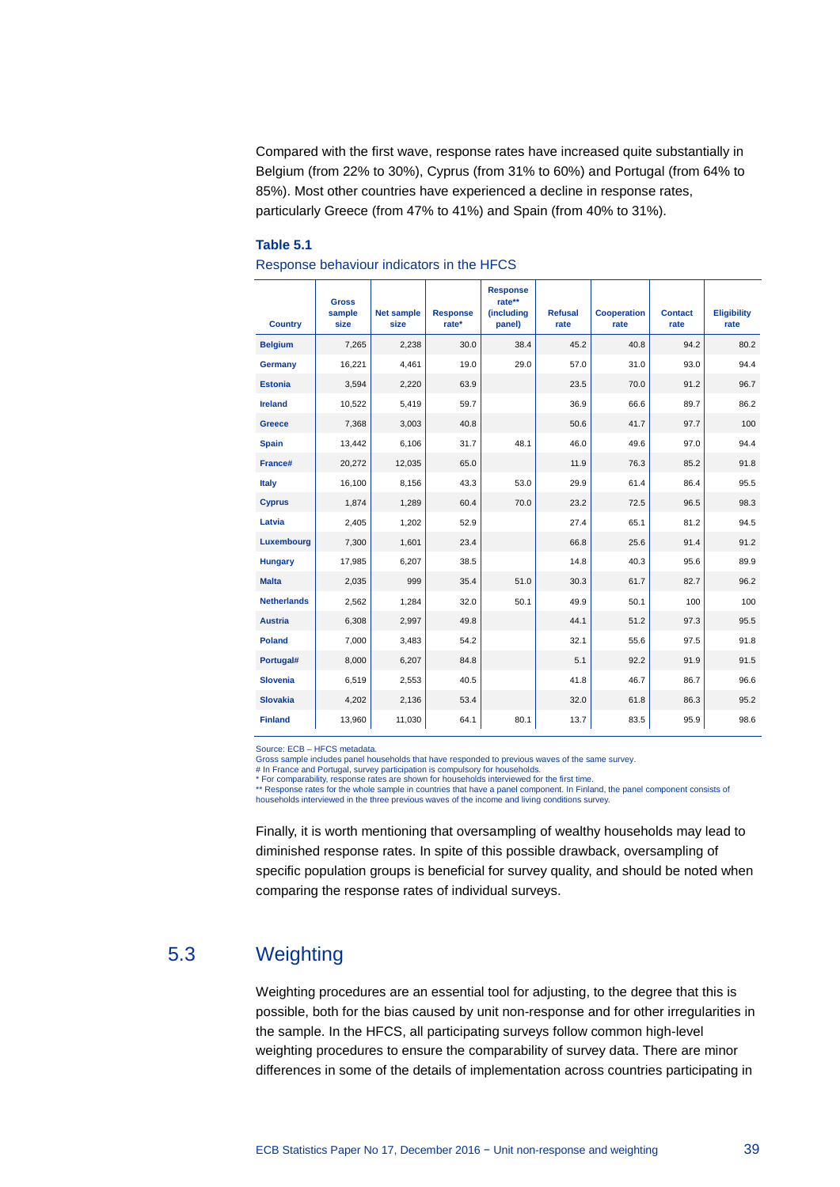Compared with the first wave, response rates have increased quite substantially in Belgium (from 22% to 30%), Cyprus (from 31% to 60%) and Portugal (from 64% to 85%). Most other countries have experienced a decline in response rates, particularly Greece (from 47% to 41%) and Spain (from 40% to 31%).

**Table 5.1**

Response behaviour indicators in the HFCS

| Country | Gross sample size | Net sample size | Response rate* | Response rate** (including panel) | Refusal rate | Cooperation rate | Contact rate | Eligibility rate |
|---|---|---|---|---|---|---|---|---|
| **Belgium** | 7,265 | 2,238 | 30.0 | 38.4 | 45.2 | 40.8 | 94.2 | 80.2 |
| **Germany** | 16,221 | 4,461 | 19.0 | 29.0 | 57.0 | 31.0 | 93.0 | 94.4 |
| **Estonia** | 3,594 | 2,220 | 63.9 | | 23.5 | 70.0 | 91.2 | 96.7 |
| **Ireland** | 10,522 | 5,419 | 59.7 | | 36.9 | 66.6 | 89.7 | 86.2 |
| **Greece** | 7,368 | 3,003 | 40.8 | | 50.6 | 41.7 | 97.7 | 100 |
| **Spain** | 13,442 | 6,106 | 31.7 | 48.1 | 46.0 | 49.6 | 97.0 | 94.4 |
| **France#** | 20,272 | 12,035 | 65.0 | | 11.9 | 76.3 | 85.2 | 91.8 |
| **Italy** | 16,100 | 8,156 | 43.3 | 53.0 | 29.9 | 61.4 | 86.4 | 95.5 |
| **Cyprus** | 1,874 | 1,289 | 60.4 | 70.0 | 23.2 | 72.5 | 96.5 | 98.3 |
| **Latvia** | 2,405 | 1,202 | 52.9 | | 27.4 | 65.1 | 81.2 | 94.5 |
| **Luxembourg** | 7,300 | 1,601 | 23.4 | | 66.8 | 25.6 | 91.4 | 91.2 |
| **Hungary** | 17,985 | 6,207 | 38.5 | | 14.8 | 40.3 | 95.6 | 89.9 |
| **Malta** | 2,035 | 999 | 35.4 | 51.0 | 30.3 | 61.7 | 82.7 | 96.2 |
| **Netherlands** | 2,562 | 1,284 | 32.0 | 50.1 | 49.9 | 50.1 | 100 | 100 |
| **Austria** | 6,308 | 2,997 | 49.8 | | 44.1 | 51.2 | 97.3 | 95.5 |
| **Poland** | 7,000 | 3,483 | 54.2 | | 32.1 | 55.6 | 97.5 | 91.8 |
| **Portugal#** | 8,000 | 6,207 | 84.8 | | 5.1 | 92.2 | 91.9 | 91.5 |
| **Slovenia** | 6,519 | 2,553 | 40.5 | | 41.8 | 46.7 | 86.7 | 96.6 |
| **Slovakia** | 4,202 | 2,136 | 53.4 | | 32.0 | 61.8 | 86.3 | 95.2 |
| **Finland** | 13,960 | 11,030 | 64.1 | 80.1 | 13.7 | 83.5 | 95.9 | 98.6 |

Source: ECB – HFCS metadata.
Gross sample includes panel households that have responded to previous waves of the same survey.
# In France and Portugal, survey participation is compulsory for households.
* For comparability, response rates are shown for households interviewed for the first time.
** Response rates for the whole sample in countries that have a panel component. In Finland, the panel component consists of households interviewed in the three previous waves of the income and living conditions survey.

Finally, it is worth mentioning that oversampling of wealthy households may lead to diminished response rates. In spite of this possible drawback, oversampling of specific population groups is beneficial for survey quality, and should be noted when comparing the response rates of individual surveys.

## 5.3 Weighting

Weighting procedures are an essential tool for adjusting, to the degree that this is possible, both for the bias caused by unit non-response and for other irregularities in the sample. In the HFCS, all participating surveys follow common high-level weighting procedures to ensure the comparability of survey data. There are minor differences in some of the details of implementation across countries participating in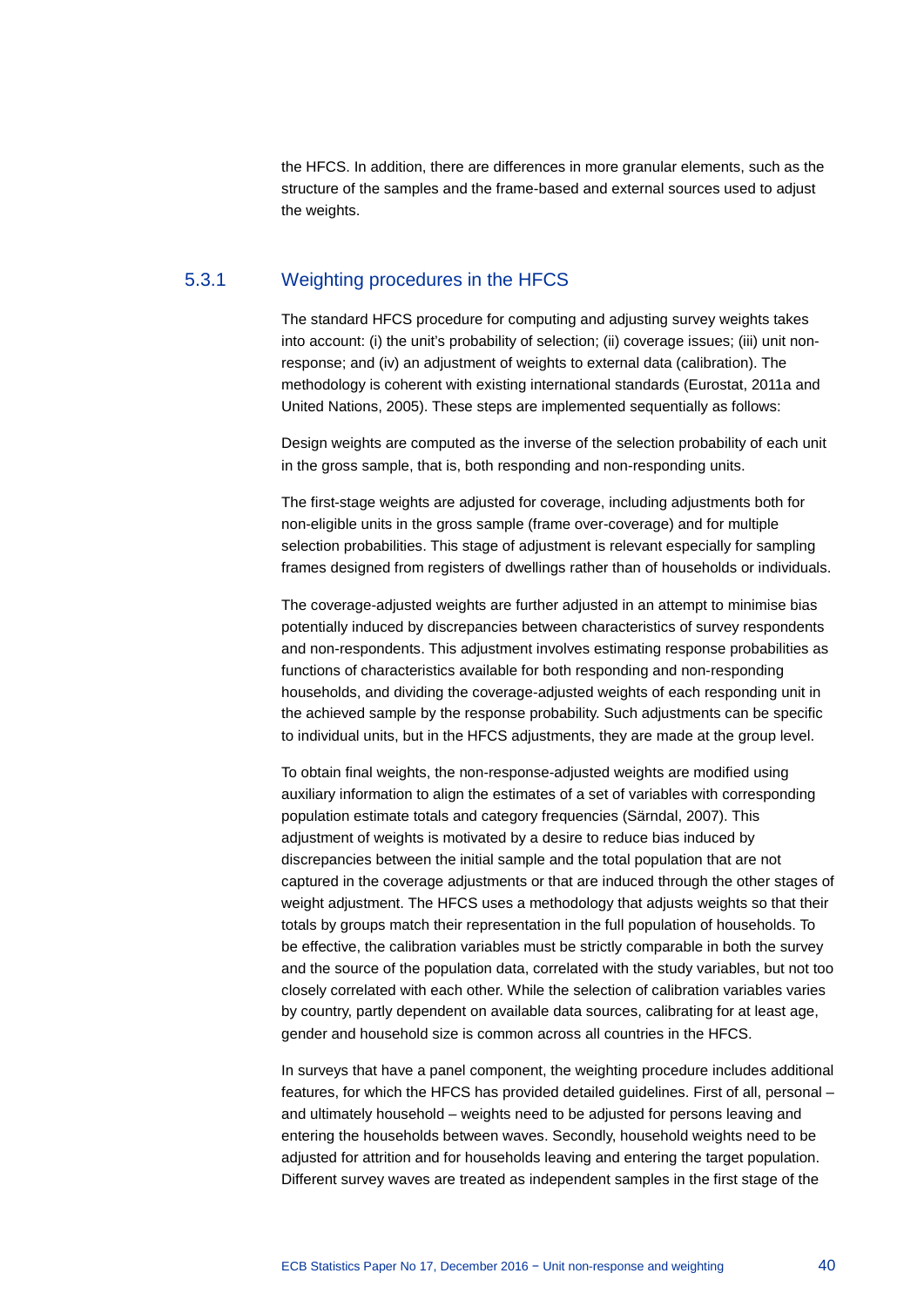the HFCS. In addition, there are differences in more granular elements, such as the structure of the samples and the frame-based and external sources used to adjust the weights.

### 5.3.1 Weighting procedures in the HFCS

The standard HFCS procedure for computing and adjusting survey weights takes into account: (i) the unit's probability of selection; (ii) coverage issues; (iii) unit non-response; and (iv) an adjustment of weights to external data (calibration). The methodology is coherent with existing international standards (Eurostat, 2011a and United Nations, 2005). These steps are implemented sequentially as follows:

Design weights are computed as the inverse of the selection probability of each unit in the gross sample, that is, both responding and non-responding units.

The first-stage weights are adjusted for coverage, including adjustments both for non-eligible units in the gross sample (frame over-coverage) and for multiple selection probabilities. This stage of adjustment is relevant especially for sampling frames designed from registers of dwellings rather than of households or individuals.

The coverage-adjusted weights are further adjusted in an attempt to minimise bias potentially induced by discrepancies between characteristics of survey respondents and non-respondents. This adjustment involves estimating response probabilities as functions of characteristics available for both responding and non-responding households, and dividing the coverage-adjusted weights of each responding unit in the achieved sample by the response probability. Such adjustments can be specific to individual units, but in the HFCS adjustments, they are made at the group level.

To obtain final weights, the non-response-adjusted weights are modified using auxiliary information to align the estimates of a set of variables with corresponding population estimate totals and category frequencies (Särndal, 2007). This adjustment of weights is motivated by a desire to reduce bias induced by discrepancies between the initial sample and the total population that are not captured in the coverage adjustments or that are induced through the other stages of weight adjustment. The HFCS uses a methodology that adjusts weights so that their totals by groups match their representation in the full population of households. To be effective, the calibration variables must be strictly comparable in both the survey and the source of the population data, correlated with the study variables, but not too closely correlated with each other. While the selection of calibration variables varies by country, partly dependent on available data sources, calibrating for at least age, gender and household size is common across all countries in the HFCS.

In surveys that have a panel component, the weighting procedure includes additional features, for which the HFCS has provided detailed guidelines. First of all, personal – and ultimately household – weights need to be adjusted for persons leaving and entering the households between waves. Secondly, household weights need to be adjusted for attrition and for households leaving and entering the target population. Different survey waves are treated as independent samples in the first stage of the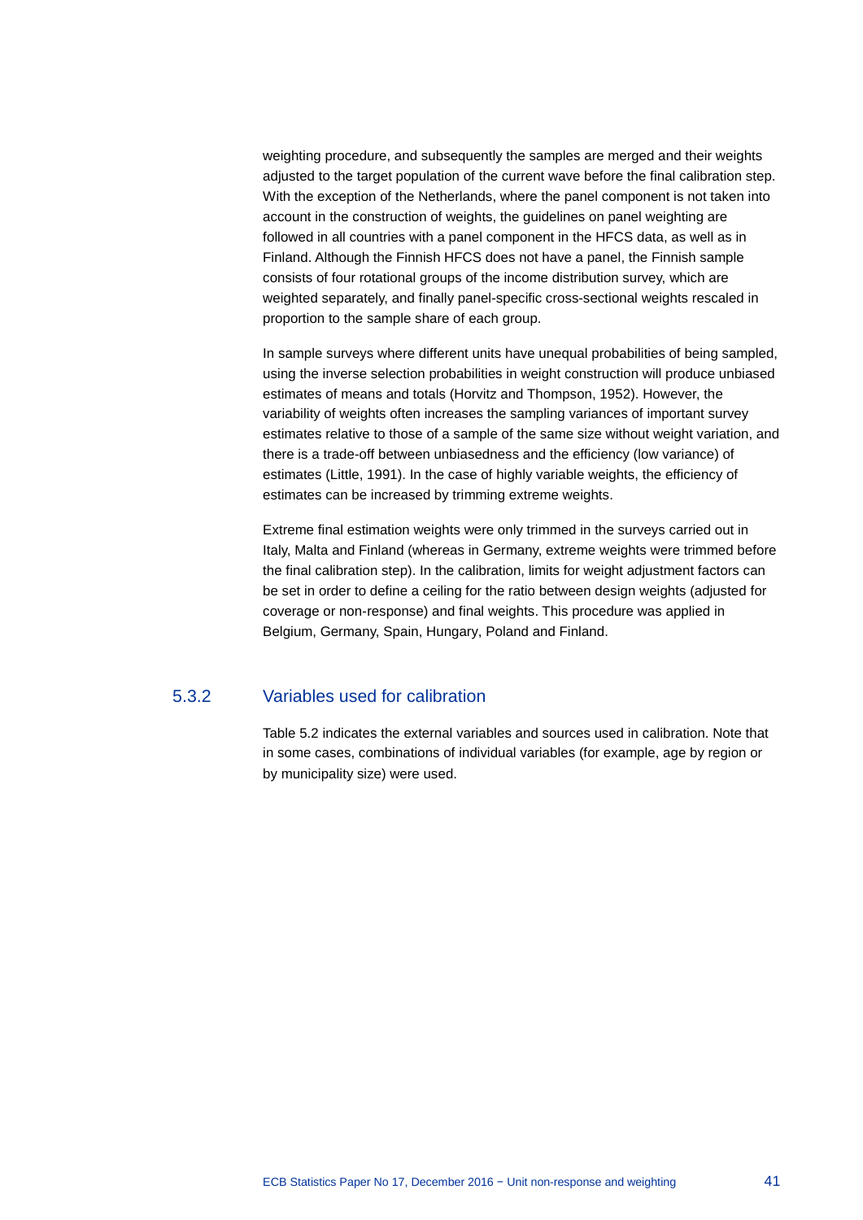weighting procedure, and subsequently the samples are merged and their weights adjusted to the target population of the current wave before the final calibration step. With the exception of the Netherlands, where the panel component is not taken into account in the construction of weights, the guidelines on panel weighting are followed in all countries with a panel component in the HFCS data, as well as in Finland. Although the Finnish HFCS does not have a panel, the Finnish sample consists of four rotational groups of the income distribution survey, which are weighted separately, and finally panel-specific cross-sectional weights rescaled in proportion to the sample share of each group.

In sample surveys where different units have unequal probabilities of being sampled, using the inverse selection probabilities in weight construction will produce unbiased estimates of means and totals (Horvitz and Thompson, 1952). However, the variability of weights often increases the sampling variances of important survey estimates relative to those of a sample of the same size without weight variation, and there is a trade-off between unbiasedness and the efficiency (low variance) of estimates (Little, 1991). In the case of highly variable weights, the efficiency of estimates can be increased by trimming extreme weights.

Extreme final estimation weights were only trimmed in the surveys carried out in Italy, Malta and Finland (whereas in Germany, extreme weights were trimmed before the final calibration step). In the calibration, limits for weight adjustment factors can be set in order to define a ceiling for the ratio between design weights (adjusted for coverage or non-response) and final weights. This procedure was applied in Belgium, Germany, Spain, Hungary, Poland and Finland.

### 5.3.2 Variables used for calibration

Table 5.2 indicates the external variables and sources used in calibration. Note that in some cases, combinations of individual variables (for example, age by region or by municipality size) were used.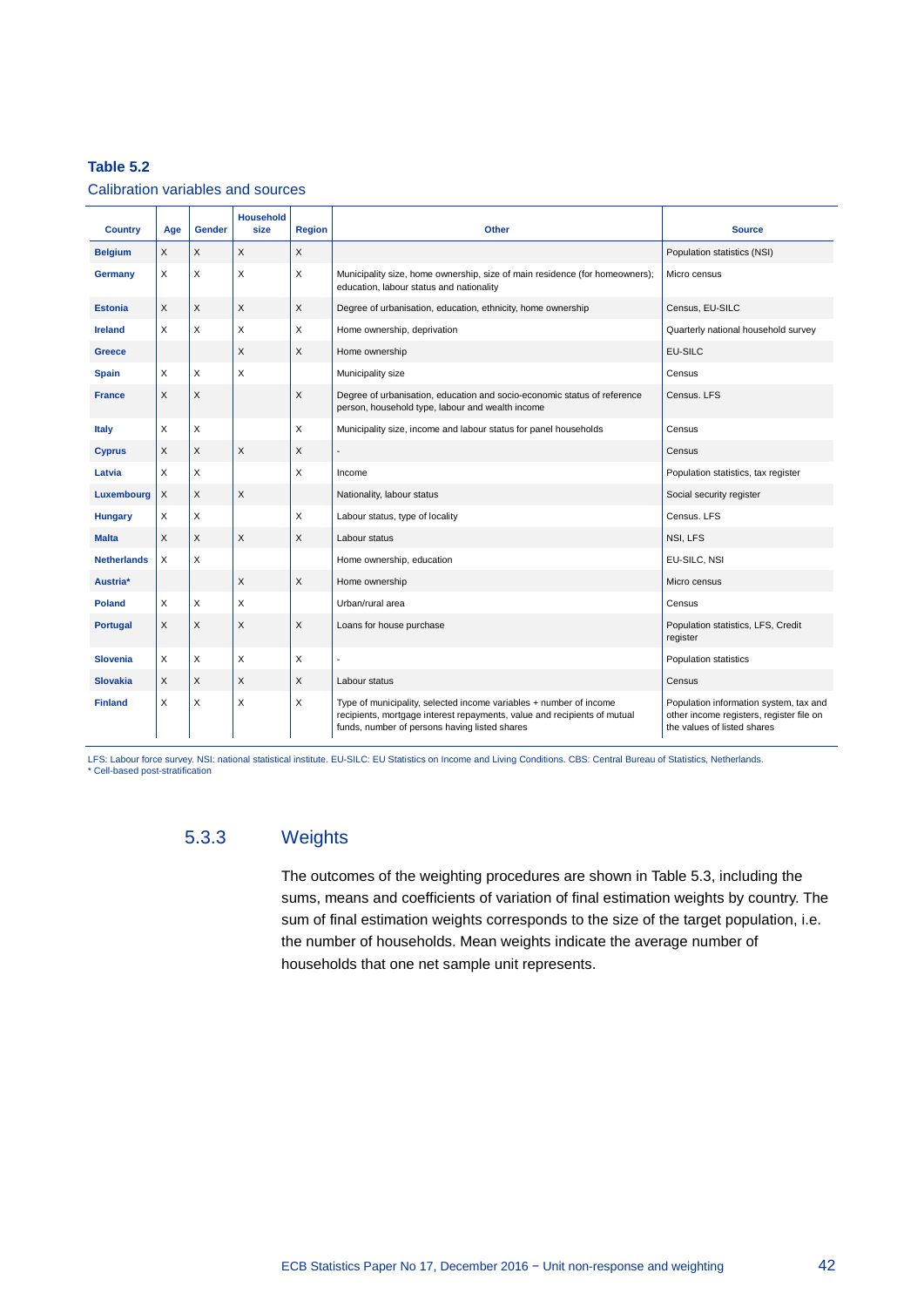**Table 5.2**

Calibration variables and sources

| Country | Age | Gender | Household size | Region | Other | Source |
|---|---|---|---|---|---|---|
| **Belgium** | X | X | X | X | | Population statistics (NSI) |
| **Germany** | X | X | X | X | Municipality size, home ownership, size of main residence (for homeowners); education, labour status and nationality | Micro census |
| **Estonia** | X | X | X | X | Degree of urbanisation, education, ethnicity, home ownership | Census, EU-SILC |
| **Ireland** | X | X | X | X | Home ownership, deprivation | Quarterly national household survey |
| **Greece** | | | X | X | Home ownership | EU-SILC |
| **Spain** | X | X | X | | Municipality size | Census |
| **France** | X | X | | X | Degree of urbanisation, education and socio-economic status of reference person, household type, labour and wealth income | Census. LFS |
| **Italy** | X | X | | X | Municipality size, income and labour status for panel households | Census |
| **Cyprus** | X | X | X | X | - | Census |
| **Latvia** | X | X | | X | Income | Population statistics, tax register |
| **Luxembourg** | X | X | X | | Nationality, labour status | Social security register |
| **Hungary** | X | X | | X | Labour status, type of locality | Census. LFS |
| **Malta** | X | X | X | X | Labour status | NSI, LFS |
| **Netherlands** | X | X | | | Home ownership, education | EU-SILC, NSI |
| **Austria*** | | | X | X | Home ownership | Micro census |
| **Poland** | X | X | X | | Urban/rural area | Census |
| **Portugal** | X | X | X | X | Loans for house purchase | Population statistics, LFS, Credit register |
| **Slovenia** | X | X | X | X | - | Population statistics |
| **Slovakia** | X | X | X | X | Labour status | Census |
| **Finland** | X | X | X | X | Type of municipality, selected income variables + number of income recipients, mortgage interest repayments, value and recipients of mutual funds, number of persons having listed shares | Population information system, tax and other income registers, register file on the values of listed shares |

LFS: Labour force survey. NSI: national statistical institute. EU-SILC: EU Statistics on Income and Living Conditions. CBS: Central Bureau of Statistics, Netherlands.
* Cell-based post-stratification

### 5.3.3 Weights

The outcomes of the weighting procedures are shown in Table 5.3, including the sums, means and coefficients of variation of final estimation weights by country. The sum of final estimation weights corresponds to the size of the target population, i.e. the number of households. Mean weights indicate the average number of households that one net sample unit represents.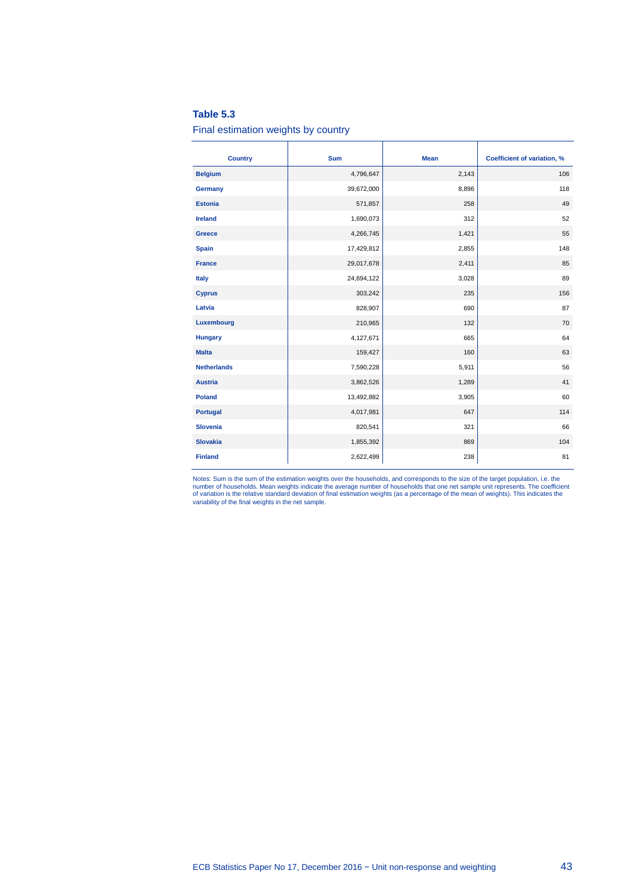**Table 5.3**

Final estimation weights by country

| Country | Sum | Mean | Coefficient of variation, % |
|---|---|---|---|
| **Belgium** | 4,796,647 | 2,143 | 106 |
| **Germany** | 39,672,000 | 8,896 | 118 |
| **Estonia** | 571,857 | 258 | 49 |
| **Ireland** | 1,690,073 | 312 | 52 |
| **Greece** | 4,266,745 | 1,421 | 55 |
| **Spain** | 17,429,812 | 2,855 | 148 |
| **France** | 29,017,678 | 2,411 | 85 |
| **Italy** | 24,694,122 | 3,028 | 89 |
| **Cyprus** | 303,242 | 235 | 156 |
| **Latvia** | 828,907 | 690 | 87 |
| **Luxembourg** | 210,965 | 132 | 70 |
| **Hungary** | 4,127,671 | 665 | 64 |
| **Malta** | 159,427 | 160 | 63 |
| **Netherlands** | 7,590,228 | 5,911 | 56 |
| **Austria** | 3,862,526 | 1,289 | 41 |
| **Poland** | 13,492,882 | 3,905 | 60 |
| **Portugal** | 4,017,981 | 647 | 114 |
| **Slovenia** | 820,541 | 321 | 66 |
| **Slovakia** | 1,855,392 | 869 | 104 |
| **Finland** | 2,622,499 | 238 | 81 |

Notes: Sum is the sum of the estimation weights over the households, and corresponds to the size of the target population, i.e. the number of households. Mean weights indicate the average number of households that one net sample unit represents. The coefficient of variation is the relative standard deviation of final estimation weights (as a percentage of the mean of weights). This indicates the variability of the final weights in the net sample.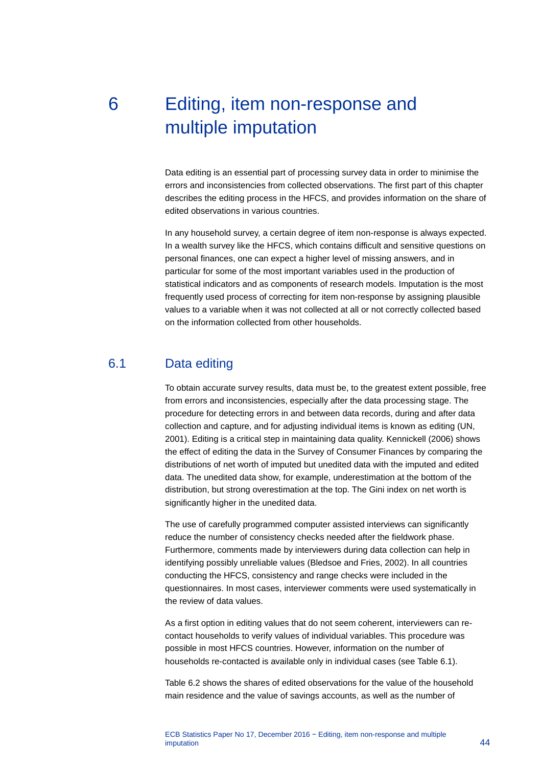# 6 Editing, item non-response and multiple imputation

Data editing is an essential part of processing survey data in order to minimise the errors and inconsistencies from collected observations. The first part of this chapter describes the editing process in the HFCS, and provides information on the share of edited observations in various countries.

In any household survey, a certain degree of item non-response is always expected. In a wealth survey like the HFCS, which contains difficult and sensitive questions on personal finances, one can expect a higher level of missing answers, and in particular for some of the most important variables used in the production of statistical indicators and as components of research models. Imputation is the most frequently used process of correcting for item non-response by assigning plausible values to a variable when it was not collected at all or not correctly collected based on the information collected from other households.

## 6.1 Data editing

To obtain accurate survey results, data must be, to the greatest extent possible, free from errors and inconsistencies, especially after the data processing stage. The procedure for detecting errors in and between data records, during and after data collection and capture, and for adjusting individual items is known as editing (UN, 2001). Editing is a critical step in maintaining data quality. Kennickell (2006) shows the effect of editing the data in the Survey of Consumer Finances by comparing the distributions of net worth of imputed but unedited data with the imputed and edited data. The unedited data show, for example, underestimation at the bottom of the distribution, but strong overestimation at the top. The Gini index on net worth is significantly higher in the unedited data.

The use of carefully programmed computer assisted interviews can significantly reduce the number of consistency checks needed after the fieldwork phase. Furthermore, comments made by interviewers during data collection can help in identifying possibly unreliable values (Bledsoe and Fries, 2002). In all countries conducting the HFCS, consistency and range checks were included in the questionnaires. In most cases, interviewer comments were used systematically in the review of data values.

As a first option in editing values that do not seem coherent, interviewers can re-contact households to verify values of individual variables. This procedure was possible in most HFCS countries. However, information on the number of households re-contacted is available only in individual cases (see Table 6.1).

Table 6.2 shows the shares of edited observations for the value of the household main residence and the value of savings accounts, as well as the number of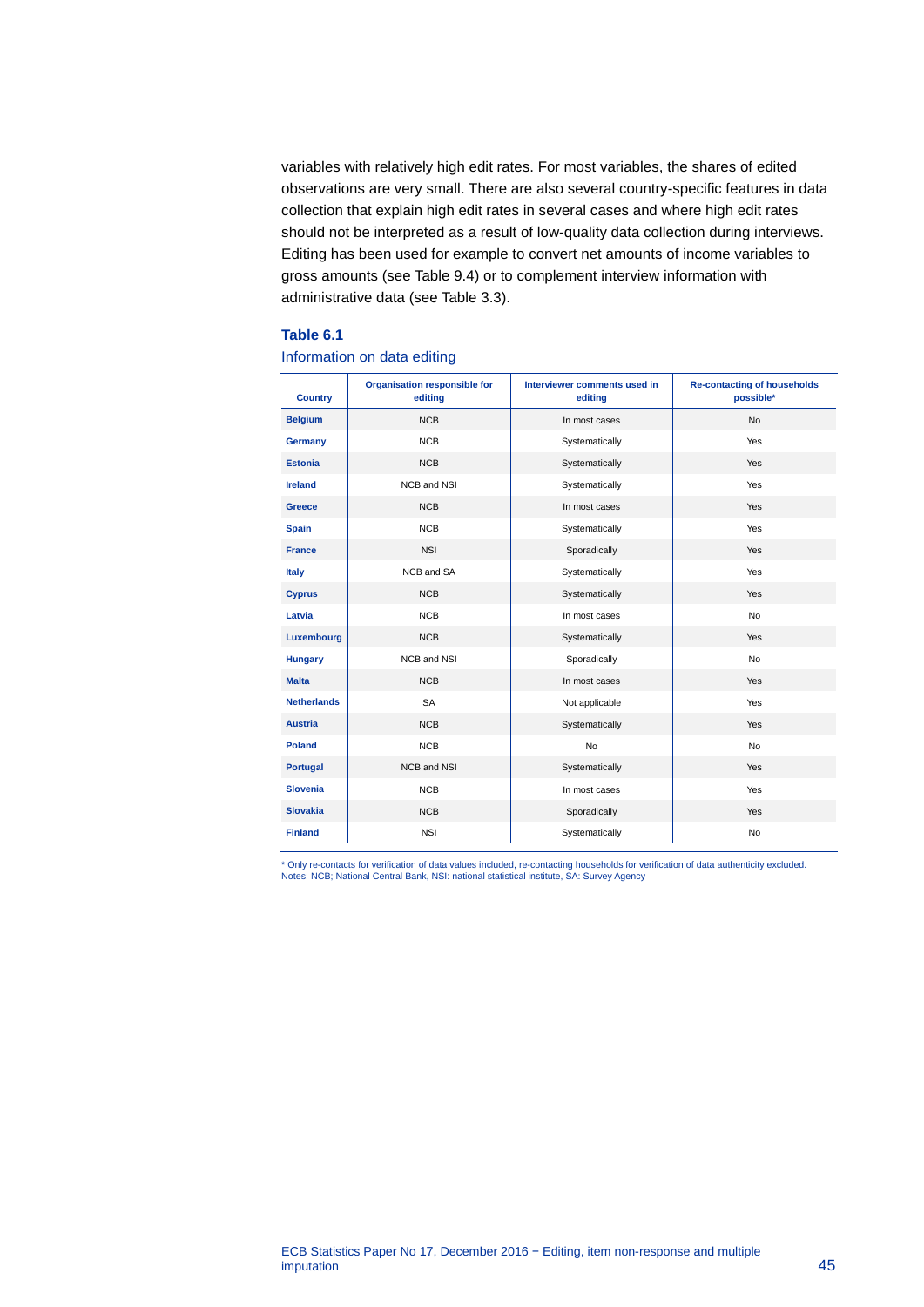variables with relatively high edit rates. For most variables, the shares of edited observations are very small. There are also several country-specific features in data collection that explain high edit rates in several cases and where high edit rates should not be interpreted as a result of low-quality data collection during interviews. Editing has been used for example to convert net amounts of income variables to gross amounts (see Table 9.4) or to complement interview information with administrative data (see Table 3.3).

**Table 6.1**

Information on data editing

| Country | Organisation responsible for editing | Interviewer comments used in editing | Re-contacting of households possible* |
|---|---|---|---|
| **Belgium** | NCB | In most cases | No |
| **Germany** | NCB | Systematically | Yes |
| **Estonia** | NCB | Systematically | Yes |
| **Ireland** | NCB and NSI | Systematically | Yes |
| **Greece** | NCB | In most cases | Yes |
| **Spain** | NCB | Systematically | Yes |
| **France** | NSI | Sporadically | Yes |
| **Italy** | NCB and SA | Systematically | Yes |
| **Cyprus** | NCB | Systematically | Yes |
| **Latvia** | NCB | In most cases | No |
| **Luxembourg** | NCB | Systematically | Yes |
| **Hungary** | NCB and NSI | Sporadically | No |
| **Malta** | NCB | In most cases | Yes |
| **Netherlands** | SA | Not applicable | Yes |
| **Austria** | NCB | Systematically | Yes |
| **Poland** | NCB | No | No |
| **Portugal** | NCB and NSI | Systematically | Yes |
| **Slovenia** | NCB | In most cases | Yes |
| **Slovakia** | NCB | Sporadically | Yes |
| **Finland** | NSI | Systematically | No |

* Only re-contacts for verification of data values included, re-contacting households for verification of data authenticity excluded.
Notes: NCB; National Central Bank, NSI: national statistical institute, SA: Survey Agency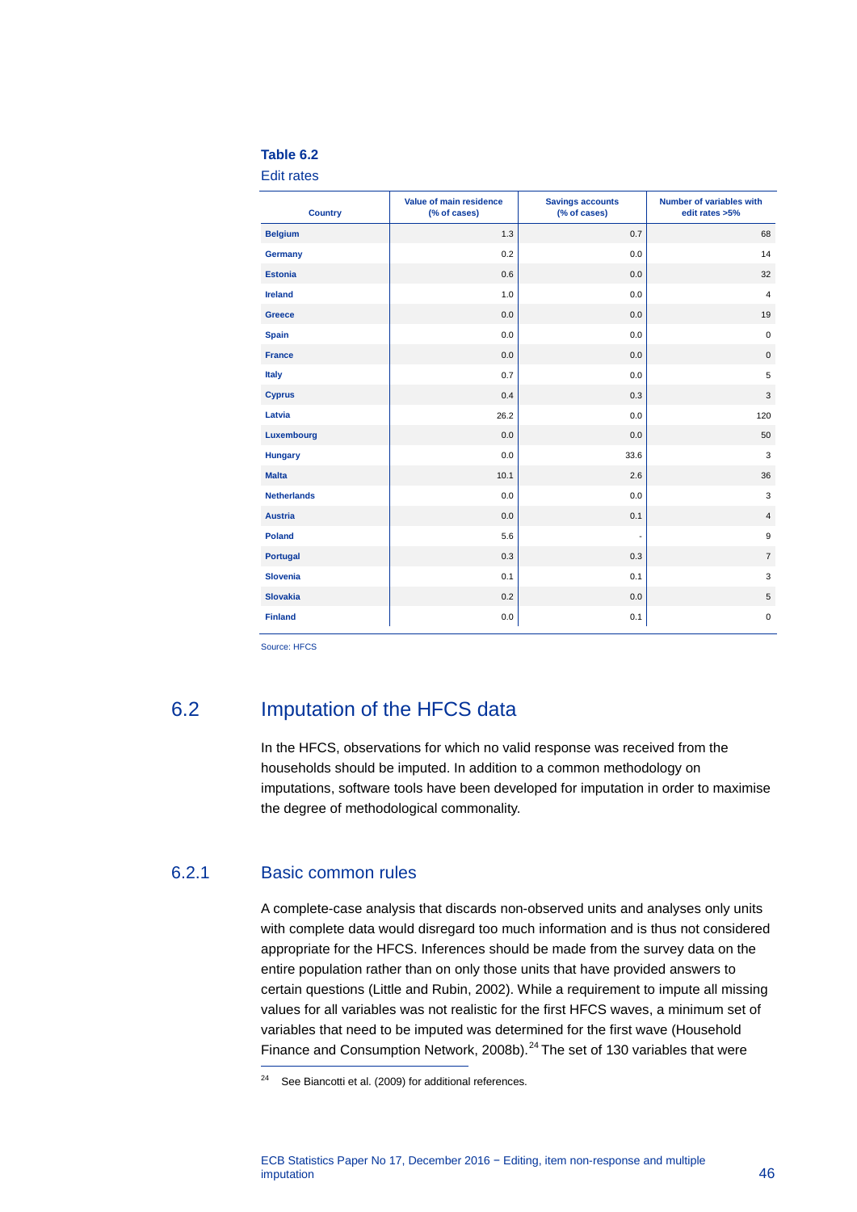**Table 6.2**

Edit rates

| Country | Value of main residence (% of cases) | Savings accounts (% of cases) | Number of variables with edit rates >5% |
|---|---|---|---|
| Belgium | 1.3 | 0.7 | 68 |
| Germany | 0.2 | 0.0 | 14 |
| Estonia | 0.6 | 0.0 | 32 |
| Ireland | 1.0 | 0.0 | 4 |
| Greece | 0.0 | 0.0 | 19 |
| Spain | 0.0 | 0.0 | 0 |
| France | 0.0 | 0.0 | 0 |
| Italy | 0.7 | 0.0 | 5 |
| Cyprus | 0.4 | 0.3 | 3 |
| Latvia | 26.2 | 0.0 | 120 |
| Luxembourg | 0.0 | 0.0 | 50 |
| Hungary | 0.0 | 33.6 | 3 |
| Malta | 10.1 | 2.6 | 36 |
| Netherlands | 0.0 | 0.0 | 3 |
| Austria | 0.0 | 0.1 | 4 |
| Poland | 5.6 | - | 9 |
| Portugal | 0.3 | 0.3 | 7 |
| Slovenia | 0.1 | 0.1 | 3 |
| Slovakia | 0.2 | 0.0 | 5 |
| Finland | 0.0 | 0.1 | 0 |

Source: HFCS

## 6.2 Imputation of the HFCS data

In the HFCS, observations for which no valid response was received from the households should be imputed. In addition to a common methodology on imputations, software tools have been developed for imputation in order to maximise the degree of methodological commonality.

### 6.2.1 Basic common rules

A complete-case analysis that discards non-observed units and analyses only units with complete data would disregard too much information and is thus not considered appropriate for the HFCS. Inferences should be made from the survey data on the entire population rather than on only those units that have provided answers to certain questions (Little and Rubin, 2002). While a requirement to impute all missing values for all variables was not realistic for the first HFCS waves, a minimum set of variables that need to be imputed was determined for the first wave (Household Finance and Consumption Network, 2008b).[24] The set of 130 variables that were

[24] See Biancotti et al. (2009) for additional references.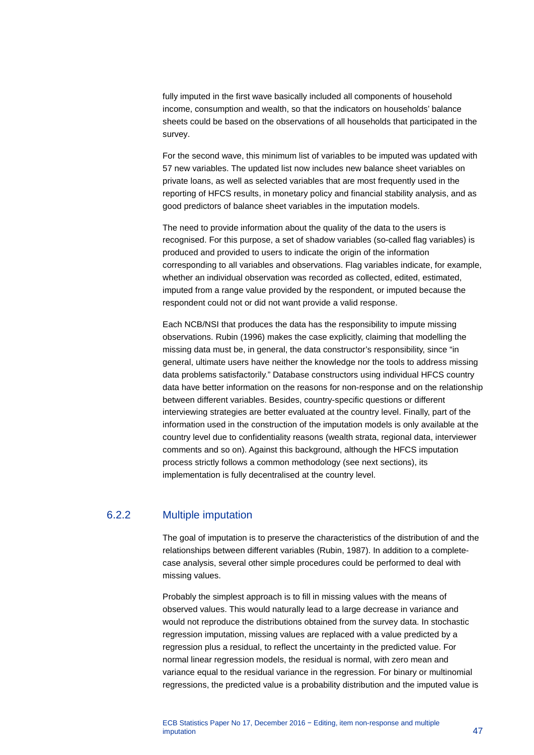fully imputed in the first wave basically included all components of household income, consumption and wealth, so that the indicators on households' balance sheets could be based on the observations of all households that participated in the survey.

For the second wave, this minimum list of variables to be imputed was updated with 57 new variables. The updated list now includes new balance sheet variables on private loans, as well as selected variables that are most frequently used in the reporting of HFCS results, in monetary policy and financial stability analysis, and as good predictors of balance sheet variables in the imputation models.

The need to provide information about the quality of the data to the users is recognised. For this purpose, a set of shadow variables (so-called flag variables) is produced and provided to users to indicate the origin of the information corresponding to all variables and observations. Flag variables indicate, for example, whether an individual observation was recorded as collected, edited, estimated, imputed from a range value provided by the respondent, or imputed because the respondent could not or did not want provide a valid response.

Each NCB/NSI that produces the data has the responsibility to impute missing observations. Rubin (1996) makes the case explicitly, claiming that modelling the missing data must be, in general, the data constructor's responsibility, since "in general, ultimate users have neither the knowledge nor the tools to address missing data problems satisfactorily." Database constructors using individual HFCS country data have better information on the reasons for non-response and on the relationship between different variables. Besides, country-specific questions or different interviewing strategies are better evaluated at the country level. Finally, part of the information used in the construction of the imputation models is only available at the country level due to confidentiality reasons (wealth strata, regional data, interviewer comments and so on). Against this background, although the HFCS imputation process strictly follows a common methodology (see next sections), its implementation is fully decentralised at the country level.

### 6.2.2 Multiple imputation

The goal of imputation is to preserve the characteristics of the distribution of and the relationships between different variables (Rubin, 1987). In addition to a complete-case analysis, several other simple procedures could be performed to deal with missing values.

Probably the simplest approach is to fill in missing values with the means of observed values. This would naturally lead to a large decrease in variance and would not reproduce the distributions obtained from the survey data. In stochastic regression imputation, missing values are replaced with a value predicted by a regression plus a residual, to reflect the uncertainty in the predicted value. For normal linear regression models, the residual is normal, with zero mean and variance equal to the residual variance in the regression. For binary or multinomial regressions, the predicted value is a probability distribution and the imputed value is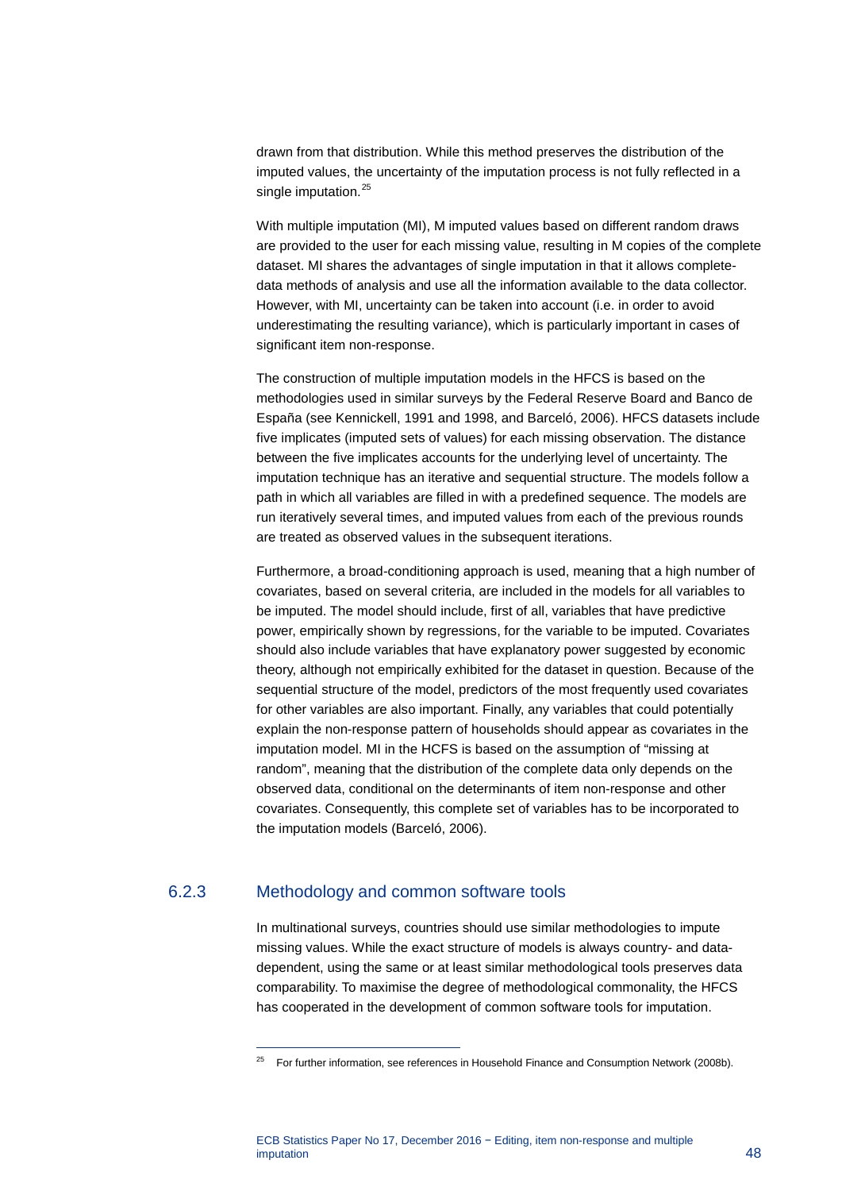drawn from that distribution. While this method preserves the distribution of the imputed values, the uncertainty of the imputation process is not fully reflected in a single imputation.[25]

With multiple imputation (MI), M imputed values based on different random draws are provided to the user for each missing value, resulting in M copies of the complete dataset. MI shares the advantages of single imputation in that it allows complete-data methods of analysis and use all the information available to the data collector. However, with MI, uncertainty can be taken into account (i.e. in order to avoid underestimating the resulting variance), which is particularly important in cases of significant item non-response.

The construction of multiple imputation models in the HFCS is based on the methodologies used in similar surveys by the Federal Reserve Board and Banco de España (see Kennickell, 1991 and 1998, and Barceló, 2006). HFCS datasets include five implicates (imputed sets of values) for each missing observation. The distance between the five implicates accounts for the underlying level of uncertainty. The imputation technique has an iterative and sequential structure. The models follow a path in which all variables are filled in with a predefined sequence. The models are run iteratively several times, and imputed values from each of the previous rounds are treated as observed values in the subsequent iterations.

Furthermore, a broad-conditioning approach is used, meaning that a high number of covariates, based on several criteria, are included in the models for all variables to be imputed. The model should include, first of all, variables that have predictive power, empirically shown by regressions, for the variable to be imputed. Covariates should also include variables that have explanatory power suggested by economic theory, although not empirically exhibited for the dataset in question. Because of the sequential structure of the model, predictors of the most frequently used covariates for other variables are also important. Finally, any variables that could potentially explain the non-response pattern of households should appear as covariates in the imputation model. MI in the HCFS is based on the assumption of "missing at random", meaning that the distribution of the complete data only depends on the observed data, conditional on the determinants of item non-response and other covariates. Consequently, this complete set of variables has to be incorporated to the imputation models (Barceló, 2006).

### 6.2.3 Methodology and common software tools

In multinational surveys, countries should use similar methodologies to impute missing values. While the exact structure of models is always country- and data-dependent, using the same or at least similar methodological tools preserves data comparability. To maximise the degree of methodological commonality, the HFCS has cooperated in the development of common software tools for imputation.

[25] For further information, see references in Household Finance and Consumption Network (2008b).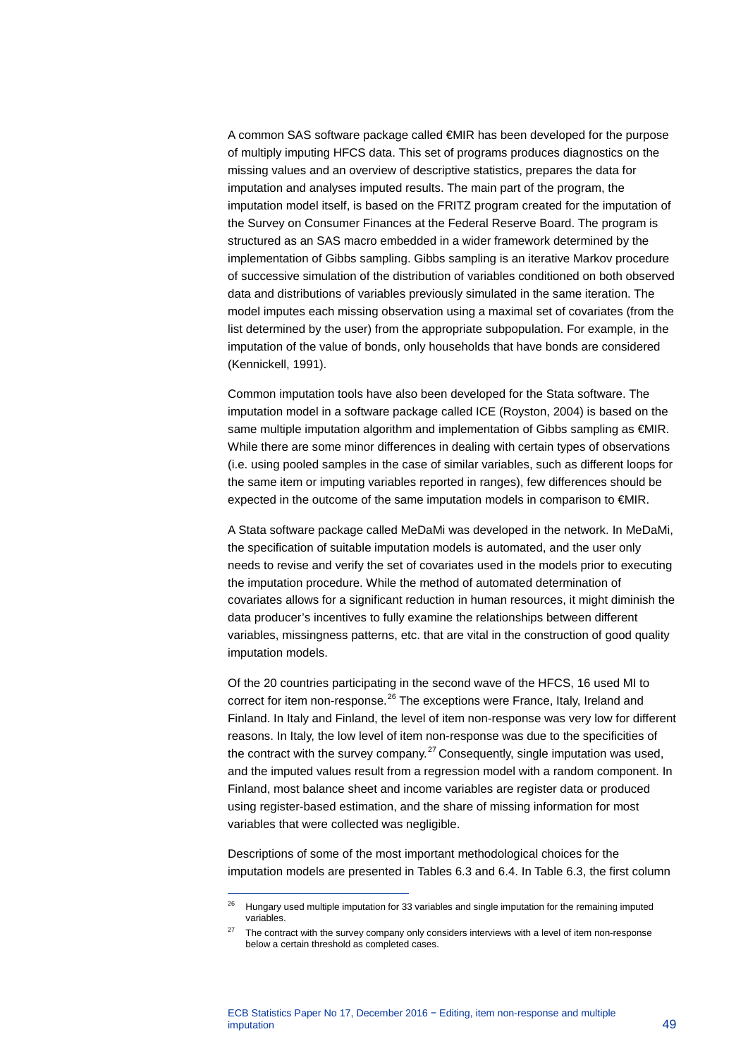A common SAS software package called €MIR has been developed for the purpose of multiply imputing HFCS data. This set of programs produces diagnostics on the missing values and an overview of descriptive statistics, prepares the data for imputation and analyses imputed results. The main part of the program, the imputation model itself, is based on the FRITZ program created for the imputation of the Survey on Consumer Finances at the Federal Reserve Board. The program is structured as an SAS macro embedded in a wider framework determined by the implementation of Gibbs sampling. Gibbs sampling is an iterative Markov procedure of successive simulation of the distribution of variables conditioned on both observed data and distributions of variables previously simulated in the same iteration. The model imputes each missing observation using a maximal set of covariates (from the list determined by the user) from the appropriate subpopulation. For example, in the imputation of the value of bonds, only households that have bonds are considered (Kennickell, 1991).

Common imputation tools have also been developed for the Stata software. The imputation model in a software package called ICE (Royston, 2004) is based on the same multiple imputation algorithm and implementation of Gibbs sampling as €MIR. While there are some minor differences in dealing with certain types of observations (i.e. using pooled samples in the case of similar variables, such as different loops for the same item or imputing variables reported in ranges), few differences should be expected in the outcome of the same imputation models in comparison to €MIR.

A Stata software package called MeDaMi was developed in the network. In MeDaMi, the specification of suitable imputation models is automated, and the user only needs to revise and verify the set of covariates used in the models prior to executing the imputation procedure. While the method of automated determination of covariates allows for a significant reduction in human resources, it might diminish the data producer's incentives to fully examine the relationships between different variables, missingness patterns, etc. that are vital in the construction of good quality imputation models.

Of the 20 countries participating in the second wave of the HFCS, 16 used MI to correct for item non-response.[26] The exceptions were France, Italy, Ireland and Finland. In Italy and Finland, the level of item non-response was very low for different reasons. In Italy, the low level of item non-response was due to the specificities of the contract with the survey company.[27] Consequently, single imputation was used, and the imputed values result from a regression model with a random component. In Finland, most balance sheet and income variables are register data or produced using register-based estimation, and the share of missing information for most variables that were collected was negligible.

Descriptions of some of the most important methodological choices for the imputation models are presented in Tables 6.3 and 6.4. In Table 6.3, the first column

---

[26] Hungary used multiple imputation for 33 variables and single imputation for the remaining imputed variables.

[27] The contract with the survey company only considers interviews with a level of item non-response below a certain threshold as completed cases.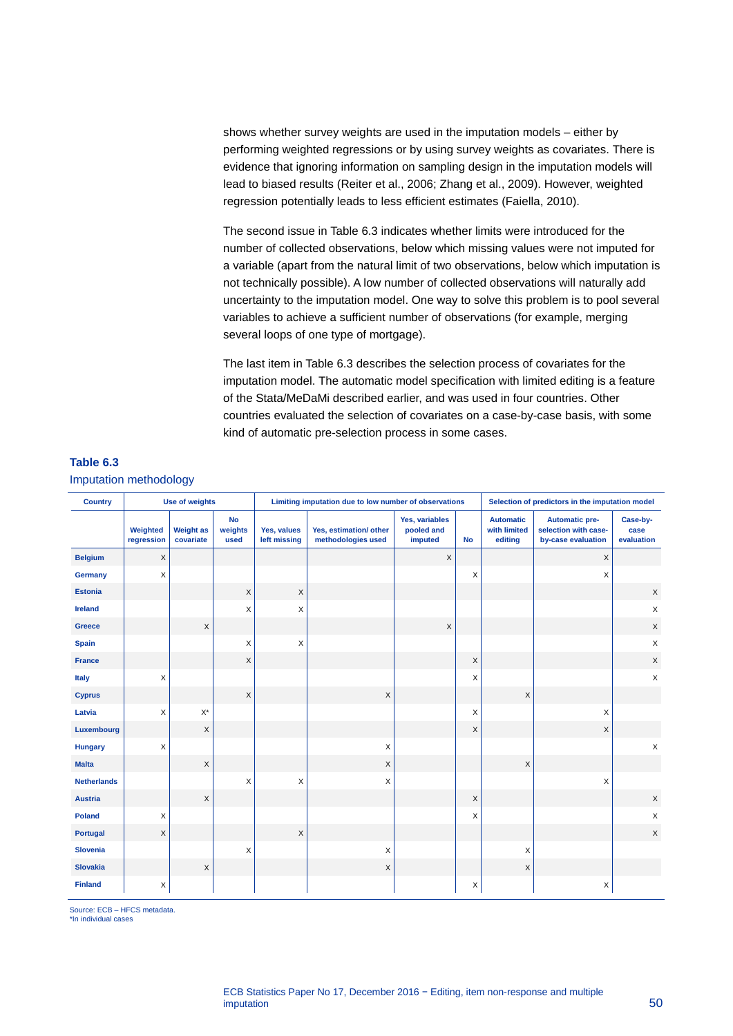shows whether survey weights are used in the imputation models – either by performing weighted regressions or by using survey weights as covariates. There is evidence that ignoring information on sampling design in the imputation models will lead to biased results (Reiter et al., 2006; Zhang et al., 2009). However, weighted regression potentially leads to less efficient estimates (Faiella, 2010).

The second issue in Table 6.3 indicates whether limits were introduced for the number of collected observations, below which missing values were not imputed for a variable (apart from the natural limit of two observations, below which imputation is not technically possible). A low number of collected observations will naturally add uncertainty to the imputation model. One way to solve this problem is to pool several variables to achieve a sufficient number of observations (for example, merging several loops of one type of mortgage).

The last item in Table 6.3 describes the selection process of covariates for the imputation model. The automatic model specification with limited editing is a feature of the Stata/MeDaMi described earlier, and was used in four countries. Other countries evaluated the selection of covariates on a case-by-case basis, with some kind of automatic pre-selection process in some cases.

**Table 6.3**

Imputation methodology

| Country | Use of weights | | | Limiting imputation due to low number of observations | | | | Selection of predictors in the imputation model | | |
|---|---|---|---|---|---|---|---|---|---|---|
| | Weighted regression | Weight as covariate | No weights used | Yes, values left missing | Yes, estimation/ other methodologies used | Yes, variables pooled and imputed | No | Automatic with limited editing | Automatic pre-selection with case-by-case evaluation | Case-by-case evaluation |
| **Belgium** | X | | | | | X | | | X | |
| **Germany** | X | | | | | | X | | X | |
| **Estonia** | | | X | X | | | | | | X |
| **Ireland** | | | X | X | | | | | | X |
| **Greece** | | X | | | | X | | | | X |
| **Spain** | | | X | X | | | | | | X |
| **France** | | | X | | | | X | | | X |
| **Italy** | X | | | | | | X | | | X |
| **Cyprus** | | | X | | X | | | X | | |
| **Latvia** | X | X* | | | | | X | | X | |
| **Luxembourg** | | X | | | | | X | | X | |
| **Hungary** | X | | | | X | | | | | X |
| **Malta** | | X | | | X | | | X | | |
| **Netherlands** | | | X | X | X | | | | X | |
| **Austria** | | X | | | | | X | | | X |
| **Poland** | X | | | | | | X | | | X |
| **Portugal** | X | | | X | | | | | | X |
| **Slovenia** | | | X | | X | | | X | | |
| **Slovakia** | | X | | | X | | | X | | |
| **Finland** | X | | | | | | X | | X | |

Source: ECB – HFCS metadata.
*In individual cases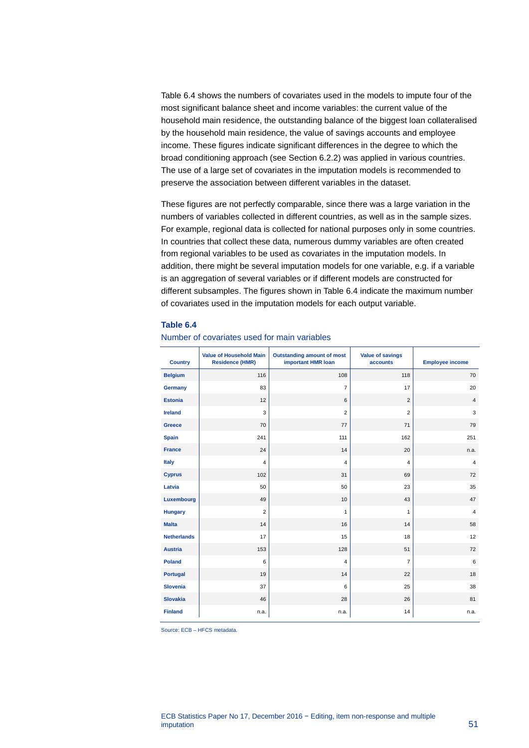Table 6.4 shows the numbers of covariates used in the models to impute four of the most significant balance sheet and income variables: the current value of the household main residence, the outstanding balance of the biggest loan collateralised by the household main residence, the value of savings accounts and employee income. These figures indicate significant differences in the degree to which the broad conditioning approach (see Section 6.2.2) was applied in various countries. The use of a large set of covariates in the imputation models is recommended to preserve the association between different variables in the dataset.

These figures are not perfectly comparable, since there was a large variation in the numbers of variables collected in different countries, as well as in the sample sizes. For example, regional data is collected for national purposes only in some countries. In countries that collect these data, numerous dummy variables are often created from regional variables to be used as covariates in the imputation models. In addition, there might be several imputation models for one variable, e.g. if a variable is an aggregation of several variables or if different models are constructed for different subsamples. The figures shown in Table 6.4 indicate the maximum number of covariates used in the imputation models for each output variable.

**Table 6.4**

Number of covariates used for main variables

| Country | Value of Household Main Residence (HMR) | Outstanding amount of most important HMR loan | Value of savings accounts | Employee income |
|---|---|---|---|---|
| Belgium | 116 | 108 | 118 | 70 |
| Germany | 83 | 7 | 17 | 20 |
| Estonia | 12 | 6 | 2 | 4 |
| Ireland | 3 | 2 | 2 | 3 |
| Greece | 70 | 77 | 71 | 79 |
| Spain | 241 | 111 | 162 | 251 |
| France | 24 | 14 | 20 | n.a. |
| Italy | 4 | 4 | 4 | 4 |
| Cyprus | 102 | 31 | 69 | 72 |
| Latvia | 50 | 50 | 23 | 35 |
| Luxembourg | 49 | 10 | 43 | 47 |
| Hungary | 2 | 1 | 1 | 4 |
| Malta | 14 | 16 | 14 | 58 |
| Netherlands | 17 | 15 | 18 | 12 |
| Austria | 153 | 128 | 51 | 72 |
| Poland | 6 | 4 | 7 | 6 |
| Portugal | 19 | 14 | 22 | 18 |
| Slovenia | 37 | 6 | 25 | 38 |
| Slovakia | 46 | 28 | 26 | 81 |
| Finland | n.a. | n.a. | 14 | n.a. |

Source: ECB – HFCS metadata.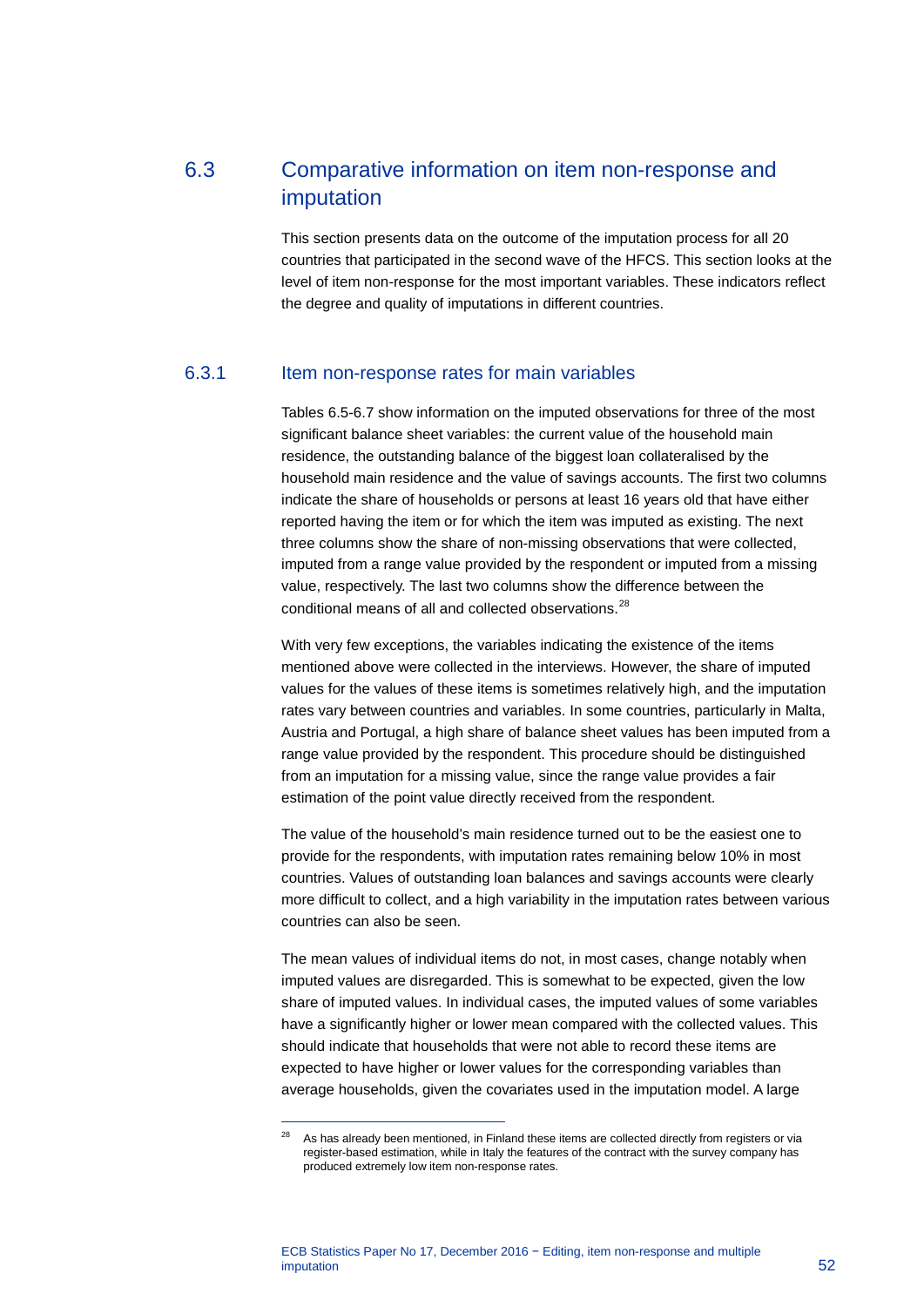## 6.3 Comparative information on item non-response and imputation

This section presents data on the outcome of the imputation process for all 20 countries that participated in the second wave of the HFCS. This section looks at the level of item non-response for the most important variables. These indicators reflect the degree and quality of imputations in different countries.

### 6.3.1 Item non-response rates for main variables

Tables 6.5-6.7 show information on the imputed observations for three of the most significant balance sheet variables: the current value of the household main residence, the outstanding balance of the biggest loan collateralised by the household main residence and the value of savings accounts. The first two columns indicate the share of households or persons at least 16 years old that have either reported having the item or for which the item was imputed as existing. The next three columns show the share of non-missing observations that were collected, imputed from a range value provided by the respondent or imputed from a missing value, respectively. The last two columns show the difference between the conditional means of all and collected observations.[28]

With very few exceptions, the variables indicating the existence of the items mentioned above were collected in the interviews. However, the share of imputed values for the values of these items is sometimes relatively high, and the imputation rates vary between countries and variables. In some countries, particularly in Malta, Austria and Portugal, a high share of balance sheet values has been imputed from a range value provided by the respondent. This procedure should be distinguished from an imputation for a missing value, since the range value provides a fair estimation of the point value directly received from the respondent.

The value of the household's main residence turned out to be the easiest one to provide for the respondents, with imputation rates remaining below 10% in most countries. Values of outstanding loan balances and savings accounts were clearly more difficult to collect, and a high variability in the imputation rates between various countries can also be seen.

The mean values of individual items do not, in most cases, change notably when imputed values are disregarded. This is somewhat to be expected, given the low share of imputed values. In individual cases, the imputed values of some variables have a significantly higher or lower mean compared with the collected values. This should indicate that households that were not able to record these items are expected to have higher or lower values for the corresponding variables than average households, given the covariates used in the imputation model. A large

[28] As has already been mentioned, in Finland these items are collected directly from registers or via register-based estimation, while in Italy the features of the contract with the survey company has produced extremely low item non-response rates.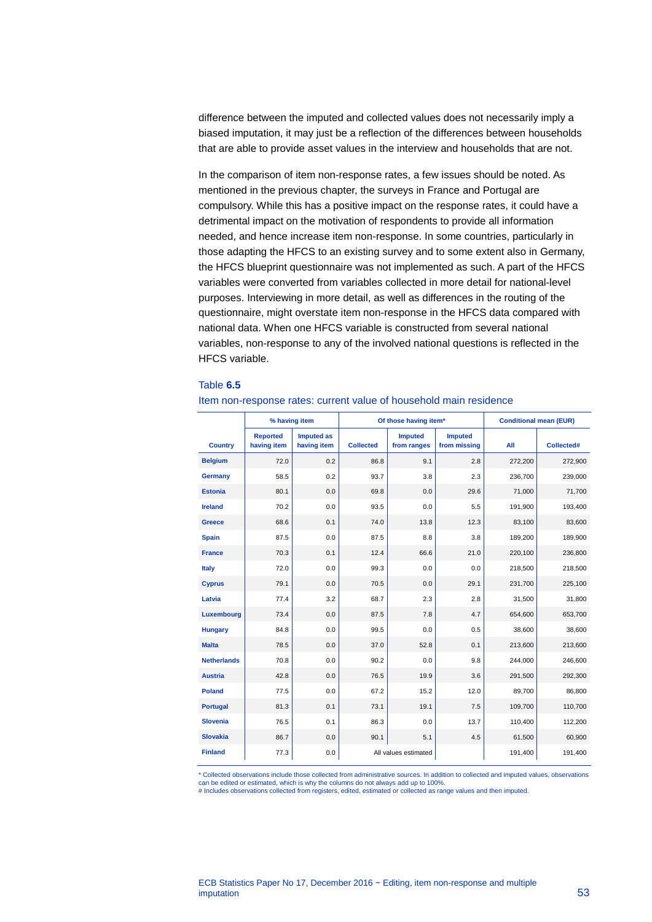difference between the imputed and collected values does not necessarily imply a biased imputation, it may just be a reflection of the differences between households that are able to provide asset values in the interview and households that are not.

In the comparison of item non-response rates, a few issues should be noted. As mentioned in the previous chapter, the surveys in France and Portugal are compulsory. While this has a positive impact on the response rates, it could have a detrimental impact on the motivation of respondents to provide all information needed, and hence increase item non-response. In some countries, particularly in those adapting the HFCS to an existing survey and to some extent also in Germany, the HFCS blueprint questionnaire was not implemented as such. A part of the HFCS variables were converted from variables collected in more detail for national-level purposes. Interviewing in more detail, as well as differences in the routing of the questionnaire, might overstate item non-response in the HFCS data compared with national data. When one HFCS variable is constructed from several national variables, non-response to any of the involved national questions is reflected in the HFCS variable.

Table **6.5**

Item non-response rates: current value of household main residence

| | % having item | | Of those having item* | | | Conditional mean (EUR) | |
|---|---|---|---|---|---|---|---|
| Country | Reported having item | Imputed as having item | Collected | Imputed from ranges | Imputed from missing | All | Collected# |
| **Belgium** | 72.0 | 0.2 | 86.8 | 9.1 | 2.8 | 272,200 | 272,900 |
| **Germany** | 58.5 | 0.2 | 93.7 | 3.8 | 2.3 | 236,700 | 239,000 |
| **Estonia** | 80.1 | 0.0 | 69.8 | 0.0 | 29.6 | 71,000 | 71,700 |
| **Ireland** | 70.2 | 0.0 | 93.5 | 0.0 | 5.5 | 191,900 | 193,400 |
| **Greece** | 68.6 | 0.1 | 74.0 | 13.8 | 12.3 | 83,100 | 83,600 |
| **Spain** | 87.5 | 0.0 | 87.5 | 8.8 | 3.8 | 189,200 | 189,900 |
| **France** | 70.3 | 0.1 | 12.4 | 66.6 | 21.0 | 220,100 | 236,800 |
| **Italy** | 72.0 | 0.0 | 99.3 | 0.0 | 0.0 | 218,500 | 218,500 |
| **Cyprus** | 79.1 | 0.0 | 70.5 | 0.0 | 29.1 | 231,700 | 225,100 |
| **Latvia** | 77.4 | 3.2 | 68.7 | 2.3 | 2.8 | 31,500 | 31,800 |
| **Luxembourg** | 73.4 | 0.0 | 87.5 | 7.8 | 4.7 | 654,600 | 653,700 |
| **Hungary** | 84.8 | 0.0 | 99.5 | 0.0 | 0.5 | 38,600 | 38,600 |
| **Malta** | 78.5 | 0.0 | 37.0 | 52.8 | 0.1 | 213,600 | 213,600 |
| **Netherlands** | 70.8 | 0.0 | 90.2 | 0.0 | 9.8 | 244,000 | 246,600 |
| **Austria** | 42.8 | 0.0 | 76.5 | 19.9 | 3.6 | 291,500 | 292,300 |
| **Poland** | 77.5 | 0.0 | 67.2 | 15.2 | 12.0 | 89,700 | 86,800 |
| **Portugal** | 81.3 | 0.1 | 73.1 | 19.1 | 7.5 | 109,700 | 110,700 |
| **Slovenia** | 76.5 | 0.1 | 86.3 | 0.0 | 13.7 | 110,400 | 112,200 |
| **Slovakia** | 86.7 | 0.0 | 90.1 | 5.1 | 4.5 | 61,500 | 60,900 |
| **Finland** | 77.3 | 0.0 | All values estimated | | | 191,400 | 191,400 |

\* Collected observations include those collected from administrative sources. In addition to collected and imputed values, observations can be edited or estimated, which is why the columns do not always add up to 100%.
# Includes observations collected from registers, edited, estimated or collected as range values and then imputed.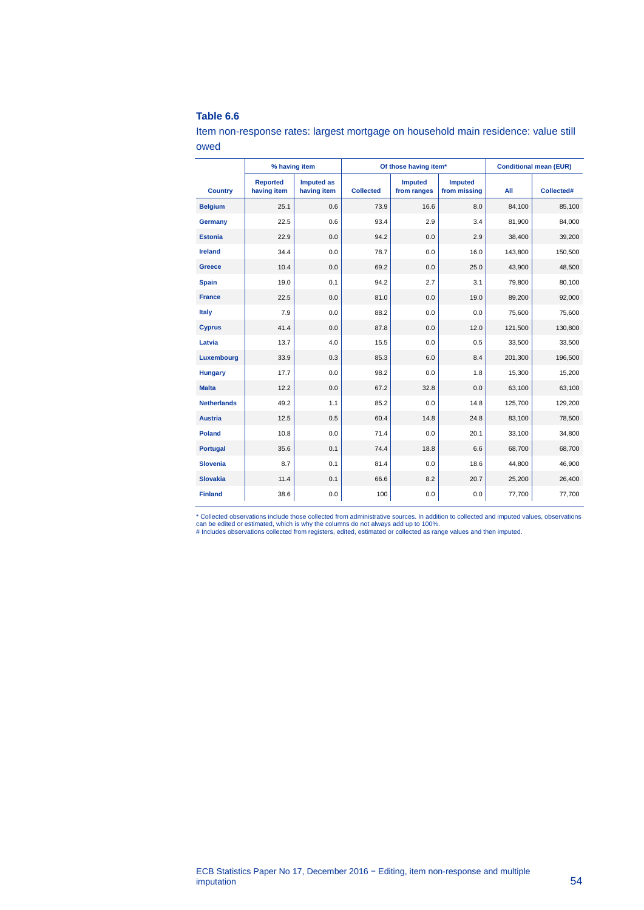### Table 6.6

Item non-response rates: largest mortgage on household main residence: value still owed

| Country | % having item | | Of those having item* | | | Conditional mean (EUR) | |
|---|---|---|---|---|---|---|---|
| | Reported having item | Imputed as having item | Collected | Imputed from ranges | Imputed from missing | All | Collected# |
| Belgium | 25.1 | 0.6 | 73.9 | 16.6 | 8.0 | 84,100 | 85,100 |
| Germany | 22.5 | 0.6 | 93.4 | 2.9 | 3.4 | 81,900 | 84,000 |
| Estonia | 22.9 | 0.0 | 94.2 | 0.0 | 2.9 | 38,400 | 39,200 |
| Ireland | 34.4 | 0.0 | 78.7 | 0.0 | 16.0 | 143,800 | 150,500 |
| Greece | 10.4 | 0.0 | 69.2 | 0.0 | 25.0 | 43,900 | 48,500 |
| Spain | 19.0 | 0.1 | 94.2 | 2.7 | 3.1 | 79,800 | 80,100 |
| France | 22.5 | 0.0 | 81.0 | 0.0 | 19.0 | 89,200 | 92,000 |
| Italy | 7.9 | 0.0 | 88.2 | 0.0 | 0.0 | 75,600 | 75,600 |
| Cyprus | 41.4 | 0.0 | 87.8 | 0.0 | 12.0 | 121,500 | 130,800 |
| Latvia | 13.7 | 4.0 | 15.5 | 0.0 | 0.5 | 33,500 | 33,500 |
| Luxembourg | 33.9 | 0.3 | 85.3 | 6.0 | 8.4 | 201,300 | 196,500 |
| Hungary | 17.7 | 0.0 | 98.2 | 0.0 | 1.8 | 15,300 | 15,200 |
| Malta | 12.2 | 0.0 | 67.2 | 32.8 | 0.0 | 63,100 | 63,100 |
| Netherlands | 49.2 | 1.1 | 85.2 | 0.0 | 14.8 | 125,700 | 129,200 |
| Austria | 12.5 | 0.5 | 60.4 | 14.8 | 24.8 | 83,100 | 78,500 |
| Poland | 10.8 | 0.0 | 71.4 | 0.0 | 20.1 | 33,100 | 34,800 |
| Portugal | 35.6 | 0.1 | 74.4 | 18.8 | 6.6 | 68,700 | 68,700 |
| Slovenia | 8.7 | 0.1 | 81.4 | 0.0 | 18.6 | 44,800 | 46,900 |
| Slovakia | 11.4 | 0.1 | 66.6 | 8.2 | 20.7 | 25,200 | 26,400 |
| Finland | 38.6 | 0.0 | 100 | 0.0 | 0.0 | 77,700 | 77,700 |

\* Collected observations include those collected from administrative sources. In addition to collected and imputed values, observations can be edited or estimated, which is why the columns do not always add up to 100%.
\# Includes observations collected from registers, edited, estimated or collected as range values and then imputed.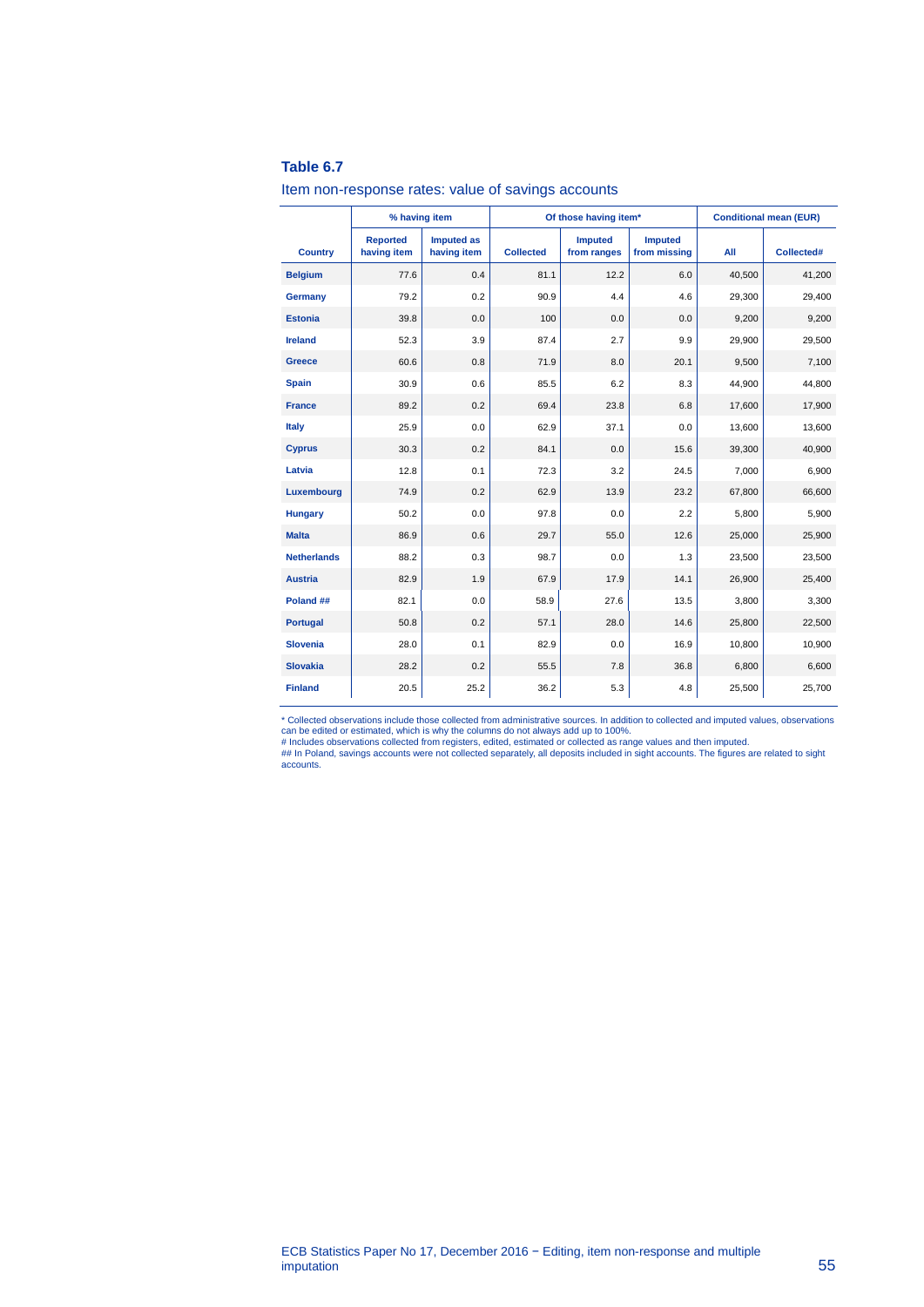**Table 6.7**

Item non-response rates: value of savings accounts

| | % having item | | Of those having item* | | | Conditional mean (EUR) | |
|---|---|---|---|---|---|---|---|
| Country | Reported having item | Imputed as having item | Collected | Imputed from ranges | Imputed from missing | All | Collected# |
| Belgium | 77.6 | 0.4 | 81.1 | 12.2 | 6.0 | 40,500 | 41,200 |
| Germany | 79.2 | 0.2 | 90.9 | 4.4 | 4.6 | 29,300 | 29,400 |
| Estonia | 39.8 | 0.0 | 100 | 0.0 | 0.0 | 9,200 | 9,200 |
| Ireland | 52.3 | 3.9 | 87.4 | 2.7 | 9.9 | 29,900 | 29,500 |
| Greece | 60.6 | 0.8 | 71.9 | 8.0 | 20.1 | 9,500 | 7,100 |
| Spain | 30.9 | 0.6 | 85.5 | 6.2 | 8.3 | 44,900 | 44,800 |
| France | 89.2 | 0.2 | 69.4 | 23.8 | 6.8 | 17,600 | 17,900 |
| Italy | 25.9 | 0.0 | 62.9 | 37.1 | 0.0 | 13,600 | 13,600 |
| Cyprus | 30.3 | 0.2 | 84.1 | 0.0 | 15.6 | 39,300 | 40,900 |
| Latvia | 12.8 | 0.1 | 72.3 | 3.2 | 24.5 | 7,000 | 6,900 |
| Luxembourg | 74.9 | 0.2 | 62.9 | 13.9 | 23.2 | 67,800 | 66,600 |
| Hungary | 50.2 | 0.0 | 97.8 | 0.0 | 2.2 | 5,800 | 5,900 |
| Malta | 86.9 | 0.6 | 29.7 | 55.0 | 12.6 | 25,000 | 25,900 |
| Netherlands | 88.2 | 0.3 | 98.7 | 0.0 | 1.3 | 23,500 | 23,500 |
| Austria | 82.9 | 1.9 | 67.9 | 17.9 | 14.1 | 26,900 | 25,400 |
| Poland ## | 82.1 | 0.0 | 58.9 | 27.6 | 13.5 | 3,800 | 3,300 |
| Portugal | 50.8 | 0.2 | 57.1 | 28.0 | 14.6 | 25,800 | 22,500 |
| Slovenia | 28.0 | 0.1 | 82.9 | 0.0 | 16.9 | 10,800 | 10,900 |
| Slovakia | 28.2 | 0.2 | 55.5 | 7.8 | 36.8 | 6,800 | 6,600 |
| Finland | 20.5 | 25.2 | 36.2 | 5.3 | 4.8 | 25,500 | 25,700 |

* Collected observations include those collected from administrative sources. In addition to collected and imputed values, observations can be edited or estimated, which is why the columns do not always add up to 100%.
# Includes observations collected from registers, edited, estimated or collected as range values and then imputed.
## In Poland, savings accounts were not collected separately, all deposits included in sight accounts. The figures are related to sight accounts.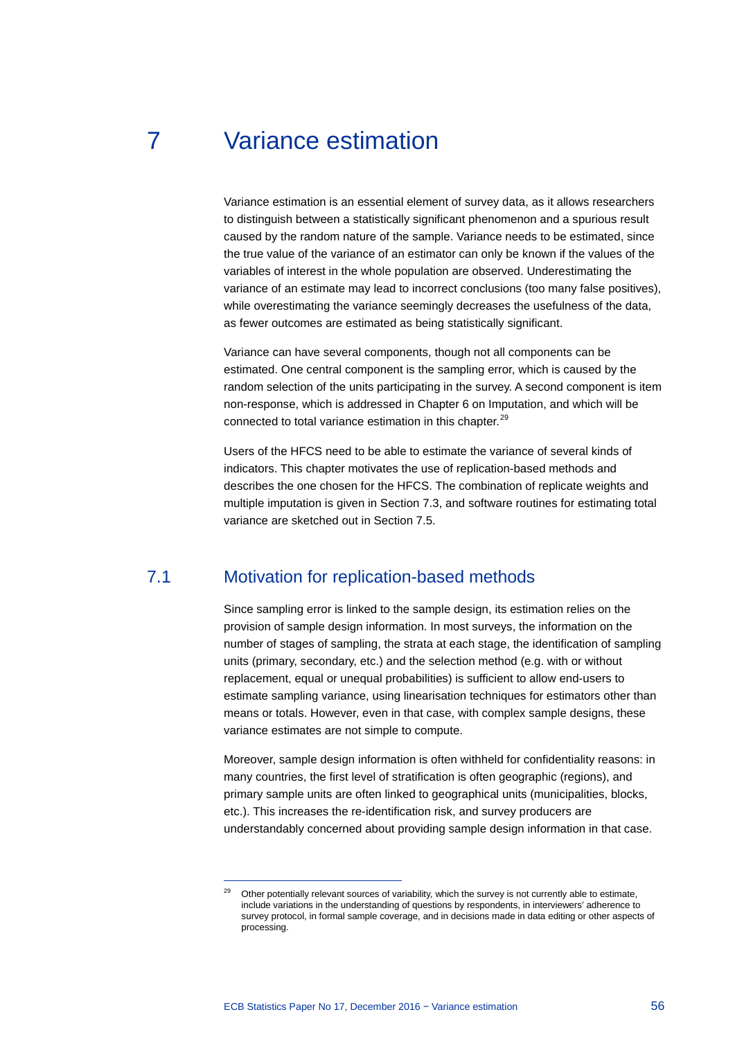# 7 Variance estimation

Variance estimation is an essential element of survey data, as it allows researchers to distinguish between a statistically significant phenomenon and a spurious result caused by the random nature of the sample. Variance needs to be estimated, since the true value of the variance of an estimator can only be known if the values of the variables of interest in the whole population are observed. Underestimating the variance of an estimate may lead to incorrect conclusions (too many false positives), while overestimating the variance seemingly decreases the usefulness of the data, as fewer outcomes are estimated as being statistically significant.

Variance can have several components, though not all components can be estimated. One central component is the sampling error, which is caused by the random selection of the units participating in the survey. A second component is item non-response, which is addressed in Chapter 6 on Imputation, and which will be connected to total variance estimation in this chapter.[29]

Users of the HFCS need to be able to estimate the variance of several kinds of indicators. This chapter motivates the use of replication-based methods and describes the one chosen for the HFCS. The combination of replicate weights and multiple imputation is given in Section 7.3, and software routines for estimating total variance are sketched out in Section 7.5.

## 7.1 Motivation for replication-based methods

Since sampling error is linked to the sample design, its estimation relies on the provision of sample design information. In most surveys, the information on the number of stages of sampling, the strata at each stage, the identification of sampling units (primary, secondary, etc.) and the selection method (e.g. with or without replacement, equal or unequal probabilities) is sufficient to allow end-users to estimate sampling variance, using linearisation techniques for estimators other than means or totals. However, even in that case, with complex sample designs, these variance estimates are not simple to compute.

Moreover, sample design information is often withheld for confidentiality reasons: in many countries, the first level of stratification is often geographic (regions), and primary sample units are often linked to geographical units (municipalities, blocks, etc.). This increases the re-identification risk, and survey producers are understandably concerned about providing sample design information in that case.

[29] Other potentially relevant sources of variability, which the survey is not currently able to estimate, include variations in the understanding of questions by respondents, in interviewers' adherence to survey protocol, in formal sample coverage, and in decisions made in data editing or other aspects of processing.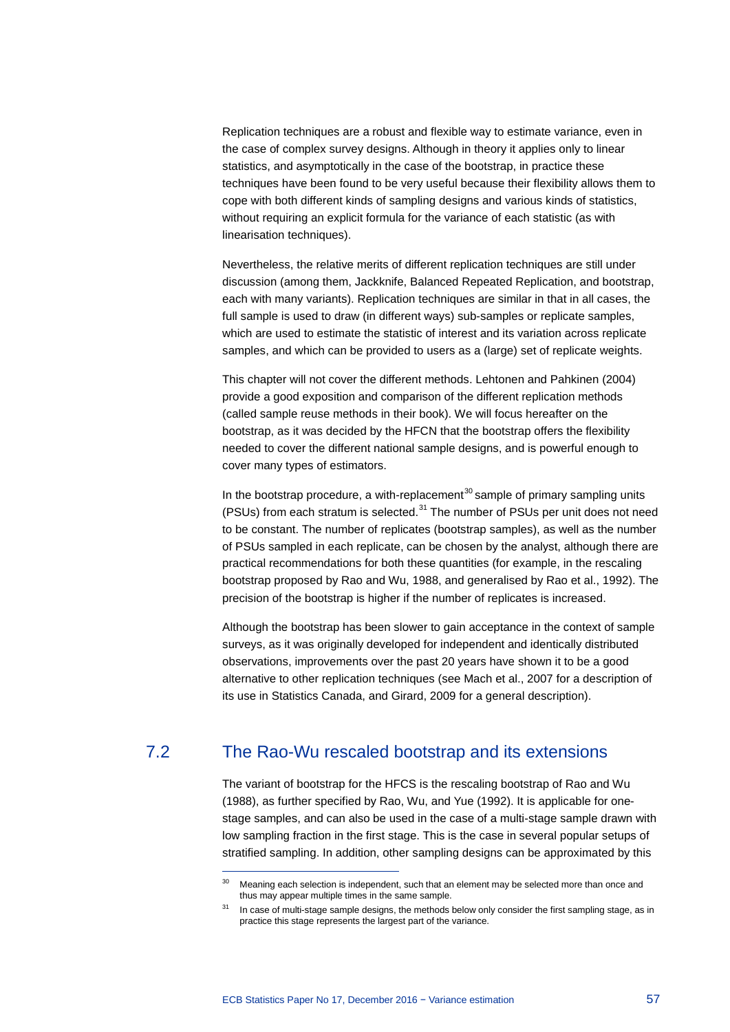Replication techniques are a robust and flexible way to estimate variance, even in the case of complex survey designs. Although in theory it applies only to linear statistics, and asymptotically in the case of the bootstrap, in practice these techniques have been found to be very useful because their flexibility allows them to cope with both different kinds of sampling designs and various kinds of statistics, without requiring an explicit formula for the variance of each statistic (as with linearisation techniques).

Nevertheless, the relative merits of different replication techniques are still under discussion (among them, Jackknife, Balanced Repeated Replication, and bootstrap, each with many variants). Replication techniques are similar in that in all cases, the full sample is used to draw (in different ways) sub-samples or replicate samples, which are used to estimate the statistic of interest and its variation across replicate samples, and which can be provided to users as a (large) set of replicate weights.

This chapter will not cover the different methods. Lehtonen and Pahkinen (2004) provide a good exposition and comparison of the different replication methods (called sample reuse methods in their book). We will focus hereafter on the bootstrap, as it was decided by the HFCN that the bootstrap offers the flexibility needed to cover the different national sample designs, and is powerful enough to cover many types of estimators.

In the bootstrap procedure, a with-replacement[30] sample of primary sampling units (PSUs) from each stratum is selected.[31] The number of PSUs per unit does not need to be constant. The number of replicates (bootstrap samples), as well as the number of PSUs sampled in each replicate, can be chosen by the analyst, although there are practical recommendations for both these quantities (for example, in the rescaling bootstrap proposed by Rao and Wu, 1988, and generalised by Rao et al., 1992). The precision of the bootstrap is higher if the number of replicates is increased.

Although the bootstrap has been slower to gain acceptance in the context of sample surveys, as it was originally developed for independent and identically distributed observations, improvements over the past 20 years have shown it to be a good alternative to other replication techniques (see Mach et al., 2007 for a description of its use in Statistics Canada, and Girard, 2009 for a general description).

## 7.2 The Rao-Wu rescaled bootstrap and its extensions

The variant of bootstrap for the HFCS is the rescaling bootstrap of Rao and Wu (1988), as further specified by Rao, Wu, and Yue (1992). It is applicable for one-stage samples, and can also be used in the case of a multi-stage sample drawn with low sampling fraction in the first stage. This is the case in several popular setups of stratified sampling. In addition, other sampling designs can be approximated by this

[30] Meaning each selection is independent, such that an element may be selected more than once and thus may appear multiple times in the same sample.

[31] In case of multi-stage sample designs, the methods below only consider the first sampling stage, as in practice this stage represents the largest part of the variance.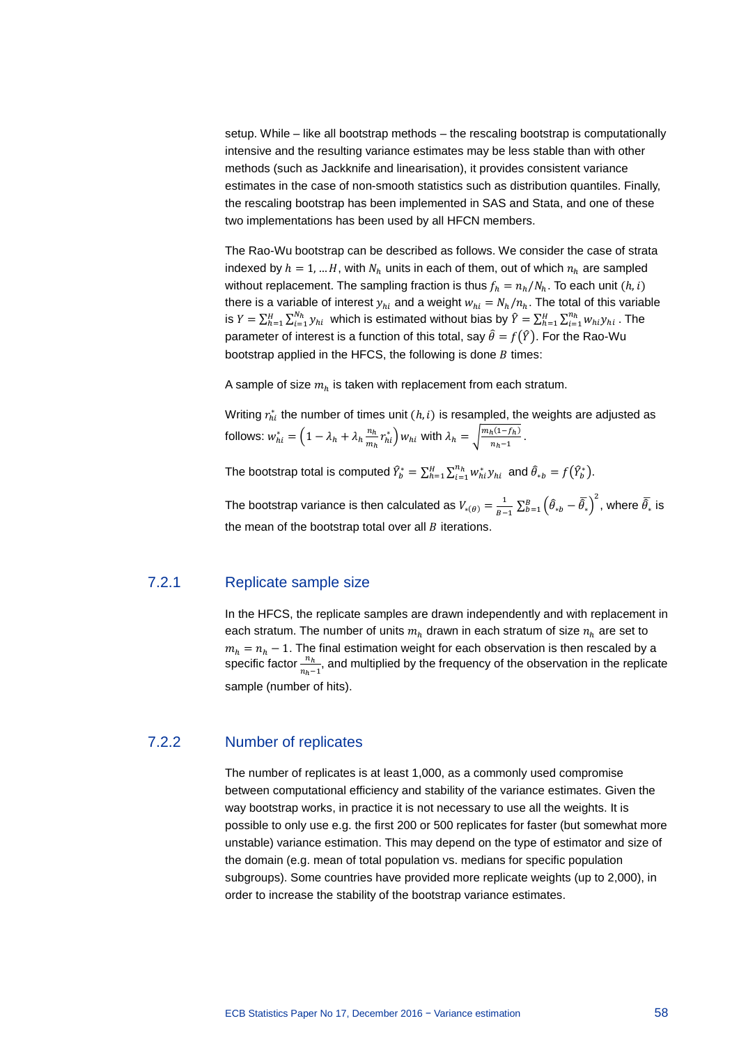setup. While – like all bootstrap methods – the rescaling bootstrap is computationally intensive and the resulting variance estimates may be less stable than with other methods (such as Jackknife and linearisation), it provides consistent variance estimates in the case of non-smooth statistics such as distribution quantiles. Finally, the rescaling bootstrap has been implemented in SAS and Stata, and one of these two implementations has been used by all HFCN members.

The Rao-Wu bootstrap can be described as follows. We consider the case of strata indexed by $h = 1, \dots H$, with $N_h$ units in each of them, out of which $n_h$ are sampled without replacement. The sampling fraction is thus $f_h = n_h/N_h$. To each unit $(h, i)$ there is a variable of interest $y_{hi}$ and a weight $w_{hi} = N_h/n_h$. The total of this variable is $Y = \sum_{h=1}^{H} \sum_{i=1}^{N_h} y_{hi}$ which is estimated without bias by $\hat{Y} = \sum_{h=1}^{H} \sum_{i=1}^{n_h} w_{hi} y_{hi}$. The parameter of interest is a function of this total, say $\hat{\theta} = f(\hat{Y})$. For the Rao-Wu bootstrap applied in the HFCS, the following is done $B$ times:

A sample of size $m_h$ is taken with replacement from each stratum.

Writing $r_{hi}^*$ the number of times unit $(h, i)$ is resampled, the weights are adjusted as follows: $w_{hi}^* = \left(1 - \lambda_h + \lambda_h \frac{n_h}{m_h} r_{hi}^*\right) w_{hi}$ with $\lambda_h = \sqrt{\frac{m_h(1-f_h)}{n_h - 1}}$.

The bootstrap total is computed $\hat{Y}_b^* = \sum_{h=1}^{H} \sum_{i=1}^{n_h} w_{hi}^* y_{hi}$ and $\hat{\theta}_{*b} = f(\hat{Y}_b^*)$.

The bootstrap variance is then calculated as $V_{*(\theta)} = \frac{1}{B-1} \sum_{b=1}^{B} \left(\hat{\theta}_{*b} - \bar{\hat{\theta}}_*\right)^2$, where $\bar{\hat{\theta}}_*$ is the mean of the bootstrap total over all $B$ iterations.

### 7.2.1 Replicate sample size

In the HFCS, the replicate samples are drawn independently and with replacement in each stratum. The number of units $m_h$ drawn in each stratum of size $n_h$ are set to $m_h = n_h - 1$. The final estimation weight for each observation is then rescaled by a specific factor $\frac{n_h}{n_h - 1}$, and multiplied by the frequency of the observation in the replicate sample (number of hits).

### 7.2.2 Number of replicates

The number of replicates is at least 1,000, as a commonly used compromise between computational efficiency and stability of the variance estimates. Given the way bootstrap works, in practice it is not necessary to use all the weights. It is possible to only use e.g. the first 200 or 500 replicates for faster (but somewhat more unstable) variance estimation. This may depend on the type of estimator and size of the domain (e.g. mean of total population vs. medians for specific population subgroups). Some countries have provided more replicate weights (up to 2,000), in order to increase the stability of the bootstrap variance estimates.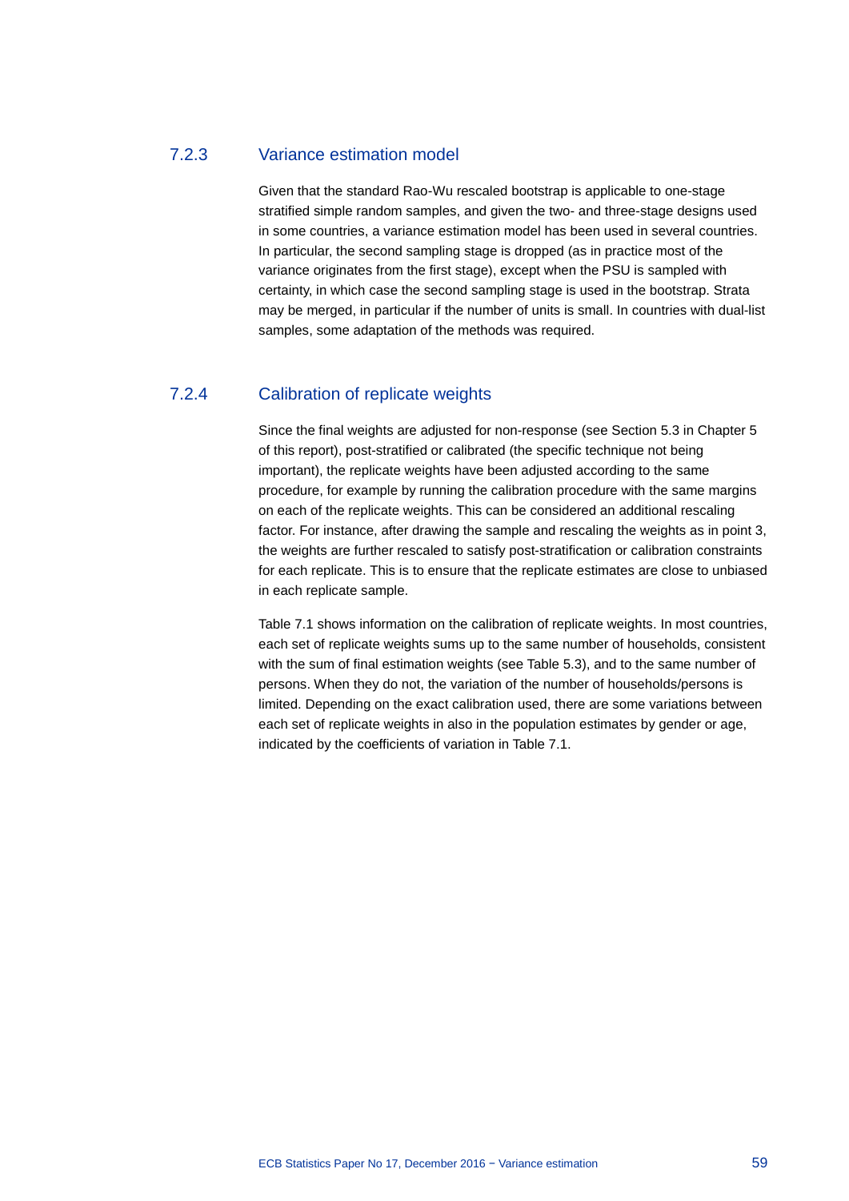### 7.2.3 Variance estimation model

Given that the standard Rao-Wu rescaled bootstrap is applicable to one-stage stratified simple random samples, and given the two- and three-stage designs used in some countries, a variance estimation model has been used in several countries. In particular, the second sampling stage is dropped (as in practice most of the variance originates from the first stage), except when the PSU is sampled with certainty, in which case the second sampling stage is used in the bootstrap. Strata may be merged, in particular if the number of units is small. In countries with dual-list samples, some adaptation of the methods was required.

### 7.2.4 Calibration of replicate weights

Since the final weights are adjusted for non-response (see Section 5.3 in Chapter 5 of this report), post-stratified or calibrated (the specific technique not being important), the replicate weights have been adjusted according to the same procedure, for example by running the calibration procedure with the same margins on each of the replicate weights. This can be considered an additional rescaling factor. For instance, after drawing the sample and rescaling the weights as in point 3, the weights are further rescaled to satisfy post-stratification or calibration constraints for each replicate. This is to ensure that the replicate estimates are close to unbiased in each replicate sample.

Table 7.1 shows information on the calibration of replicate weights. In most countries, each set of replicate weights sums up to the same number of households, consistent with the sum of final estimation weights (see Table 5.3), and to the same number of persons. When they do not, the variation of the number of households/persons is limited. Depending on the exact calibration used, there are some variations between each set of replicate weights in also in the population estimates by gender or age, indicated by the coefficients of variation in Table 7.1.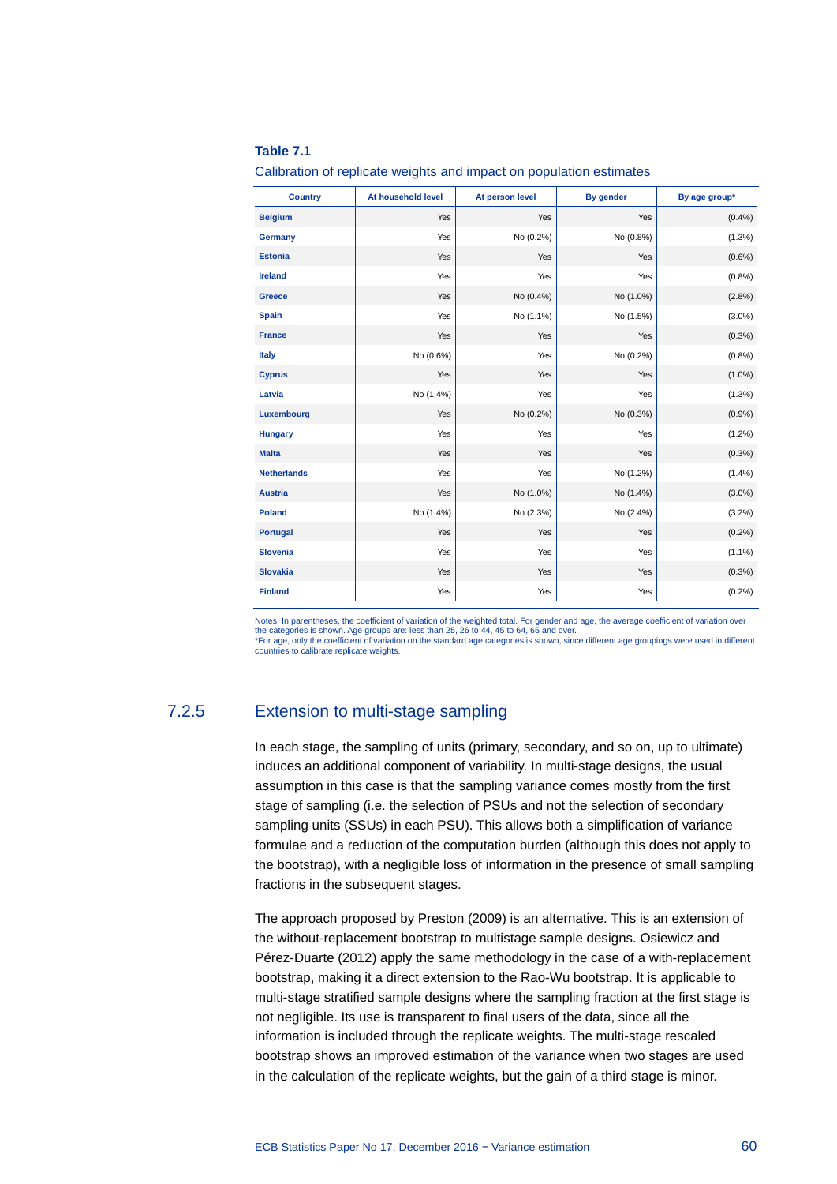**Table 7.1**

Calibration of replicate weights and impact on population estimates

| Country | At household level | At person level | By gender | By age group* |
|---|---|---|---|---|
| **Belgium** | Yes | Yes | Yes | (0.4%) |
| **Germany** | Yes | No (0.2%) | No (0.8%) | (1.3%) |
| **Estonia** | Yes | Yes | Yes | (0.6%) |
| **Ireland** | Yes | Yes | Yes | (0.8%) |
| **Greece** | Yes | No (0.4%) | No (1.0%) | (2.8%) |
| **Spain** | Yes | No (1.1%) | No (1.5%) | (3.0%) |
| **France** | Yes | Yes | Yes | (0.3%) |
| **Italy** | No (0.6%) | Yes | No (0.2%) | (0.8%) |
| **Cyprus** | Yes | Yes | Yes | (1.0%) |
| **Latvia** | No (1.4%) | Yes | Yes | (1.3%) |
| **Luxembourg** | Yes | No (0.2%) | No (0.3%) | (0.9%) |
| **Hungary** | Yes | Yes | Yes | (1.2%) |
| **Malta** | Yes | Yes | Yes | (0.3%) |
| **Netherlands** | Yes | Yes | No (1.2%) | (1.4%) |
| **Austria** | Yes | No (1.0%) | No (1.4%) | (3.0%) |
| **Poland** | No (1.4%) | No (2.3%) | No (2.4%) | (3.2%) |
| **Portugal** | Yes | Yes | Yes | (0.2%) |
| **Slovenia** | Yes | Yes | Yes | (1.1%) |
| **Slovakia** | Yes | Yes | Yes | (0.3%) |
| **Finland** | Yes | Yes | Yes | (0.2%) |

Notes: In parentheses, the coefficient of variation of the weighted total. For gender and age, the average coefficient of variation over the categories is shown. Age groups are: less than 25, 26 to 44, 45 to 64, 65 and over.
*For age, only the coefficient of variation on the standard age categories is shown, since different age groupings were used in different countries to calibrate replicate weights.

### 7.2.5 Extension to multi-stage sampling

In each stage, the sampling of units (primary, secondary, and so on, up to ultimate) induces an additional component of variability. In multi-stage designs, the usual assumption in this case is that the sampling variance comes mostly from the first stage of sampling (i.e. the selection of PSUs and not the selection of secondary sampling units (SSUs) in each PSU). This allows both a simplification of variance formulae and a reduction of the computation burden (although this does not apply to the bootstrap), with a negligible loss of information in the presence of small sampling fractions in the subsequent stages.

The approach proposed by Preston (2009) is an alternative. This is an extension of the without-replacement bootstrap to multistage sample designs. Osiewicz and Pérez-Duarte (2012) apply the same methodology in the case of a with-replacement bootstrap, making it a direct extension to the Rao-Wu bootstrap. It is applicable to multi-stage stratified sample designs where the sampling fraction at the first stage is not negligible. Its use is transparent to final users of the data, since all the information is included through the replicate weights. The multi-stage rescaled bootstrap shows an improved estimation of the variance when two stages are used in the calculation of the replicate weights, but the gain of a third stage is minor.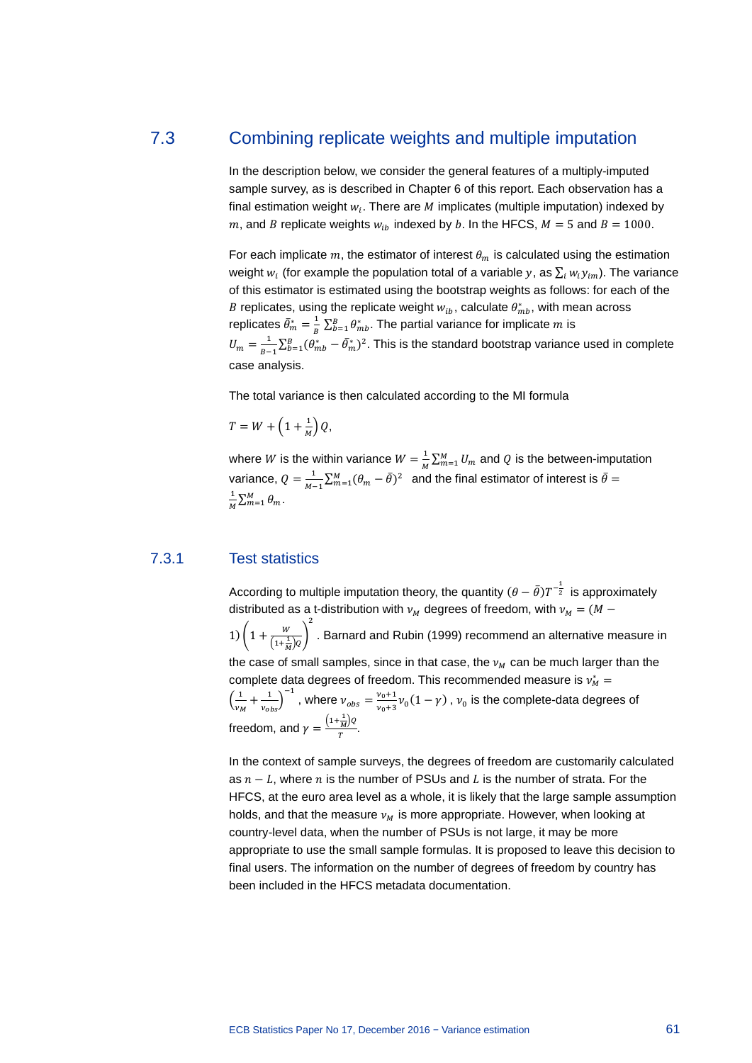## 7.3 Combining replicate weights and multiple imputation

In the description below, we consider the general features of a multiply-imputed sample survey, as is described in Chapter 6 of this report. Each observation has a final estimation weight $w_i$. There are $M$ implicates (multiple imputation) indexed by $m$, and $B$ replicate weights $w_{ib}$ indexed by $b$. In the HFCS, $M = 5$ and $B = 1000$.

For each implicate $m$, the estimator of interest $\theta_m$ is calculated using the estimation weight $w_i$ (for example the population total of a variable $y$, as $\sum_i w_i y_{im}$). The variance of this estimator is estimated using the bootstrap weights as follows: for each of the $B$ replicates, using the replicate weight $w_{ib}$, calculate $\theta^*_{mb}$, with mean across replicates $\bar{\theta}^*_m = \frac{1}{B}\sum_{b=1}^{B}\theta^*_{mb}$. The partial variance for implicate $m$ is $U_m = \frac{1}{B-1}\sum_{b=1}^{B}(\theta^*_{mb} - \bar{\theta}^*_m)^2$. This is the standard bootstrap variance used in complete case analysis.

The total variance is then calculated according to the MI formula

$$T = W + \left(1 + \frac{1}{M}\right)Q,$$

where $W$ is the within variance $W = \frac{1}{M}\sum_{m=1}^{M} U_m$ and $Q$ is the between-imputation variance, $Q = \frac{1}{M-1}\sum_{m=1}^{M}(\theta_m - \bar{\theta})^2$ and the final estimator of interest is $\bar{\theta} = \frac{1}{M}\sum_{m=1}^{M}\theta_m$.

### 7.3.1 Test statistics

According to multiple imputation theory, the quantity $(\theta - \bar{\theta})T^{-\frac{1}{2}}$ is approximately distributed as a t-distribution with $\nu_M$ degrees of freedom, with $\nu_M = (M - 1)\left(1 + \frac{W}{\left(1+\frac{1}{M}\right)Q}\right)^2$. Barnard and Rubin (1999) recommend an alternative measure in the case of small samples, since in that case, the $\nu_M$ can be much larger than the complete data degrees of freedom. This recommended measure is $\nu^*_M = \left(\frac{1}{\nu_M} + \frac{1}{\nu_{obs}}\right)^{-1}$, where $\nu_{obs} = \frac{\nu_0+1}{\nu_0+3}\nu_0(1-\gamma)$, $\nu_0$ is the complete-data degrees of freedom, and $\gamma = \frac{\left(1+\frac{1}{M}\right)Q}{T}$.

In the context of sample surveys, the degrees of freedom are customarily calculated as $n - L$, where $n$ is the number of PSUs and $L$ is the number of strata. For the HFCS, at the euro area level as a whole, it is likely that the large sample assumption holds, and that the measure $\nu_M$ is more appropriate. However, when looking at country-level data, when the number of PSUs is not large, it may be more appropriate to use the small sample formulas. It is proposed to leave this decision to final users. The information on the number of degrees of freedom by country has been included in the HFCS metadata documentation.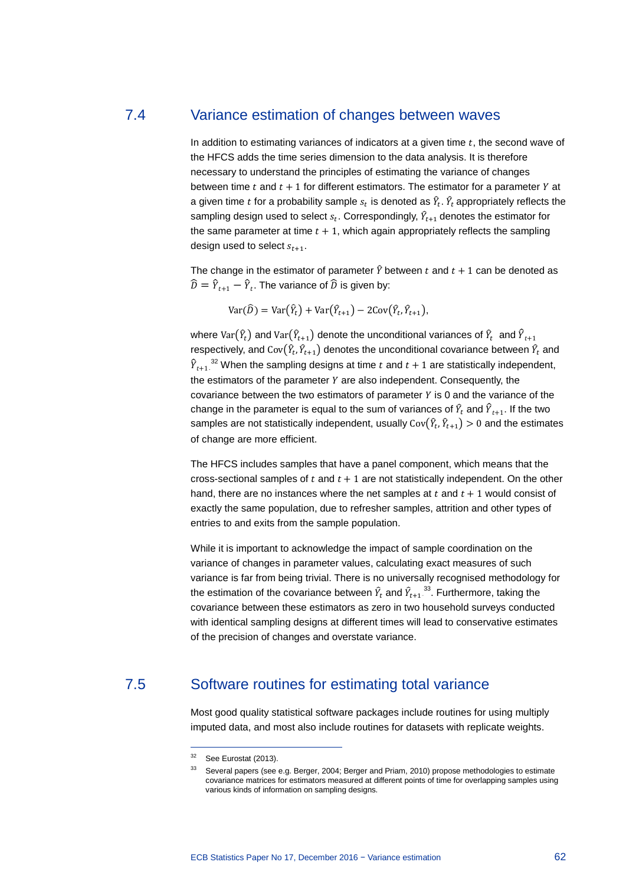## 7.4 Variance estimation of changes between waves

In addition to estimating variances of indicators at a given time $t$, the second wave of the HFCS adds the time series dimension to the data analysis. It is therefore necessary to understand the principles of estimating the variance of changes between time $t$ and $t+1$ for different estimators. The estimator for a parameter $Y$ at a given time $t$ for a probability sample $s_t$ is denoted as $\hat{Y}_t$. $\hat{Y}_t$ appropriately reflects the sampling design used to select $s_t$. Correspondingly, $\hat{Y}_{t+1}$ denotes the estimator for the same parameter at time $t+1$, which again appropriately reflects the sampling design used to select $s_{t+1}$.

The change in the estimator of parameter $\hat{Y}$ between $t$ and $t+1$ can be denoted as $\widehat{D} = \hat{Y}_{t+1} - \hat{Y}_t$. The variance of $\widehat{D}$ is given by:

$$\mathrm{Var}(\widehat{D}) = \mathrm{Var}(\hat{Y}_t) + \mathrm{Var}(\hat{Y}_{t+1}) - 2\mathrm{Cov}(\hat{Y}_t, \hat{Y}_{t+1}),$$

where $\mathrm{Var}(\hat{Y}_t)$ and $\mathrm{Var}(\hat{Y}_{t+1})$ denote the unconditional variances of $\hat{Y}_t$ and $\hat{Y}_{t+1}$ respectively, and $\mathrm{Cov}(\hat{Y}_t, \hat{Y}_{t+1})$ denotes the unconditional covariance between $\hat{Y}_t$ and $\hat{Y}_{t+1}$.[32] When the sampling designs at time $t$ and $t+1$ are statistically independent, the estimators of the parameter $Y$ are also independent. Consequently, the covariance between the two estimators of parameter $Y$ is 0 and the variance of the change in the parameter is equal to the sum of variances of $\hat{Y}_t$ and $\hat{Y}_{t+1}$. If the two samples are not statistically independent, usually $\mathrm{Cov}(\hat{Y}_t, \hat{Y}_{t+1}) > 0$ and the estimates of change are more efficient.

The HFCS includes samples that have a panel component, which means that the cross-sectional samples of $t$ and $t+1$ are not statistically independent. On the other hand, there are no instances where the net samples at $t$ and $t+1$ would consist of exactly the same population, due to refresher samples, attrition and other types of entries to and exits from the sample population.

While it is important to acknowledge the impact of sample coordination on the variance of changes in parameter values, calculating exact measures of such variance is far from being trivial. There is no universally recognised methodology for the estimation of the covariance between $\hat{Y}_t$ and $\hat{Y}_{t+1}$[33]. Furthermore, taking the covariance between these estimators as zero in two household surveys conducted with identical sampling designs at different times will lead to conservative estimates of the precision of changes and overstate variance.

## 7.5 Software routines for estimating total variance

Most good quality statistical software packages include routines for using multiply imputed data, and most also include routines for datasets with replicate weights.

---

[32] See Eurostat (2013).

[33] Several papers (see e.g. Berger, 2004; Berger and Priam, 2010) propose methodologies to estimate covariance matrices for estimators measured at different points of time for overlapping samples using various kinds of information on sampling designs.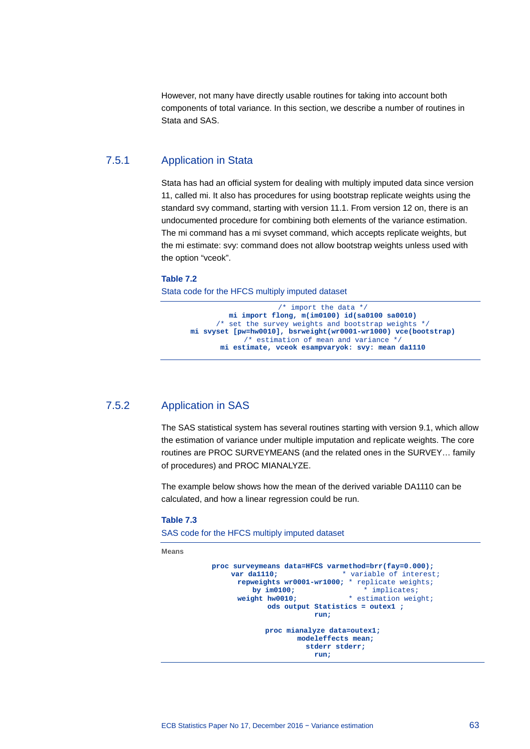However, not many have directly usable routines for taking into account both components of total variance. In this section, we describe a number of routines in Stata and SAS.

### 7.5.1 Application in Stata

Stata has had an official system for dealing with multiply imputed data since version 11, called mi. It also has procedures for using bootstrap replicate weights using the standard svy command, starting with version 11.1. From version 12 on, there is an undocumented procedure for combining both elements of the variance estimation. The mi command has a mi svyset command, which accepts replicate weights, but the mi estimate: svy: command does not allow bootstrap weights unless used with the option "vceok".

**Table 7.2**

Stata code for the HFCS multiply imputed dataset

```
/* import the data */
mi import flong, m(im0100) id(sa0100 sa0010)
/* set the survey weights and bootstrap weights */
mi svyset [pw=hw0010], bsrweight(wr0001-wr1000) vce(bootstrap)
/* estimation of mean and variance */
mi estimate, vceok esampvaryok: svy: mean da1110
```

### 7.5.2 Application in SAS

The SAS statistical system has several routines starting with version 9.1, which allow the estimation of variance under multiple imputation and replicate weights. The core routines are PROC SURVEYMEANS (and the related ones in the SURVEY… family of procedures) and PROC MIANALYZE.

The example below shows how the mean of the derived variable DA1110 can be calculated, and how a linear regression could be run.

**Table 7.3**

SAS code for the HFCS multiply imputed dataset

**Means**

```
proc surveymeans data=HFCS varmethod=brr(fay=0.000);
    var da1110;              * variable of interest;
    repweights wr0001-wr1000; * replicate weights;
        by im0100;               * implicates;
    weight hw0010;            * estimation weight;
        ods output Statistics = outex1 ;
                run;

proc mianalyze data=outex1;
    modeleffects mean;
    stderr stderr;
    run;
```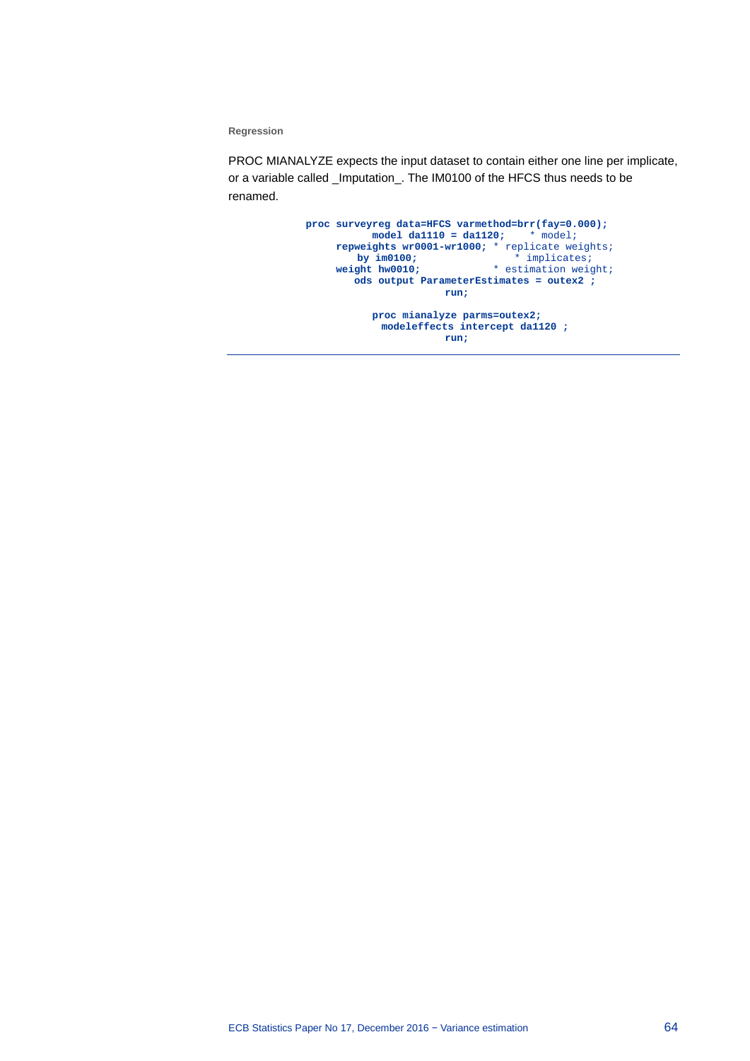**Regression**

PROC MIANALYZE expects the input dataset to contain either one line per implicate, or a variable called _Imputation_. The IM0100 of the HFCS thus needs to be renamed.

```
proc surveyreg data=HFCS varmethod=brr(fay=0.000);
        model da1110 = da1120;     * model;
    repweights wr0001-wr1000; * replicate weights;
        by im0100;                  * implicates;
    weight hw0010;            * estimation weight;
        ods output ParameterEstimates = outex2 ;
                    run;

        proc mianalyze parms=outex2;
         modeleffects intercept da1120 ;
                    run;
```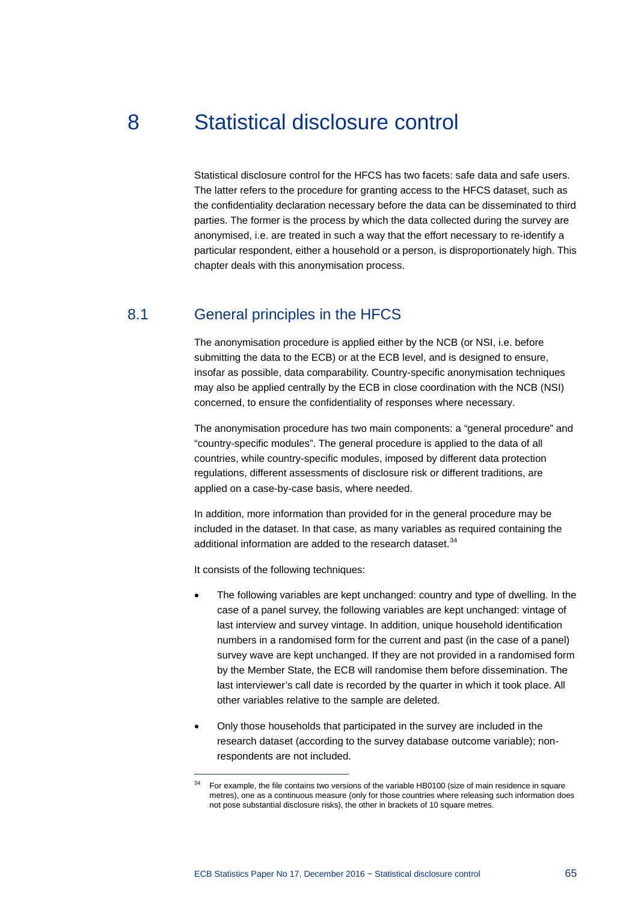# 8 Statistical disclosure control

Statistical disclosure control for the HFCS has two facets: safe data and safe users. The latter refers to the procedure for granting access to the HFCS dataset, such as the confidentiality declaration necessary before the data can be disseminated to third parties. The former is the process by which the data collected during the survey are anonymised, i.e. are treated in such a way that the effort necessary to re-identify a particular respondent, either a household or a person, is disproportionately high. This chapter deals with this anonymisation process.

## 8.1 General principles in the HFCS

The anonymisation procedure is applied either by the NCB (or NSI, i.e. before submitting the data to the ECB) or at the ECB level, and is designed to ensure, insofar as possible, data comparability. Country-specific anonymisation techniques may also be applied centrally by the ECB in close coordination with the NCB (NSI) concerned, to ensure the confidentiality of responses where necessary.

The anonymisation procedure has two main components: a "general procedure" and "country-specific modules". The general procedure is applied to the data of all countries, while country-specific modules, imposed by different data protection regulations, different assessments of disclosure risk or different traditions, are applied on a case-by-case basis, where needed.

In addition, more information than provided for in the general procedure may be included in the dataset. In that case, as many variables as required containing the additional information are added to the research dataset.[34]

It consists of the following techniques:

- The following variables are kept unchanged: country and type of dwelling. In the case of a panel survey, the following variables are kept unchanged: vintage of last interview and survey vintage. In addition, unique household identification numbers in a randomised form for the current and past (in the case of a panel) survey wave are kept unchanged. If they are not provided in a randomised form by the Member State, the ECB will randomise them before dissemination. The last interviewer's call date is recorded by the quarter in which it took place. All other variables relative to the sample are deleted.
- Only those households that participated in the survey are included in the research dataset (according to the survey database outcome variable); non-respondents are not included.

[34] For example, the file contains two versions of the variable HB0100 (size of main residence in square metres), one as a continuous measure (only for those countries where releasing such information does not pose substantial disclosure risks), the other in brackets of 10 square metres.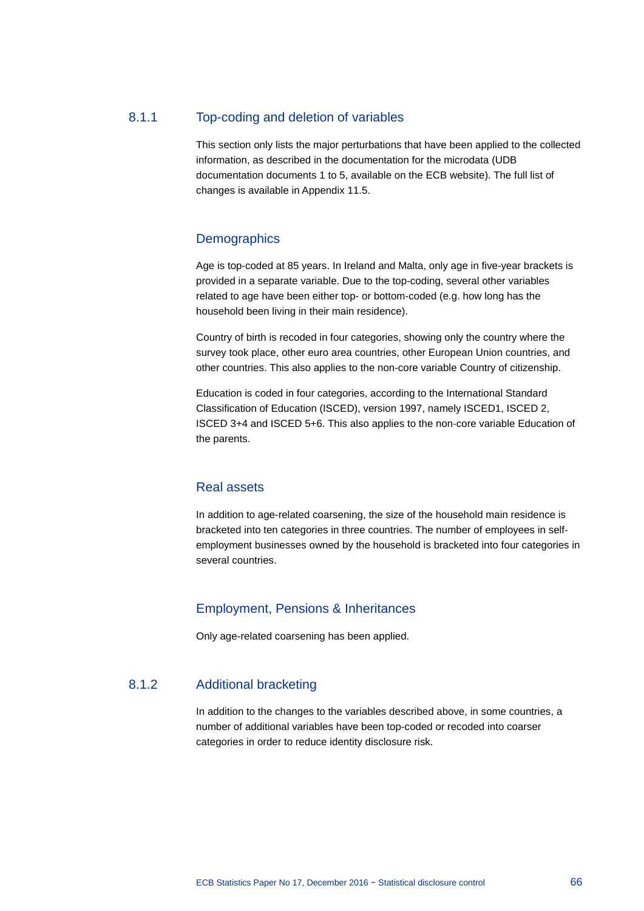### 8.1.1 Top-coding and deletion of variables

This section only lists the major perturbations that have been applied to the collected information, as described in the documentation for the microdata (UDB documentation documents 1 to 5, available on the ECB website). The full list of changes is available in Appendix 11.5.

#### Demographics

Age is top-coded at 85 years. In Ireland and Malta, only age in five-year brackets is provided in a separate variable. Due to the top-coding, several other variables related to age have been either top- or bottom-coded (e.g. how long has the household been living in their main residence).

Country of birth is recoded in four categories, showing only the country where the survey took place, other euro area countries, other European Union countries, and other countries. This also applies to the non-core variable Country of citizenship.

Education is coded in four categories, according to the International Standard Classification of Education (ISCED), version 1997, namely ISCED1, ISCED 2, ISCED 3+4 and ISCED 5+6. This also applies to the non-core variable Education of the parents.

#### Real assets

In addition to age-related coarsening, the size of the household main residence is bracketed into ten categories in three countries. The number of employees in self-employment businesses owned by the household is bracketed into four categories in several countries.

#### Employment, Pensions & Inheritances

Only age-related coarsening has been applied.

### 8.1.2 Additional bracketing

In addition to the changes to the variables described above, in some countries, a number of additional variables have been top-coded or recoded into coarser categories in order to reduce identity disclosure risk.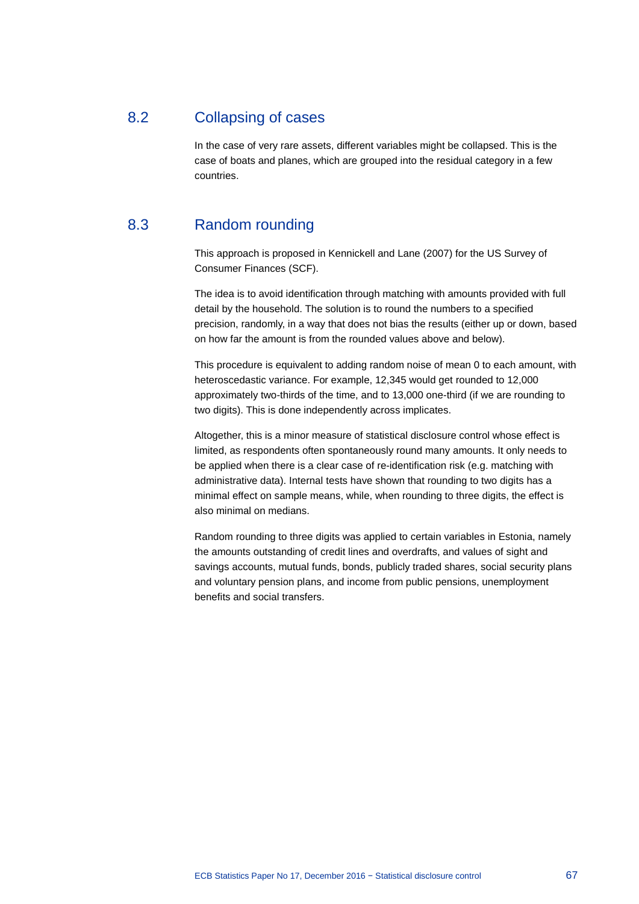## 8.2 Collapsing of cases

In the case of very rare assets, different variables might be collapsed. This is the case of boats and planes, which are grouped into the residual category in a few countries.

## 8.3 Random rounding

This approach is proposed in Kennickell and Lane (2007) for the US Survey of Consumer Finances (SCF).

The idea is to avoid identification through matching with amounts provided with full detail by the household. The solution is to round the numbers to a specified precision, randomly, in a way that does not bias the results (either up or down, based on how far the amount is from the rounded values above and below).

This procedure is equivalent to adding random noise of mean 0 to each amount, with heteroscedastic variance. For example, 12,345 would get rounded to 12,000 approximately two-thirds of the time, and to 13,000 one-third (if we are rounding to two digits). This is done independently across implicates.

Altogether, this is a minor measure of statistical disclosure control whose effect is limited, as respondents often spontaneously round many amounts. It only needs to be applied when there is a clear case of re-identification risk (e.g. matching with administrative data). Internal tests have shown that rounding to two digits has a minimal effect on sample means, while, when rounding to three digits, the effect is also minimal on medians.

Random rounding to three digits was applied to certain variables in Estonia, namely the amounts outstanding of credit lines and overdrafts, and values of sight and savings accounts, mutual funds, bonds, publicly traded shares, social security plans and voluntary pension plans, and income from public pensions, unemployment benefits and social transfers.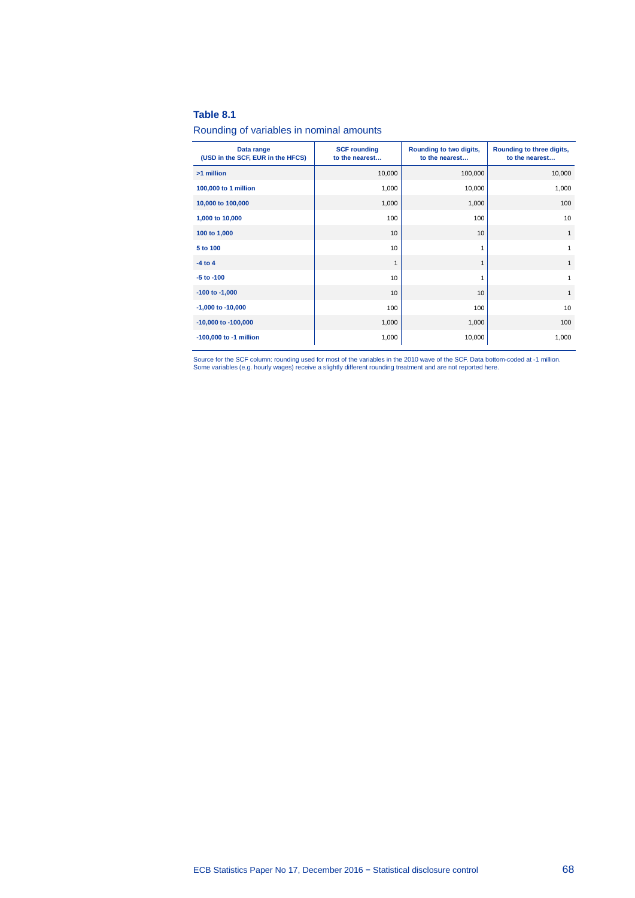**Table 8.1**

Rounding of variables in nominal amounts

| Data range (USD in the SCF, EUR in the HFCS) | SCF rounding to the nearest… | Rounding to two digits, to the nearest… | Rounding to three digits, to the nearest… |
|---|---|---|---|
| >1 million | 10,000 | 100,000 | 10,000 |
| 100,000 to 1 million | 1,000 | 10,000 | 1,000 |
| 10,000 to 100,000 | 1,000 | 1,000 | 100 |
| 1,000 to 10,000 | 100 | 100 | 10 |
| 100 to 1,000 | 10 | 10 | 1 |
| 5 to 100 | 10 | 1 | 1 |
| -4 to 4 | 1 | 1 | 1 |
| -5 to -100 | 10 | 1 | 1 |
| -100 to -1,000 | 10 | 10 | 1 |
| -1,000 to -10,000 | 100 | 100 | 10 |
| -10,000 to -100,000 | 1,000 | 1,000 | 100 |
| -100,000 to -1 million | 1,000 | 10,000 | 1,000 |

Source for the SCF column: rounding used for most of the variables in the 2010 wave of the SCF. Data bottom-coded at -1 million. Some variables (e.g. hourly wages) receive a slightly different rounding treatment and are not reported here.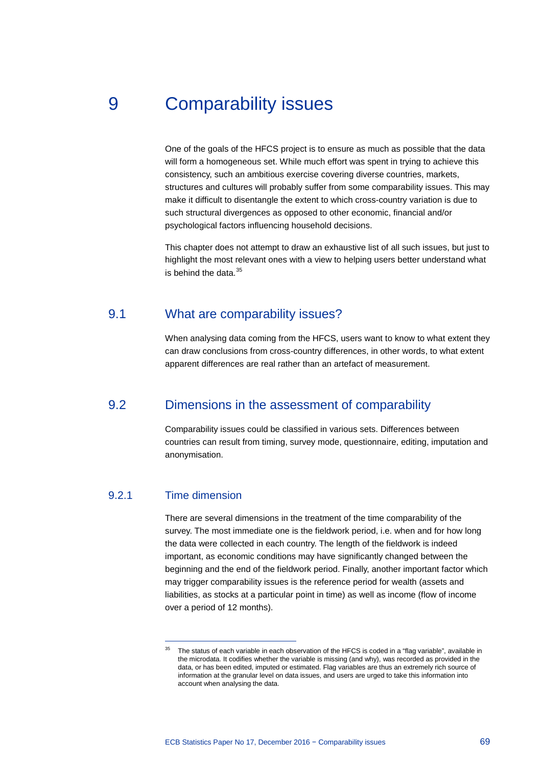# 9 Comparability issues

One of the goals of the HFCS project is to ensure as much as possible that the data will form a homogeneous set. While much effort was spent in trying to achieve this consistency, such an ambitious exercise covering diverse countries, markets, structures and cultures will probably suffer from some comparability issues. This may make it difficult to disentangle the extent to which cross-country variation is due to such structural divergences as opposed to other economic, financial and/or psychological factors influencing household decisions.

This chapter does not attempt to draw an exhaustive list of all such issues, but just to highlight the most relevant ones with a view to helping users better understand what is behind the data.[35]

## 9.1 What are comparability issues?

When analysing data coming from the HFCS, users want to know to what extent they can draw conclusions from cross-country differences, in other words, to what extent apparent differences are real rather than an artefact of measurement.

## 9.2 Dimensions in the assessment of comparability

Comparability issues could be classified in various sets. Differences between countries can result from timing, survey mode, questionnaire, editing, imputation and anonymisation.

### 9.2.1 Time dimension

There are several dimensions in the treatment of the time comparability of the survey. The most immediate one is the fieldwork period, i.e. when and for how long the data were collected in each country. The length of the fieldwork is indeed important, as economic conditions may have significantly changed between the beginning and the end of the fieldwork period. Finally, another important factor which may trigger comparability issues is the reference period for wealth (assets and liabilities, as stocks at a particular point in time) as well as income (flow of income over a period of 12 months).

---

[35] The status of each variable in each observation of the HFCS is coded in a "flag variable", available in the microdata. It codifies whether the variable is missing (and why), was recorded as provided in the data, or has been edited, imputed or estimated. Flag variables are thus an extremely rich source of information at the granular level on data issues, and users are urged to take this information into account when analysing the data.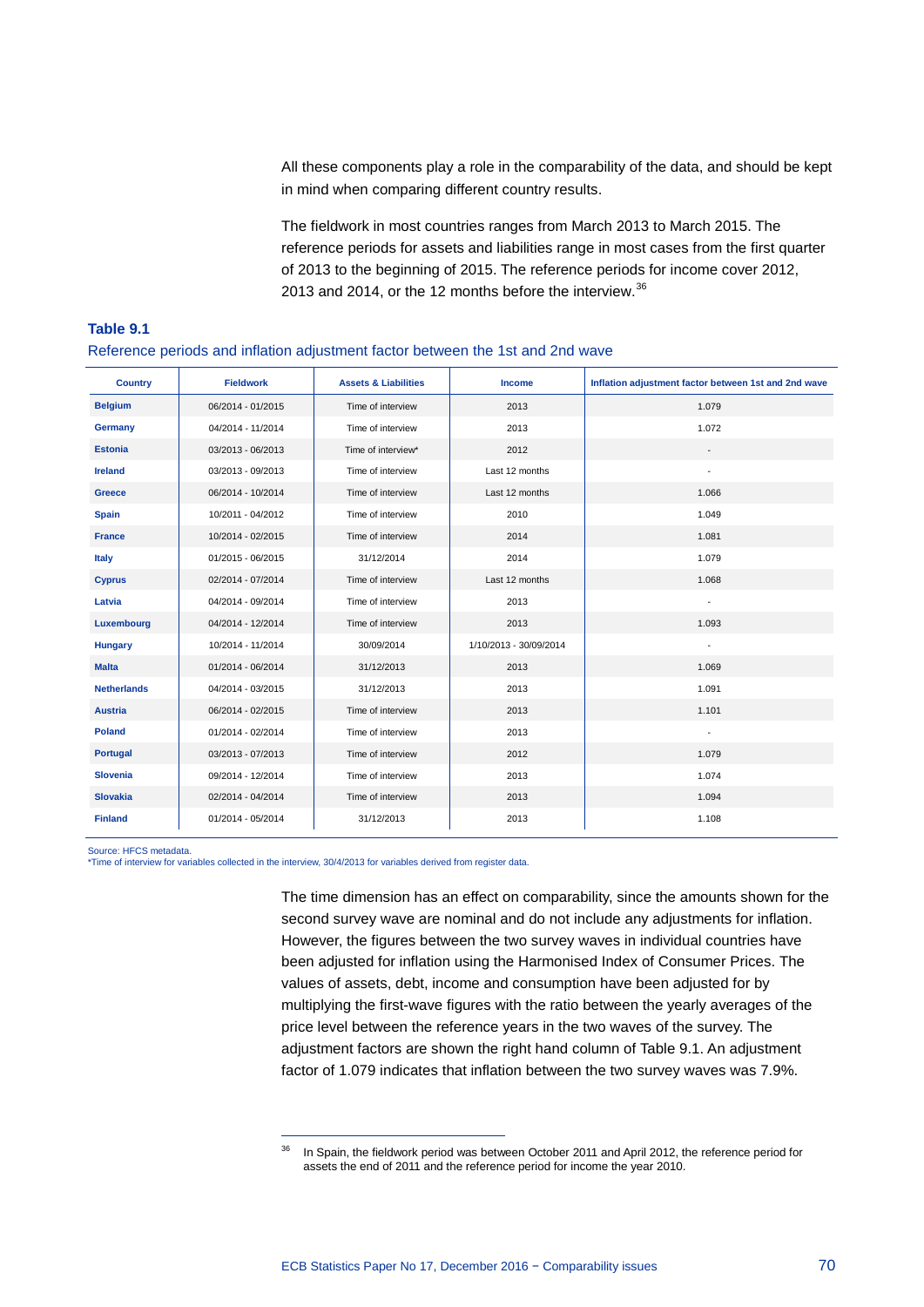All these components play a role in the comparability of the data, and should be kept in mind when comparing different country results.

The fieldwork in most countries ranges from March 2013 to March 2015. The reference periods for assets and liabilities range in most cases from the first quarter of 2013 to the beginning of 2015. The reference periods for income cover 2012, 2013 and 2014, or the 12 months before the interview.[36]

**Table 9.1**

Reference periods and inflation adjustment factor between the 1st and 2nd wave

| Country | Fieldwork | Assets & Liabilities | Income | Inflation adjustment factor between 1st and 2nd wave |
|---|---|---|---|---|
| **Belgium** | 06/2014 - 01/2015 | Time of interview | 2013 | 1.079 |
| **Germany** | 04/2014 - 11/2014 | Time of interview | 2013 | 1.072 |
| **Estonia** | 03/2013 - 06/2013 | Time of interview* | 2012 | - |
| **Ireland** | 03/2013 - 09/2013 | Time of interview | Last 12 months | - |
| **Greece** | 06/2014 - 10/2014 | Time of interview | Last 12 months | 1.066 |
| **Spain** | 10/2011 - 04/2012 | Time of interview | 2010 | 1.049 |
| **France** | 10/2014 - 02/2015 | Time of interview | 2014 | 1.081 |
| **Italy** | 01/2015 - 06/2015 | 31/12/2014 | 2014 | 1.079 |
| **Cyprus** | 02/2014 - 07/2014 | Time of interview | Last 12 months | 1.068 |
| **Latvia** | 04/2014 - 09/2014 | Time of interview | 2013 | - |
| **Luxembourg** | 04/2014 - 12/2014 | Time of interview | 2013 | 1.093 |
| **Hungary** | 10/2014 - 11/2014 | 30/09/2014 | 1/10/2013 - 30/09/2014 | - |
| **Malta** | 01/2014 - 06/2014 | 31/12/2013 | 2013 | 1.069 |
| **Netherlands** | 04/2014 - 03/2015 | 31/12/2013 | 2013 | 1.091 |
| **Austria** | 06/2014 - 02/2015 | Time of interview | 2013 | 1.101 |
| **Poland** | 01/2014 - 02/2014 | Time of interview | 2013 | - |
| **Portugal** | 03/2013 - 07/2013 | Time of interview | 2012 | 1.079 |
| **Slovenia** | 09/2014 - 12/2014 | Time of interview | 2013 | 1.074 |
| **Slovakia** | 02/2014 - 04/2014 | Time of interview | 2013 | 1.094 |
| **Finland** | 01/2014 - 05/2014 | 31/12/2013 | 2013 | 1.108 |

Source: HFCS metadata.
*Time of interview for variables collected in the interview, 30/4/2013 for variables derived from register data.

The time dimension has an effect on comparability, since the amounts shown for the second survey wave are nominal and do not include any adjustments for inflation. However, the figures between the two survey waves in individual countries have been adjusted for inflation using the Harmonised Index of Consumer Prices. The values of assets, debt, income and consumption have been adjusted for by multiplying the first-wave figures with the ratio between the yearly averages of the price level between the reference years in the two waves of the survey. The adjustment factors are shown the right hand column of Table 9.1. An adjustment factor of 1.079 indicates that inflation between the two survey waves was 7.9%.

[36] In Spain, the fieldwork period was between October 2011 and April 2012, the reference period for assets the end of 2011 and the reference period for income the year 2010.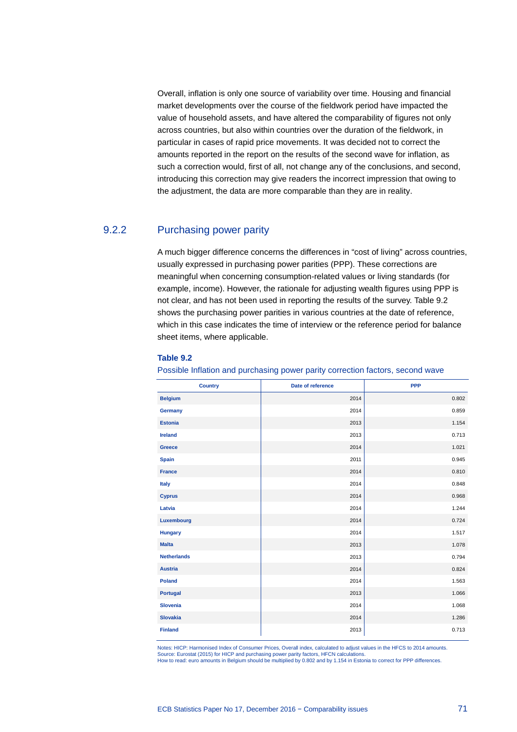Overall, inflation is only one source of variability over time. Housing and financial market developments over the course of the fieldwork period have impacted the value of household assets, and have altered the comparability of figures not only across countries, but also within countries over the duration of the fieldwork, in particular in cases of rapid price movements. It was decided not to correct the amounts reported in the report on the results of the second wave for inflation, as such a correction would, first of all, not change any of the conclusions, and second, introducing this correction may give readers the incorrect impression that owing to the adjustment, the data are more comparable than they are in reality.

### 9.2.2 Purchasing power parity

A much bigger difference concerns the differences in "cost of living" across countries, usually expressed in purchasing power parities (PPP). These corrections are meaningful when concerning consumption-related values or living standards (for example, income). However, the rationale for adjusting wealth figures using PPP is not clear, and has not been used in reporting the results of the survey. Table 9.2 shows the purchasing power parities in various countries at the date of reference, which in this case indicates the time of interview or the reference period for balance sheet items, where applicable.

**Table 9.2**

Possible Inflation and purchasing power parity correction factors, second wave

| Country | Date of reference | PPP |
|---|---|---|
| **Belgium** | 2014 | 0.802 |
| **Germany** | 2014 | 0.859 |
| **Estonia** | 2013 | 1.154 |
| **Ireland** | 2013 | 0.713 |
| **Greece** | 2014 | 1.021 |
| **Spain** | 2011 | 0.945 |
| **France** | 2014 | 0.810 |
| **Italy** | 2014 | 0.848 |
| **Cyprus** | 2014 | 0.968 |
| **Latvia** | 2014 | 1.244 |
| **Luxembourg** | 2014 | 0.724 |
| **Hungary** | 2014 | 1.517 |
| **Malta** | 2013 | 1.078 |
| **Netherlands** | 2013 | 0.794 |
| **Austria** | 2014 | 0.824 |
| **Poland** | 2014 | 1.563 |
| **Portugal** | 2013 | 1.066 |
| **Slovenia** | 2014 | 1.068 |
| **Slovakia** | 2014 | 1.286 |
| **Finland** | 2013 | 0.713 |

Notes: HICP: Harmonised Index of Consumer Prices, Overall index, calculated to adjust values in the HFCS to 2014 amounts.
Source: Eurostat (2015) for HICP and purchasing power parity factors, HFCN calculations.
How to read: euro amounts in Belgium should be multiplied by 0.802 and by 1.154 in Estonia to correct for PPP differences.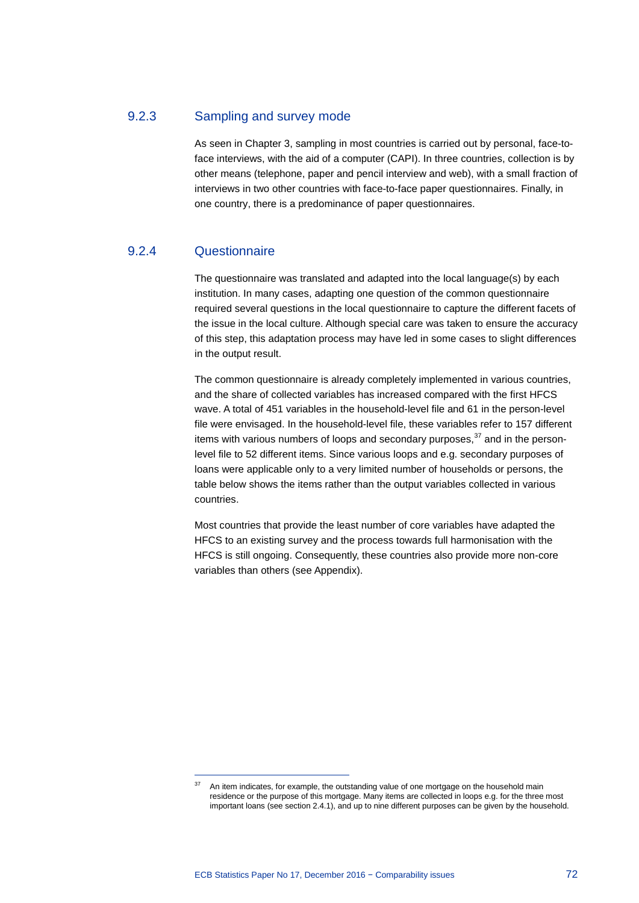### 9.2.3 Sampling and survey mode

As seen in Chapter 3, sampling in most countries is carried out by personal, face-to-face interviews, with the aid of a computer (CAPI). In three countries, collection is by other means (telephone, paper and pencil interview and web), with a small fraction of interviews in two other countries with face-to-face paper questionnaires. Finally, in one country, there is a predominance of paper questionnaires.

### 9.2.4 Questionnaire

The questionnaire was translated and adapted into the local language(s) by each institution. In many cases, adapting one question of the common questionnaire required several questions in the local questionnaire to capture the different facets of the issue in the local culture. Although special care was taken to ensure the accuracy of this step, this adaptation process may have led in some cases to slight differences in the output result.

The common questionnaire is already completely implemented in various countries, and the share of collected variables has increased compared with the first HFCS wave. A total of 451 variables in the household-level file and 61 in the person-level file were envisaged. In the household-level file, these variables refer to 157 different items with various numbers of loops and secondary purposes,[37] and in the person-level file to 52 different items. Since various loops and e.g. secondary purposes of loans were applicable only to a very limited number of households or persons, the table below shows the items rather than the output variables collected in various countries.

Most countries that provide the least number of core variables have adapted the HFCS to an existing survey and the process towards full harmonisation with the HFCS is still ongoing. Consequently, these countries also provide more non-core variables than others (see Appendix).

---

[37] An item indicates, for example, the outstanding value of one mortgage on the household main residence or the purpose of this mortgage. Many items are collected in loops e.g. for the three most important loans (see section 2.4.1), and up to nine different purposes can be given by the household.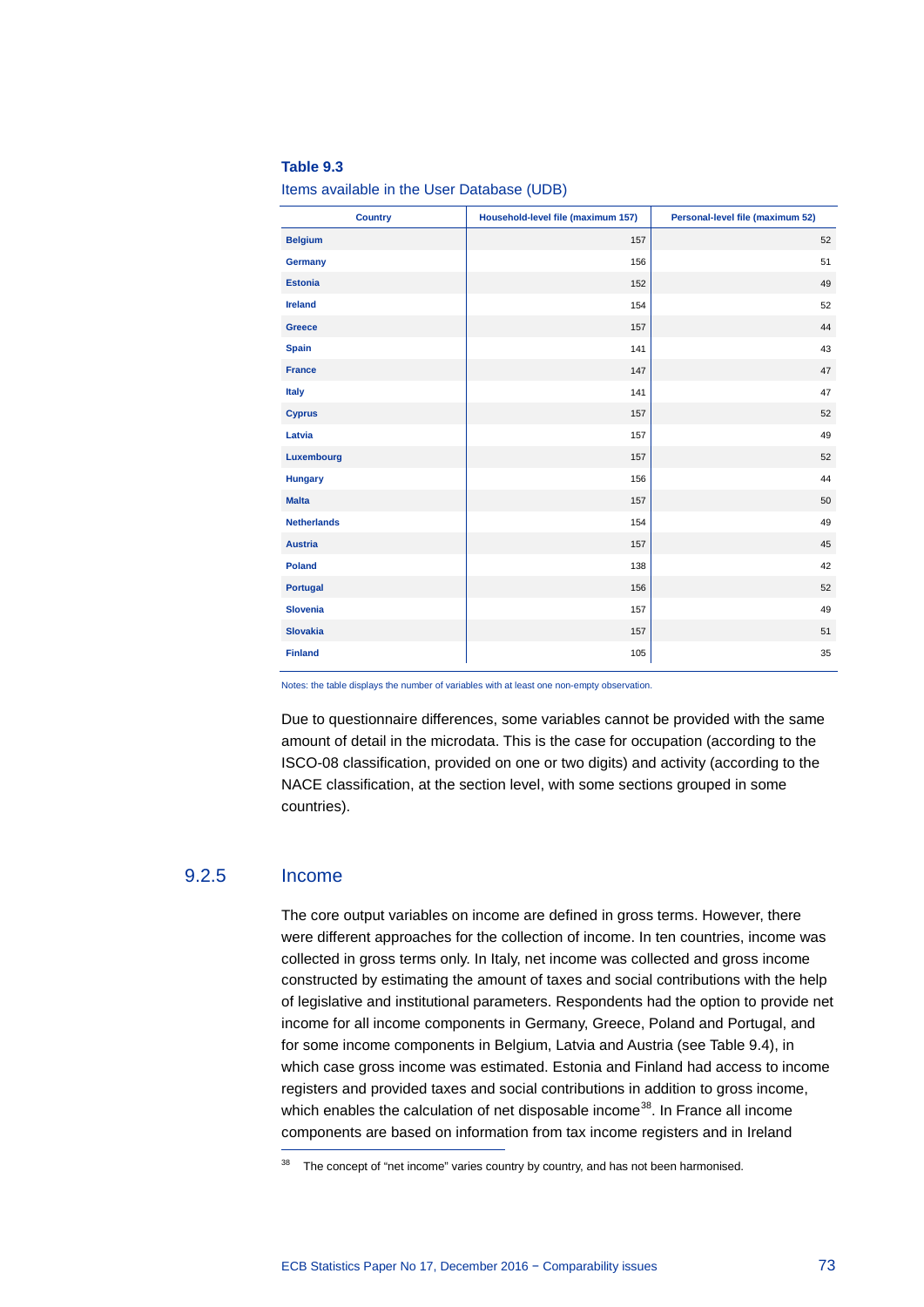**Table 9.3**

Items available in the User Database (UDB)

| Country | Household-level file (maximum 157) | Personal-level file (maximum 52) |
|---|---|---|
| **Belgium** | 157 | 52 |
| **Germany** | 156 | 51 |
| **Estonia** | 152 | 49 |
| **Ireland** | 154 | 52 |
| **Greece** | 157 | 44 |
| **Spain** | 141 | 43 |
| **France** | 147 | 47 |
| **Italy** | 141 | 47 |
| **Cyprus** | 157 | 52 |
| **Latvia** | 157 | 49 |
| **Luxembourg** | 157 | 52 |
| **Hungary** | 156 | 44 |
| **Malta** | 157 | 50 |
| **Netherlands** | 154 | 49 |
| **Austria** | 157 | 45 |
| **Poland** | 138 | 42 |
| **Portugal** | 156 | 52 |
| **Slovenia** | 157 | 49 |
| **Slovakia** | 157 | 51 |
| **Finland** | 105 | 35 |

Notes: the table displays the number of variables with at least one non-empty observation.

Due to questionnaire differences, some variables cannot be provided with the same amount of detail in the microdata. This is the case for occupation (according to the ISCO-08 classification, provided on one or two digits) and activity (according to the NACE classification, at the section level, with some sections grouped in some countries).

## 9.2.5 Income

The core output variables on income are defined in gross terms. However, there were different approaches for the collection of income. In ten countries, income was collected in gross terms only. In Italy, net income was collected and gross income constructed by estimating the amount of taxes and social contributions with the help of legislative and institutional parameters. Respondents had the option to provide net income for all income components in Germany, Greece, Poland and Portugal, and for some income components in Belgium, Latvia and Austria (see Table 9.4), in which case gross income was estimated. Estonia and Finland had access to income registers and provided taxes and social contributions in addition to gross income, which enables the calculation of net disposable income[38]. In France all income components are based on information from tax income registers and in Ireland

[38] The concept of "net income" varies country by country, and has not been harmonised.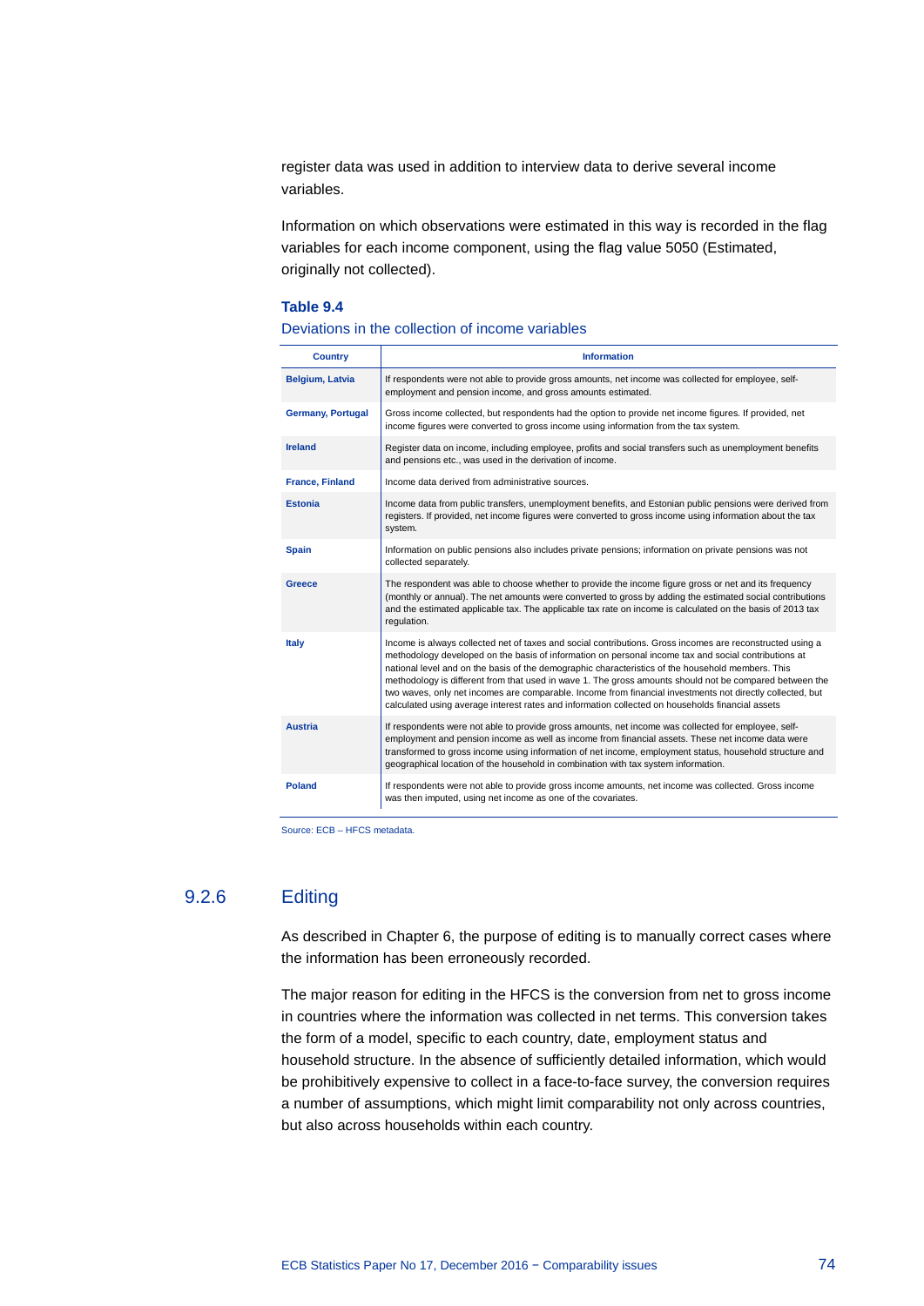register data was used in addition to interview data to derive several income variables.

Information on which observations were estimated in this way is recorded in the flag variables for each income component, using the flag value 5050 (Estimated, originally not collected).

**Table 9.4**

Deviations in the collection of income variables

| Country | Information |
|---|---|
| **Belgium, Latvia** | If respondents were not able to provide gross amounts, net income was collected for employee, self-employment and pension income, and gross amounts estimated. |
| **Germany, Portugal** | Gross income collected, but respondents had the option to provide net income figures. If provided, net income figures were converted to gross income using information from the tax system. |
| **Ireland** | Register data on income, including employee, profits and social transfers such as unemployment benefits and pensions etc., was used in the derivation of income. |
| **France, Finland** | Income data derived from administrative sources. |
| **Estonia** | Income data from public transfers, unemployment benefits, and Estonian public pensions were derived from registers. If provided, net income figures were converted to gross income using information about the tax system. |
| **Spain** | Information on public pensions also includes private pensions; information on private pensions was not collected separately. |
| **Greece** | The respondent was able to choose whether to provide the income figure gross or net and its frequency (monthly or annual). The net amounts were converted to gross by adding the estimated social contributions and the estimated applicable tax. The applicable tax rate on income is calculated on the basis of 2013 tax regulation. |
| **Italy** | Income is always collected net of taxes and social contributions. Gross incomes are reconstructed using a methodology developed on the basis of information on personal income tax and social contributions at national level and on the basis of the demographic characteristics of the household members. This methodology is different from that used in wave 1. The gross amounts should not be compared between the two waves, only net incomes are comparable. Income from financial investments not directly collected, but calculated using average interest rates and information collected on households financial assets |
| **Austria** | If respondents were not able to provide gross amounts, net income was collected for employee, self-employment and pension income as well as income from financial assets. These net income data were transformed to gross income using information of net income, employment status, household structure and geographical location of the household in combination with tax system information. |
| **Poland** | If respondents were not able to provide gross income amounts, net income was collected. Gross income was then imputed, using net income as one of the covariates. |

Source: ECB – HFCS metadata.

### 9.2.6 Editing

As described in Chapter 6, the purpose of editing is to manually correct cases where the information has been erroneously recorded.

The major reason for editing in the HFCS is the conversion from net to gross income in countries where the information was collected in net terms. This conversion takes the form of a model, specific to each country, date, employment status and household structure. In the absence of sufficiently detailed information, which would be prohibitively expensive to collect in a face-to-face survey, the conversion requires a number of assumptions, which might limit comparability not only across countries, but also across households within each country.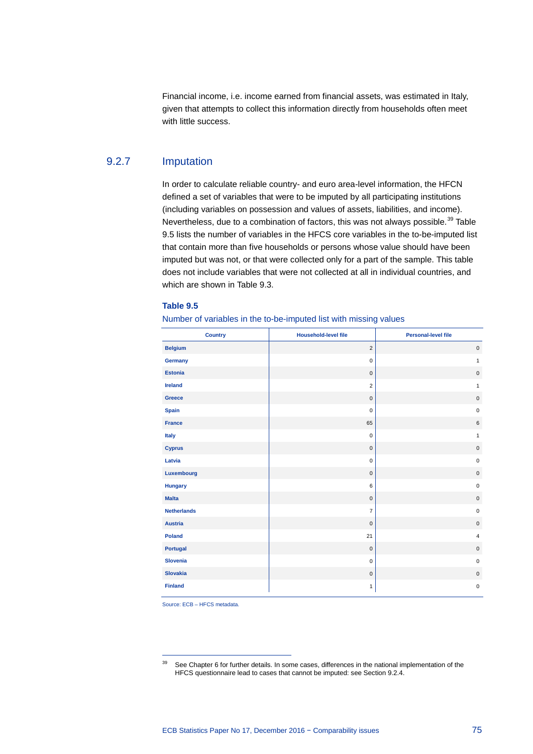Financial income, i.e. income earned from financial assets, was estimated in Italy, given that attempts to collect this information directly from households often meet with little success.

### 9.2.7 Imputation

In order to calculate reliable country- and euro area-level information, the HFCN defined a set of variables that were to be imputed by all participating institutions (including variables on possession and values of assets, liabilities, and income). Nevertheless, due to a combination of factors, this was not always possible.[39] Table 9.5 lists the number of variables in the HFCS core variables in the to-be-imputed list that contain more than five households or persons whose value should have been imputed but was not, or that were collected only for a part of the sample. This table does not include variables that were not collected at all in individual countries, and which are shown in Table 9.3.

**Table 9.5**

Number of variables in the to-be-imputed list with missing values

| Country | Household-level file | Personal-level file |
|---|---|---|
| Belgium | 2 | 0 |
| Germany | 0 | 1 |
| Estonia | 0 | 0 |
| Ireland | 2 | 1 |
| Greece | 0 | 0 |
| Spain | 0 | 0 |
| France | 65 | 6 |
| Italy | 0 | 1 |
| Cyprus | 0 | 0 |
| Latvia | 0 | 0 |
| Luxembourg | 0 | 0 |
| Hungary | 6 | 0 |
| Malta | 0 | 0 |
| Netherlands | 7 | 0 |
| Austria | 0 | 0 |
| Poland | 21 | 4 |
| Portugal | 0 | 0 |
| Slovenia | 0 | 0 |
| Slovakia | 0 | 0 |
| Finland | 1 | 0 |

Source: ECB – HFCS metadata.

[39] See Chapter 6 for further details. In some cases, differences in the national implementation of the HFCS questionnaire lead to cases that cannot be imputed: see Section 9.2.4.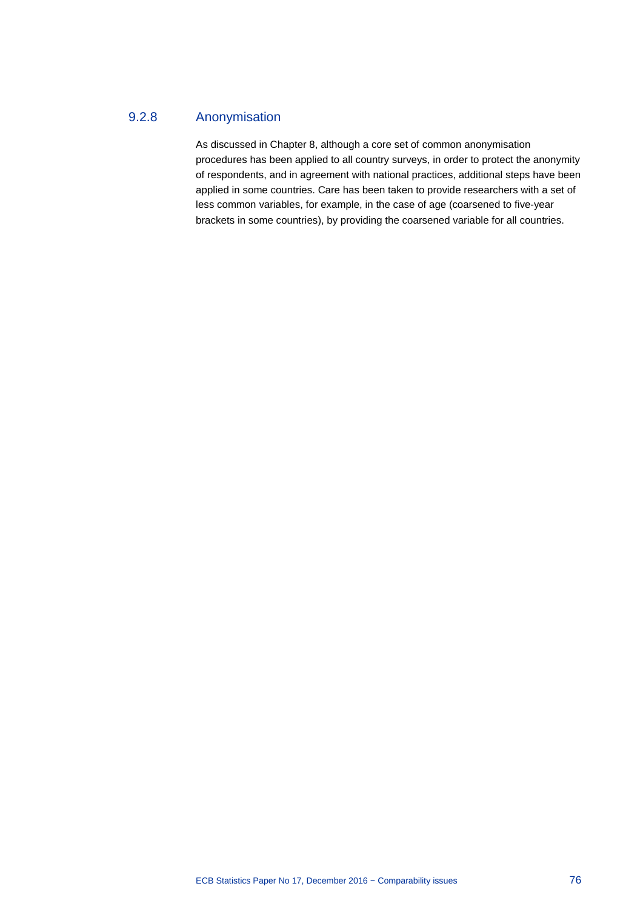### 9.2.8 Anonymisation

As discussed in Chapter 8, although a core set of common anonymisation procedures has been applied to all country surveys, in order to protect the anonymity of respondents, and in agreement with national practices, additional steps have been applied in some countries. Care has been taken to provide researchers with a set of less common variables, for example, in the case of age (coarsened to five-year brackets in some countries), by providing the coarsened variable for all countries.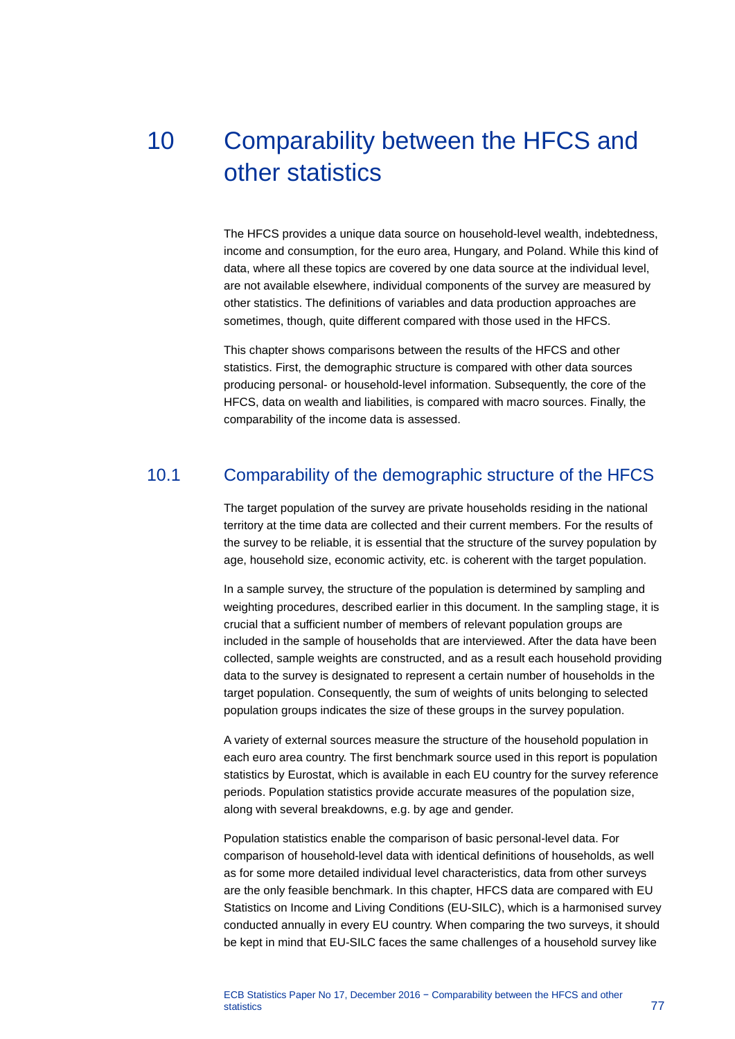# 10 Comparability between the HFCS and other statistics

The HFCS provides a unique data source on household-level wealth, indebtedness, income and consumption, for the euro area, Hungary, and Poland. While this kind of data, where all these topics are covered by one data source at the individual level, are not available elsewhere, individual components of the survey are measured by other statistics. The definitions of variables and data production approaches are sometimes, though, quite different compared with those used in the HFCS.

This chapter shows comparisons between the results of the HFCS and other statistics. First, the demographic structure is compared with other data sources producing personal- or household-level information. Subsequently, the core of the HFCS, data on wealth and liabilities, is compared with macro sources. Finally, the comparability of the income data is assessed.

## 10.1 Comparability of the demographic structure of the HFCS

The target population of the survey are private households residing in the national territory at the time data are collected and their current members. For the results of the survey to be reliable, it is essential that the structure of the survey population by age, household size, economic activity, etc. is coherent with the target population.

In a sample survey, the structure of the population is determined by sampling and weighting procedures, described earlier in this document. In the sampling stage, it is crucial that a sufficient number of members of relevant population groups are included in the sample of households that are interviewed. After the data have been collected, sample weights are constructed, and as a result each household providing data to the survey is designated to represent a certain number of households in the target population. Consequently, the sum of weights of units belonging to selected population groups indicates the size of these groups in the survey population.

A variety of external sources measure the structure of the household population in each euro area country. The first benchmark source used in this report is population statistics by Eurostat, which is available in each EU country for the survey reference periods. Population statistics provide accurate measures of the population size, along with several breakdowns, e.g. by age and gender.

Population statistics enable the comparison of basic personal-level data. For comparison of household-level data with identical definitions of households, as well as for some more detailed individual level characteristics, data from other surveys are the only feasible benchmark. In this chapter, HFCS data are compared with EU Statistics on Income and Living Conditions (EU-SILC), which is a harmonised survey conducted annually in every EU country. When comparing the two surveys, it should be kept in mind that EU-SILC faces the same challenges of a household survey like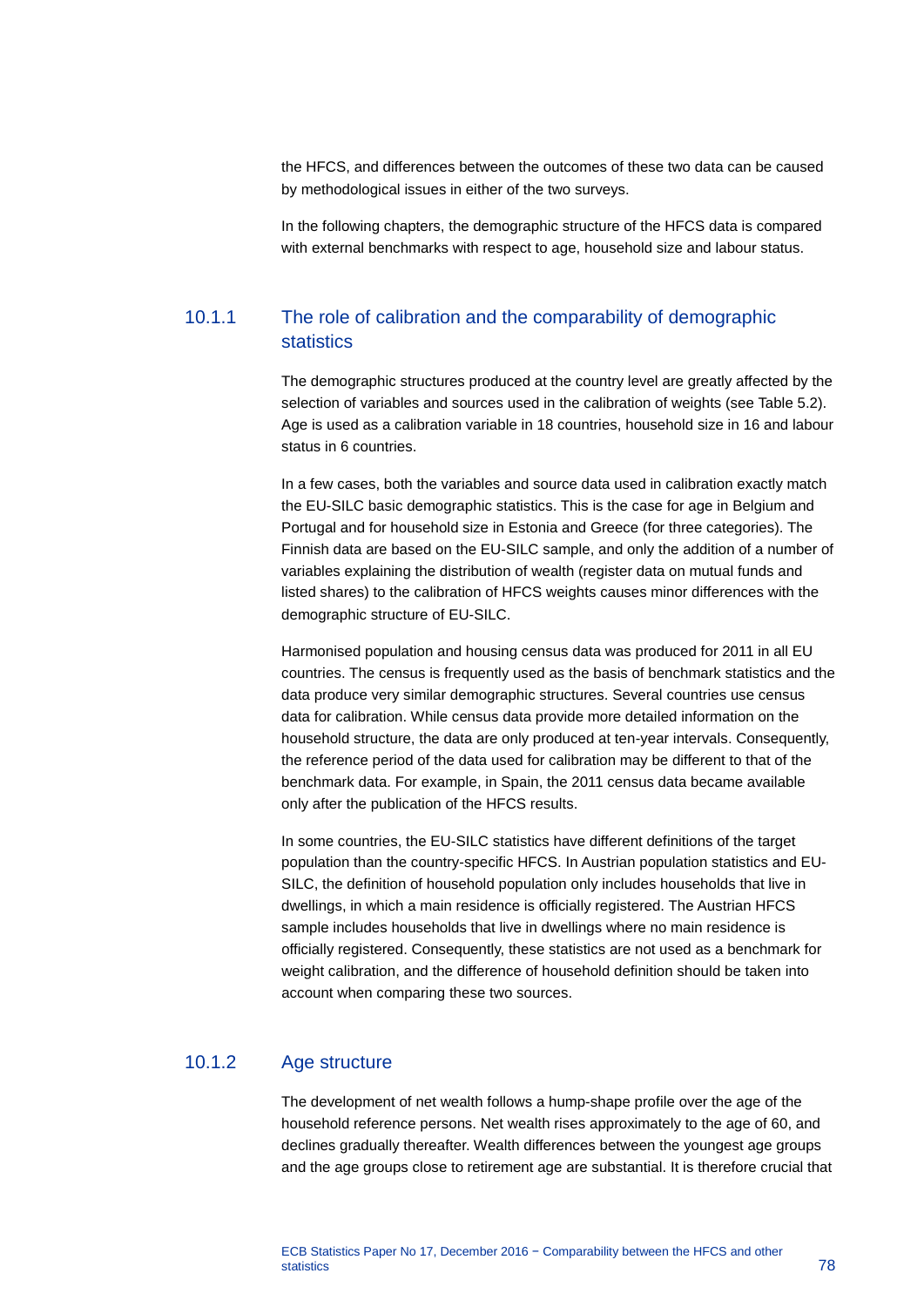the HFCS, and differences between the outcomes of these two data can be caused by methodological issues in either of the two surveys.

In the following chapters, the demographic structure of the HFCS data is compared with external benchmarks with respect to age, household size and labour status.

### 10.1.1 The role of calibration and the comparability of demographic statistics

The demographic structures produced at the country level are greatly affected by the selection of variables and sources used in the calibration of weights (see Table 5.2). Age is used as a calibration variable in 18 countries, household size in 16 and labour status in 6 countries.

In a few cases, both the variables and source data used in calibration exactly match the EU-SILC basic demographic statistics. This is the case for age in Belgium and Portugal and for household size in Estonia and Greece (for three categories). The Finnish data are based on the EU-SILC sample, and only the addition of a number of variables explaining the distribution of wealth (register data on mutual funds and listed shares) to the calibration of HFCS weights causes minor differences with the demographic structure of EU-SILC.

Harmonised population and housing census data was produced for 2011 in all EU countries. The census is frequently used as the basis of benchmark statistics and the data produce very similar demographic structures. Several countries use census data for calibration. While census data provide more detailed information on the household structure, the data are only produced at ten-year intervals. Consequently, the reference period of the data used for calibration may be different to that of the benchmark data. For example, in Spain, the 2011 census data became available only after the publication of the HFCS results.

In some countries, the EU-SILC statistics have different definitions of the target population than the country-specific HFCS. In Austrian population statistics and EU-SILC, the definition of household population only includes households that live in dwellings, in which a main residence is officially registered. The Austrian HFCS sample includes households that live in dwellings where no main residence is officially registered. Consequently, these statistics are not used as a benchmark for weight calibration, and the difference of household definition should be taken into account when comparing these two sources.

### 10.1.2 Age structure

The development of net wealth follows a hump-shape profile over the age of the household reference persons. Net wealth rises approximately to the age of 60, and declines gradually thereafter. Wealth differences between the youngest age groups and the age groups close to retirement age are substantial. It is therefore crucial that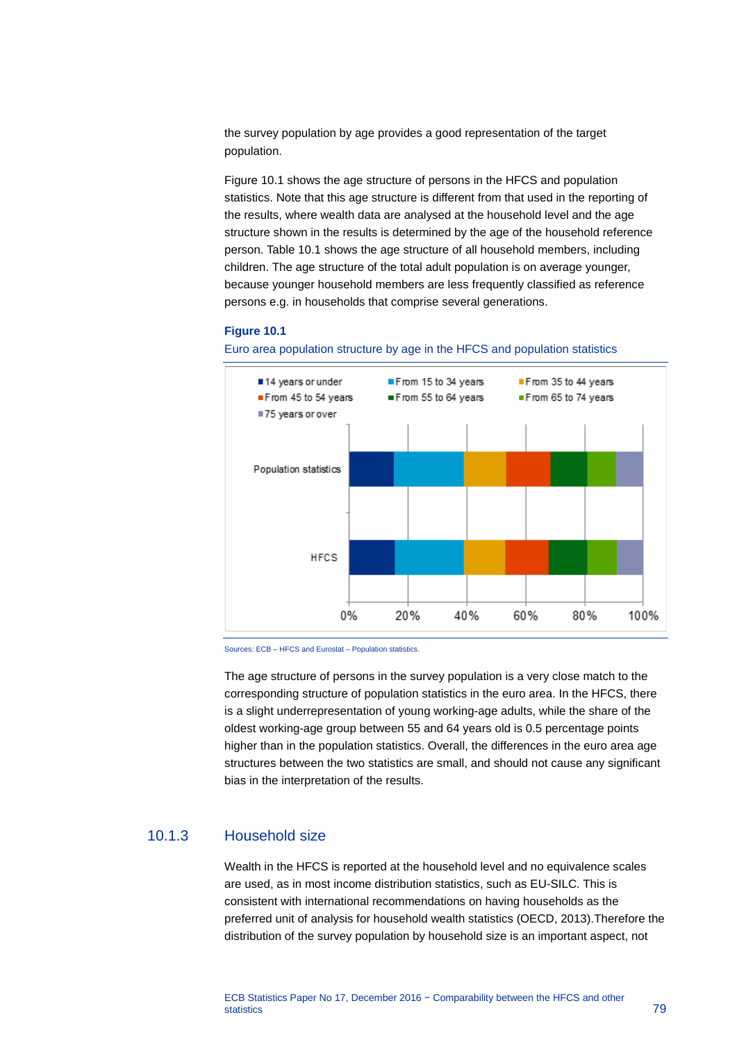the survey population by age provides a good representation of the target population.

Figure 10.1 shows the age structure of persons in the HFCS and population statistics. Note that this age structure is different from that used in the reporting of the results, where wealth data are analysed at the household level and the age structure shown in the results is determined by the age of the household reference person. Table 10.1 shows the age structure of all household members, including children. The age structure of the total adult population is on average younger, because younger household members are less frequently classified as reference persons e.g. in households that comprise several generations.

**Figure 10.1**

Euro area population structure by age in the HFCS and population statistics

Sources: ECB – HFCS and Eurostat – Population statistics.

The age structure of persons in the survey population is a very close match to the corresponding structure of population statistics in the euro area. In the HFCS, there is a slight underrepresentation of young working-age adults, while the share of the oldest working-age group between 55 and 64 years old is 0.5 percentage points higher than in the population statistics. Overall, the differences in the euro area age structures between the two statistics are small, and should not cause any significant bias in the interpretation of the results.

## 10.1.3 Household size

Wealth in the HFCS is reported at the household level and no equivalence scales are used, as in most income distribution statistics, such as EU-SILC. This is consistent with international recommendations on having households as the preferred unit of analysis for household wealth statistics (OECD, 2013).Therefore the distribution of the survey population by household size is an important aspect, not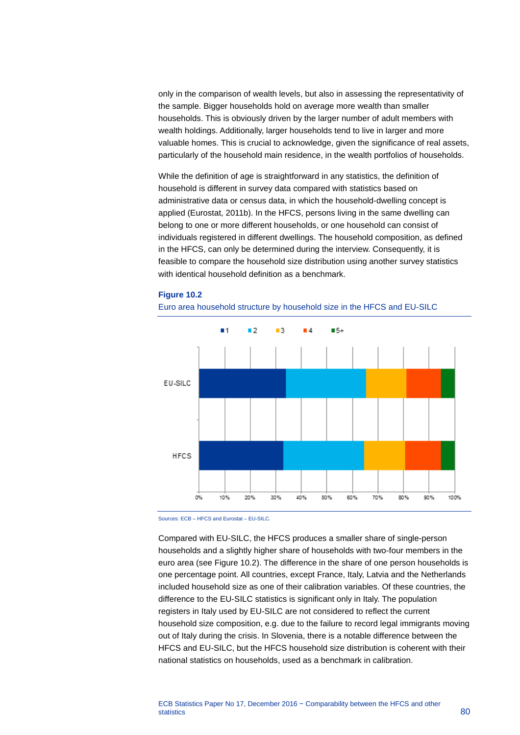only in the comparison of wealth levels, but also in assessing the representativity of the sample. Bigger households hold on average more wealth than smaller households. This is obviously driven by the larger number of adult members with wealth holdings. Additionally, larger households tend to live in larger and more valuable homes. This is crucial to acknowledge, given the significance of real assets, particularly of the household main residence, in the wealth portfolios of households.

While the definition of age is straightforward in any statistics, the definition of household is different in survey data compared with statistics based on administrative data or census data, in which the household-dwelling concept is applied (Eurostat, 2011b). In the HFCS, persons living in the same dwelling can belong to one or more different households, or one household can consist of individuals registered in different dwellings. The household composition, as defined in the HFCS, can only be determined during the interview. Consequently, it is feasible to compare the household size distribution using another survey statistics with identical household definition as a benchmark.

**Figure 10.2**

Euro area household structure by household size in the HFCS and EU-SILC

Sources: ECB – HFCS and Eurostat – EU-SILC.

Compared with EU-SILC, the HFCS produces a smaller share of single-person households and a slightly higher share of households with two-four members in the euro area (see Figure 10.2). The difference in the share of one person households is one percentage point. All countries, except France, Italy, Latvia and the Netherlands included household size as one of their calibration variables. Of these countries, the difference to the EU-SILC statistics is significant only in Italy. The population registers in Italy used by EU-SILC are not considered to reflect the current household size composition, e.g. due to the failure to record legal immigrants moving out of Italy during the crisis. In Slovenia, there is a notable difference between the HFCS and EU-SILC, but the HFCS household size distribution is coherent with their national statistics on households, used as a benchmark in calibration.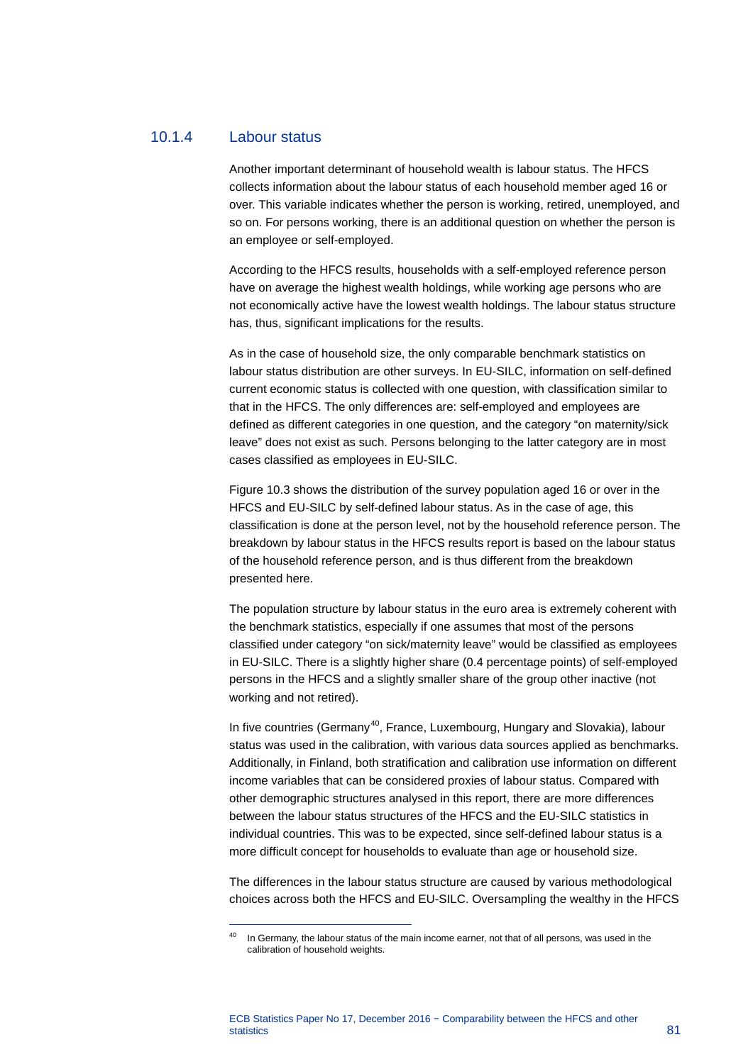### 10.1.4 Labour status

Another important determinant of household wealth is labour status. The HFCS collects information about the labour status of each household member aged 16 or over. This variable indicates whether the person is working, retired, unemployed, and so on. For persons working, there is an additional question on whether the person is an employee or self-employed.

According to the HFCS results, households with a self-employed reference person have on average the highest wealth holdings, while working age persons who are not economically active have the lowest wealth holdings. The labour status structure has, thus, significant implications for the results.

As in the case of household size, the only comparable benchmark statistics on labour status distribution are other surveys. In EU-SILC, information on self-defined current economic status is collected with one question, with classification similar to that in the HFCS. The only differences are: self-employed and employees are defined as different categories in one question, and the category "on maternity/sick leave" does not exist as such. Persons belonging to the latter category are in most cases classified as employees in EU-SILC.

Figure 10.3 shows the distribution of the survey population aged 16 or over in the HFCS and EU-SILC by self-defined labour status. As in the case of age, this classification is done at the person level, not by the household reference person. The breakdown by labour status in the HFCS results report is based on the labour status of the household reference person, and is thus different from the breakdown presented here.

The population structure by labour status in the euro area is extremely coherent with the benchmark statistics, especially if one assumes that most of the persons classified under category "on sick/maternity leave" would be classified as employees in EU-SILC. There is a slightly higher share (0.4 percentage points) of self-employed persons in the HFCS and a slightly smaller share of the group other inactive (not working and not retired).

In five countries (Germany[40], France, Luxembourg, Hungary and Slovakia), labour status was used in the calibration, with various data sources applied as benchmarks. Additionally, in Finland, both stratification and calibration use information on different income variables that can be considered proxies of labour status. Compared with other demographic structures analysed in this report, there are more differences between the labour status structures of the HFCS and the EU-SILC statistics in individual countries. This was to be expected, since self-defined labour status is a more difficult concept for households to evaluate than age or household size.

The differences in the labour status structure are caused by various methodological choices across both the HFCS and EU-SILC. Oversampling the wealthy in the HFCS

[40] In Germany, the labour status of the main income earner, not that of all persons, was used in the calibration of household weights.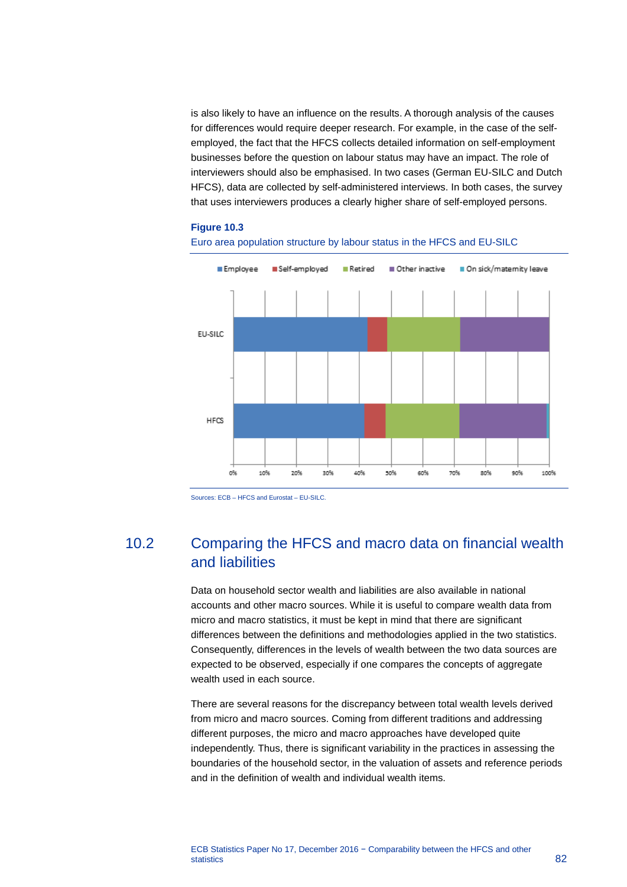is also likely to have an influence on the results. A thorough analysis of the causes for differences would require deeper research. For example, in the case of the self-employed, the fact that the HFCS collects detailed information on self-employment businesses before the question on labour status may have an impact. The role of interviewers should also be emphasised. In two cases (German EU-SILC and Dutch HFCS), data are collected by self-administered interviews. In both cases, the survey that uses interviewers produces a clearly higher share of self-employed persons.

**Figure 10.3**

Euro area population structure by labour status in the HFCS and EU-SILC

Sources: ECB – HFCS and Eurostat – EU-SILC.

## 10.2 Comparing the HFCS and macro data on financial wealth and liabilities

Data on household sector wealth and liabilities are also available in national accounts and other macro sources. While it is useful to compare wealth data from micro and macro statistics, it must be kept in mind that there are significant differences between the definitions and methodologies applied in the two statistics. Consequently, differences in the levels of wealth between the two data sources are expected to be observed, especially if one compares the concepts of aggregate wealth used in each source.

There are several reasons for the discrepancy between total wealth levels derived from micro and macro sources. Coming from different traditions and addressing different purposes, the micro and macro approaches have developed quite independently. Thus, there is significant variability in the practices in assessing the boundaries of the household sector, in the valuation of assets and reference periods and in the definition of wealth and individual wealth items.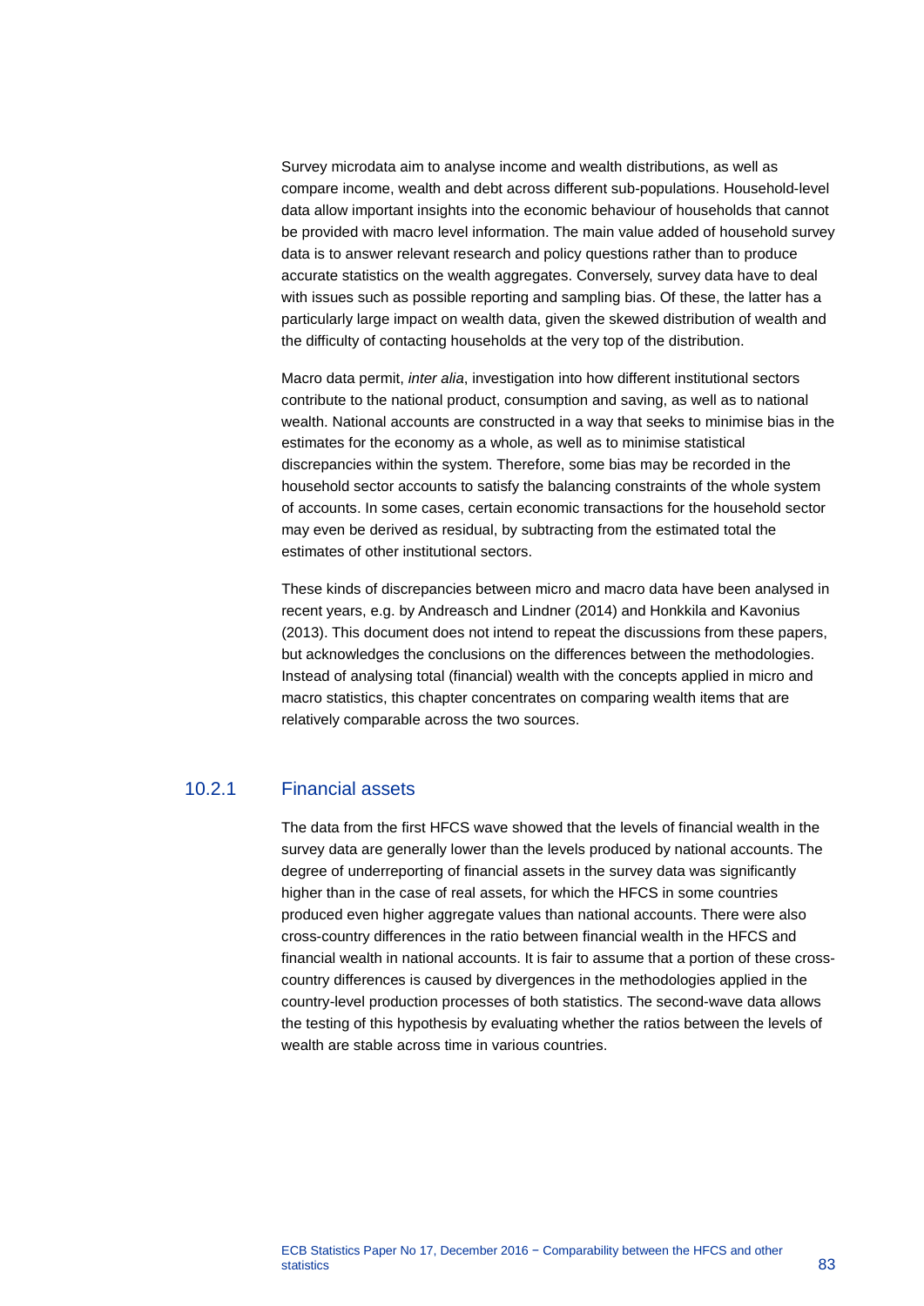Survey microdata aim to analyse income and wealth distributions, as well as compare income, wealth and debt across different sub-populations. Household-level data allow important insights into the economic behaviour of households that cannot be provided with macro level information. The main value added of household survey data is to answer relevant research and policy questions rather than to produce accurate statistics on the wealth aggregates. Conversely, survey data have to deal with issues such as possible reporting and sampling bias. Of these, the latter has a particularly large impact on wealth data, given the skewed distribution of wealth and the difficulty of contacting households at the very top of the distribution.

Macro data permit, *inter alia*, investigation into how different institutional sectors contribute to the national product, consumption and saving, as well as to national wealth. National accounts are constructed in a way that seeks to minimise bias in the estimates for the economy as a whole, as well as to minimise statistical discrepancies within the system. Therefore, some bias may be recorded in the household sector accounts to satisfy the balancing constraints of the whole system of accounts. In some cases, certain economic transactions for the household sector may even be derived as residual, by subtracting from the estimated total the estimates of other institutional sectors.

These kinds of discrepancies between micro and macro data have been analysed in recent years, e.g. by Andreasch and Lindner (2014) and Honkkila and Kavonius (2013). This document does not intend to repeat the discussions from these papers, but acknowledges the conclusions on the differences between the methodologies. Instead of analysing total (financial) wealth with the concepts applied in micro and macro statistics, this chapter concentrates on comparing wealth items that are relatively comparable across the two sources.

### 10.2.1 Financial assets

The data from the first HFCS wave showed that the levels of financial wealth in the survey data are generally lower than the levels produced by national accounts. The degree of underreporting of financial assets in the survey data was significantly higher than in the case of real assets, for which the HFCS in some countries produced even higher aggregate values than national accounts. There were also cross-country differences in the ratio between financial wealth in the HFCS and financial wealth in national accounts. It is fair to assume that a portion of these cross-country differences is caused by divergences in the methodologies applied in the country-level production processes of both statistics. The second-wave data allows the testing of this hypothesis by evaluating whether the ratios between the levels of wealth are stable across time in various countries.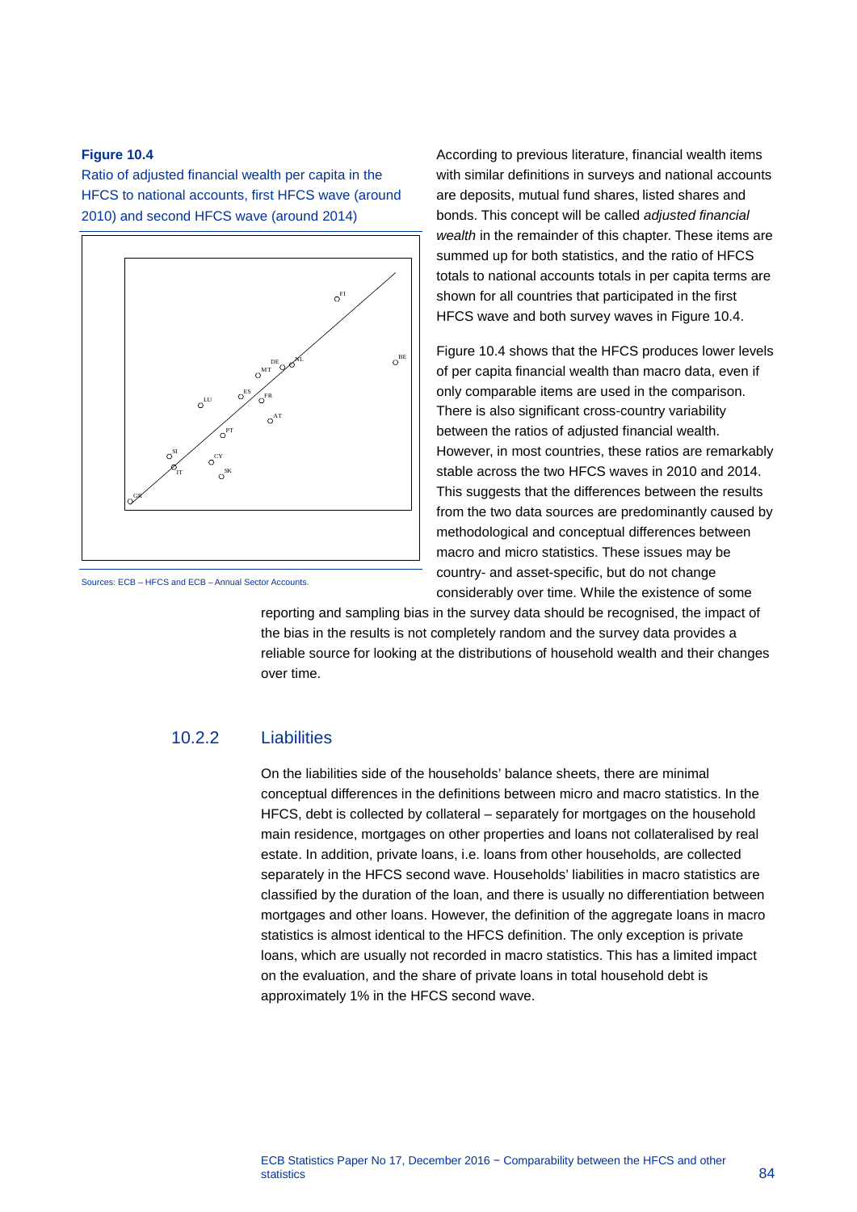**Figure 10.4**

Ratio of adjusted financial wealth per capita in the HFCS to national accounts, first HFCS wave (around 2010) and second HFCS wave (around 2014)

Sources: ECB – HFCS and ECB – Annual Sector Accounts.

According to previous literature, financial wealth items with similar definitions in surveys and national accounts are deposits, mutual fund shares, listed shares and bonds. This concept will be called *adjusted financial wealth* in the remainder of this chapter. These items are summed up for both statistics, and the ratio of HFCS totals to national accounts totals in per capita terms are shown for all countries that participated in the first HFCS wave and both survey waves in Figure 10.4.

Figure 10.4 shows that the HFCS produces lower levels of per capita financial wealth than macro data, even if only comparable items are used in the comparison. There is also significant cross-country variability between the ratios of adjusted financial wealth. However, in most countries, these ratios are remarkably stable across the two HFCS waves in 2010 and 2014. This suggests that the differences between the results from the two data sources are predominantly caused by methodological and conceptual differences between macro and micro statistics. These issues may be country- and asset-specific, but do not change considerably over time. While the existence of some reporting and sampling bias in the survey data should be recognised, the impact of the bias in the results is not completely random and the survey data provides a reliable source for looking at the distributions of household wealth and their changes over time.

## 10.2.2 Liabilities

On the liabilities side of the households' balance sheets, there are minimal conceptual differences in the definitions between micro and macro statistics. In the HFCS, debt is collected by collateral – separately for mortgages on the household main residence, mortgages on other properties and loans not collateralised by real estate. In addition, private loans, i.e. loans from other households, are collected separately in the HFCS second wave. Households' liabilities in macro statistics are classified by the duration of the loan, and there is usually no differentiation between mortgages and other loans. However, the definition of the aggregate loans in macro statistics is almost identical to the HFCS definition. The only exception is private loans, which are usually not recorded in macro statistics. This has a limited impact on the evaluation, and the share of private loans in total household debt is approximately 1% in the HFCS second wave.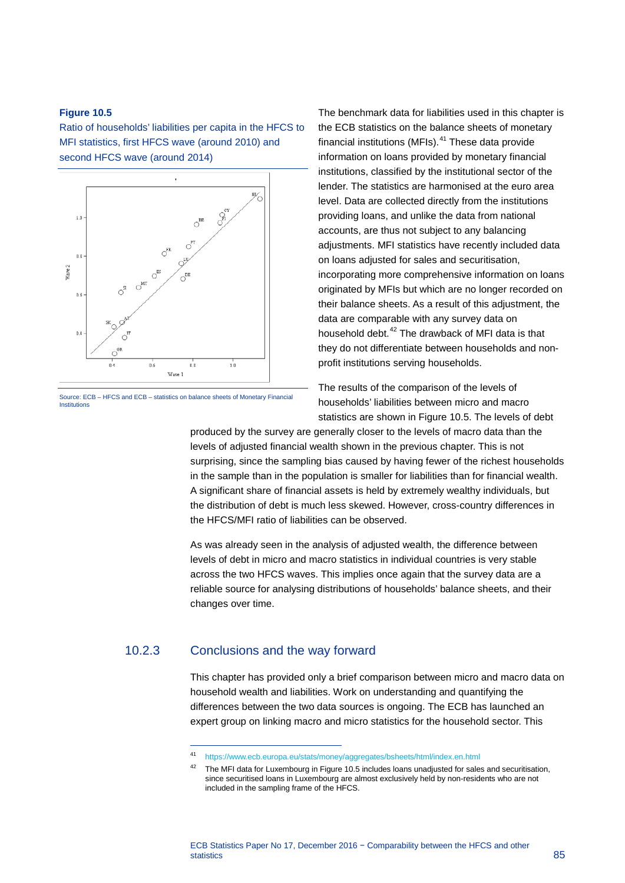**Figure 10.5**

Ratio of households' liabilities per capita in the HFCS to MFI statistics, first HFCS wave (around 2010) and second HFCS wave (around 2014)

Source: ECB – HFCS and ECB – statistics on balance sheets of Monetary Financial Institutions

The benchmark data for liabilities used in this chapter is the ECB statistics on the balance sheets of monetary financial institutions (MFIs).[41] These data provide information on loans provided by monetary financial institutions, classified by the institutional sector of the lender. The statistics are harmonised at the euro area level. Data are collected directly from the institutions providing loans, and unlike the data from national accounts, are thus not subject to any balancing adjustments. MFI statistics have recently included data on loans adjusted for sales and securitisation, incorporating more comprehensive information on loans originated by MFIs but which are no longer recorded on their balance sheets. As a result of this adjustment, the data are comparable with any survey data on household debt.[42] The drawback of MFI data is that they do not differentiate between households and non-profit institutions serving households.

The results of the comparison of the levels of households' liabilities between micro and macro statistics are shown in Figure 10.5. The levels of debt produced by the survey are generally closer to the levels of macro data than the levels of adjusted financial wealth shown in the previous chapter. This is not surprising, since the sampling bias caused by having fewer of the richest households in the sample than in the population is smaller for liabilities than for financial wealth. A significant share of financial assets is held by extremely wealthy individuals, but the distribution of debt is much less skewed. However, cross-country differences in the HFCS/MFI ratio of liabilities can be observed.

As was already seen in the analysis of adjusted wealth, the difference between levels of debt in micro and macro statistics in individual countries is very stable across the two HFCS waves. This implies once again that the survey data are a reliable source for analysing distributions of households' balance sheets, and their changes over time.

### 10.2.3 Conclusions and the way forward

This chapter has provided only a brief comparison between micro and macro data on household wealth and liabilities. Work on understanding and quantifying the differences between the two data sources is ongoing. The ECB has launched an expert group on linking macro and micro statistics for the household sector. This

[41] https://www.ecb.europa.eu/stats/money/aggregates/bsheets/html/index.en.html

[42] The MFI data for Luxembourg in Figure 10.5 includes loans unadjusted for sales and securitisation, since securitised loans in Luxembourg are almost exclusively held by non-residents who are not included in the sampling frame of the HFCS.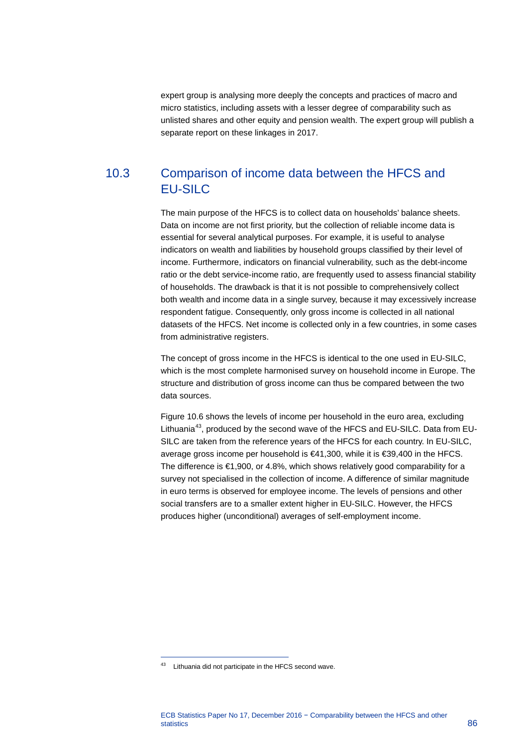expert group is analysing more deeply the concepts and practices of macro and micro statistics, including assets with a lesser degree of comparability such as unlisted shares and other equity and pension wealth. The expert group will publish a separate report on these linkages in 2017.

## 10.3 Comparison of income data between the HFCS and EU-SILC

The main purpose of the HFCS is to collect data on households' balance sheets. Data on income are not first priority, but the collection of reliable income data is essential for several analytical purposes. For example, it is useful to analyse indicators on wealth and liabilities by household groups classified by their level of income. Furthermore, indicators on financial vulnerability, such as the debt-income ratio or the debt service-income ratio, are frequently used to assess financial stability of households. The drawback is that it is not possible to comprehensively collect both wealth and income data in a single survey, because it may excessively increase respondent fatigue. Consequently, only gross income is collected in all national datasets of the HFCS. Net income is collected only in a few countries, in some cases from administrative registers.

The concept of gross income in the HFCS is identical to the one used in EU-SILC, which is the most complete harmonised survey on household income in Europe. The structure and distribution of gross income can thus be compared between the two data sources.

Figure 10.6 shows the levels of income per household in the euro area, excluding Lithuania[43], produced by the second wave of the HFCS and EU-SILC. Data from EU-SILC are taken from the reference years of the HFCS for each country. In EU-SILC, average gross income per household is €41,300, while it is €39,400 in the HFCS. The difference is €1,900, or 4.8%, which shows relatively good comparability for a survey not specialised in the collection of income. A difference of similar magnitude in euro terms is observed for employee income. The levels of pensions and other social transfers are to a smaller extent higher in EU-SILC. However, the HFCS produces higher (unconditional) averages of self-employment income.

---

[43] Lithuania did not participate in the HFCS second wave.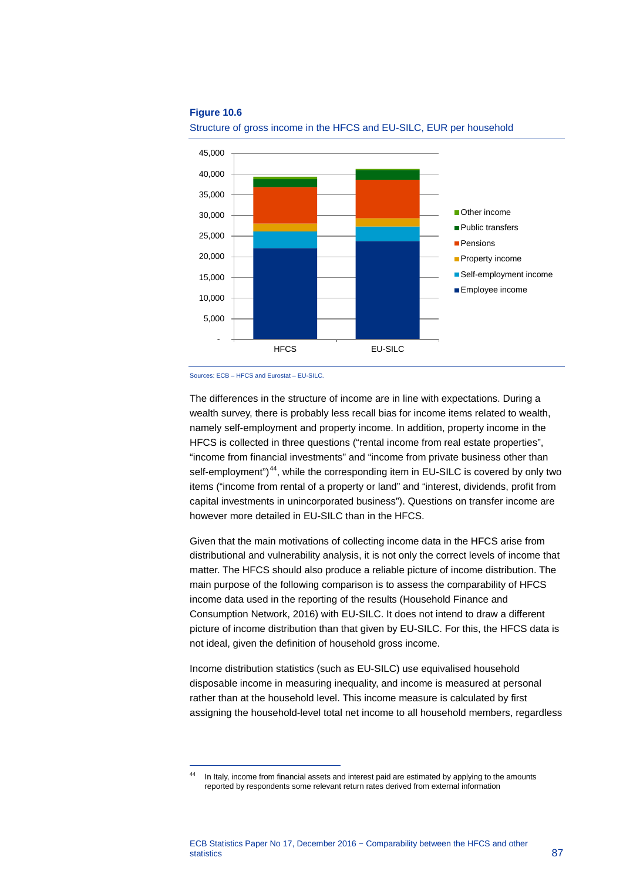**Figure 10.6**

Structure of gross income in the HFCS and EU-SILC, EUR per household

Sources: ECB – HFCS and Eurostat – EU-SILC.

The differences in the structure of income are in line with expectations. During a wealth survey, there is probably less recall bias for income items related to wealth, namely self-employment and property income. In addition, property income in the HFCS is collected in three questions ("rental income from real estate properties", "income from financial investments" and "income from private business other than self-employment")[44], while the corresponding item in EU-SILC is covered by only two items ("income from rental of a property or land" and "interest, dividends, profit from capital investments in unincorporated business"). Questions on transfer income are however more detailed in EU-SILC than in the HFCS.

Given that the main motivations of collecting income data in the HFCS arise from distributional and vulnerability analysis, it is not only the correct levels of income that matter. The HFCS should also produce a reliable picture of income distribution. The main purpose of the following comparison is to assess the comparability of HFCS income data used in the reporting of the results (Household Finance and Consumption Network, 2016) with EU-SILC. It does not intend to draw a different picture of income distribution than that given by EU-SILC. For this, the HFCS data is not ideal, given the definition of household gross income.

Income distribution statistics (such as EU-SILC) use equivalised household disposable income in measuring inequality, and income is measured at personal rather than at the household level. This income measure is calculated by first assigning the household-level total net income to all household members, regardless

---

[44] In Italy, income from financial assets and interest paid are estimated by applying to the amounts reported by respondents some relevant return rates derived from external information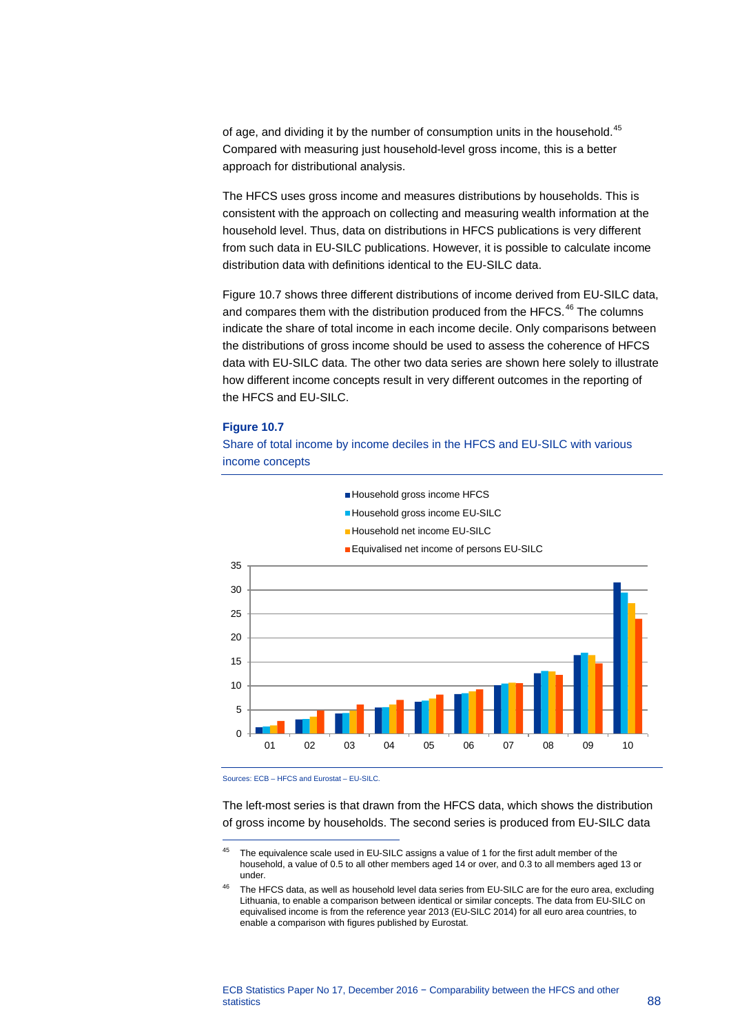of age, and dividing it by the number of consumption units in the household.[45] Compared with measuring just household-level gross income, this is a better approach for distributional analysis.

The HFCS uses gross income and measures distributions by households. This is consistent with the approach on collecting and measuring wealth information at the household level. Thus, data on distributions in HFCS publications is very different from such data in EU-SILC publications. However, it is possible to calculate income distribution data with definitions identical to the EU-SILC data.

Figure 10.7 shows three different distributions of income derived from EU-SILC data, and compares them with the distribution produced from the HFCS.[46] The columns indicate the share of total income in each income decile. Only comparisons between the distributions of gross income should be used to assess the coherence of HFCS data with EU-SILC data. The other two data series are shown here solely to illustrate how different income concepts result in very different outcomes in the reporting of the HFCS and EU-SILC.

**Figure 10.7**

Share of total income by income deciles in the HFCS and EU-SILC with various income concepts

Sources: ECB – HFCS and Eurostat – EU-SILC.

The left-most series is that drawn from the HFCS data, which shows the distribution of gross income by households. The second series is produced from EU-SILC data

[45] The equivalence scale used in EU-SILC assigns a value of 1 for the first adult member of the household, a value of 0.5 to all other members aged 14 or over, and 0.3 to all members aged 13 or under.

[46] The HFCS data, as well as household level data series from EU-SILC are for the euro area, excluding Lithuania, to enable a comparison between identical or similar concepts. The data from EU-SILC on equivalised income is from the reference year 2013 (EU-SILC 2014) for all euro area countries, to enable a comparison with figures published by Eurostat.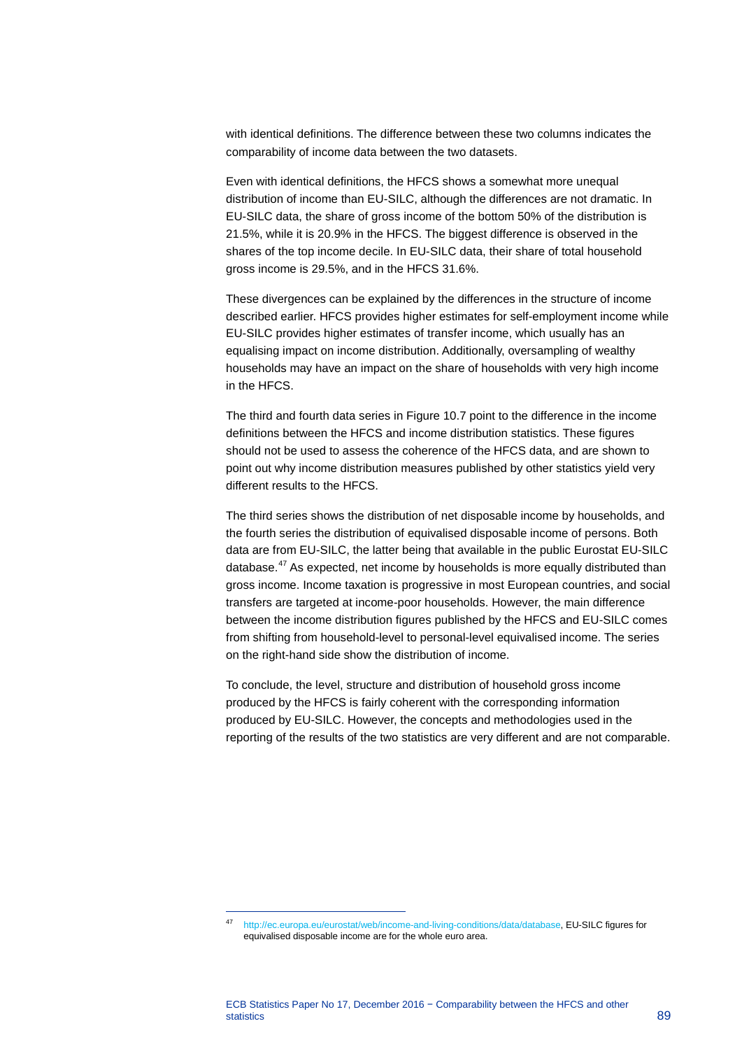with identical definitions. The difference between these two columns indicates the comparability of income data between the two datasets.

Even with identical definitions, the HFCS shows a somewhat more unequal distribution of income than EU-SILC, although the differences are not dramatic. In EU-SILC data, the share of gross income of the bottom 50% of the distribution is 21.5%, while it is 20.9% in the HFCS. The biggest difference is observed in the shares of the top income decile. In EU-SILC data, their share of total household gross income is 29.5%, and in the HFCS 31.6%.

These divergences can be explained by the differences in the structure of income described earlier. HFCS provides higher estimates for self-employment income while EU-SILC provides higher estimates of transfer income, which usually has an equalising impact on income distribution. Additionally, oversampling of wealthy households may have an impact on the share of households with very high income in the HFCS.

The third and fourth data series in Figure 10.7 point to the difference in the income definitions between the HFCS and income distribution statistics. These figures should not be used to assess the coherence of the HFCS data, and are shown to point out why income distribution measures published by other statistics yield very different results to the HFCS.

The third series shows the distribution of net disposable income by households, and the fourth series the distribution of equivalised disposable income of persons. Both data are from EU-SILC, the latter being that available in the public Eurostat EU-SILC database.[47] As expected, net income by households is more equally distributed than gross income. Income taxation is progressive in most European countries, and social transfers are targeted at income-poor households. However, the main difference between the income distribution figures published by the HFCS and EU-SILC comes from shifting from household-level to personal-level equivalised income. The series on the right-hand side show the distribution of income.

To conclude, the level, structure and distribution of household gross income produced by the HFCS is fairly coherent with the corresponding information produced by EU-SILC. However, the concepts and methodologies used in the reporting of the results of the two statistics are very different and are not comparable.

---

[47] http://ec.europa.eu/eurostat/web/income-and-living-conditions/data/database, EU-SILC figures for equivalised disposable income are for the whole euro area.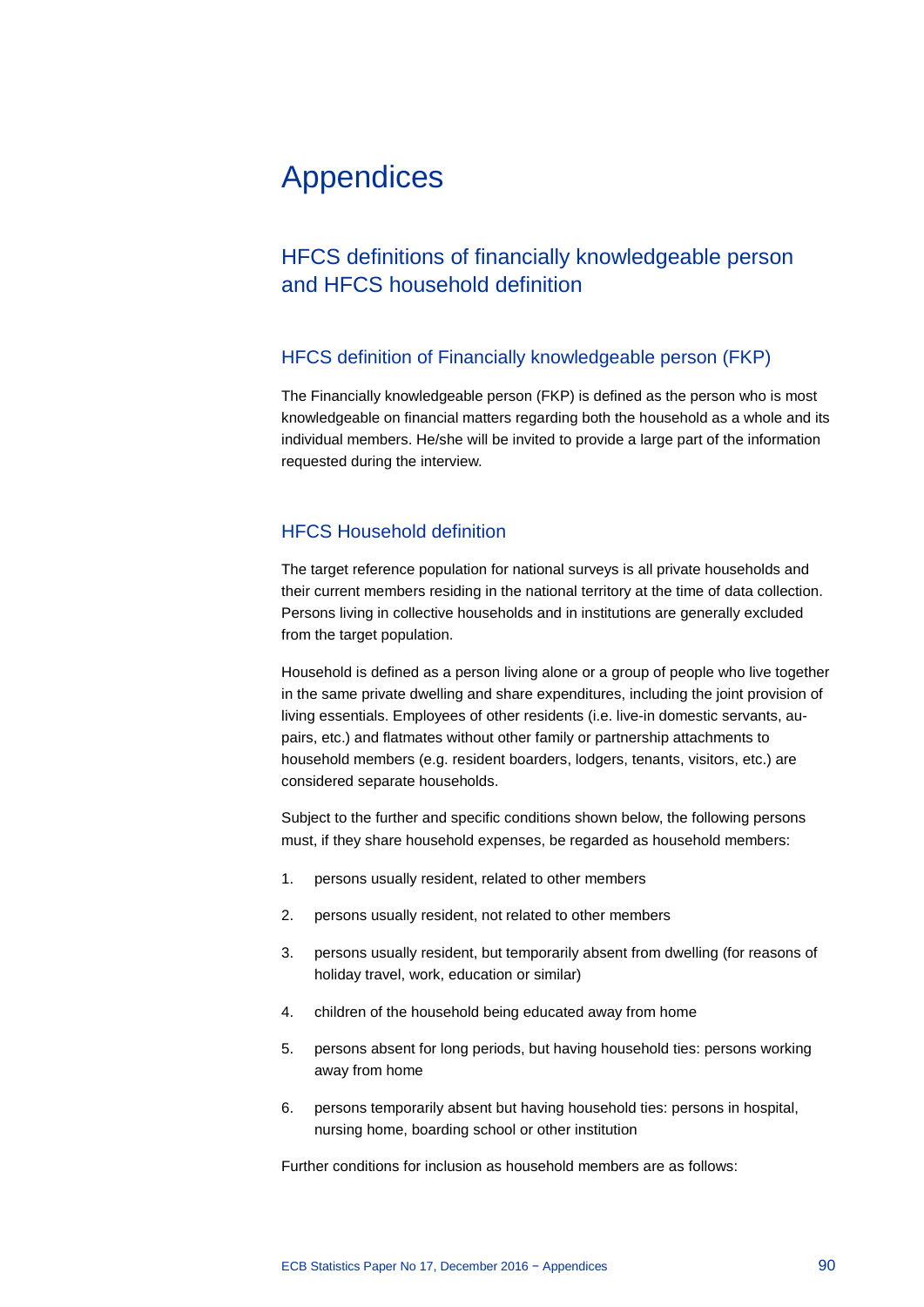# Appendices

## HFCS definitions of financially knowledgeable person and HFCS household definition

### HFCS definition of Financially knowledgeable person (FKP)

The Financially knowledgeable person (FKP) is defined as the person who is most knowledgeable on financial matters regarding both the household as a whole and its individual members. He/she will be invited to provide a large part of the information requested during the interview.

### HFCS Household definition

The target reference population for national surveys is all private households and their current members residing in the national territory at the time of data collection. Persons living in collective households and in institutions are generally excluded from the target population.

Household is defined as a person living alone or a group of people who live together in the same private dwelling and share expenditures, including the joint provision of living essentials. Employees of other residents (i.e. live-in domestic servants, au-pairs, etc.) and flatmates without other family or partnership attachments to household members (e.g. resident boarders, lodgers, tenants, visitors, etc.) are considered separate households.

Subject to the further and specific conditions shown below, the following persons must, if they share household expenses, be regarded as household members:

1. persons usually resident, related to other members
2. persons usually resident, not related to other members
3. persons usually resident, but temporarily absent from dwelling (for reasons of holiday travel, work, education or similar)
4. children of the household being educated away from home
5. persons absent for long periods, but having household ties: persons working away from home
6. persons temporarily absent but having household ties: persons in hospital, nursing home, boarding school or other institution

Further conditions for inclusion as household members are as follows: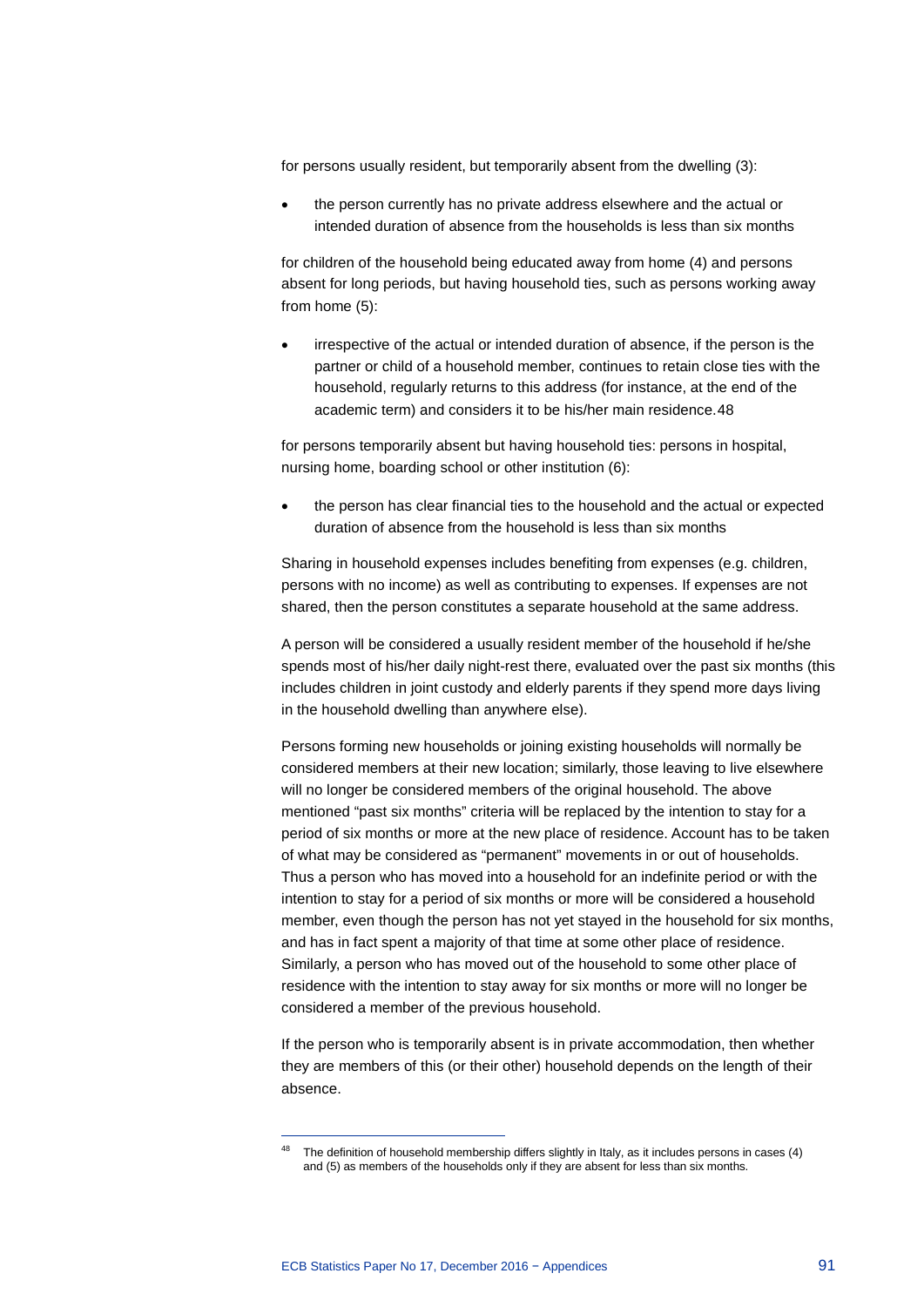for persons usually resident, but temporarily absent from the dwelling (3):

- the person currently has no private address elsewhere and the actual or intended duration of absence from the households is less than six months

for children of the household being educated away from home (4) and persons absent for long periods, but having household ties, such as persons working away from home (5):

- irrespective of the actual or intended duration of absence, if the person is the partner or child of a household member, continues to retain close ties with the household, regularly returns to this address (for instance, at the end of the academic term) and considers it to be his/her main residence.[48]

for persons temporarily absent but having household ties: persons in hospital, nursing home, boarding school or other institution (6):

- the person has clear financial ties to the household and the actual or expected duration of absence from the household is less than six months

Sharing in household expenses includes benefiting from expenses (e.g. children, persons with no income) as well as contributing to expenses. If expenses are not shared, then the person constitutes a separate household at the same address.

A person will be considered a usually resident member of the household if he/she spends most of his/her daily night-rest there, evaluated over the past six months (this includes children in joint custody and elderly parents if they spend more days living in the household dwelling than anywhere else).

Persons forming new households or joining existing households will normally be considered members at their new location; similarly, those leaving to live elsewhere will no longer be considered members of the original household. The above mentioned "past six months" criteria will be replaced by the intention to stay for a period of six months or more at the new place of residence. Account has to be taken of what may be considered as "permanent" movements in or out of households. Thus a person who has moved into a household for an indefinite period or with the intention to stay for a period of six months or more will be considered a household member, even though the person has not yet stayed in the household for six months, and has in fact spent a majority of that time at some other place of residence. Similarly, a person who has moved out of the household to some other place of residence with the intention to stay away for six months or more will no longer be considered a member of the previous household.

If the person who is temporarily absent is in private accommodation, then whether they are members of this (or their other) household depends on the length of their absence.

---

[48] The definition of household membership differs slightly in Italy, as it includes persons in cases (4) and (5) as members of the households only if they are absent for less than six months.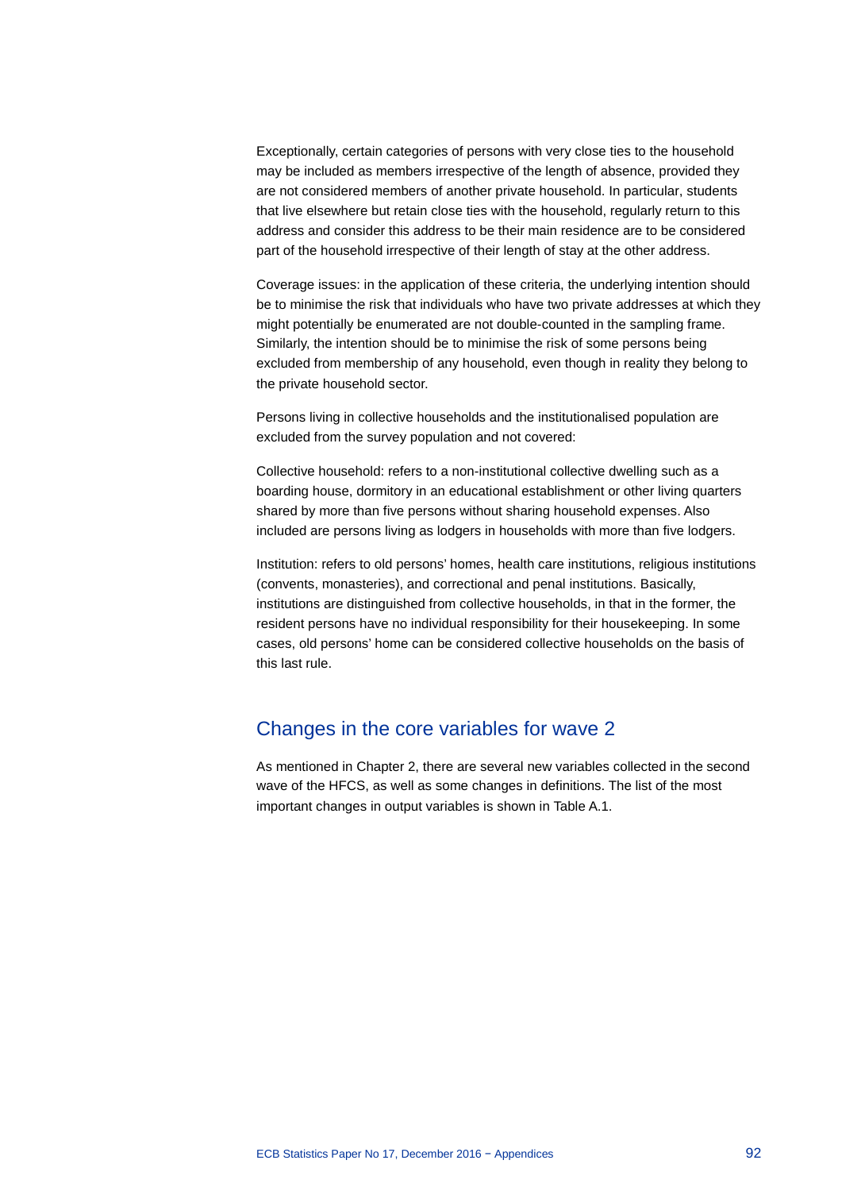Exceptionally, certain categories of persons with very close ties to the household may be included as members irrespective of the length of absence, provided they are not considered members of another private household. In particular, students that live elsewhere but retain close ties with the household, regularly return to this address and consider this address to be their main residence are to be considered part of the household irrespective of their length of stay at the other address.

Coverage issues: in the application of these criteria, the underlying intention should be to minimise the risk that individuals who have two private addresses at which they might potentially be enumerated are not double-counted in the sampling frame. Similarly, the intention should be to minimise the risk of some persons being excluded from membership of any household, even though in reality they belong to the private household sector.

Persons living in collective households and the institutionalised population are excluded from the survey population and not covered:

Collective household: refers to a non-institutional collective dwelling such as a boarding house, dormitory in an educational establishment or other living quarters shared by more than five persons without sharing household expenses. Also included are persons living as lodgers in households with more than five lodgers.

Institution: refers to old persons' homes, health care institutions, religious institutions (convents, monasteries), and correctional and penal institutions. Basically, institutions are distinguished from collective households, in that in the former, the resident persons have no individual responsibility for their housekeeping. In some cases, old persons' home can be considered collective households on the basis of this last rule.

## Changes in the core variables for wave 2

As mentioned in Chapter 2, there are several new variables collected in the second wave of the HFCS, as well as some changes in definitions. The list of the most important changes in output variables is shown in Table A.1.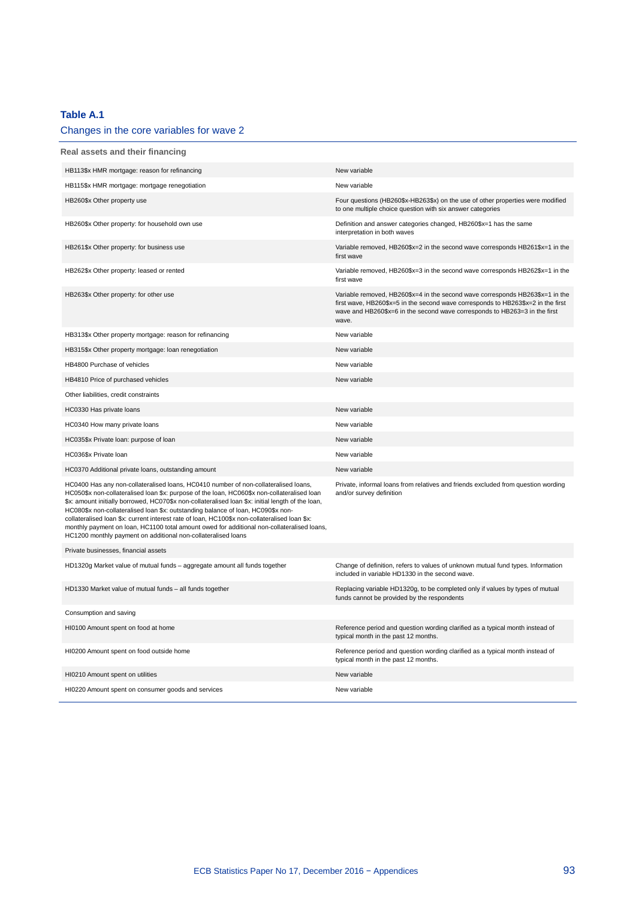**Table A.1**

Changes in the core variables for wave 2

| Real assets and their financing | |
|---|---|
| HB113$x HMR mortgage: reason for refinancing | New variable |
| HB115$x HMR mortgage: mortgage renegotiation | New variable |
| HB260$x Other property use | Four questions (HB260$x-HB263$x) on the use of other properties were modified to one multiple choice question with six answer categories |
| HB260$x Other property: for household own use | Definition and answer categories changed, HB260$x=1 has the same interpretation in both waves |
| HB261$x Other property: for business use | Variable removed, HB260$x=2 in the second wave corresponds HB261$x=1 in the first wave |
| HB262$x Other property: leased or rented | Variable removed, HB260$x=3 in the second wave corresponds HB262$x=1 in the first wave |
| HB263$x Other property: for other use | Variable removed, HB260$x=4 in the second wave corresponds HB263$x=1 in the first wave, HB260$x=5 in the second wave corresponds to HB263$x=2 in the first wave and HB260$x=6 in the second wave corresponds to HB263=3 in the first wave. |
| HB313$x Other property mortgage: reason for refinancing | New variable |
| HB315$x Other property mortgage: loan renegotiation | New variable |
| HB4800 Purchase of vehicles | New variable |
| HB4810 Price of purchased vehicles | New variable |
| Other liabilities, credit constraints | |
| HC0330 Has private loans | New variable |
| HC0340 How many private loans | New variable |
| HC035$x Private loan: purpose of loan | New variable |
| HC036$x Private loan | New variable |
| HC0370 Additional private loans, outstanding amount | New variable |
| HC0400 Has any non-collateralised loans, HC0410 number of non-collateralised loans, HC050$x non-collateralised loan $x: purpose of the loan, HC060$x non-collateralised loan $x: amount initially borrowed, HC070$x non-collateralised loan $x: initial length of the loan, HC080$x non-collateralised loan $x: outstanding balance of loan, HC090$x non-collateralised loan $x: current interest rate of loan, HC100$x non-collateralised loan $x: monthly payment on loan, HC1100 total amount owed for additional non-collateralised loans, HC1200 monthly payment on additional non-collateralised loans | Private, informal loans from relatives and friends excluded from question wording and/or survey definition |
| Private businesses, financial assets | |
| HD1320g Market value of mutual funds – aggregate amount all funds together | Change of definition, refers to values of unknown mutual fund types. Information included in variable HD1330 in the second wave. |
| HD1330 Market value of mutual funds – all funds together | Replacing variable HD1320g, to be completed only if values by types of mutual funds cannot be provided by the respondents |
| Consumption and saving | |
| HI0100 Amount spent on food at home | Reference period and question wording clarified as a typical month instead of typical month in the past 12 months. |
| HI0200 Amount spent on food outside home | Reference period and question wording clarified as a typical month instead of typical month in the past 12 months. |
| HI0210 Amount spent on utilities | New variable |
| HI0220 Amount spent on consumer goods and services | New variable |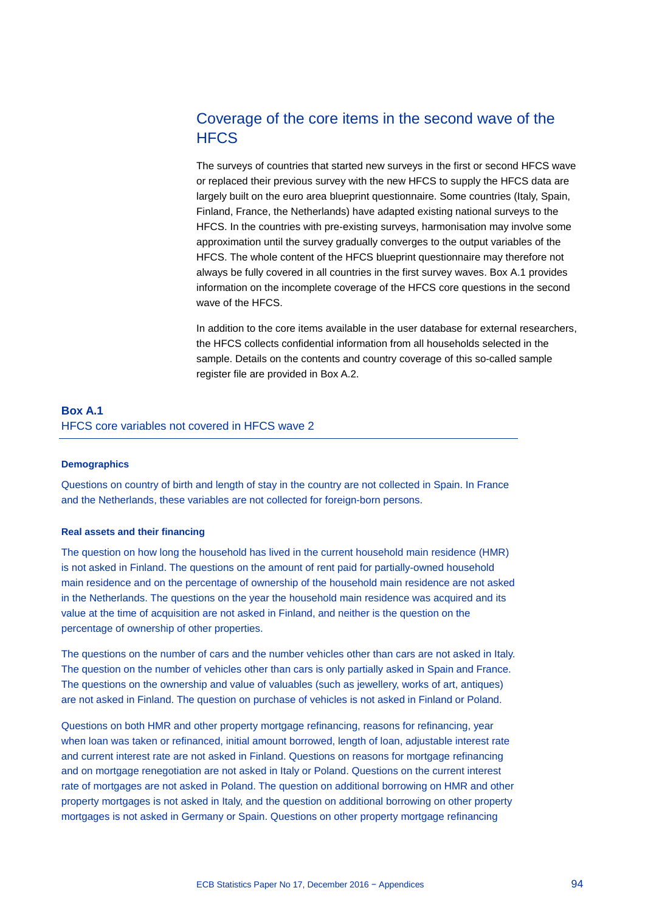## Coverage of the core items in the second wave of the HFCS

The surveys of countries that started new surveys in the first or second HFCS wave or replaced their previous survey with the new HFCS to supply the HFCS data are largely built on the euro area blueprint questionnaire. Some countries (Italy, Spain, Finland, France, the Netherlands) have adapted existing national surveys to the HFCS. In the countries with pre-existing surveys, harmonisation may involve some approximation until the survey gradually converges to the output variables of the HFCS. The whole content of the HFCS blueprint questionnaire may therefore not always be fully covered in all countries in the first survey waves. Box A.1 provides information on the incomplete coverage of the HFCS core questions in the second wave of the HFCS.

In addition to the core items available in the user database for external researchers, the HFCS collects confidential information from all households selected in the sample. Details on the contents and country coverage of this so-called sample register file are provided in Box A.2.

### Box A.1
HFCS core variables not covered in HFCS wave 2

#### Demographics

Questions on country of birth and length of stay in the country are not collected in Spain. In France and the Netherlands, these variables are not collected for foreign-born persons.

#### Real assets and their financing

The question on how long the household has lived in the current household main residence (HMR) is not asked in Finland. The questions on the amount of rent paid for partially-owned household main residence and on the percentage of ownership of the household main residence are not asked in the Netherlands. The questions on the year the household main residence was acquired and its value at the time of acquisition are not asked in Finland, and neither is the question on the percentage of ownership of other properties.

The questions on the number of cars and the number vehicles other than cars are not asked in Italy. The question on the number of vehicles other than cars is only partially asked in Spain and France. The questions on the ownership and value of valuables (such as jewellery, works of art, antiques) are not asked in Finland. The question on purchase of vehicles is not asked in Finland or Poland.

Questions on both HMR and other property mortgage refinancing, reasons for refinancing, year when loan was taken or refinanced, initial amount borrowed, length of loan, adjustable interest rate and current interest rate are not asked in Finland. Questions on reasons for mortgage refinancing and on mortgage renegotiation are not asked in Italy or Poland. Questions on the current interest rate of mortgages are not asked in Poland. The question on additional borrowing on HMR and other property mortgages is not asked in Italy, and the question on additional borrowing on other property mortgages is not asked in Germany or Spain. Questions on other property mortgage refinancing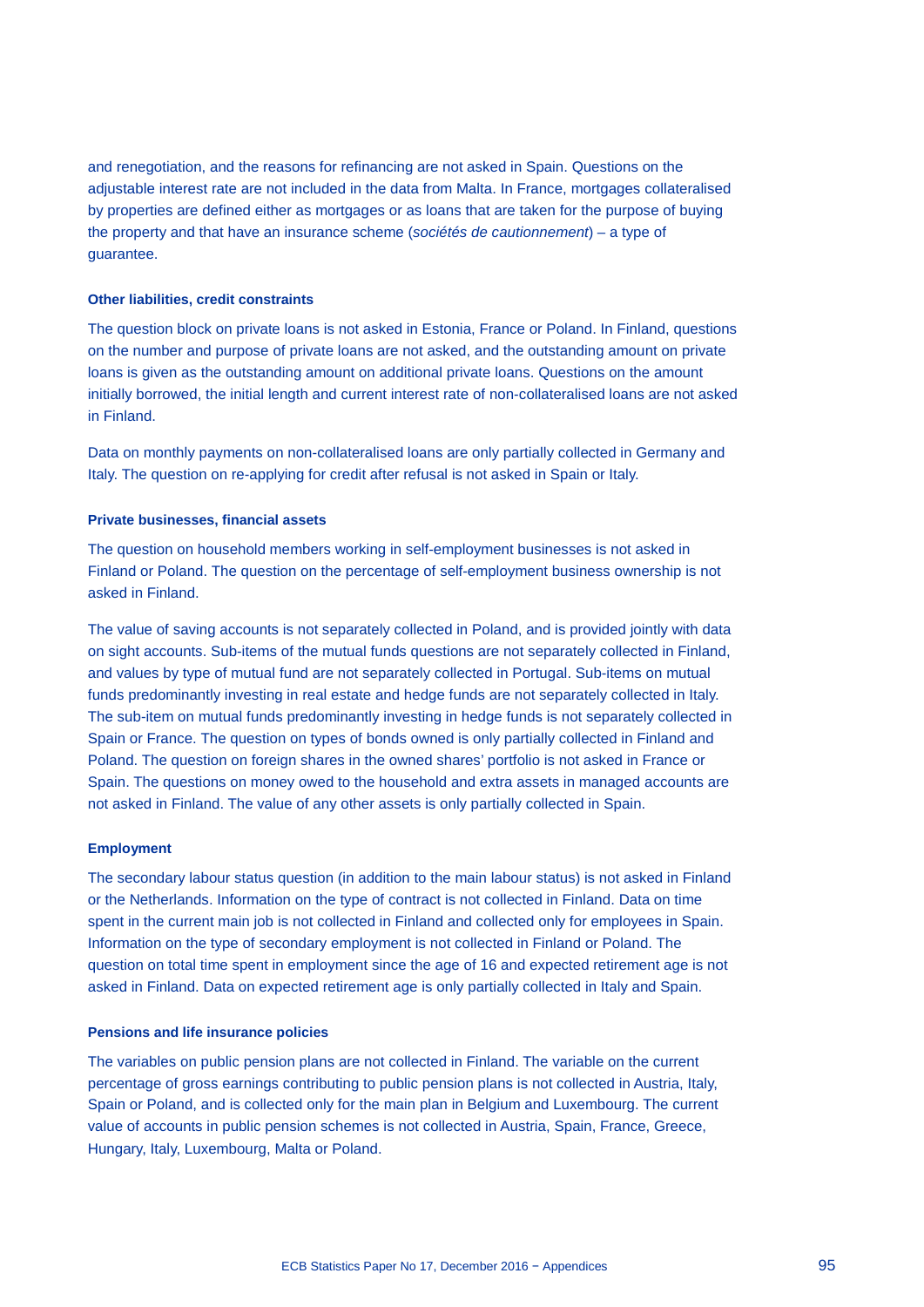and renegotiation, and the reasons for refinancing are not asked in Spain. Questions on the adjustable interest rate are not included in the data from Malta. In France, mortgages collateralised by properties are defined either as mortgages or as loans that are taken for the purpose of buying the property and that have an insurance scheme (*sociétés de cautionnement*) – a type of guarantee.

#### Other liabilities, credit constraints

The question block on private loans is not asked in Estonia, France or Poland. In Finland, questions on the number and purpose of private loans are not asked, and the outstanding amount on private loans is given as the outstanding amount on additional private loans. Questions on the amount initially borrowed, the initial length and current interest rate of non-collateralised loans are not asked in Finland.

Data on monthly payments on non-collateralised loans are only partially collected in Germany and Italy. The question on re-applying for credit after refusal is not asked in Spain or Italy.

#### Private businesses, financial assets

The question on household members working in self-employment businesses is not asked in Finland or Poland. The question on the percentage of self-employment business ownership is not asked in Finland.

The value of saving accounts is not separately collected in Poland, and is provided jointly with data on sight accounts. Sub-items of the mutual funds questions are not separately collected in Finland, and values by type of mutual fund are not separately collected in Portugal. Sub-items on mutual funds predominantly investing in real estate and hedge funds are not separately collected in Italy. The sub-item on mutual funds predominantly investing in hedge funds is not separately collected in Spain or France. The question on types of bonds owned is only partially collected in Finland and Poland. The question on foreign shares in the owned shares' portfolio is not asked in France or Spain. The questions on money owed to the household and extra assets in managed accounts are not asked in Finland. The value of any other assets is only partially collected in Spain.

#### Employment

The secondary labour status question (in addition to the main labour status) is not asked in Finland or the Netherlands. Information on the type of contract is not collected in Finland. Data on time spent in the current main job is not collected in Finland and collected only for employees in Spain. Information on the type of secondary employment is not collected in Finland or Poland. The question on total time spent in employment since the age of 16 and expected retirement age is not asked in Finland. Data on expected retirement age is only partially collected in Italy and Spain.

#### Pensions and life insurance policies

The variables on public pension plans are not collected in Finland. The variable on the current percentage of gross earnings contributing to public pension plans is not collected in Austria, Italy, Spain or Poland, and is collected only for the main plan in Belgium and Luxembourg. The current value of accounts in public pension schemes is not collected in Austria, Spain, France, Greece, Hungary, Italy, Luxembourg, Malta or Poland.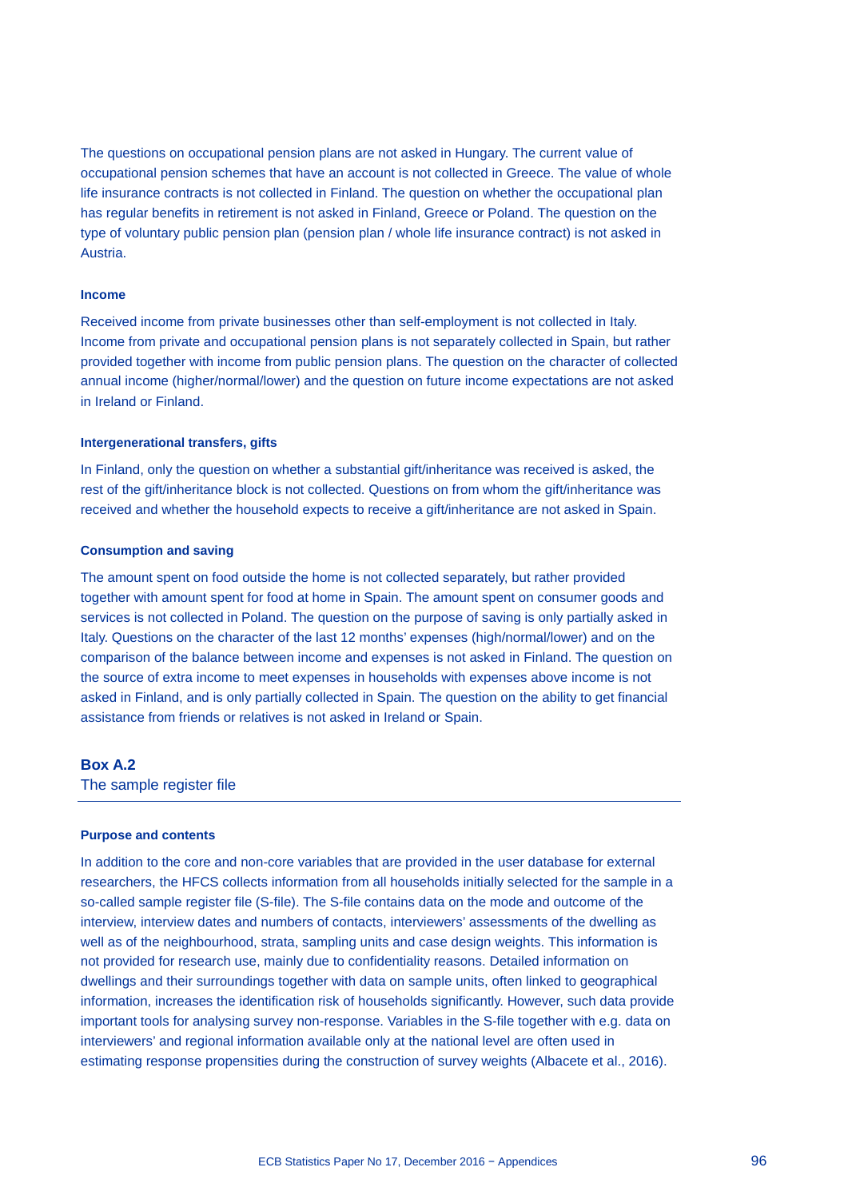The questions on occupational pension plans are not asked in Hungary. The current value of occupational pension schemes that have an account is not collected in Greece. The value of whole life insurance contracts is not collected in Finland. The question on whether the occupational plan has regular benefits in retirement is not asked in Finland, Greece or Poland. The question on the type of voluntary public pension plan (pension plan / whole life insurance contract) is not asked in Austria.

#### Income

Received income from private businesses other than self-employment is not collected in Italy. Income from private and occupational pension plans is not separately collected in Spain, but rather provided together with income from public pension plans. The question on the character of collected annual income (higher/normal/lower) and the question on future income expectations are not asked in Ireland or Finland.

#### Intergenerational transfers, gifts

In Finland, only the question on whether a substantial gift/inheritance was received is asked, the rest of the gift/inheritance block is not collected. Questions on from whom the gift/inheritance was received and whether the household expects to receive a gift/inheritance are not asked in Spain.

#### Consumption and saving

The amount spent on food outside the home is not collected separately, but rather provided together with amount spent for food at home in Spain. The amount spent on consumer goods and services is not collected in Poland. The question on the purpose of saving is only partially asked in Italy. Questions on the character of the last 12 months' expenses (high/normal/lower) and on the comparison of the balance between income and expenses is not asked in Finland. The question on the source of extra income to meet expenses in households with expenses above income is not asked in Finland, and is only partially collected in Spain. The question on the ability to get financial assistance from friends or relatives is not asked in Ireland or Spain.

## Box A.2
### The sample register file

#### Purpose and contents

In addition to the core and non-core variables that are provided in the user database for external researchers, the HFCS collects information from all households initially selected for the sample in a so-called sample register file (S-file). The S-file contains data on the mode and outcome of the interview, interview dates and numbers of contacts, interviewers' assessments of the dwelling as well as of the neighbourhood, strata, sampling units and case design weights. This information is not provided for research use, mainly due to confidentiality reasons. Detailed information on dwellings and their surroundings together with data on sample units, often linked to geographical information, increases the identification risk of households significantly. However, such data provide important tools for analysing survey non-response. Variables in the S-file together with e.g. data on interviewers' and regional information available only at the national level are often used in estimating response propensities during the construction of survey weights (Albacete et al., 2016).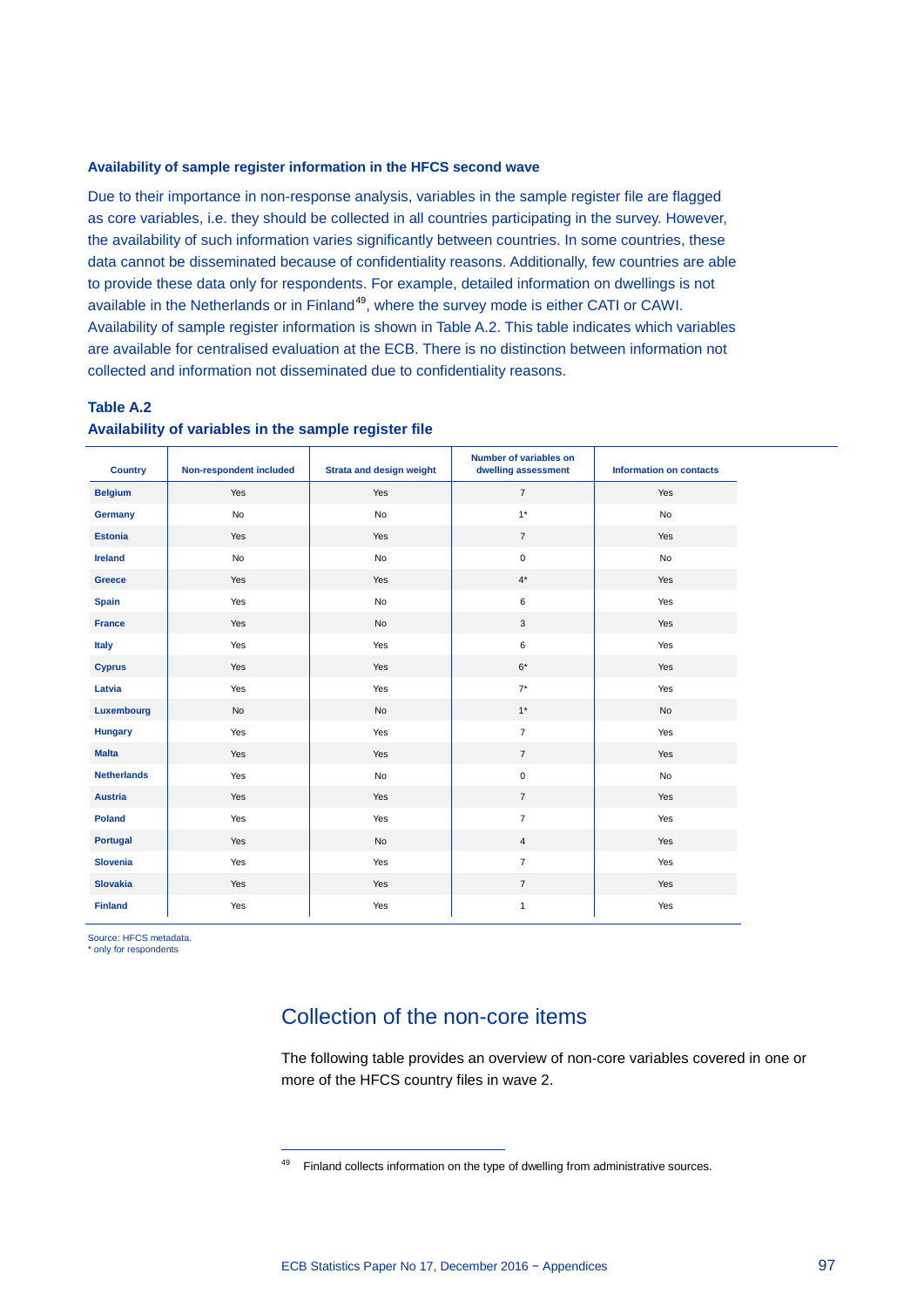### Availability of sample register information in the HFCS second wave

Due to their importance in non-response analysis, variables in the sample register file are flagged as core variables, i.e. they should be collected in all countries participating in the survey. However, the availability of such information varies significantly between countries. In some countries, these data cannot be disseminated because of confidentiality reasons. Additionally, few countries are able to provide these data only for respondents. For example, detailed information on dwellings is not available in the Netherlands or in Finland[49], where the survey mode is either CATI or CAWI. Availability of sample register information is shown in Table A.2. This table indicates which variables are available for centralised evaluation at the ECB. There is no distinction between information not collected and information not disseminated due to confidentiality reasons.

**Table A.2**
**Availability of variables in the sample register file**

| Country | Non-respondent included | Strata and design weight | Number of variables on dwelling assessment | Information on contacts |
|---|---|---|---|---|
| Belgium | Yes | Yes | 7 | Yes |
| Germany | No | No | 1* | No |
| Estonia | Yes | Yes | 7 | Yes |
| Ireland | No | No | 0 | No |
| Greece | Yes | Yes | 4* | Yes |
| Spain | Yes | No | 6 | Yes |
| France | Yes | No | 3 | Yes |
| Italy | Yes | Yes | 6 | Yes |
| Cyprus | Yes | Yes | 6* | Yes |
| Latvia | Yes | Yes | 7* | Yes |
| Luxembourg | No | No | 1* | No |
| Hungary | Yes | Yes | 7 | Yes |
| Malta | Yes | Yes | 7 | Yes |
| Netherlands | Yes | No | 0 | No |
| Austria | Yes | Yes | 7 | Yes |
| Poland | Yes | Yes | 7 | Yes |
| Portugal | Yes | No | 4 | Yes |
| Slovenia | Yes | Yes | 7 | Yes |
| Slovakia | Yes | Yes | 7 | Yes |
| Finland | Yes | Yes | 1 | Yes |

Source: HFCS metadata.
* only for respondents

## Collection of the non-core items

The following table provides an overview of non-core variables covered in one or more of the HFCS country files in wave 2.

[49] Finland collects information on the type of dwelling from administrative sources.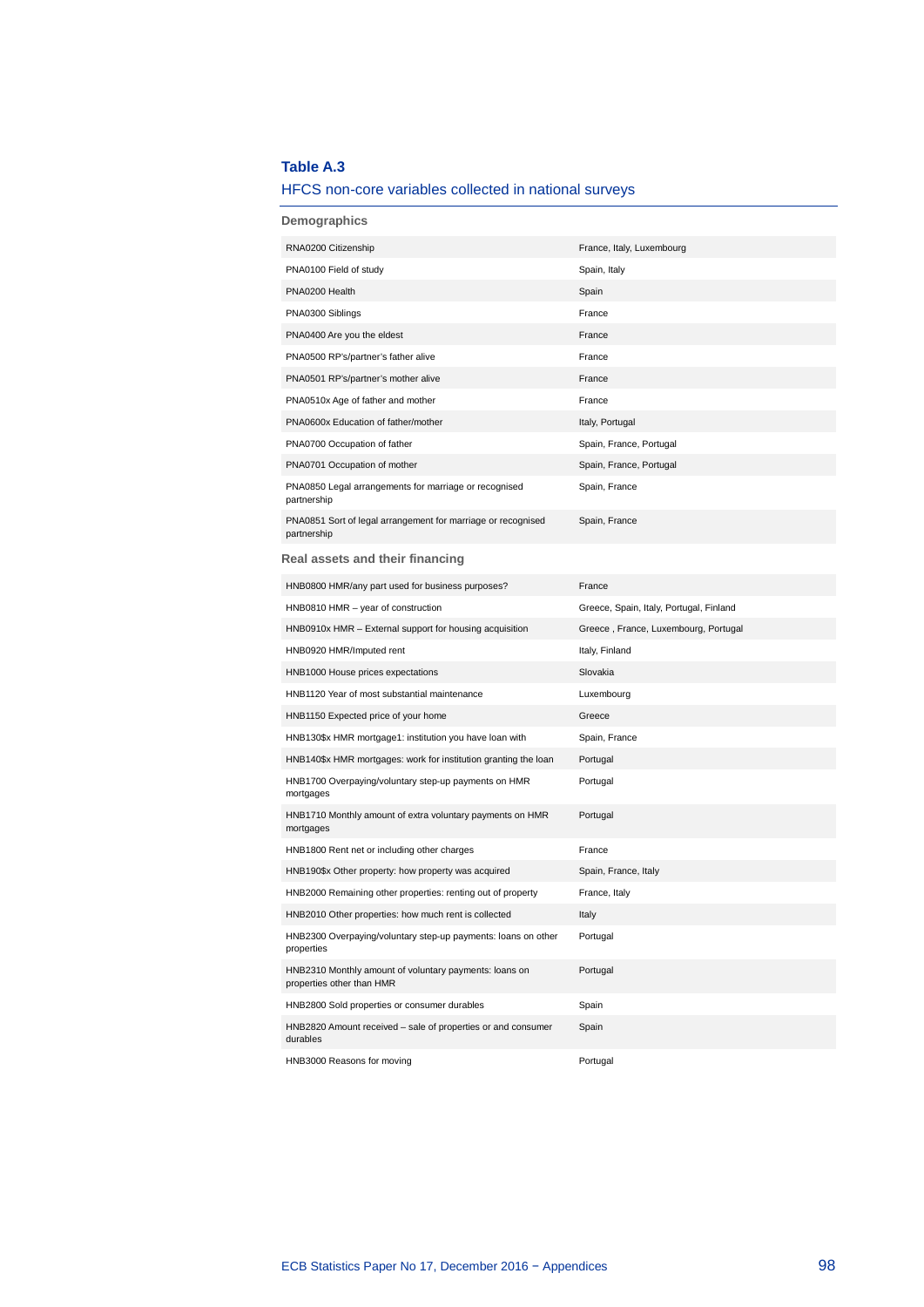**Table A.3**

HFCS non-core variables collected in national surveys

| Demographics | |
|---|---|
| RNA0200 Citizenship | France, Italy, Luxembourg |
| PNA0100 Field of study | Spain, Italy |
| PNA0200 Health | Spain |
| PNA0300 Siblings | France |
| PNA0400 Are you the eldest | France |
| PNA0500 RP's/partner's father alive | France |
| PNA0501 RP's/partner's mother alive | France |
| PNA0510x Age of father and mother | France |
| PNA0600x Education of father/mother | Italy, Portugal |
| PNA0700 Occupation of father | Spain, France, Portugal |
| PNA0701 Occupation of mother | Spain, France, Portugal |
| PNA0850 Legal arrangements for marriage or recognised partnership | Spain, France |
| PNA0851 Sort of legal arrangement for marriage or recognised partnership | Spain, France |
| **Real assets and their financing** | |
| HNB0800 HMR/any part used for business purposes? | France |
| HNB0810 HMR – year of construction | Greece, Spain, Italy, Portugal, Finland |
| HNB0910x HMR – External support for housing acquisition | Greece , France, Luxembourg, Portugal |
| HNB0920 HMR/Imputed rent | Italy, Finland |
| HNB1000 House prices expectations | Slovakia |
| HNB1120 Year of most substantial maintenance | Luxembourg |
| HNB1150 Expected price of your home | Greece |
| HNB130$x HMR mortgage1: institution you have loan with | Spain, France |
| HNB140$x HMR mortgages: work for institution granting the loan | Portugal |
| HNB1700 Overpaying/voluntary step-up payments on HMR mortgages | Portugal |
| HNB1710 Monthly amount of extra voluntary payments on HMR mortgages | Portugal |
| HNB1800 Rent net or including other charges | France |
| HNB190$x Other property: how property was acquired | Spain, France, Italy |
| HNB2000 Remaining other properties: renting out of property | France, Italy |
| HNB2010 Other properties: how much rent is collected | Italy |
| HNB2300 Overpaying/voluntary step-up payments: loans on other properties | Portugal |
| HNB2310 Monthly amount of voluntary payments: loans on properties other than HMR | Portugal |
| HNB2800 Sold properties or consumer durables | Spain |
| HNB2820 Amount received – sale of properties or and consumer durables | Spain |
| HNB3000 Reasons for moving | Portugal |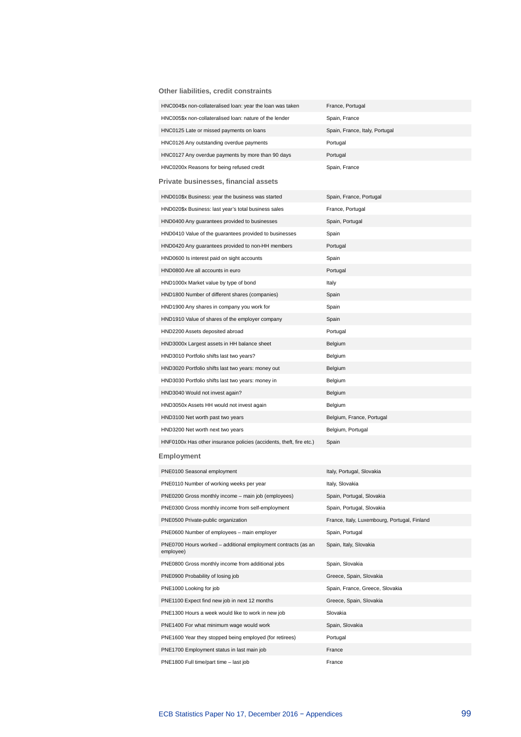### Other liabilities, credit constraints

| | |
|---|---|
| HNC004$x non-collateralised loan: year the loan was taken | France, Portugal |
| HNC005$x non-collateralised loan: nature of the lender | Spain, France |
| HNC0125 Late or missed payments on loans | Spain, France, Italy, Portugal |
| HNC0126 Any outstanding overdue payments | Portugal |
| HNC0127 Any overdue payments by more than 90 days | Portugal |
| HNC0200x Reasons for being refused credit | Spain, France |

### Private businesses, financial assets

| | |
|---|---|
| HND010$x Business: year the business was started | Spain, France, Portugal |
| HND020$x Business: last year's total business sales | France, Portugal |
| HND0400 Any guarantees provided to businesses | Spain, Portugal |
| HND0410 Value of the guarantees provided to businesses | Spain |
| HND0420 Any guarantees provided to non-HH members | Portugal |
| HND0600 Is interest paid on sight accounts | Spain |
| HND0800 Are all accounts in euro | Portugal |
| HND1000x Market value by type of bond | Italy |
| HND1800 Number of different shares (companies) | Spain |
| HND1900 Any shares in company you work for | Spain |
| HND1910 Value of shares of the employer company | Spain |
| HND2200 Assets deposited abroad | Portugal |
| HND3000x Largest assets in HH balance sheet | Belgium |
| HND3010 Portfolio shifts last two years? | Belgium |
| HND3020 Portfolio shifts last two years: money out | Belgium |
| HND3030 Portfolio shifts last two years: money in | Belgium |
| HND3040 Would not invest again? | Belgium |
| HND3050x Assets HH would not invest again | Belgium |
| HND3100 Net worth past two years | Belgium, France, Portugal |
| HND3200 Net worth next two years | Belgium, Portugal |
| HNF0100x Has other insurance policies (accidents, theft, fire etc.) | Spain |

### Employment

| | |
|---|---|
| PNE0100 Seasonal employment | Italy, Portugal, Slovakia |
| PNE0110 Number of working weeks per year | Italy, Slovakia |
| PNE0200 Gross monthly income – main job (employees) | Spain, Portugal, Slovakia |
| PNE0300 Gross monthly income from self-employment | Spain, Portugal, Slovakia |
| PNE0500 Private-public organization | France, Italy, Luxembourg, Portugal, Finland |
| PNE0600 Number of employees – main employer | Spain, Portugal |
| PNE0700 Hours worked – additional employment contracts (as an employee) | Spain, Italy, Slovakia |
| PNE0800 Gross monthly income from additional jobs | Spain, Slovakia |
| PNE0900 Probability of losing job | Greece, Spain, Slovakia |
| PNE1000 Looking for job | Spain, France, Greece, Slovakia |
| PNE1100 Expect find new job in next 12 months | Greece, Spain, Slovakia |
| PNE1300 Hours a week would like to work in new job | Slovakia |
| PNE1400 For what minimum wage would work | Spain, Slovakia |
| PNE1600 Year they stopped being employed (for retirees) | Portugal |
| PNE1700 Employment status in last main job | France |
| PNE1800 Full time/part time – last job | France |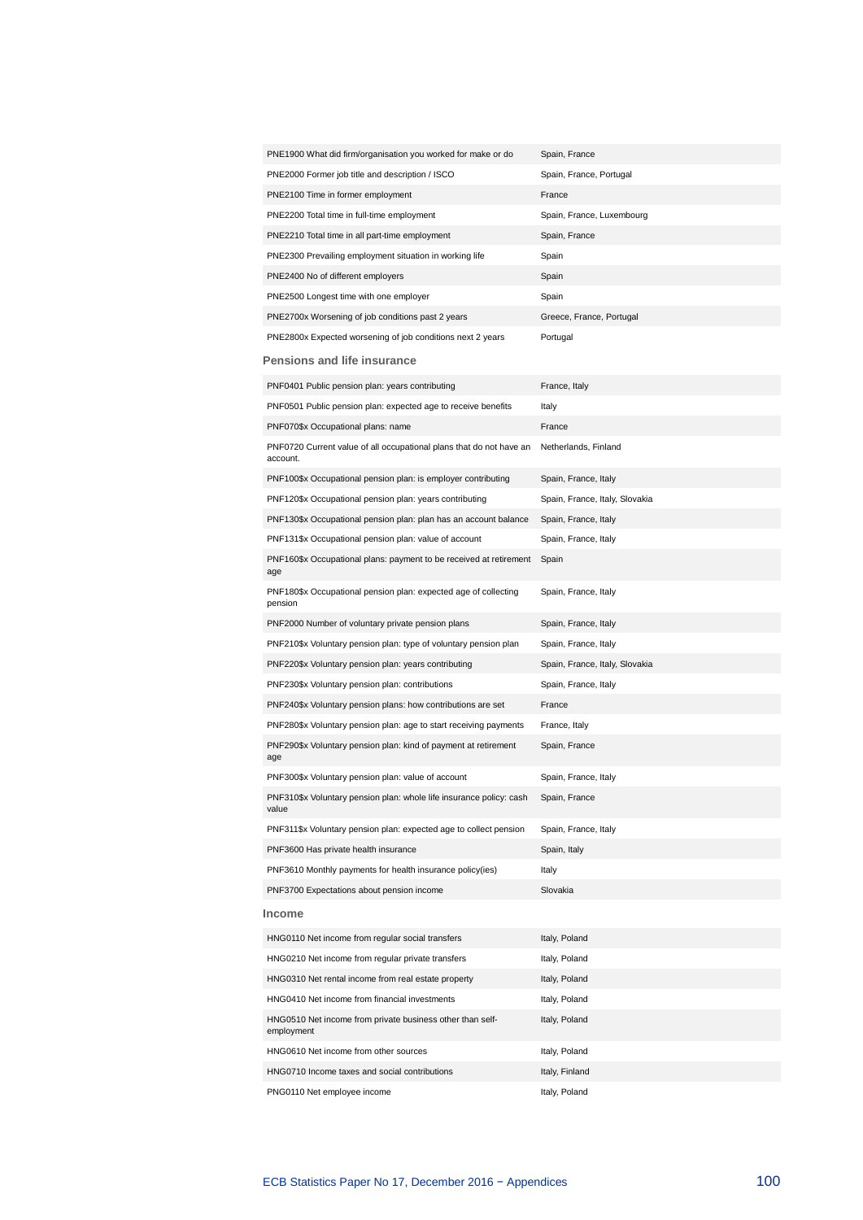| | |
|---|---|
| PNE1900 What did firm/organisation you worked for make or do | Spain, France |
| PNE2000 Former job title and description / ISCO | Spain, France, Portugal |
| PNE2100 Time in former employment | France |
| PNE2200 Total time in full-time employment | Spain, France, Luxembourg |
| PNE2210 Total time in all part-time employment | Spain, France |
| PNE2300 Prevailing employment situation in working life | Spain |
| PNE2400 No of different employers | Spain |
| PNE2500 Longest time with one employer | Spain |
| PNE2700x Worsening of job conditions past 2 years | Greece, France, Portugal |
| PNE2800x Expected worsening of job conditions next 2 years | Portugal |

### Pensions and life insurance

| | |
|---|---|
| PNF0401 Public pension plan: years contributing | France, Italy |
| PNF0501 Public pension plan: expected age to receive benefits | Italy |
| PNF070$x Occupational plans: name | France |
| PNF0720 Current value of all occupational plans that do not have an account. | Netherlands, Finland |
| PNF100$x Occupational pension plan: is employer contributing | Spain, France, Italy |
| PNF120$x Occupational pension plan: years contributing | Spain, France, Italy, Slovakia |
| PNF130$x Occupational pension plan: plan has an account balance | Spain, France, Italy |
| PNF131$x Occupational pension plan: value of account | Spain, France, Italy |
| PNF160$x Occupational plans: payment to be received at retirement age | Spain |
| PNF180$x Occupational pension plan: expected age of collecting pension | Spain, France, Italy |
| PNF2000 Number of voluntary private pension plans | Spain, France, Italy |
| PNF210$x Voluntary pension plan: type of voluntary pension plan | Spain, France, Italy |
| PNF220$x Voluntary pension plan: years contributing | Spain, France, Italy, Slovakia |
| PNF230$x Voluntary pension plan: contributions | Spain, France, Italy |
| PNF240$x Voluntary pension plans: how contributions are set | France |
| PNF280$x Voluntary pension plan: age to start receiving payments | France, Italy |
| PNF290$x Voluntary pension plan: kind of payment at retirement age | Spain, France |
| PNF300$x Voluntary pension plan: value of account | Spain, France, Italy |
| PNF310$x Voluntary pension plan: whole life insurance policy: cash value | Spain, France |
| PNF311$x Voluntary pension plan: expected age to collect pension | Spain, France, Italy |
| PNF3600 Has private health insurance | Spain, Italy |
| PNF3610 Monthly payments for health insurance policy(ies) | Italy |
| PNF3700 Expectations about pension income | Slovakia |

### Income

| | |
|---|---|
| HNG0110 Net income from regular social transfers | Italy, Poland |
| HNG0210 Net income from regular private transfers | Italy, Poland |
| HNG0310 Net rental income from real estate property | Italy, Poland |
| HNG0410 Net income from financial investments | Italy, Poland |
| HNG0510 Net income from private business other than self-employment | Italy, Poland |
| HNG0610 Net income from other sources | Italy, Poland |
| HNG0710 Income taxes and social contributions | Italy, Finland |
| PNG0110 Net employee income | Italy, Poland |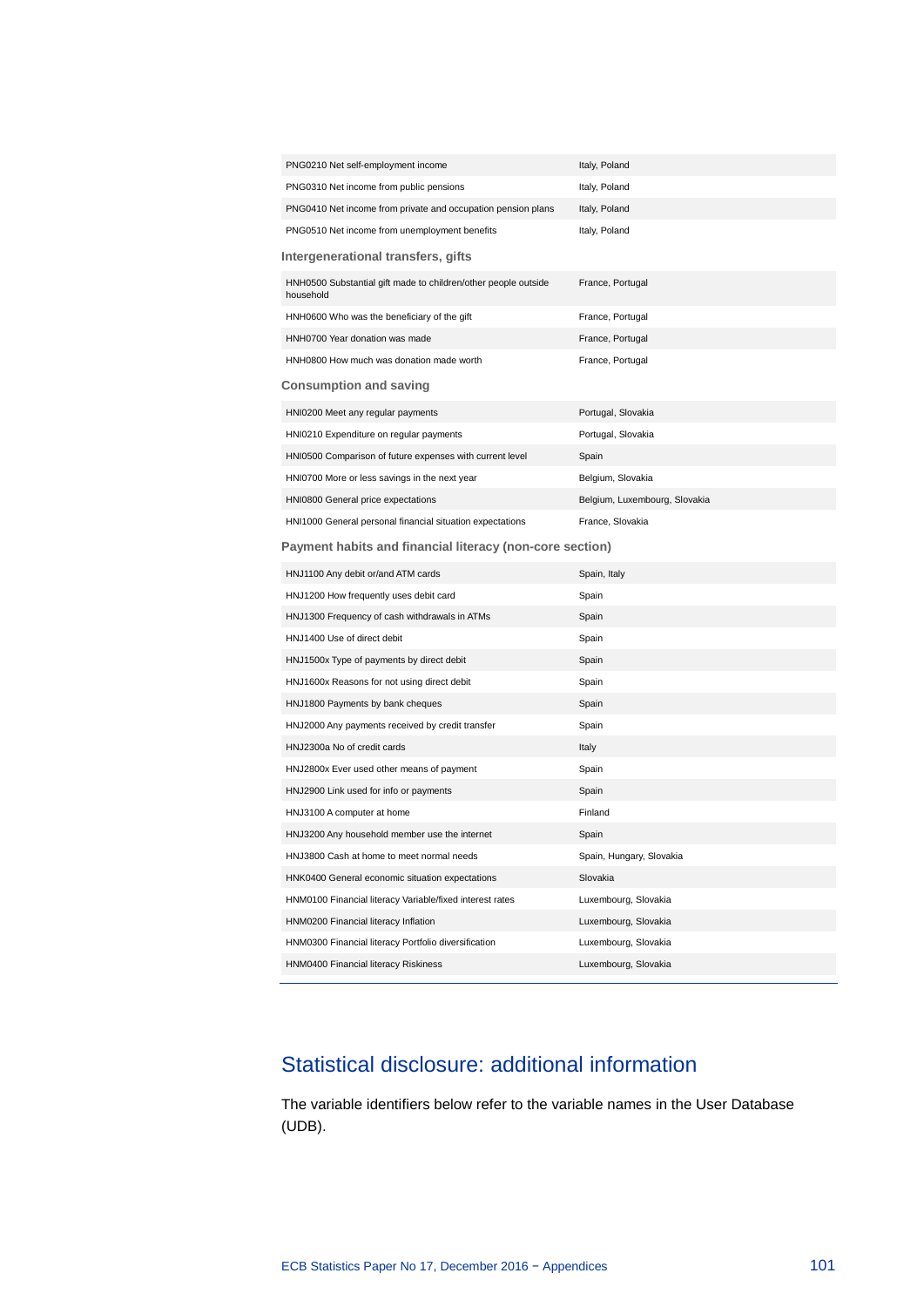| | |
|---|---|
| PNG0210 Net self-employment income | Italy, Poland |
| PNG0310 Net income from public pensions | Italy, Poland |
| PNG0410 Net income from private and occupation pension plans | Italy, Poland |
| PNG0510 Net income from unemployment benefits | Italy, Poland |
| **Intergenerational transfers, gifts** | |
| HNH0500 Substantial gift made to children/other people outside household | France, Portugal |
| HNH0600 Who was the beneficiary of the gift | France, Portugal |
| HNH0700 Year donation was made | France, Portugal |
| HNH0800 How much was donation made worth | France, Portugal |
| **Consumption and saving** | |
| HNI0200 Meet any regular payments | Portugal, Slovakia |
| HNI0210 Expenditure on regular payments | Portugal, Slovakia |
| HNI0500 Comparison of future expenses with current level | Spain |
| HNI0700 More or less savings in the next year | Belgium, Slovakia |
| HNI0800 General price expectations | Belgium, Luxembourg, Slovakia |
| HNI1000 General personal financial situation expectations | France, Slovakia |
| **Payment habits and financial literacy (non-core section)** | |
| HNJ1100 Any debit or/and ATM cards | Spain, Italy |
| HNJ1200 How frequently uses debit card | Spain |
| HNJ1300 Frequency of cash withdrawals in ATMs | Spain |
| HNJ1400 Use of direct debit | Spain |
| HNJ1500x Type of payments by direct debit | Spain |
| HNJ1600x Reasons for not using direct debit | Spain |
| HNJ1800 Payments by bank cheques | Spain |
| HNJ2000 Any payments received by credit transfer | Spain |
| HNJ2300a No of credit cards | Italy |
| HNJ2800x Ever used other means of payment | Spain |
| HNJ2900 Link used for info or payments | Spain |
| HNJ3100 A computer at home | Finland |
| HNJ3200 Any household member use the internet | Spain |
| HNJ3800 Cash at home to meet normal needs | Spain, Hungary, Slovakia |
| HNK0400 General economic situation expectations | Slovakia |
| HNM0100 Financial literacy Variable/fixed interest rates | Luxembourg, Slovakia |
| HNM0200 Financial literacy Inflation | Luxembourg, Slovakia |
| HNM0300 Financial literacy Portfolio diversification | Luxembourg, Slovakia |
| HNM0400 Financial literacy Riskiness | Luxembourg, Slovakia |

## Statistical disclosure: additional information

The variable identifiers below refer to the variable names in the User Database (UDB).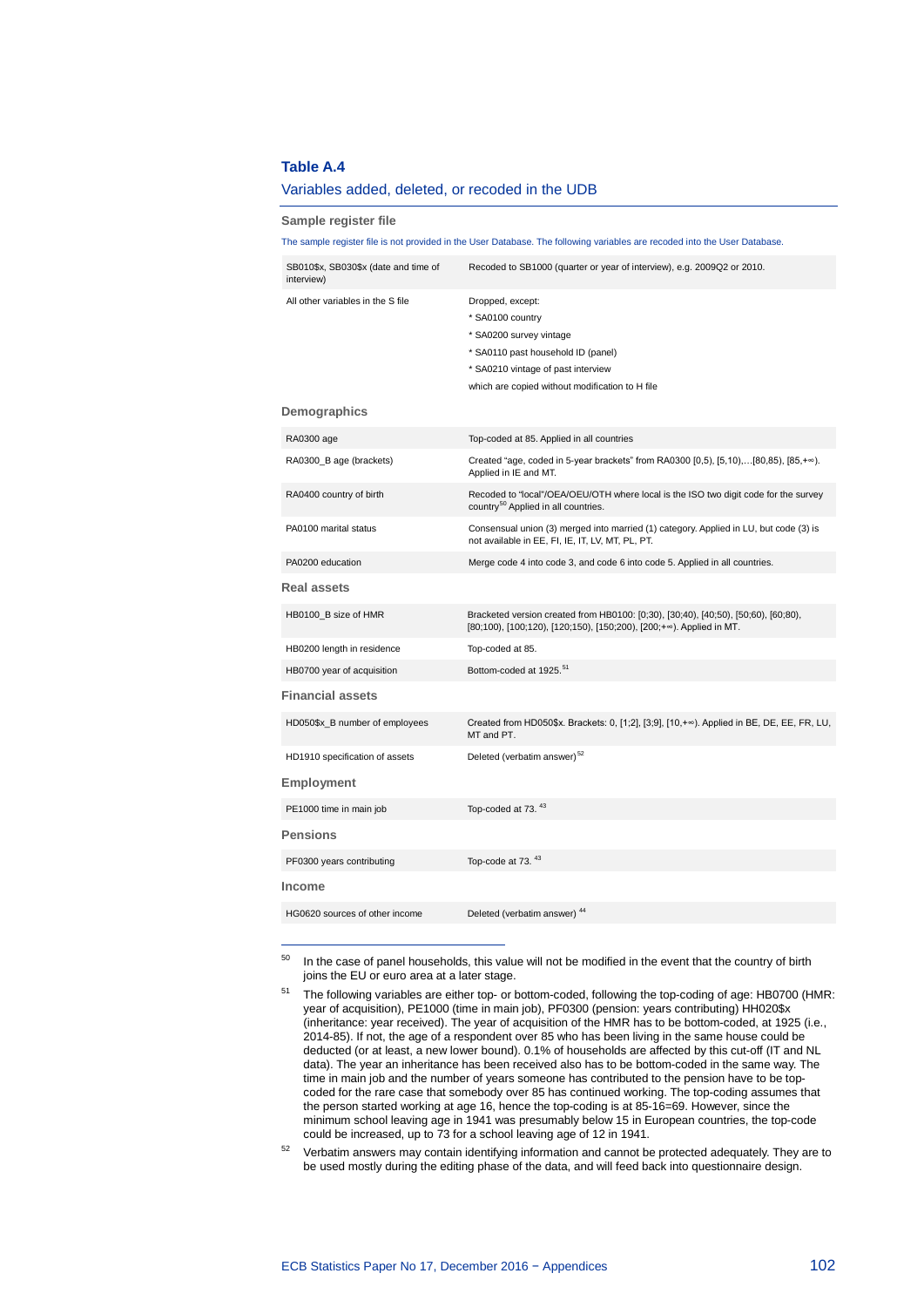**Table A.4**

Variables added, deleted, or recoded in the UDB

**Sample register file**

The sample register file is not provided in the User Database. The following variables are recoded into the User Database.

| Variable | Treatment |
| --- | --- |
| SB010$x, SB030$x (date and time of interview) | Recoded to SB1000 (quarter or year of interview), e.g. 2009Q2 or 2010. |
| All other variables in the S file | Dropped, except:<br>* SA0100 country<br>* SA0200 survey vintage<br>* SA0110 past household ID (panel)<br>* SA0210 vintage of past interview<br>which are copied without modification to H file |
| **Demographics** | |
| RA0300 age | Top-coded at 85. Applied in all countries |
| RA0300_B age (brackets) | Created "age, coded in 5-year brackets" from RA0300 [0,5), [5,10),…[80,85), [85,+∞). Applied in IE and MT. |
| RA0400 country of birth | Recoded to "local"/OEA/OEU/OTH where local is the ISO two digit code for the survey country[50] Applied in all countries. |
| PA0100 marital status | Consensual union (3) merged into married (1) category. Applied in LU, but code (3) is not available in EE, FI, IE, IT, LV, MT, PL, PT. |
| PA0200 education | Merge code 4 into code 3, and code 6 into code 5. Applied in all countries. |
| **Real assets** | |
| HB0100_B size of HMR | Bracketed version created from HB0100: [0;30), [30;40), [40;50), [50;60), [60;80), [80;100), [100;120), [120;150), [150;200), [200;+∞). Applied in MT. |
| HB0200 length in residence | Top-coded at 85. |
| HB0700 year of acquisition | Bottom-coded at 1925.[51] |
| **Financial assets** | |
| HD050$x_B number of employees | Created from HD050$x. Brackets: 0, [1;2], [3;9], [10,+∞). Applied in BE, DE, EE, FR, LU, MT and PT. |
| HD1910 specification of assets | Deleted (verbatim answer)[52] |
| **Employment** | |
| PE1000 time in main job | Top-coded at 73. [43] |
| **Pensions** | |
| PF0300 years contributing | Top-code at 73. [43] |
| **Income** | |
| HG0620 sources of other income | Deleted (verbatim answer) [44] |

---

[50] In the case of panel households, this value will not be modified in the event that the country of birth joins the EU or euro area at a later stage.

[51] The following variables are either top- or bottom-coded, following the top-coding of age: HB0700 (HMR: year of acquisition), PE1000 (time in main job), PF0300 (pension: years contributing) HH020$x (inheritance: year received). The year of acquisition of the HMR has to be bottom-coded, at 1925 (i.e., 2014-85). If not, the age of a respondent over 85 who has been living in the same house could be deducted (or at least, a new lower bound). 0.1% of households are affected by this cut-off (IT and NL data). The year an inheritance has been received also has to be bottom-coded in the same way. The time in main job and the number of years someone has contributed to the pension have to be top-coded for the rare case that somebody over 85 has continued working. The top-coding assumes that the person started working at age 16, hence the top-coding is at 85-16=69. However, since the minimum school leaving age in 1941 was presumably below 15 in European countries, the top-code could be increased, up to 73 for a school leaving age of 12 in 1941.

[52] Verbatim answers may contain identifying information and cannot be protected adequately. They are to be used mostly during the editing phase of the data, and will feed back into questionnaire design.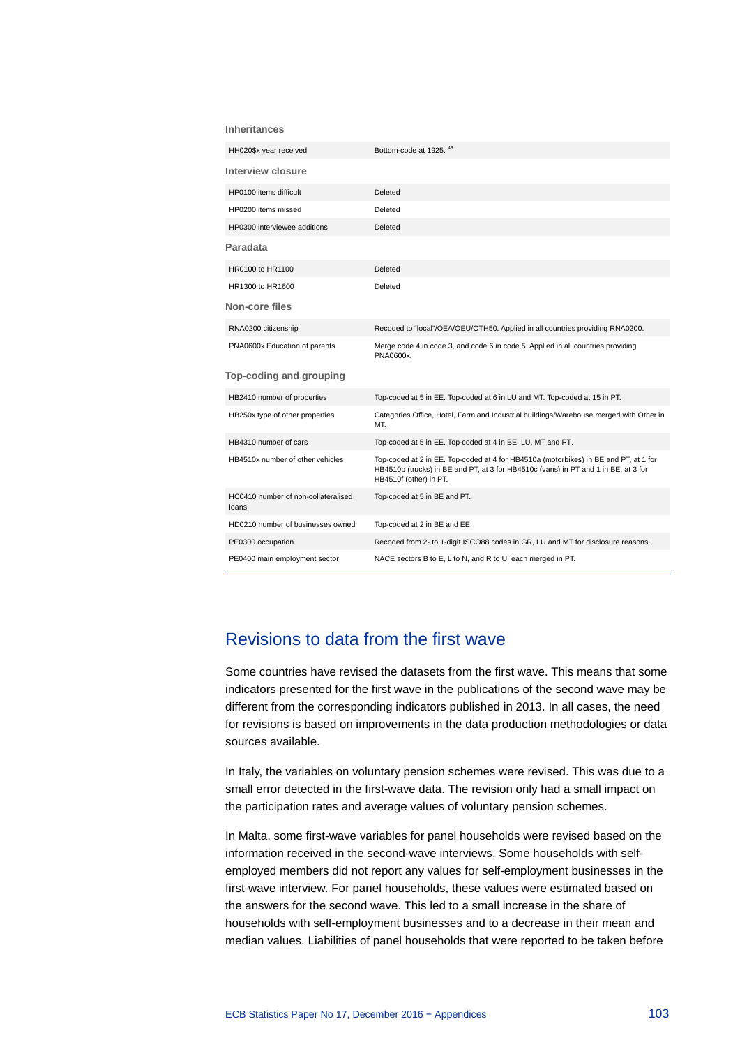| Inheritances | |
|---|---|
| HH020$x year received | Bottom-code at 1925. [43] |
| **Interview closure** | |
| HP0100 items difficult | Deleted |
| HP0200 items missed | Deleted |
| HP0300 interviewee additions | Deleted |
| **Paradata** | |
| HR0100 to HR1100 | Deleted |
| HR1300 to HR1600 | Deleted |
| **Non-core files** | |
| RNA0200 citizenship | Recoded to "local"/OEA/OEU/OTH50. Applied in all countries providing RNA0200. |
| PNA0600x Education of parents | Merge code 4 in code 3, and code 6 in code 5. Applied in all countries providing PNA0600x. |
| **Top-coding and grouping** | |
| HB2410 number of properties | Top-coded at 5 in EE. Top-coded at 6 in LU and MT. Top-coded at 15 in PT. |
| HB250x type of other properties | Categories Office, Hotel, Farm and Industrial buildings/Warehouse merged with Other in MT. |
| HB4310 number of cars | Top-coded at 5 in EE. Top-coded at 4 in BE, LU, MT and PT. |
| HB4510x number of other vehicles | Top-coded at 2 in EE. Top-coded at 4 for HB4510a (motorbikes) in BE and PT, at 1 for HB4510b (trucks) in BE and PT, at 3 for HB4510c (vans) in PT and 1 in BE, at 3 for HB4510f (other) in PT. |
| HC0410 number of non-collateralised loans | Top-coded at 5 in BE and PT. |
| HD0210 number of businesses owned | Top-coded at 2 in BE and EE. |
| PE0300 occupation | Recoded from 2- to 1-digit ISCO88 codes in GR, LU and MT for disclosure reasons. |
| PE0400 main employment sector | NACE sectors B to E, L to N, and R to U, each merged in PT. |

## Revisions to data from the first wave

Some countries have revised the datasets from the first wave. This means that some indicators presented for the first wave in the publications of the second wave may be different from the corresponding indicators published in 2013. In all cases, the need for revisions is based on improvements in the data production methodologies or data sources available.

In Italy, the variables on voluntary pension schemes were revised. This was due to a small error detected in the first-wave data. The revision only had a small impact on the participation rates and average values of voluntary pension schemes.

In Malta, some first-wave variables for panel households were revised based on the information received in the second-wave interviews. Some households with self-employed members did not report any values for self-employment businesses in the first-wave interview. For panel households, these values were estimated based on the answers for the second wave. This led to a small increase in the share of households with self-employment businesses and to a decrease in their mean and median values. Liabilities of panel households that were reported to be taken before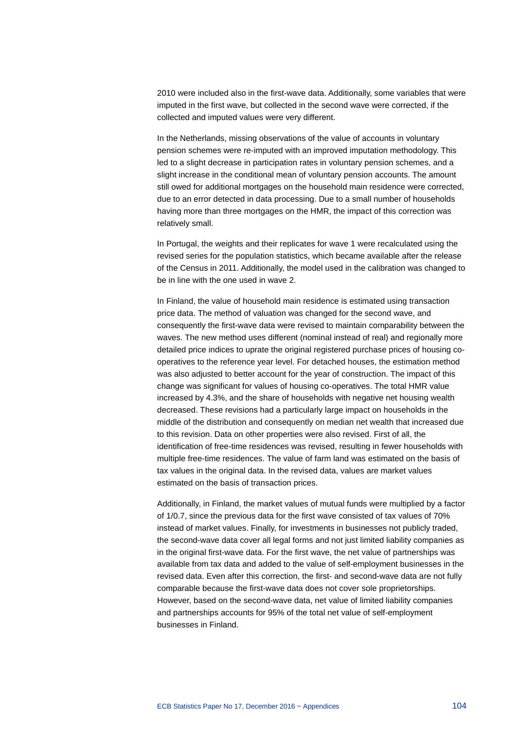2010 were included also in the first-wave data. Additionally, some variables that were imputed in the first wave, but collected in the second wave were corrected, if the collected and imputed values were very different.

In the Netherlands, missing observations of the value of accounts in voluntary pension schemes were re-imputed with an improved imputation methodology. This led to a slight decrease in participation rates in voluntary pension schemes, and a slight increase in the conditional mean of voluntary pension accounts. The amount still owed for additional mortgages on the household main residence were corrected, due to an error detected in data processing. Due to a small number of households having more than three mortgages on the HMR, the impact of this correction was relatively small.

In Portugal, the weights and their replicates for wave 1 were recalculated using the revised series for the population statistics, which became available after the release of the Census in 2011. Additionally, the model used in the calibration was changed to be in line with the one used in wave 2.

In Finland, the value of household main residence is estimated using transaction price data. The method of valuation was changed for the second wave, and consequently the first-wave data were revised to maintain comparability between the waves. The new method uses different (nominal instead of real) and regionally more detailed price indices to uprate the original registered purchase prices of housing co-operatives to the reference year level. For detached houses, the estimation method was also adjusted to better account for the year of construction. The impact of this change was significant for values of housing co-operatives. The total HMR value increased by 4.3%, and the share of households with negative net housing wealth decreased. These revisions had a particularly large impact on households in the middle of the distribution and consequently on median net wealth that increased due to this revision. Data on other properties were also revised. First of all, the identification of free-time residences was revised, resulting in fewer households with multiple free-time residences. The value of farm land was estimated on the basis of tax values in the original data. In the revised data, values are market values estimated on the basis of transaction prices.

Additionally, in Finland, the market values of mutual funds were multiplied by a factor of 1/0.7, since the previous data for the first wave consisted of tax values of 70% instead of market values. Finally, for investments in businesses not publicly traded, the second-wave data cover all legal forms and not just limited liability companies as in the original first-wave data. For the first wave, the net value of partnerships was available from tax data and added to the value of self-employment businesses in the revised data. Even after this correction, the first- and second-wave data are not fully comparable because the first-wave data does not cover sole proprietorships. However, based on the second-wave data, net value of limited liability companies and partnerships accounts for 95% of the total net value of self-employment businesses in Finland.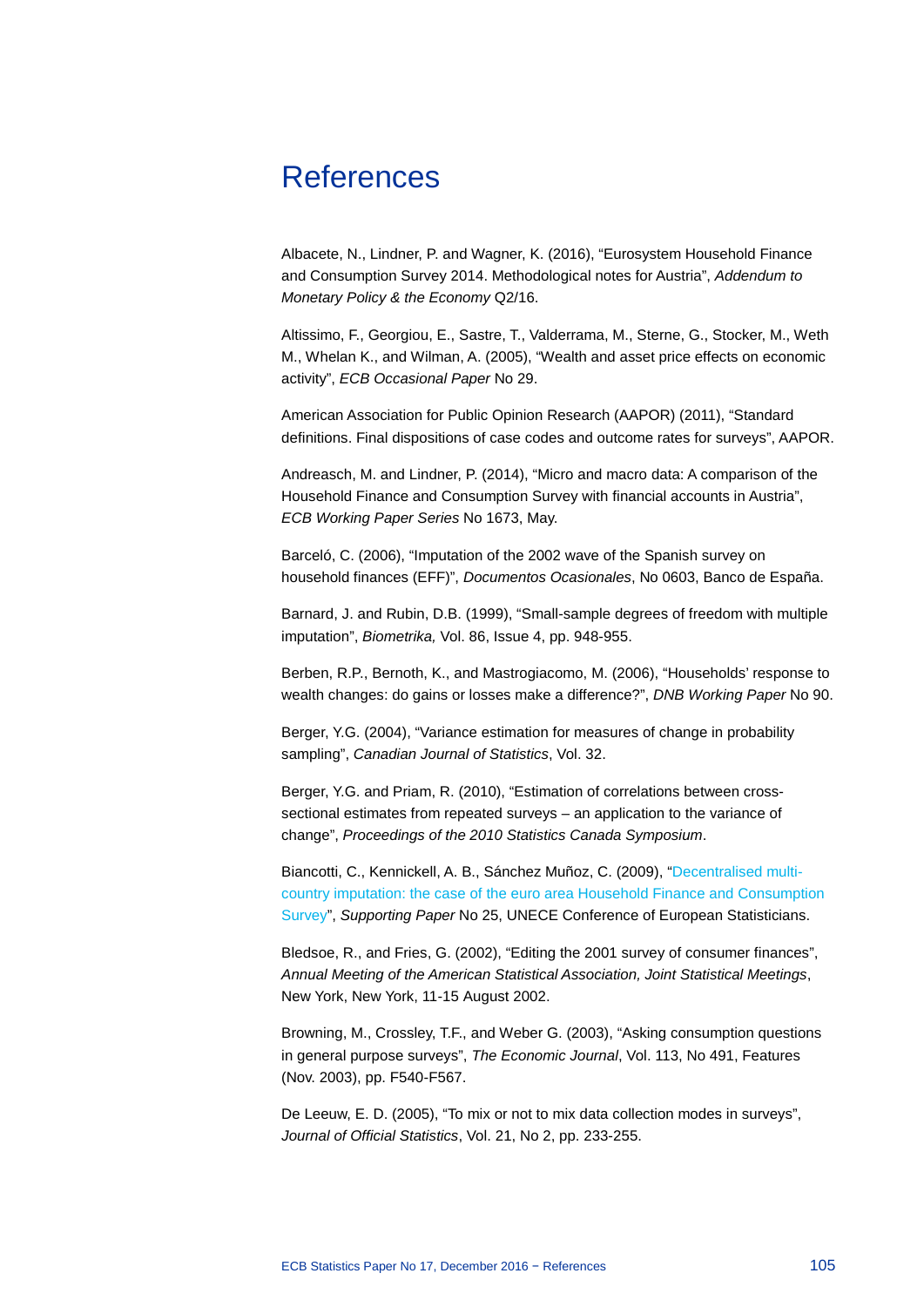# References

Albacete, N., Lindner, P. and Wagner, K. (2016), "Eurosystem Household Finance and Consumption Survey 2014. Methodological notes for Austria", *Addendum to Monetary Policy & the Economy* Q2/16.

Altissimo, F., Georgiou, E., Sastre, T., Valderrama, M., Sterne, G., Stocker, M., Weth M., Whelan K., and Wilman, A. (2005), "Wealth and asset price effects on economic activity", *ECB Occasional Paper* No 29.

American Association for Public Opinion Research (AAPOR) (2011), "Standard definitions. Final dispositions of case codes and outcome rates for surveys", AAPOR.

Andreasch, M. and Lindner, P. (2014), "Micro and macro data: A comparison of the Household Finance and Consumption Survey with financial accounts in Austria", *ECB Working Paper Series* No 1673, May.

Barceló, C. (2006), "Imputation of the 2002 wave of the Spanish survey on household finances (EFF)", *Documentos Ocasionales*, No 0603, Banco de España.

Barnard, J. and Rubin, D.B. (1999), "Small-sample degrees of freedom with multiple imputation", *Biometrika,* Vol. 86, Issue 4, pp. 948-955.

Berben, R.P., Bernoth, K., and Mastrogiacomo, M. (2006), "Households' response to wealth changes: do gains or losses make a difference?", *DNB Working Paper* No 90.

Berger, Y.G. (2004), "Variance estimation for measures of change in probability sampling", *Canadian Journal of Statistics*, Vol. 32.

Berger, Y.G. and Priam, R. (2010), "Estimation of correlations between cross-sectional estimates from repeated surveys – an application to the variance of change", *Proceedings of the 2010 Statistics Canada Symposium*.

Biancotti, C., Kennickell, A. B., Sánchez Muñoz, C. (2009), "Decentralised multi-country imputation: the case of the euro area Household Finance and Consumption Survey", *Supporting Paper* No 25, UNECE Conference of European Statisticians.

Bledsoe, R., and Fries, G. (2002), "Editing the 2001 survey of consumer finances", *Annual Meeting of the American Statistical Association, Joint Statistical Meetings*, New York, New York, 11-15 August 2002.

Browning, M., Crossley, T.F., and Weber G. (2003), "Asking consumption questions in general purpose surveys", *The Economic Journal*, Vol. 113, No 491, Features (Nov. 2003), pp. F540-F567.

De Leeuw, E. D. (2005), "To mix or not to mix data collection modes in surveys", *Journal of Official Statistics*, Vol. 21, No 2, pp. 233-255.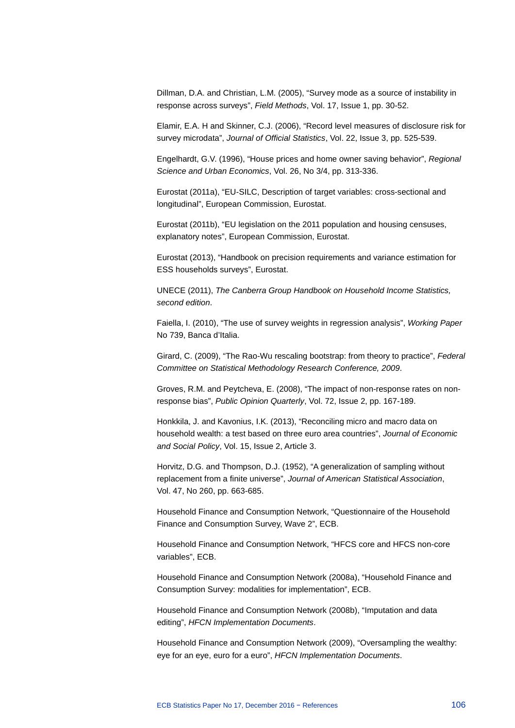Dillman, D.A. and Christian, L.M. (2005), "Survey mode as a source of instability in response across surveys", *Field Methods*, Vol. 17, Issue 1, pp. 30-52.

Elamir, E.A. H and Skinner, C.J. (2006), "Record level measures of disclosure risk for survey microdata", *Journal of Official Statistics*, Vol. 22, Issue 3, pp. 525-539.

Engelhardt, G.V. (1996), "House prices and home owner saving behavior", *Regional Science and Urban Economics*, Vol. 26, No 3/4, pp. 313-336.

Eurostat (2011a), "EU-SILC, Description of target variables: cross-sectional and longitudinal", European Commission, Eurostat.

Eurostat (2011b), "EU legislation on the 2011 population and housing censuses, explanatory notes", European Commission, Eurostat.

Eurostat (2013), "Handbook on precision requirements and variance estimation for ESS households surveys", Eurostat.

UNECE (2011), *The Canberra Group Handbook on Household Income Statistics, second edition*.

Faiella, I. (2010), "The use of survey weights in regression analysis", *Working Paper* No 739, Banca d'Italia.

Girard, C. (2009), "The Rao-Wu rescaling bootstrap: from theory to practice", *Federal Committee on Statistical Methodology Research Conference, 2009*.

Groves, R.M. and Peytcheva, E. (2008), "The impact of non-response rates on non-response bias", *Public Opinion Quarterly*, Vol. 72, Issue 2, pp. 167-189.

Honkkila, J. and Kavonius, I.K. (2013), "Reconciling micro and macro data on household wealth: a test based on three euro area countries", *Journal of Economic and Social Policy*, Vol. 15, Issue 2, Article 3.

Horvitz, D.G. and Thompson, D.J. (1952), "A generalization of sampling without replacement from a finite universe", *Journal of American Statistical Association*, Vol. 47, No 260, pp. 663-685.

Household Finance and Consumption Network, "Questionnaire of the Household Finance and Consumption Survey, Wave 2", ECB.

Household Finance and Consumption Network, "HFCS core and HFCS non-core variables", ECB.

Household Finance and Consumption Network (2008a), "Household Finance and Consumption Survey: modalities for implementation", ECB.

Household Finance and Consumption Network (2008b), "Imputation and data editing", *HFCN Implementation Documents*.

Household Finance and Consumption Network (2009), "Oversampling the wealthy: eye for an eye, euro for a euro", *HFCN Implementation Documents*.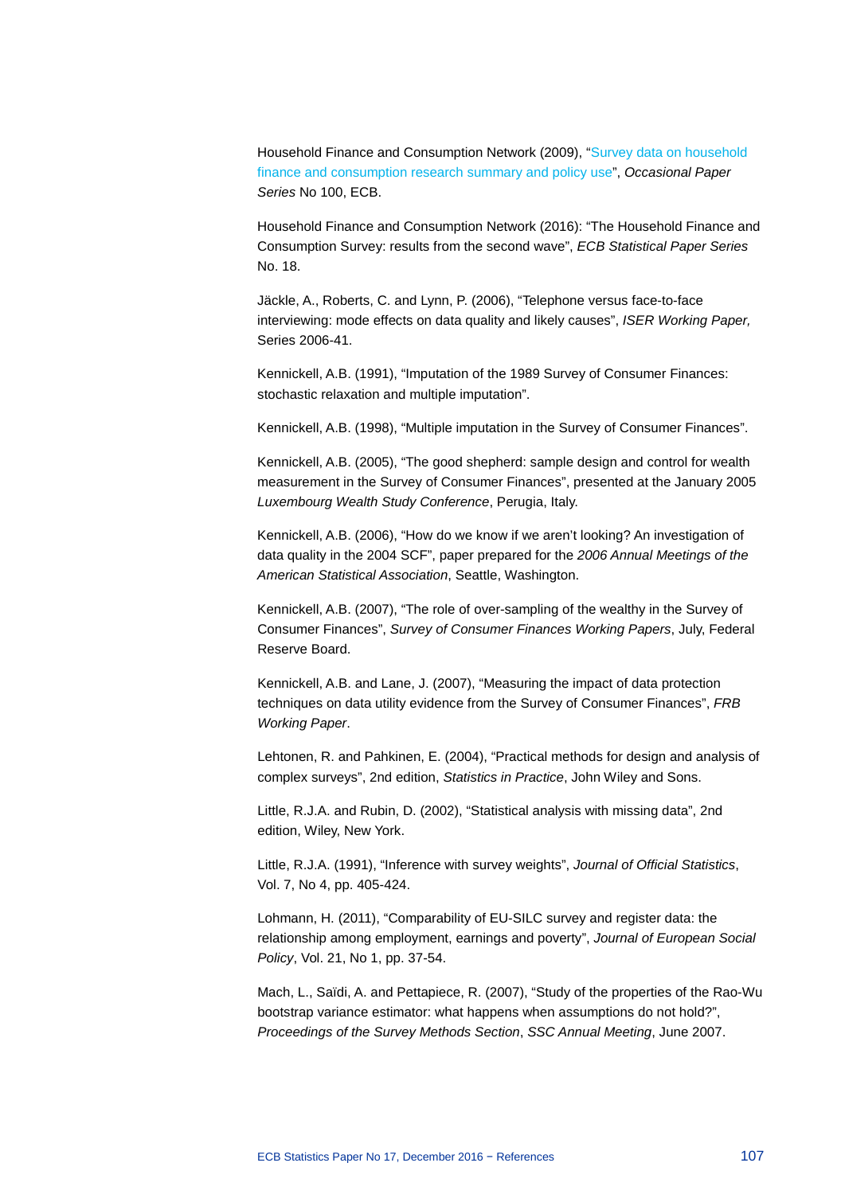Household Finance and Consumption Network (2009), "Survey data on household finance and consumption research summary and policy use", *Occasional Paper Series* No 100, ECB.

Household Finance and Consumption Network (2016): "The Household Finance and Consumption Survey: results from the second wave", *ECB Statistical Paper Series* No. 18.

Jäckle, A., Roberts, C. and Lynn, P. (2006), "Telephone versus face-to-face interviewing: mode effects on data quality and likely causes", *ISER Working Paper,* Series 2006-41.

Kennickell, A.B. (1991), "Imputation of the 1989 Survey of Consumer Finances: stochastic relaxation and multiple imputation".

Kennickell, A.B. (1998), "Multiple imputation in the Survey of Consumer Finances".

Kennickell, A.B. (2005), "The good shepherd: sample design and control for wealth measurement in the Survey of Consumer Finances", presented at the January 2005 *Luxembourg Wealth Study Conference*, Perugia, Italy.

Kennickell, A.B. (2006), "How do we know if we aren't looking? An investigation of data quality in the 2004 SCF", paper prepared for the *2006 Annual Meetings of the American Statistical Association*, Seattle, Washington.

Kennickell, A.B. (2007), "The role of over-sampling of the wealthy in the Survey of Consumer Finances", *Survey of Consumer Finances Working Papers*, July, Federal Reserve Board.

Kennickell, A.B. and Lane, J. (2007), "Measuring the impact of data protection techniques on data utility evidence from the Survey of Consumer Finances", *FRB Working Paper*.

Lehtonen, R. and Pahkinen, E. (2004), "Practical methods for design and analysis of complex surveys", 2nd edition, *Statistics in Practice*, John Wiley and Sons.

Little, R.J.A. and Rubin, D. (2002), "Statistical analysis with missing data", 2nd edition, Wiley, New York.

Little, R.J.A. (1991), "Inference with survey weights", *Journal of Official Statistics*, Vol. 7, No 4, pp. 405-424.

Lohmann, H. (2011), "Comparability of EU-SILC survey and register data: the relationship among employment, earnings and poverty", *Journal of European Social Policy*, Vol. 21, No 1, pp. 37-54.

Mach, L., Saïdi, A. and Pettapiece, R. (2007), "Study of the properties of the Rao-Wu bootstrap variance estimator: what happens when assumptions do not hold?", *Proceedings of the Survey Methods Section*, *SSC Annual Meeting*, June 2007.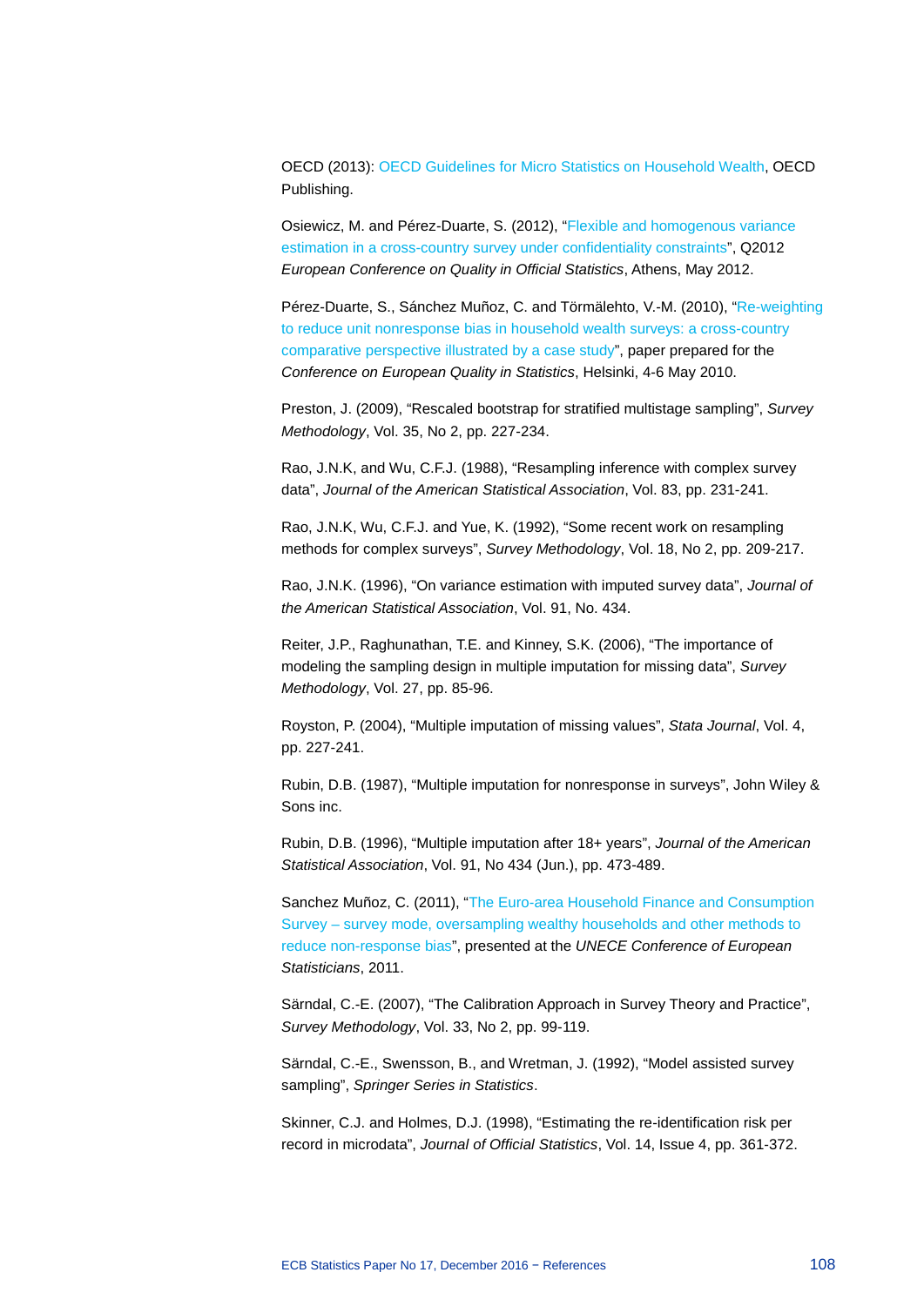OECD (2013): OECD Guidelines for Micro Statistics on Household Wealth, OECD Publishing.

Osiewicz, M. and Pérez-Duarte, S. (2012), "Flexible and homogenous variance estimation in a cross-country survey under confidentiality constraints", Q2012 *European Conference on Quality in Official Statistics*, Athens, May 2012.

Pérez-Duarte, S., Sánchez Muñoz, C. and Törmälehto, V.-M. (2010), "Re-weighting to reduce unit nonresponse bias in household wealth surveys: a cross-country comparative perspective illustrated by a case study", paper prepared for the *Conference on European Quality in Statistics*, Helsinki, 4-6 May 2010.

Preston, J. (2009), "Rescaled bootstrap for stratified multistage sampling", *Survey Methodology*, Vol. 35, No 2, pp. 227-234.

Rao, J.N.K, and Wu, C.F.J. (1988), "Resampling inference with complex survey data", *Journal of the American Statistical Association*, Vol. 83, pp. 231-241.

Rao, J.N.K, Wu, C.F.J. and Yue, K. (1992), "Some recent work on resampling methods for complex surveys", *Survey Methodology*, Vol. 18, No 2, pp. 209-217.

Rao, J.N.K. (1996), "On variance estimation with imputed survey data", *Journal of the American Statistical Association*, Vol. 91, No. 434.

Reiter, J.P., Raghunathan, T.E. and Kinney, S.K. (2006), "The importance of modeling the sampling design in multiple imputation for missing data", *Survey Methodology*, Vol. 27, pp. 85-96.

Royston, P. (2004), "Multiple imputation of missing values", *Stata Journal*, Vol. 4, pp. 227-241.

Rubin, D.B. (1987), "Multiple imputation for nonresponse in surveys", John Wiley & Sons inc.

Rubin, D.B. (1996), "Multiple imputation after 18+ years", *Journal of the American Statistical Association*, Vol. 91, No 434 (Jun.), pp. 473-489.

Sanchez Muñoz, C. (2011), "The Euro-area Household Finance and Consumption Survey – survey mode, oversampling wealthy households and other methods to reduce non-response bias", presented at the *UNECE Conference of European Statisticians*, 2011.

Särndal, C.-E. (2007), "The Calibration Approach in Survey Theory and Practice", *Survey Methodology*, Vol. 33, No 2, pp. 99-119.

Särndal, C.-E., Swensson, B., and Wretman, J. (1992), "Model assisted survey sampling", *Springer Series in Statistics*.

Skinner, C.J. and Holmes, D.J. (1998), "Estimating the re-identification risk per record in microdata", *Journal of Official Statistics*, Vol. 14, Issue 4, pp. 361-372.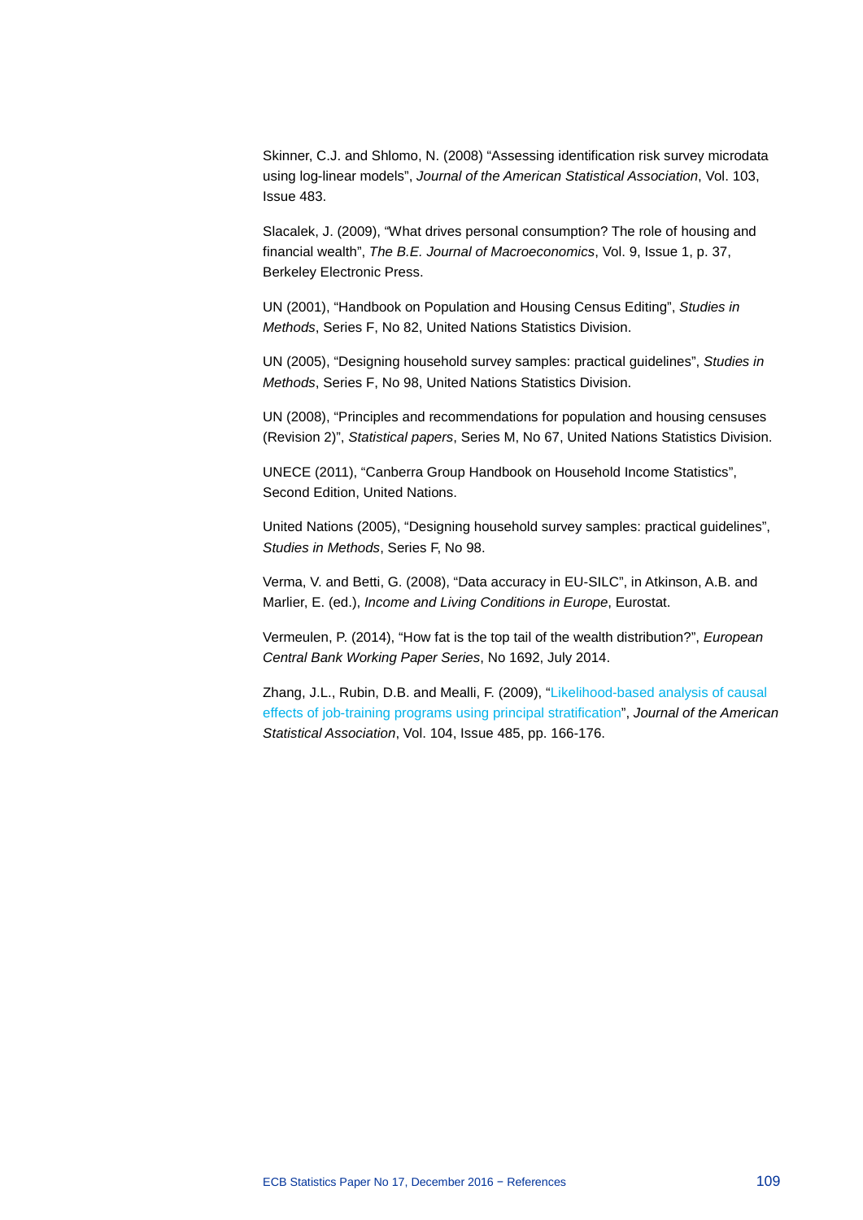Skinner, C.J. and Shlomo, N. (2008) “Assessing identification risk survey microdata using log-linear models”, *Journal of the American Statistical Association*, Vol. 103, Issue 483.

Slacalek, J. (2009), “What drives personal consumption? The role of housing and financial wealth”, *The B.E. Journal of Macroeconomics*, Vol. 9, Issue 1, p. 37, Berkeley Electronic Press.

UN (2001), “Handbook on Population and Housing Census Editing”, *Studies in Methods*, Series F, No 82, United Nations Statistics Division.

UN (2005), “Designing household survey samples: practical guidelines”, *Studies in Methods*, Series F, No 98, United Nations Statistics Division.

UN (2008), “Principles and recommendations for population and housing censuses (Revision 2)”, *Statistical papers*, Series M, No 67, United Nations Statistics Division.

UNECE (2011), “Canberra Group Handbook on Household Income Statistics”, Second Edition, United Nations.

United Nations (2005), “Designing household survey samples: practical guidelines”, *Studies in Methods*, Series F, No 98.

Verma, V. and Betti, G. (2008), “Data accuracy in EU-SILC”, in Atkinson, A.B. and Marlier, E. (ed.), *Income and Living Conditions in Europe*, Eurostat.

Vermeulen, P. (2014), “How fat is the top tail of the wealth distribution?”, *European Central Bank Working Paper Series*, No 1692, July 2014.

Zhang, J.L., Rubin, D.B. and Mealli, F. (2009), “Likelihood-based analysis of causal effects of job-training programs using principal stratification”, *Journal of the American Statistical Association*, Vol. 104, Issue 485, pp. 166-176.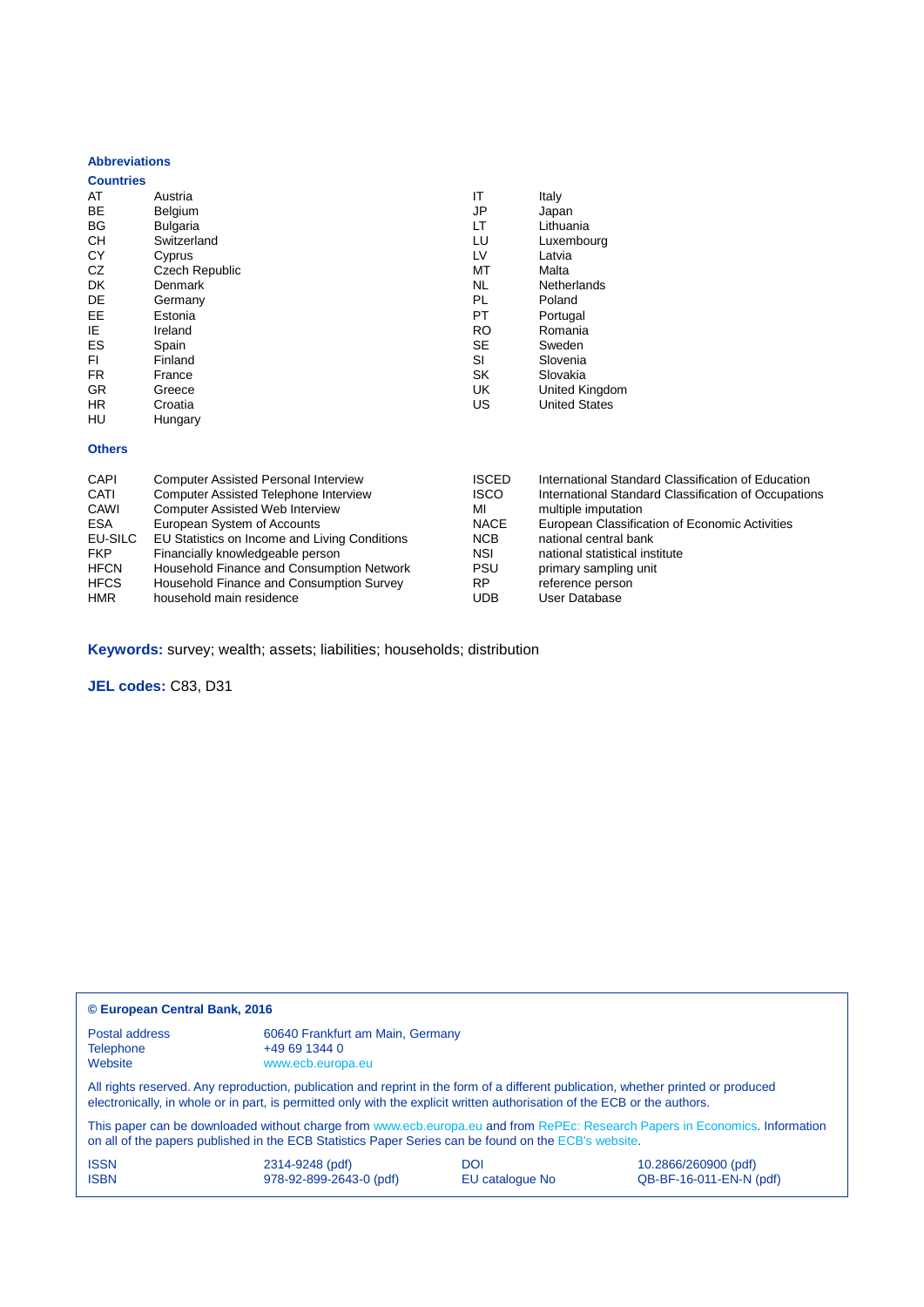## Abbreviations

### Countries

| | | | |
|---|---|---|---|
| AT | Austria | IT | Italy |
| BE | Belgium | JP | Japan |
| BG | Bulgaria | LT | Lithuania |
| CH | Switzerland | LU | Luxembourg |
| CY | Cyprus | LV | Latvia |
| CZ | Czech Republic | MT | Malta |
| DK | Denmark | NL | Netherlands |
| DE | Germany | PL | Poland |
| EE | Estonia | PT | Portugal |
| IE | Ireland | RO | Romania |
| ES | Spain | SE | Sweden |
| FI | Finland | SI | Slovenia |
| FR | France | SK | Slovakia |
| GR | Greece | UK | United Kingdom |
| HR | Croatia | US | United States |
| HU | Hungary | | |

### Others

| | | | |
|---|---|---|---|
| CAPI | Computer Assisted Personal Interview | ISCED | International Standard Classification of Education |
| CATI | Computer Assisted Telephone Interview | ISCO | International Standard Classification of Occupations |
| CAWI | Computer Assisted Web Interview | MI | multiple imputation |
| ESA | European System of Accounts | NACE | European Classification of Economic Activities |
| EU-SILC | EU Statistics on Income and Living Conditions | NCB | national central bank |
| FKP | Financially knowledgeable person | NSI | national statistical institute |
| HFCN | Household Finance and Consumption Network | PSU | primary sampling unit |
| HFCS | Household Finance and Consumption Survey | RP | reference person |
| HMR | household main residence | UDB | User Database |

**Keywords:** survey; wealth; assets; liabilities; households; distribution

**JEL codes:** C83, D31

**© European Central Bank, 2016**

| | |
|---|---|
| Postal address | 60640 Frankfurt am Main, Germany |
| Telephone | +49 69 1344 0 |
| Website | www.ecb.europa.eu |

All rights reserved. Any reproduction, publication and reprint in the form of a different publication, whether printed or produced electronically, in whole or in part, is permitted only with the explicit written authorisation of the ECB or the authors.

This paper can be downloaded without charge from www.ecb.europa.eu and from RePEc: Research Papers in Economics. Information on all of the papers published in the ECB Statistics Paper Series can be found on the ECB's website.

| | | | |
|---|---|---|---|
| ISSN | 2314-9248 (pdf) | DOI | 10.2866/260900 (pdf) |
| ISBN | 978-92-899-2643-0 (pdf) | EU catalogue No | QB-BF-16-011-EN-N (pdf) |